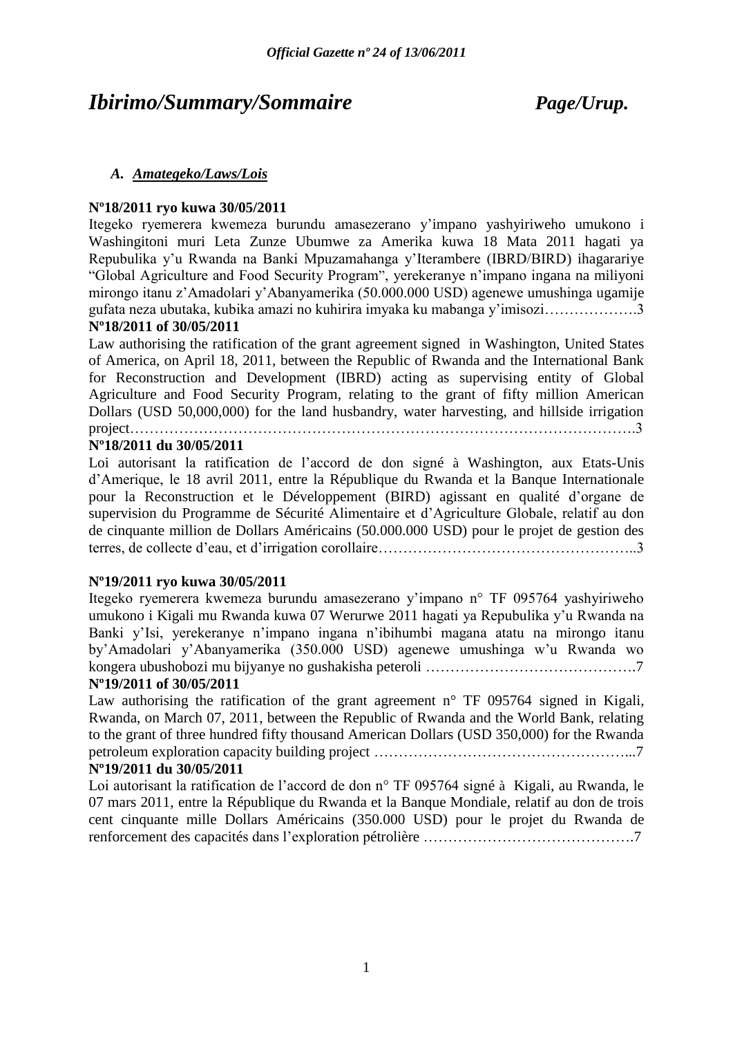# *Ibirimo/Summary/Sommaire* *Page/Urup.*

## *A. Amategeko/Laws/Lois*

**Nº18/2011 ryo kuwa 30/05/2011**

Itegeko ryemerera kwemeza burundu amasezerano y'impano yashyiriweho umukono i Washingitoni muri Leta Zunze Ubumwe za Amerika kuwa 18 Mata 2011 hagati ya Repubulika y'u Rwanda na Banki Mpuzamahanga y'Iterambere (IBRD/BIRD) ihagarariye "Global Agriculture and Food Security Program", yerekeranye n'impano ingana na miliyoni mirongo itanu z'Amadolari y'Abanyamerika (50.000.000 USD) agenewe umushinga ugamije gufata neza ubutaka, kubika amazi no kuhirira imyaka ku mabanga y'imisozi……………….3

**Nº18/2011 of 30/05/2011**

Law authorising the ratification of the grant agreement signed in Washington, United States of America, on April 18, 2011, between the Republic of Rwanda and the International Bank for Reconstruction and Development (IBRD) acting as supervising entity of Global Agriculture and Food Security Program, relating to the grant of fifty million American Dollars (USD 50,000,000) for the land husbandry, water harvesting, and hillside irrigation project………………………………………………………………………………………….3

**Nº18/2011 du 30/05/2011**

Loi autorisant la ratification de l'accord de don signé à Washington, aux Etats-Unis d'Amerique, le 18 avril 2011, entre la République du Rwanda et la Banque Internationale pour la Reconstruction et le Développement (BIRD) agissant en qualité d'organe de supervision du Programme de Sécurité Alimentaire et d'Agriculture Globale, relatif au don de cinquante million de Dollars Américains (50.000.000 USD) pour le projet de gestion des terres, de collecte d'eau, et d'irrigation corollaire……………………………………………..3

**Nº19/2011 ryo kuwa 30/05/2011**

Itegeko ryemerera kwemeza burundu amasezerano y'impano n° TF 095764 yashyiriweho umukono i Kigali mu Rwanda kuwa 07 Werurwe 2011 hagati ya Repubulika y'u Rwanda na Banki y'Isi, yerekeranye n'impano ingana n'ibihumbi magana atatu na mirongo itanu by'Amadolari y'Abanyamerika (350.000 USD) agenewe umushinga w'u Rwanda wo kongera ubushobozi mu bijyanye no gushakisha peteroli …………………………………….7

**Nº19/2011 of 30/05/2011**

Law authorising the ratification of the grant agreement n° TF 095764 signed in Kigali, Rwanda, on March 07, 2011, between the Republic of Rwanda and the World Bank, relating to the grant of three hundred fifty thousand American Dollars (USD 350,000) for the Rwanda petroleum exploration capacity building project ……………………………………………...7

**Nº19/2011 du 30/05/2011**

Loi autorisant la ratification de l'accord de don n° TF 095764 signé à Kigali, au Rwanda, le 07 mars 2011, entre la République du Rwanda et la Banque Mondiale, relatif au don de trois cent cinquante mille Dollars Américains (350.000 USD) pour le projet du Rwanda de renforcement des capacités dans l'exploration pétrolière …………………………………….7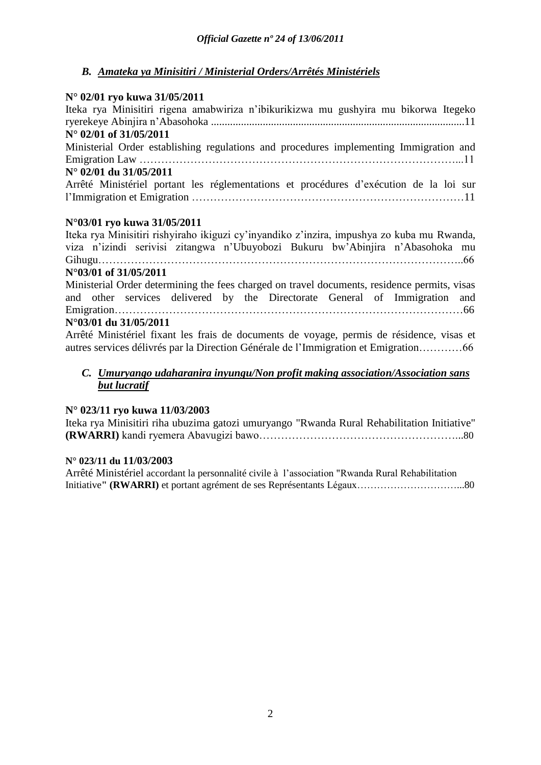### *B. Amateka ya Minisitiri / Ministerial Orders/Arrêtés Ministériels*

**N° 02/01 ryo kuwa 31/05/2011**

Iteka rya Minisitiri rigena amabwiriza n'ibikurikizwa mu gushyira mu bikorwa Itegeko ryerekeye Abinjira n'Abasohoka ............................................................................................11

**N° 02/01 of 31/05/2011**

Ministerial Order establishing regulations and procedures implementing Immigration and Emigration Law ………………………………………………………………………………...11

**N° 02/01 du 31/05/2011**

Arrêté Ministériel portant les réglementations et procédures d'exécution de la loi sur l'Immigration et Emigration …………………………………………………………………11

**N°03/01 ryo kuwa 31/05/2011**

Iteka rya Minisitiri rishyiraho ikiguzi cy'inyandiko z'inzira, impushya zo kuba mu Rwanda, viza n'izindi serivisi zitangwa n'Ubuyobozi Bukuru bw'Abinjira n'Abasohoka mu Gihugu………………………………………………………………………………………..66

**N°03/01 of 31/05/2011**

Ministerial Order determining the fees charged on travel documents, residence permits, visas and other services delivered by the Directorate General of Immigration and Emigration……………………………………………………………………………………66

**N°03/01 du 31/05/2011**

Arrêté Ministériel fixant les frais de documents de voyage, permis de résidence, visas et autres services délivrés par la Direction Générale de l'Immigration et Emigration…………66

### *C. Umuryango udaharanira inyungu/Non profit making association/Association sans but lucratif*

**N° 023/11 ryo kuwa 11/03/2003**

Iteka rya Minisitiri riha ubuzima gatozi umuryango "Rwanda Rural Rehabilitation Initiative" **(RWARRI)** kandi ryemera Abavugizi bawo………………………………………………...80

**N° 023/11 du 11/03/2003**

Arrêté Ministériel accordant la personnalité civile à l'association "Rwanda Rural Rehabilitation Initiative**" (RWARRI)** et portant agrément de ses Représentants Légaux…………………………...80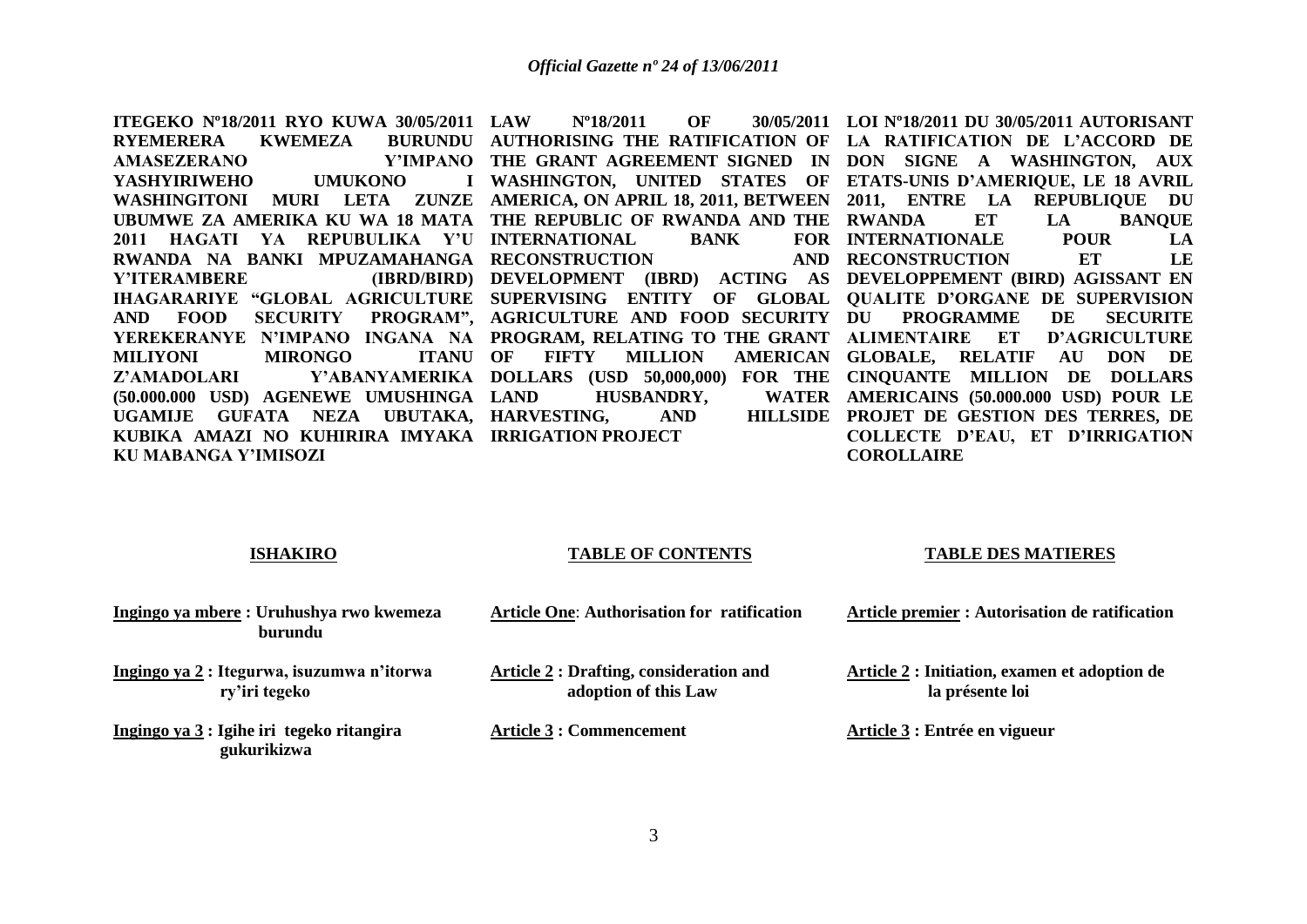**ITEGEKO Nº18/2011 RYO KUWA 30/05/2011 RYEMERERA KWEMEZA BURUNDU AMASEZERANO Y'IMPANO YASHYIRIWEHO UMUKONO I WASHINGITONI MURI LETA ZUNZE UBUMWE ZA AMERIKA KU WA 18 MATA 2011 HAGATI YA REPUBULIKA Y'U RWANDA NA BANKI MPUZAMAHANGA Y'ITERAMBERE (IBRD/BIRD) IHAGARARIYE "GLOBAL AGRICULTURE AND FOOD SECURITY PROGRAM", YEREKERANYE N'IMPANO INGANA NA MILIYONI MIRONGO ITANU Z'AMADOLARI Y'ABANYAMERIKA (50.000.000 USD) AGENEWE UMUSHINGA UGAMIJE GUFATA NEZA UBUTAKA, KUBIKA AMAZI NO KUHIRIRA IMYAKA KU MABANGA Y'IMISOZI**

**LAW Nº18/2011 OF 30/05/2011 AUTHORISING THE RATIFICATION OF THE GRANT AGREEMENT SIGNED IN WASHINGTON, UNITED STATES OF AMERICA, ON APRIL 18, 2011, BETWEEN THE REPUBLIC OF RWANDA AND THE INTERNATIONAL BANK FOR RECONSTRUCTION AND DEVELOPMENT (IBRD) ACTING AS SUPERVISING ENTITY OF GLOBAL AGRICULTURE AND FOOD SECURITY PROGRAM, RELATING TO THE GRANT OF FIFTY MILLION AMERICAN DOLLARS (USD 50,000,000) FOR THE LAND HUSBANDRY, WATER HARVESTING, AND HILLSIDE IRRIGATION PROJECT**

**LOI Nº18/2011 DU 30/05/2011 AUTORISANT LA RATIFICATION DE L'ACCORD DE DON SIGNE A WASHINGTON, AUX ETATS-UNIS D'AMERIQUE, LE 18 AVRIL 2011, ENTRE LA REPUBLIQUE DU RWANDA ET LA BANQUE INTERNATIONALE POUR LA RECONSTRUCTION ET LE DEVELOPPEMENT (BIRD) AGISSANT EN QUALITE D'ORGANE DE SUPERVISION DU PROGRAMME DE SECURITE ALIMENTAIRE ET D'AGRICULTURE GLOBALE, RELATIF AU DON DE CINQUANTE MILLION DE DOLLARS AMERICAINS (50.000.000 USD) POUR LE PROJET DE GESTION DES TERRES, DE COLLECTE D'EAU, ET D'IRRIGATION COROLLAIRE**

**ISHAKIRO**

**Ingingo ya mbere : Uruhushya rwo kwemeza burundu**

**Ingingo ya 2 : Itegurwa, isuzumwa n'itorwa ry'iri tegeko**

**Ingingo ya 3 : Igihe iri tegeko ritangira gukurikizwa**

**TABLE OF CONTENTS**

**Article One: Authorisation for ratification**

**Article 2 : Drafting, consideration and adoption of this Law**

**Article 3 : Commencement**

**TABLE DES MATIERES**

**Article premier : Autorisation de ratification**

**Article 2 : Initiation, examen et adoption de la présente loi**

**Article 3 : Entrée en vigueur**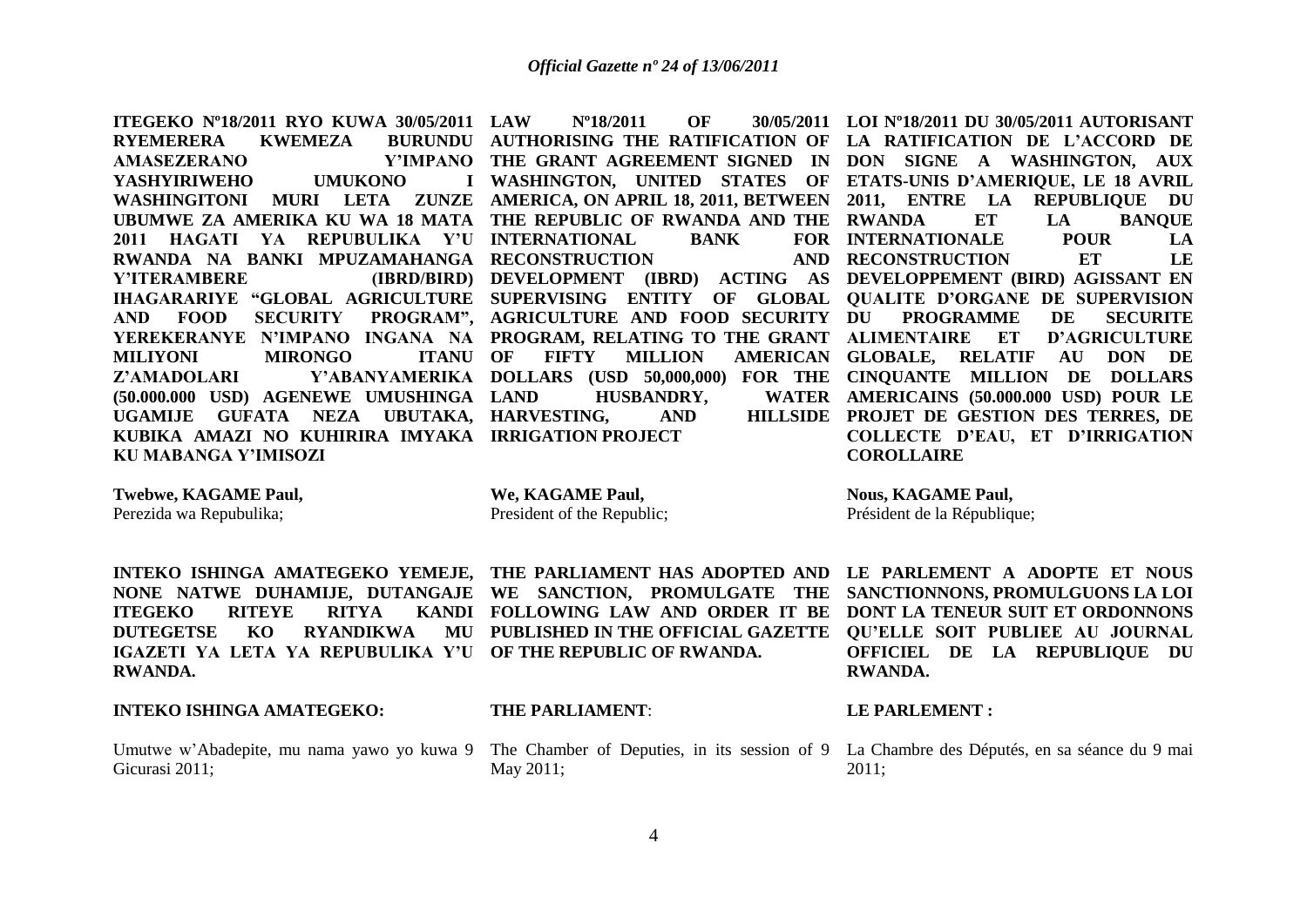**ITEGEKO Nº18/2011 RYO KUWA 30/05/2011 RYEMERERA KWEMEZA BURUNDU AMASEZERANO Y'IMPANO YASHYIRIWEHO UMUKONO I WASHINGITONI MURI LETA ZUNZE UBUMWE ZA AMERIKA KU WA 18 MATA 2011 HAGATI YA REPUBULIKA Y'U RWANDA NA BANKI MPUZAMAHANGA Y'ITERAMBERE (IBRD/BIRD) IHAGARARIYE "GLOBAL AGRICULTURE AND FOOD SECURITY PROGRAM", YEREKERANYE N'IMPANO INGANA NA MILIYONI MIRONGO ITANU Z'AMADOLARI Y'ABANYAMERIKA (50.000.000 USD) AGENEWE UMUSHINGA UGAMIJE GUFATA NEZA UBUTAKA, KUBIKA AMAZI NO KUHIRIRA IMYAKA KU MABANGA Y'IMISOZI**

**Twebwe, KAGAME Paul,**
Perezida wa Repubulika;

**INTEKO ISHINGA AMATEGEKO YEMEJE, NONE NATWE DUHAMIJE, DUTANGAJE ITEGEKO RITEYE RITYA KANDI DUTEGETSE KO RYANDIKWA MU IGAZETI YA LETA YA REPUBULIKA Y'U RWANDA.**

**INTEKO ISHINGA AMATEGEKO:**

Umutwe w'Abadepite, mu nama yawo yo kuwa 9 Gicurasi 2011;

**LAW Nº18/2011 OF 30/05/2011 AUTHORISING THE RATIFICATION OF THE GRANT AGREEMENT SIGNED IN WASHINGTON, UNITED STATES OF AMERICA, ON APRIL 18, 2011, BETWEEN THE REPUBLIC OF RWANDA AND THE INTERNATIONAL BANK FOR RECONSTRUCTION AND DEVELOPMENT (IBRD) ACTING AS SUPERVISING ENTITY OF GLOBAL AGRICULTURE AND FOOD SECURITY PROGRAM, RELATING TO THE GRANT OF FIFTY MILLION AMERICAN DOLLARS (USD 50,000,000) FOR THE LAND HUSBANDRY, WATER HARVESTING, AND HILLSIDE IRRIGATION PROJECT**

**We, KAGAME Paul,**
President of the Republic;

**THE PARLIAMENT HAS ADOPTED AND WE SANCTION, PROMULGATE THE FOLLOWING LAW AND ORDER IT BE PUBLISHED IN THE OFFICIAL GAZETTE OF THE REPUBLIC OF RWANDA.**

**THE PARLIAMENT**:

The Chamber of Deputies, in its session of 9 May 2011;

**LOI Nº18/2011 DU 30/05/2011 AUTORISANT LA RATIFICATION DE L'ACCORD DE DON SIGNE A WASHINGTON, AUX ETATS-UNIS D'AMERIQUE, LE 18 AVRIL 2011, ENTRE LA REPUBLIQUE DU RWANDA ET LA BANQUE INTERNATIONALE POUR LA RECONSTRUCTION ET LE DEVELOPPEMENT (BIRD) AGISSANT EN QUALITE D'ORGANE DE SUPERVISION DU PROGRAMME DE SECURITE ALIMENTAIRE ET D'AGRICULTURE GLOBALE, RELATIF AU DON DE CINQUANTE MILLION DE DOLLARS AMERICAINS (50.000.000 USD) POUR LE PROJET DE GESTION DES TERRES, DE COLLECTE D'EAU, ET D'IRRIGATION COROLLAIRE**

**Nous, KAGAME Paul,**
Président de la République;

**LE PARLEMENT A ADOPTE ET NOUS SANCTIONNONS, PROMULGUONS LA LOI DONT LA TENEUR SUIT ET ORDONNONS QU'ELLE SOIT PUBLIEE AU JOURNAL OFFICIEL DE LA REPUBLIQUE DU RWANDA.**

**LE PARLEMENT :**

La Chambre des Députés, en sa séance du 9 mai 2011;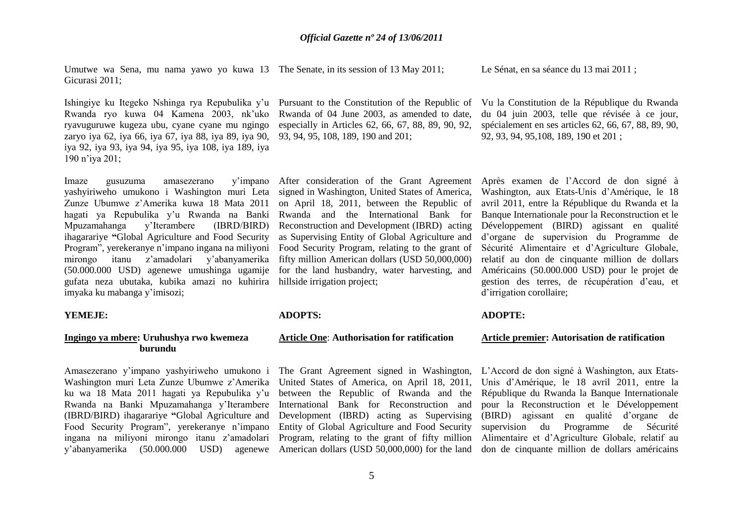Umutwe wa Sena, mu nama yawo yo kuwa 13 Gicurasi 2011;

Ishingiye ku Itegeko Nshinga rya Repubulika y'u Rwanda ryo kuwa 04 Kamena 2003, nk'uko ryavuguruwe kugeza ubu, cyane cyane mu ngingo zaryo iya 62, iya 66, iya 67, iya 88, iya 89, iya 90, iya 92, iya 93, iya 94, iya 95, iya 108, iya 189, iya 190 n'iya 201;

Imaze gusuzuma amasezerano y'impano yashyiriweho umukono i Washington muri Leta Zunze Ubumwe z'Amerika kuwa 18 Mata 2011 hagati ya Repubulika y'u Rwanda na Banki Mpuzamahanga y'Iterambere (IBRD/BIRD) ihagarariye **"**Global Agriculture and Food Security Program", yerekeranye n'impano ingana na miliyoni mirongo itanu z'amadolari y'abanyamerika (50.000.000 USD) agenewe umushinga ugamije gufata neza ubutaka, kubika amazi no kuhirira imyaka ku mabanga y'imisozi;

**YEMEJE:**

**Ingingo ya mbere: Uruhushya rwo kwemeza burundu**

Amasezerano y'impano yashyiriweho umukono i Washington muri Leta Zunze Ubumwe z'Amerika ku wa 18 Mata 2011 hagati ya Repubulika y'u Rwanda na Banki Mpuzamahanga y'Iterambere (IBRD/BIRD) ihagarariye **"**Global Agriculture and Food Security Program", yerekeranye n'impano ingana na miliyoni mirongo itanu z'amadolari y'abanyamerika (50.000.000 USD) agenewe

The Senate, in its session of 13 May 2011;

Pursuant to the Constitution of the Republic of Rwanda of 04 June 2003, as amended to date, especially in Articles 62, 66, 67, 88, 89, 90, 92, 93, 94, 95, 108, 189, 190 and 201;

After consideration of the Grant Agreement signed in Washington, United States of America, on April 18, 2011, between the Republic of Rwanda and the International Bank for Reconstruction and Development (IBRD) acting as Supervising Entity of Global Agriculture and Food Security Program, relating to the grant of fifty million American dollars (USD 50,000,000) for the land husbandry, water harvesting, and hillside irrigation project;

**ADOPTS:**

**Article One**: **Authorisation for ratification**

The Grant Agreement signed in Washington, United States of America, on April 18, 2011, between the Republic of Rwanda and the International Bank for Reconstruction and Development (IBRD) acting as Supervising Entity of Global Agriculture and Food Security Program, relating to the grant of fifty million American dollars (USD 50,000,000) for the land

Le Sénat, en sa séance du 13 mai 2011 ;

Vu la Constitution de la République du Rwanda du 04 juin 2003, telle que révisée à ce jour, spécialement en ses articles 62, 66, 67, 88, 89, 90, 92, 93, 94, 95,108, 189, 190 et 201 ;

Après examen de l'Accord de don signé à Washington, aux Etats-Unis d'Amérique, le 18 avril 2011, entre la République du Rwanda et la Banque Internationale pour la Reconstruction et le Développement (BIRD) agissant en qualité d'organe de supervision du Programme de Sécurité Alimentaire et d'Agriculture Globale, relatif au don de cinquante million de dollars Américains (50.000.000 USD) pour le projet de gestion des terres, de récupération d'eau, et d'irrigation corollaire;

**ADOPTE:**

**Article premier: Autorisation de ratification**

L'Accord de don signé à Washington, aux Etats-Unis d'Amérique, le 18 avril 2011, entre la République du Rwanda la Banque Internationale pour la Reconstruction et le Développement (BIRD) agissant en qualité d'organe de supervision du Programme de Sécurité Alimentaire et d'Agriculture Globale, relatif au don de cinquante million de dollars américains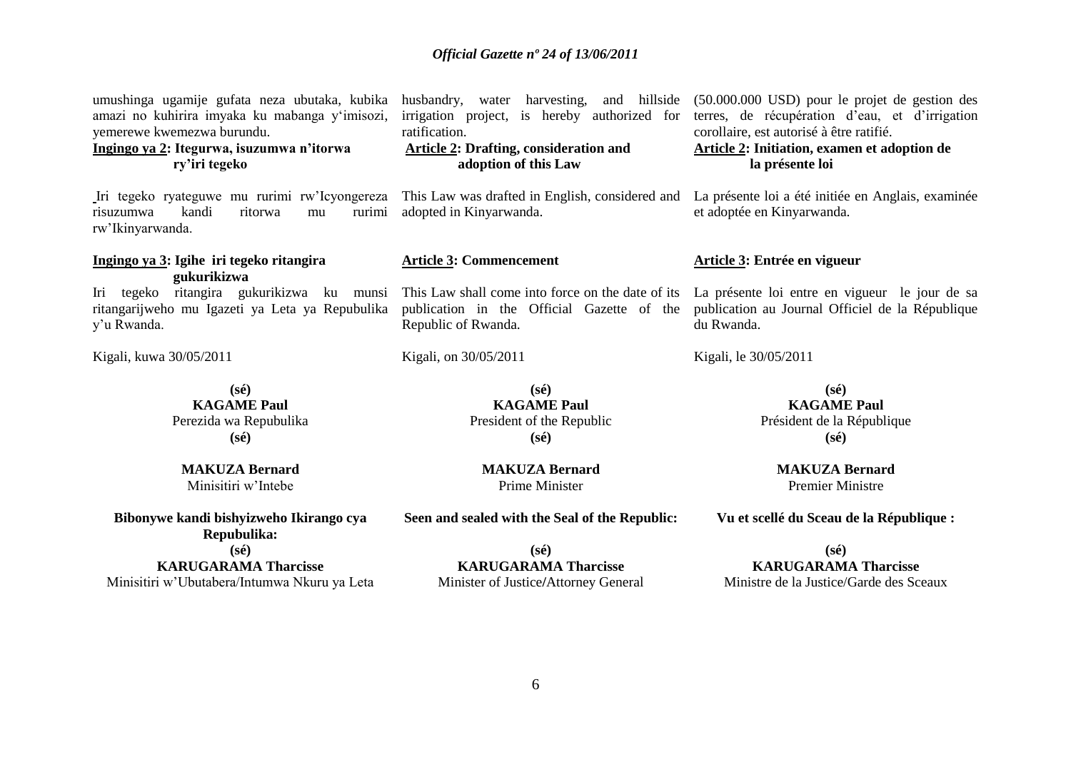umushinga ugamije gufata neza ubutaka, kubika amazi no kuhirira imyaka ku mabanga y'imisozi, yemerewe kwemezwa burundu.

**Ingingo ya 2: Itegurwa, isuzumwa n'itorwa ry'iri tegeko**

Iri tegeko ryateguwe mu rurimi rw'Icyongereza risuzumwa kandi ritorwa mu rurimi rw'Ikinyarwanda.

**Ingingo ya 3: Igihe iri tegeko ritangira gukurikizwa**

Iri tegeko ritangira gukurikizwa ku munsi ritangarijweho mu Igazeti ya Leta ya Repubulika y'u Rwanda.

Kigali, kuwa 30/05/2011

**(sé)**
**KAGAME Paul**
Perezida wa Repubulika

**(sé)**
**MAKUZA Bernard**
Minisitiri w'Intebe

**Bibonywe kandi bishyizweho Ikirango cya Repubulika:**

**(sé)**
**KARUGARAMA Tharcisse**
Minisitiri w'Ubutabera/Intumwa Nkuru ya Leta

husbandry, water harvesting, and hillside irrigation project, is hereby authorized for ratification.

**Article 2: Drafting, consideration and adoption of this Law**

This Law was drafted in English, considered and adopted in Kinyarwanda.

**Article 3: Commencement**

This Law shall come into force on the date of its publication in the Official Gazette of the Republic of Rwanda.

Kigali, on 30/05/2011

**(sé)**
**KAGAME Paul**
President of the Republic

**(sé)**
**MAKUZA Bernard**
Prime Minister

**Seen and sealed with the Seal of the Republic:**

**(sé)**
**KARUGARAMA Tharcisse**
Minister of Justice/Attorney General

(50.000.000 USD) pour le projet de gestion des terres, de récupération d'eau, et d'irrigation corollaire, est autorisé à être ratifié.

**Article 2: Initiation, examen et adoption de la présente loi**

La présente loi a été initiée en Anglais, examinée et adoptée en Kinyarwanda.

**Article 3: Entrée en vigueur**

La présente loi entre en vigueur le jour de sa publication au Journal Officiel de la République du Rwanda.

Kigali, le 30/05/2011

**(sé)**
**KAGAME Paul**
Président de la République

**(sé)**
**MAKUZA Bernard**
Premier Ministre

**Vu et scellé du Sceau de la République :**

**(sé)**
**KARUGARAMA Tharcisse**
Ministre de la Justice/Garde des Sceaux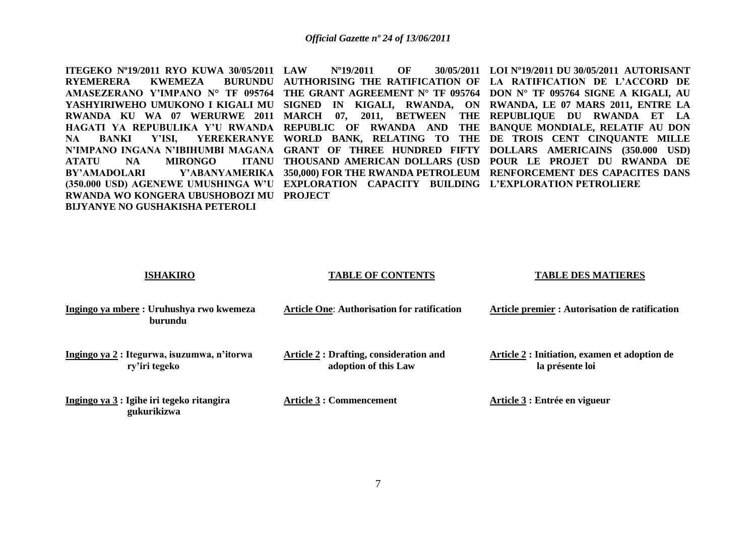**ITEGEKO Nº19/2011 RYO KUWA 30/05/2011 RYEMERERA KWEMEZA BURUNDU AMASEZERANO Y'IMPANO N° TF 095764 YASHYIRIWEHO UMUKONO I KIGALI MU RWANDA KU WA 07 WERURWE 2011 HAGATI YA REPUBULIKA Y'U RWANDA NA BANKI Y'ISI, YEREKERANYE N'IMPANO INGANA N'IBIHUMBI MAGANA ATATU NA MIRONGO ITANU BY'AMADOLARI Y'ABANYAMERIKA (350.000 USD) AGENEWE UMUSHINGA W'U RWANDA WO KONGERA UBUSHOBOZI MU BIJYANYE NO GUSHAKISHA PETEROLI**

**LAW Nº19/2011 OF 30/05/2011 AUTHORISING THE RATIFICATION OF THE GRANT AGREEMENT N° TF 095764 SIGNED IN KIGALI, RWANDA, ON MARCH 07, 2011, BETWEEN THE REPUBLIC OF RWANDA AND THE WORLD BANK, RELATING TO THE GRANT OF THREE HUNDRED FIFTY THOUSAND AMERICAN DOLLARS (USD 350,000) FOR THE RWANDA PETROLEUM EXPLORATION CAPACITY BUILDING PROJECT**

**LOI Nº19/2011 DU 30/05/2011 AUTORISANT LA RATIFICATION DE L'ACCORD DE DON N° TF 095764 SIGNE A KIGALI, AU RWANDA, LE 07 MARS 2011, ENTRE LA REPUBLIQUE DU RWANDA ET LA BANQUE MONDIALE, RELATIF AU DON DE TROIS CENT CINQUANTE MILLE DOLLARS AMERICAINS (350.000 USD) POUR LE PROJET DU RWANDA DE RENFORCEMENT DES CAPACITES DANS L'EXPLORATION PETROLIERE**

**ISHAKIRO**

**Ingingo ya mbere : Uruhushya rwo kwemeza burundu**

**Ingingo ya 2 : Itegurwa, isuzumwa, n'itorwa ry'iri tegeko**

**Ingingo ya 3 : Igihe iri tegeko ritangira gukurikizwa**

**TABLE OF CONTENTS**

**Article One: Authorisation for ratification**

**Article 2 : Drafting, consideration and adoption of this Law**

**Article 3 : Commencement**

**TABLE DES MATIERES**

**Article premier : Autorisation de ratification**

**Article 2 : Initiation, examen et adoption de la présente loi**

**Article 3 : Entrée en vigueur**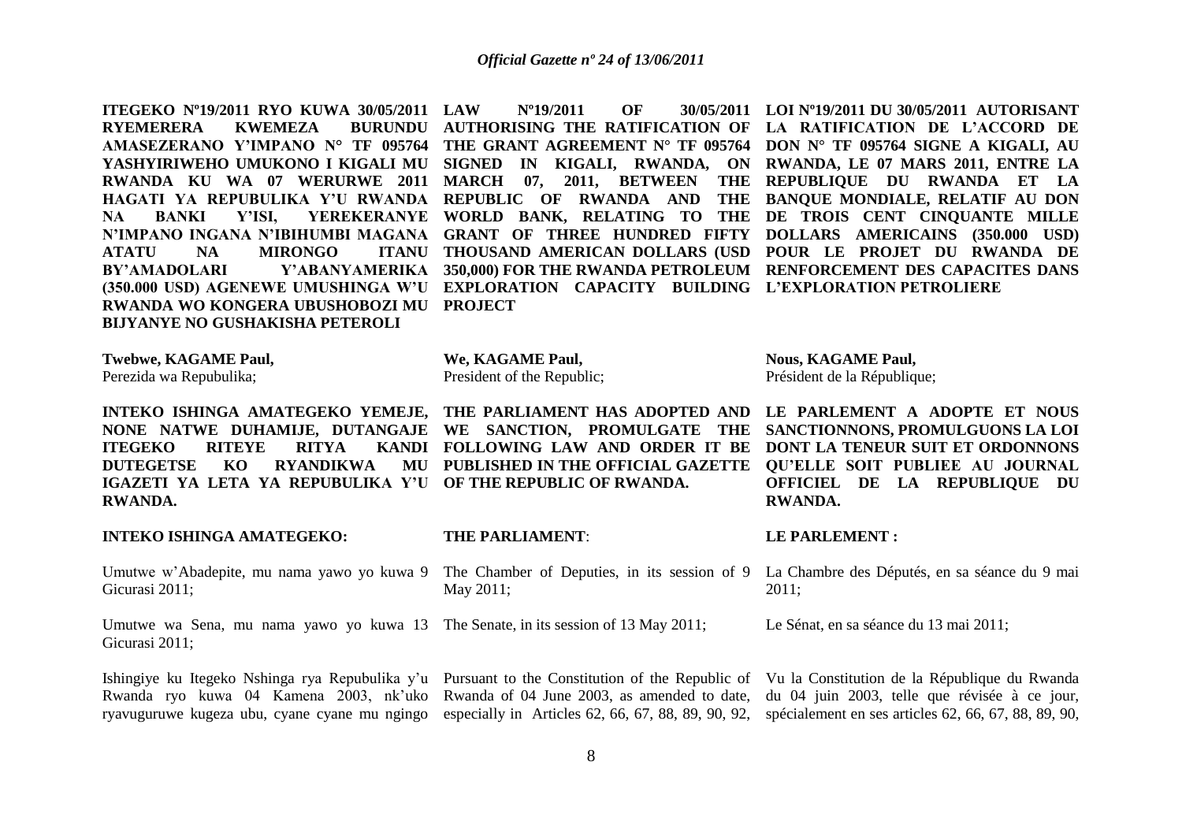**ITEGEKO Nº19/2011 RYO KUWA 30/05/2011 RYEMERERA KWEMEZA BURUNDU AMASEZERANO Y'IMPANO N° TF 095764 YASHYIRIWEHO UMUKONO I KIGALI MU RWANDA KU WA 07 WERURWE 2011 HAGATI YA REPUBULIKA Y'U RWANDA NA BANKI Y'ISI, YEREKERANYE N'IMPANO INGANA N'IBIHUMBI MAGANA ATATU NA MIRONGO ITANU BY'AMADOLARI Y'ABANYAMERIKA (350.000 USD) AGENEWE UMUSHINGA W'U RWANDA WO KONGERA UBUSHOBOZI MU BIJYANYE NO GUSHAKISHA PETEROLI**

**Twebwe, KAGAME Paul,**
Perezida wa Repubulika;

**INTEKO ISHINGA AMATEGEKO YEMEJE, NONE NATWE DUHAMIJE, DUTANGAJE ITEGEKO RITEYE RITYA KANDI DUTEGETSE KO RYANDIKWA MU IGAZETI YA LETA YA REPUBULIKA Y'U RWANDA.**

**INTEKO ISHINGA AMATEGEKO:**

Umutwe w'Abadepite, mu nama yawo yo kuwa 9 Gicurasi 2011;

Umutwe wa Sena, mu nama yawo yo kuwa 13 Gicurasi 2011;

Ishingiye ku Itegeko Nshinga rya Repubulika y'u Rwanda ryo kuwa 04 Kamena 2003, nk'uko ryavuguruwe kugeza ubu, cyane cyane mu ngingo

**LAW Nº19/2011 OF 30/05/2011 AUTHORISING THE RATIFICATION OF THE GRANT AGREEMENT N° TF 095764 SIGNED IN KIGALI, RWANDA, ON MARCH 07, 2011, BETWEEN THE REPUBLIC OF RWANDA AND THE WORLD BANK, RELATING TO THE GRANT OF THREE HUNDRED FIFTY THOUSAND AMERICAN DOLLARS (USD 350,000) FOR THE RWANDA PETROLEUM EXPLORATION CAPACITY BUILDING PROJECT**

**We, KAGAME Paul,**
President of the Republic;

**THE PARLIAMENT HAS ADOPTED AND WE SANCTION, PROMULGATE THE FOLLOWING LAW AND ORDER IT BE PUBLISHED IN THE OFFICIAL GAZETTE OF THE REPUBLIC OF RWANDA.**

**THE PARLIAMENT**:

The Chamber of Deputies, in its session of 9 May 2011;

The Senate, in its session of 13 May 2011;

Pursuant to the Constitution of the Republic of Rwanda of 04 June 2003, as amended to date, especially in Articles 62, 66, 67, 88, 89, 90, 92,

**LOI Nº19/2011 DU 30/05/2011 AUTORISANT LA RATIFICATION DE L'ACCORD DE DON N° TF 095764 SIGNE A KIGALI, AU RWANDA, LE 07 MARS 2011, ENTRE LA REPUBLIQUE DU RWANDA ET LA BANQUE MONDIALE, RELATIF AU DON DE TROIS CENT CINQUANTE MILLE DOLLARS AMERICAINS (350.000 USD) POUR LE PROJET DU RWANDA DE RENFORCEMENT DES CAPACITES DANS L'EXPLORATION PETROLIERE**

**Nous, KAGAME Paul,**
Président de la République;

**LE PARLEMENT A ADOPTE ET NOUS SANCTIONNONS, PROMULGUONS LA LOI DONT LA TENEUR SUIT ET ORDONNONS QU'ELLE SOIT PUBLIEE AU JOURNAL OFFICIEL DE LA REPUBLIQUE DU RWANDA.**

**LE PARLEMENT :**

La Chambre des Députés, en sa séance du 9 mai 2011;

Le Sénat, en sa séance du 13 mai 2011;

Vu la Constitution de la République du Rwanda du 04 juin 2003, telle que révisée à ce jour, spécialement en ses articles 62, 66, 67, 88, 89, 90,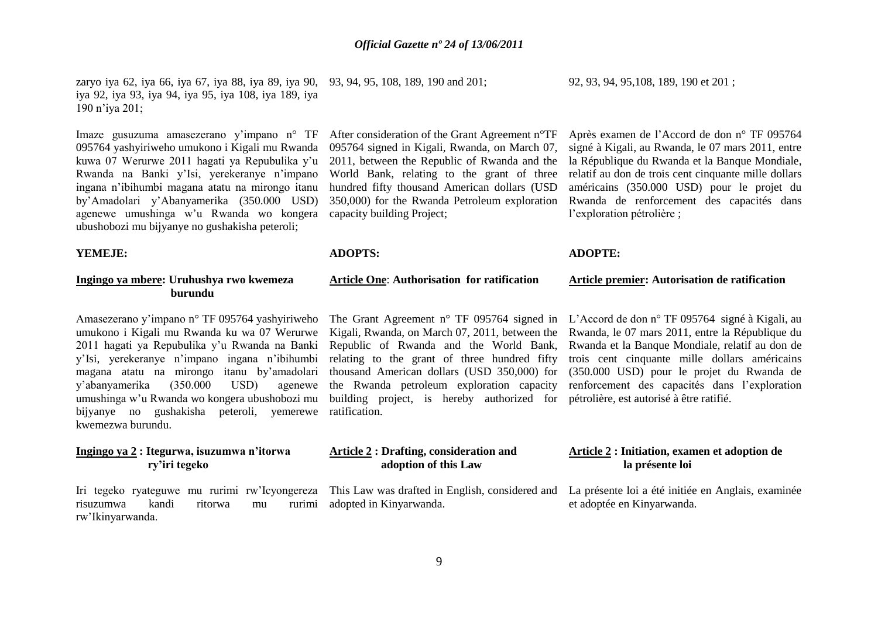zaryo iya 62, iya 66, iya 67, iya 88, iya 89, iya 90, iya 92, iya 93, iya 94, iya 95, iya 108, iya 189, iya 190 n'iya 201;

Imaze gusuzuma amasezerano y'impano n° TF 095764 yashyiriweho umukono i Kigali mu Rwanda kuwa 07 Werurwe 2011 hagati ya Repubulika y'u Rwanda na Banki y'Isi, yerekeranye n'impano ingana n'ibihumbi magana atatu na mirongo itanu by'Amadolari y'Abanyamerika (350.000 USD) agenewe umushinga w'u Rwanda wo kongera ubushobozi mu bijyanye no gushakisha peteroli;

**YEMEJE:**

**Ingingo ya mbere: Uruhushya rwo kwemeza burundu**

Amasezerano y'impano n° TF 095764 yashyiriweho umukono i Kigali mu Rwanda ku wa 07 Werurwe 2011 hagati ya Repubulika y'u Rwanda na Banki y'Isi, yerekeranye n'impano ingana n'ibihumbi magana atatu na mirongo itanu by'amadolari y'abanyamerika (350.000 USD) agenewe umushinga w'u Rwanda wo kongera ubushobozi mu bijyanye no gushakisha peteroli, yemerewe kwemezwa burundu.

**Ingingo ya 2 : Itegurwa, isuzumwa n'itorwa ry'iri tegeko**

Iri tegeko ryateguwe mu rurimi rw'Icyongereza risuzumwa kandi ritorwa mu rurimi rw'Ikinyarwanda.

93, 94, 95, 108, 189, 190 and 201;

After consideration of the Grant Agreement n°TF 095764 signed in Kigali, Rwanda, on March 07, 2011, between the Republic of Rwanda and the World Bank, relating to the grant of three hundred fifty thousand American dollars (USD 350,000) for the Rwanda Petroleum exploration capacity building Project;

**ADOPTS:**

**Article One: Authorisation for ratification**

The Grant Agreement n° TF 095764 signed in Kigali, Rwanda, on March 07, 2011, between the Republic of Rwanda and the World Bank, relating to the grant of three hundred fifty thousand American dollars (USD 350,000) for the Rwanda petroleum exploration capacity building project, is hereby authorized for ratification.

**Article 2 : Drafting, consideration and adoption of this Law**

This Law was drafted in English, considered and adopted in Kinyarwanda.

92, 93, 94, 95,108, 189, 190 et 201 ;

Après examen de l'Accord de don n° TF 095764 signé à Kigali, au Rwanda, le 07 mars 2011, entre la République du Rwanda et la Banque Mondiale, relatif au don de trois cent cinquante mille dollars américains (350.000 USD) pour le projet du Rwanda de renforcement des capacités dans l'exploration pétrolière ;

**ADOPTE:**

**Article premier: Autorisation de ratification**

L'Accord de don n° TF 095764 signé à Kigali, au Rwanda, le 07 mars 2011, entre la République du Rwanda et la Banque Mondiale, relatif au don de trois cent cinquante mille dollars américains (350.000 USD) pour le projet du Rwanda de renforcement des capacités dans l'exploration pétrolière, est autorisé à être ratifié.

**Article 2 : Initiation, examen et adoption de la présente loi**

La présente loi a été initiée en Anglais, examinée et adoptée en Kinyarwanda.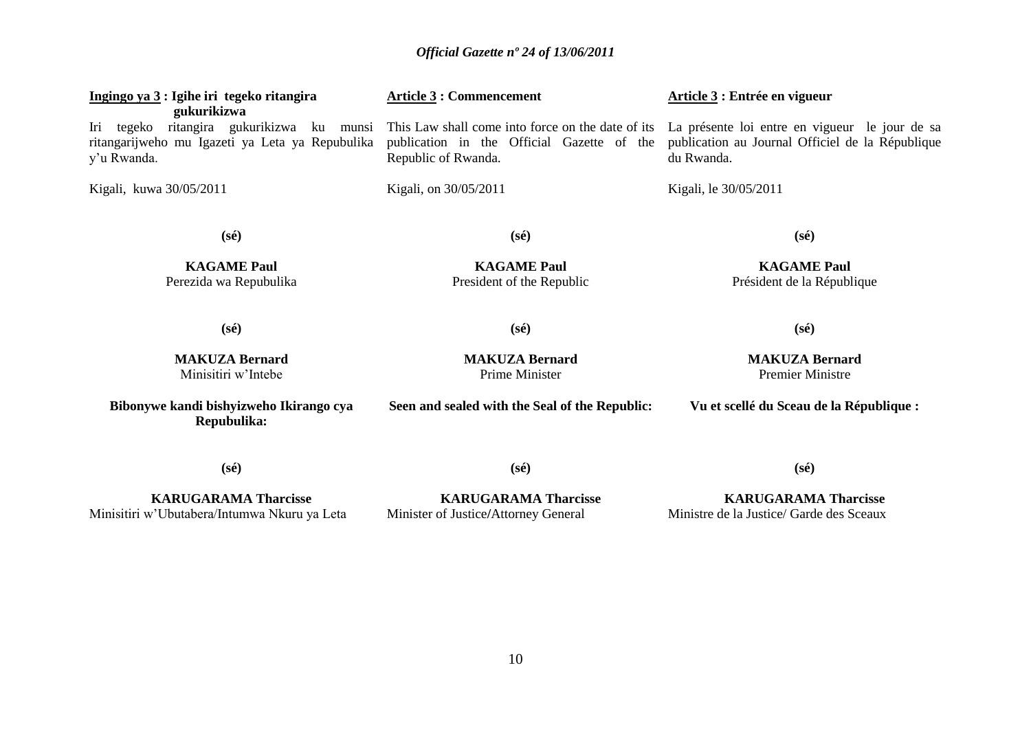**Ingingo ya 3 : Igihe iri tegeko ritangira gukurikizwa**

Iri tegeko ritangira gukurikizwa ku munsi ritangarijweho mu Igazeti ya Leta ya Repubulika y'u Rwanda.

Kigali, kuwa 30/05/2011

**(sé)**

**KAGAME Paul**
Perezida wa Repubulika

**(sé)**

**MAKUZA Bernard**
Minisitiri w'Intebe

**Bibonywe kandi bishyizweho Ikirango cya Repubulika:**

**(sé)**

**KARUGARAMA Tharcisse**
Minisitiri w'Ubutabera/Intumwa Nkuru ya Leta

**Article 3 : Commencement**

This Law shall come into force on the date of its publication in the Official Gazette of the Republic of Rwanda.

Kigali, on 30/05/2011

**(sé)**

**KAGAME Paul**
President of the Republic

**(sé)**

**MAKUZA Bernard**
Prime Minister

**Seen and sealed with the Seal of the Republic:**

**(sé)**

**KARUGARAMA Tharcisse**
Minister of Justice/Attorney General

**Article 3 : Entrée en vigueur**

La présente loi entre en vigueur le jour de sa publication au Journal Officiel de la République du Rwanda.

Kigali, le 30/05/2011

**(sé)**

**KAGAME Paul**
Président de la République

**(sé)**

**MAKUZA Bernard**
Premier Ministre

**Vu et scellé du Sceau de la République :**

**(sé)**

**KARUGARAMA Tharcisse**
Ministre de la Justice/ Garde des Sceaux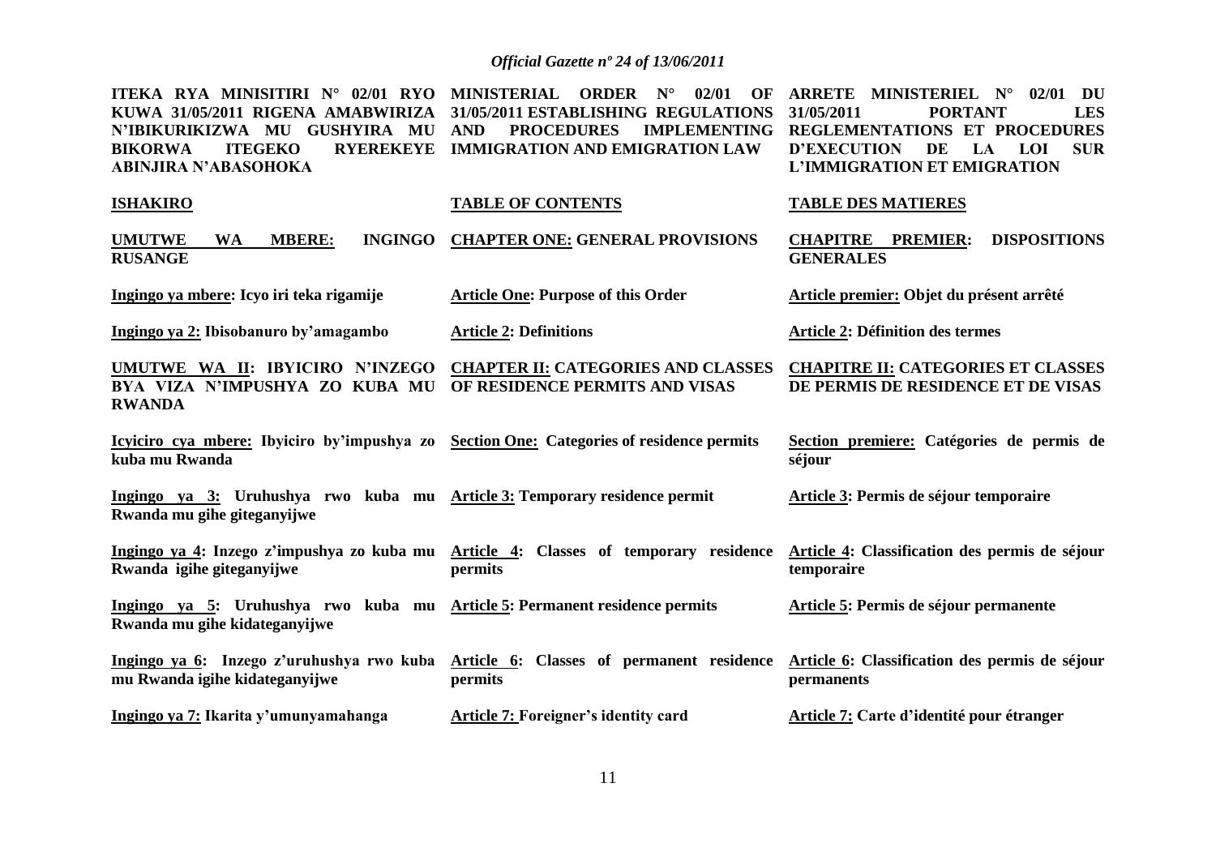| ITEKA RYA MINISITIRI N° 02/01 RYO KUWA 31/05/2011 RIGENA AMABWIRIZA N'IBIKURIKIZWA MU GUSHYIRA MU BIKORWA ITEGEKO RYEREKEYE ABINJIRA N'ABASOHOKA | MINISTERIAL ORDER N° 02/01 OF 31/05/2011 ESTABLISHING REGULATIONS AND PROCEDURES IMPLEMENTING IMMIGRATION AND EMIGRATION LAW | ARRETE MINISTERIEL N° 02/01 DU 31/05/2011 PORTANT LES REGLEMENTATIONS ET PROCEDURES D'EXECUTION DE LA LOI SUR L'IMMIGRATION ET EMIGRATION |
|---|---|---|
| **ISHAKIRO** | **TABLE OF CONTENTS** | **TABLE DES MATIERES** |
| **UMUTWE WA MBERE: INGINGO RUSANGE** | **CHAPTER ONE: GENERAL PROVISIONS** | **CHAPITRE PREMIER: DISPOSITIONS GENERALES** |
| **Ingingo ya mbere: Icyo iri teka rigamije** | **Article One: Purpose of this Order** | **Article premier: Objet du présent arrêté** |
| **Ingingo ya 2: Ibisobanuro by'amagambo** | **Article 2: Definitions** | **Article 2: Définition des termes** |
| **UMUTWE WA II: IBYICIRO N'INZEGO BYA VIZA N'IMPUSHYA ZO KUBA MU RWANDA** | **CHAPTER II: CATEGORIES AND CLASSES OF RESIDENCE PERMITS AND VISAS** | **CHAPITRE II: CATEGORIES ET CLASSES DE PERMIS DE RESIDENCE ET DE VISAS** |
| **Icyiciro cya mbere: Ibyiciro by'impushya zo kuba mu Rwanda** | **Section One: Categories of residence permits** | **Section premiere: Catégories de permis de séjour** |
| **Ingingo ya 3: Uruhushya rwo kuba mu Rwanda mu gihe giteganyijwe** | **Article 3: Temporary residence permit** | **Article 3: Permis de séjour temporaire** |
| **Ingingo ya 4: Inzego z'impushya zo kuba mu Rwanda igihe giteganyijwe** | **Article 4: Classes of temporary residence permits** | **Article 4: Classification des permis de séjour temporaire** |
| **Ingingo ya 5: Uruhushya rwo kuba mu Rwanda mu gihe kidateganyijwe** | **Article 5: Permanent residence permits** | **Article 5: Permis de séjour permanente** |
| **Ingingo ya 6: Inzego z'uruhushya rwo kuba mu Rwanda igihe kidateganyijwe** | **Article 6: Classes of permanent residence permits** | **Article 6: Classification des permis de séjour permanents** |
| **Ingingo ya 7: Ikarita y'umunyamahanga** | **Article 7: Foreigner's identity card** | **Article 7: Carte d'identité pour étranger** |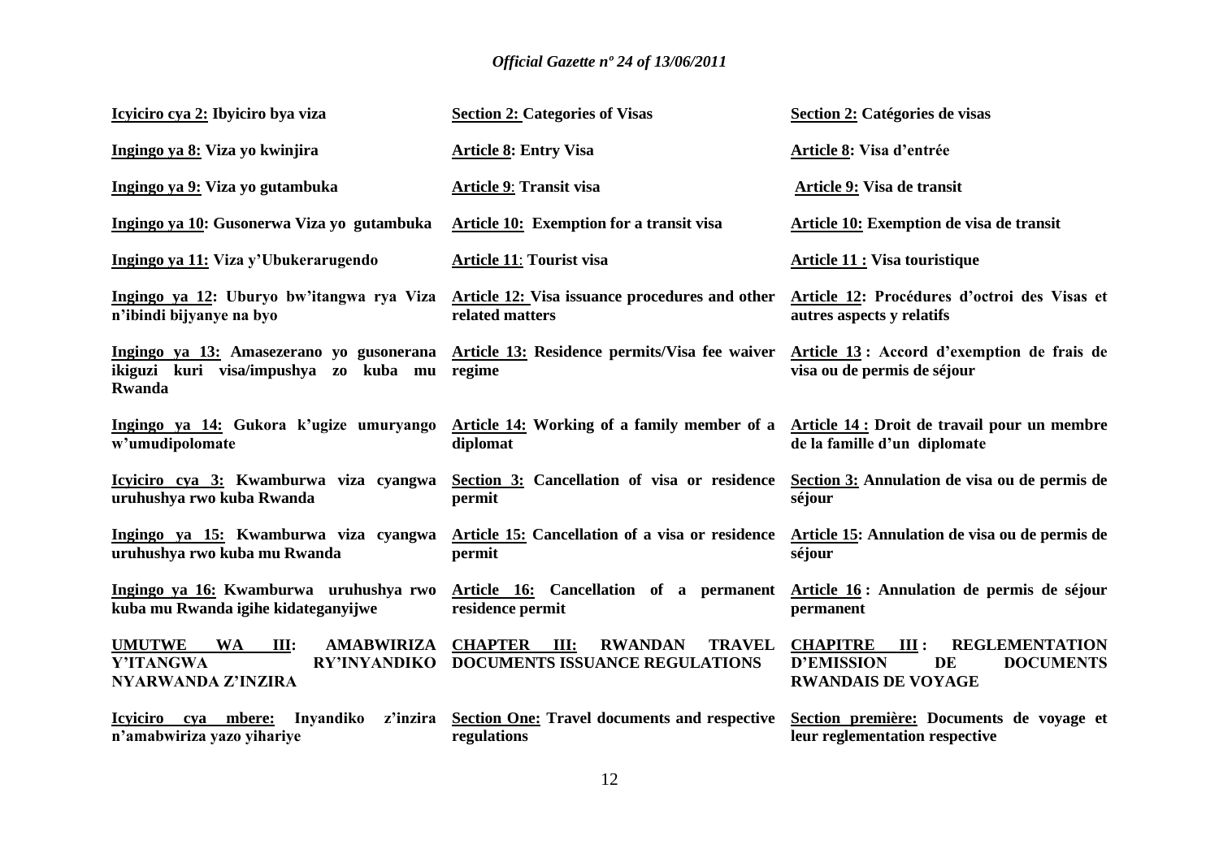| Kinyarwanda | English | Français |
|---|---|---|
| **Icyiciro cya 2: Ibyiciro bya viza** | **Section 2: Categories of Visas** | **Section 2: Catégories de visas** |
| **Ingingo ya 8: Viza yo kwinjira** | **Article 8: Entry Visa** | **Article 8: Visa d'entrée** |
| **Ingingo ya 9: Viza yo gutambuka** | **Article 9: Transit visa** | **Article 9: Visa de transit** |
| **Ingingo ya 10: Gusonerwa Viza yo gutambuka** | **Article 10: Exemption for a transit visa** | **Article 10: Exemption de visa de transit** |
| **Ingingo ya 11: Viza y'Ubukerarugendo** | **Article 11: Tourist visa** | **Article 11 : Visa touristique** |
| **Ingingo ya 12: Uburyo bw'itangwa rya Viza n'ibindi bijyanye na byo** | **Article 12: Visa issuance procedures and other related matters** | **Article 12: Procédures d'octroi des Visas et autres aspects y relatifs** |
| **Ingingo ya 13: Amasezerano yo gusonerana ikiguzi kuri visa/impushya zo kuba mu Rwanda** | **Article 13: Residence permits/Visa fee waiver regime** | **Article 13 : Accord d'exemption de frais de visa ou de permis de séjour** |
| **Ingingo ya 14: Gukora k'ugize umuryango w'umudipolomate** | **Article 14: Working of a family member of a diplomat** | **Article 14 : Droit de travail pour un membre de la famille d'un diplomate** |
| **Icyiciro cya 3: Kwamburwa viza cyangwa uruhushya rwo kuba Rwanda** | **Section 3: Cancellation of visa or residence permit** | **Section 3: Annulation de visa ou de permis de séjour** |
| **Ingingo ya 15: Kwamburwa viza cyangwa uruhushya rwo kuba mu Rwanda** | **Article 15: Cancellation of a visa or residence permit** | **Article 15: Annulation de visa ou de permis de séjour** |
| **Ingingo ya 16: Kwamburwa uruhushya rwo kuba mu Rwanda igihe kidateganyijwe** | **Article 16: Cancellation of a permanent residence permit** | **Article 16 : Annulation de permis de séjour permanent** |
| **UMUTWE WA III: AMABWIRIZA Y'ITANGWA RY'INYANDIKO NYARWANDA Z'INZIRA** | **CHAPTER III: RWANDAN TRAVEL DOCUMENTS ISSUANCE REGULATIONS** | **CHAPITRE III : REGLEMENTATION D'EMISSION DE DOCUMENTS RWANDAIS DE VOYAGE** |
| **Icyiciro cya mbere: Inyandiko z'inzira n'amabwiriza yazo yihariye** | **Section One: Travel documents and respective regulations** | **Section première: Documents de voyage et leur reglementation respective** |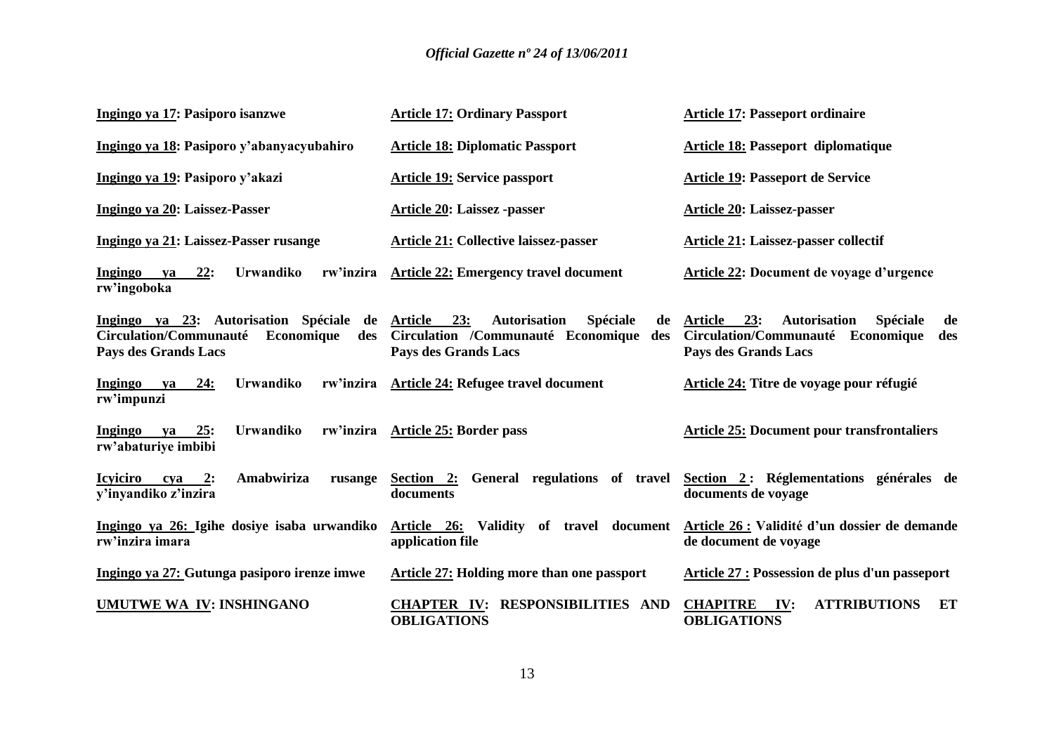| Kinyarwanda | English | Français |
|---|---|---|
| **Ingingo ya 17: Pasiporo isanzwe** | **Article 17: Ordinary Passport** | **Article 17: Passeport ordinaire** |
| **Ingingo ya 18: Pasiporo y'abanyacyubahiro** | **Article 18: Diplomatic Passport** | **Article 18: Passeport diplomatique** |
| **Ingingo ya 19: Pasiporo y'akazi** | **Article 19: Service passport** | **Article 19: Passeport de Service** |
| **Ingingo ya 20: Laissez-Passer** | **Article 20: Laissez -passer** | **Article 20: Laissez-passer** |
| **Ingingo ya 21: Laissez-Passer rusange** | **Article 21: Collective laissez-passer** | **Article 21: Laissez-passer collectif** |
| **Ingingo ya 22: Urwandiko rw'inzira rw'ingoboka** | **Article 22: Emergency travel document** | **Article 22: Document de voyage d'urgence** |
| **Ingingo ya 23: Autorisation Spéciale de Circulation/Communauté Economique des Pays des Grands Lacs** | **Article 23: Autorisation Spéciale de Circulation /Communauté Economique des Pays des Grands Lacs** | **Article 23: Autorisation Spéciale de Circulation/Communauté Economique des Pays des Grands Lacs** |
| **Ingingo ya 24: Urwandiko rw'inzira rw'impunzi** | **Article 24: Refugee travel document** | **Article 24: Titre de voyage pour réfugié** |
| **Ingingo ya 25: Urwandiko rw'inzira rw'abaturiye imbibi** | **Article 25: Border pass** | **Article 25: Document pour transfrontaliers** |
| **Icyiciro cya 2: Amabwiriza rusange y'inyandiko z'inzira** | **Section 2: General regulations of travel documents** | **Section 2 : Réglementations générales de documents de voyage** |
| **Ingingo ya 26: Igihe dosiye isaba urwandiko rw'inzira imara** | **Article 26: Validity of travel document application file** | **Article 26 : Validité d'un dossier de demande de document de voyage** |
| **Ingingo ya 27: Gutunga pasiporo irenze imwe** | **Article 27: Holding more than one passport** | **Article 27 : Possession de plus d'un passeport** |
| **UMUTWE WA IV: INSHINGANO** | **CHAPTER IV: RESPONSIBILITIES AND OBLIGATIONS** | **CHAPITRE IV: ATTRIBUTIONS ET OBLIGATIONS** |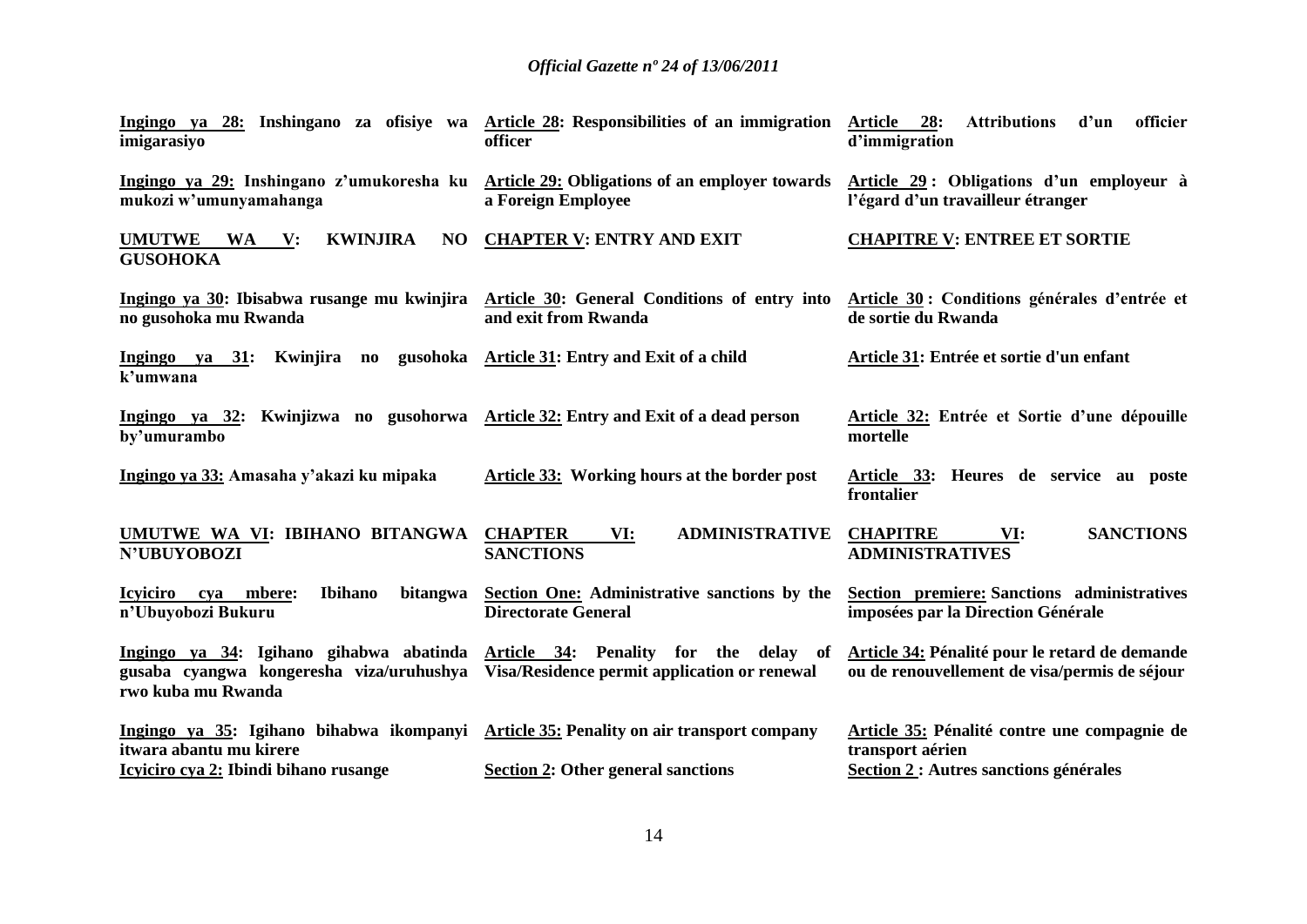| | | |
|---|---|---|
| **Ingingo ya 28: Inshingano za ofisiye wa imigarasiyo** | **Article 28: Responsibilities of an immigration officer** | **Article 28: Attributions d'un officier d'immigration** |
| **Ingingo ya 29: Inshingano z'umukoresha ku mukozi w'umunyamahanga** | **Article 29: Obligations of an employer towards a Foreign Employee** | **Article 29 : Obligations d'un employeur à l'égard d'un travailleur étranger** |
| **UMUTWE WA V: KWINJIRA NO GUSOHOKA** | **CHAPTER V: ENTRY AND EXIT** | **CHAPITRE V: ENTREE ET SORTIE** |
| **Ingingo ya 30: Ibisabwa rusange mu kwinjira no gusohoka mu Rwanda** | **Article 30: General Conditions of entry into and exit from Rwanda** | **Article 30 : Conditions générales d'entrée et de sortie du Rwanda** |
| **Ingingo ya 31: Kwinjira no gusohoka k'umwana** | **Article 31: Entry and Exit of a child** | **Article 31: Entrée et sortie d'un enfant** |
| **Ingingo ya 32: Kwinjizwa no gusohorwa by'umurambo** | **Article 32: Entry and Exit of a dead person** | **Article 32: Entrée et Sortie d'une dépouille mortelle** |
| **Ingingo ya 33: Amasaha y'akazi ku mipaka** | **Article 33: Working hours at the border post** | **Article 33: Heures de service au poste frontalier** |
| **UMUTWE WA VI: IBIHANO BITANGWA N'UBUYOBOZI** | **CHAPTER VI: ADMINISTRATIVE SANCTIONS** | **CHAPITRE VI: SANCTIONS ADMINISTRATIVES** |
| **Icyiciro cya mbere: Ibihano bitangwa n'Ubuyobozi Bukuru** | **Section One: Administrative sanctions by the Directorate General** | **Section premiere: Sanctions administratives imposées par la Direction Générale** |
| **Ingingo ya 34: Igihano gihabwa abatinda gusaba cyangwa kongeresha viza/uruhushya rwo kuba mu Rwanda** | **Article 34: Penality for the delay of Visa/Residence permit application or renewal** | **Article 34: Pénalité pour le retard de demande ou de renouvellement de visa/permis de séjour** |
| **Ingingo ya 35: Igihano bihabwa ikompanyi itwara abantu mu kirere** | **Article 35: Penality on air transport company** | **Article 35: Pénalité contre une compagnie de transport aérien** |
| **Icyiciro cya 2: Ibindi bihano rusange** | **Section 2: Other general sanctions** | **Section 2 : Autres sanctions générales** |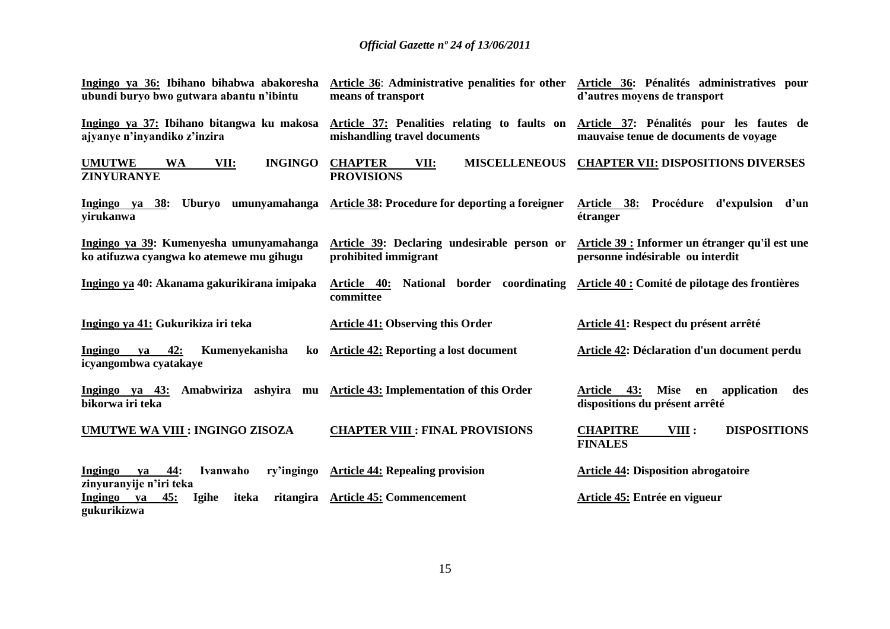| | | |
|---|---|---|
| **Ingingo ya 36: Ibihano bihabwa abakoresha ubundi buryo bwo gutwara abantu n'ibintu** | **Article 36: Administrative penalities for other means of transport** | **Article 36: Pénalités administratives pour d'autres moyens de transport** |
| **Ingingo ya 37: Ibihano bitangwa ku makosa ajyanye n'inyandiko z'inzira** | **Article 37: Penalities relating to faults on mishandling travel documents** | **Article 37: Pénalités pour les fautes de mauvaise tenue de documents de voyage** |
| **UMUTWE WA VII: INGINGO ZINYURANYE** | **CHAPTER VII: MISCELLENEOUS PROVISIONS** | **CHAPTER VII: DISPOSITIONS DIVERSES** |
| **Ingingo ya 38: Uburyo umunyamahanga yirukanwa** | **Article 38: Procedure for deporting a foreigner** | **Article 38: Procédure d'expulsion d'un étranger** |
| **Ingingo ya 39: Kumenyesha umunyamahanga ko atifuzwa cyangwa ko atemewe mu gihugu** | **Article 39: Declaring undesirable person or prohibited immigrant** | **Article 39 : Informer un étranger qu'il est une personne indésirable ou interdit** |
| **Ingingo ya 40: Akanama gakurikirana imipaka** | **Article 40: National border coordinating committee** | **Article 40 : Comité de pilotage des frontières** |
| **Ingingo ya 41: Gukurikiza iri teka** | **Article 41: Observing this Order** | **Article 41: Respect du présent arrêté** |
| **Ingingo ya 42: Kumenyekanisha ko icyangombwa cyatakaye** | **Article 42: Reporting a lost document** | **Article 42: Déclaration d'un document perdu** |
| **Ingingo ya 43: Amabwiriza ashyira mu bikorwa iri teka** | **Article 43: Implementation of this Order** | **Article 43: Mise en application des dispositions du présent arrêté** |
| **UMUTWE WA VIII : INGINGO ZISOZA** | **CHAPTER VIII : FINAL PROVISIONS** | **CHAPITRE VIII : DISPOSITIONS FINALES** |
| **Ingingo ya 44: Ivanwaho ry'ingingo zinyuranyije n'iri teka** | **Article 44: Repealing provision** | **Article 44: Disposition abrogatoire** |
| **Ingingo ya 45: Igihe iteka ritangira gukurikizwa** | **Article 45: Commencement** | **Article 45: Entrée en vigueur** |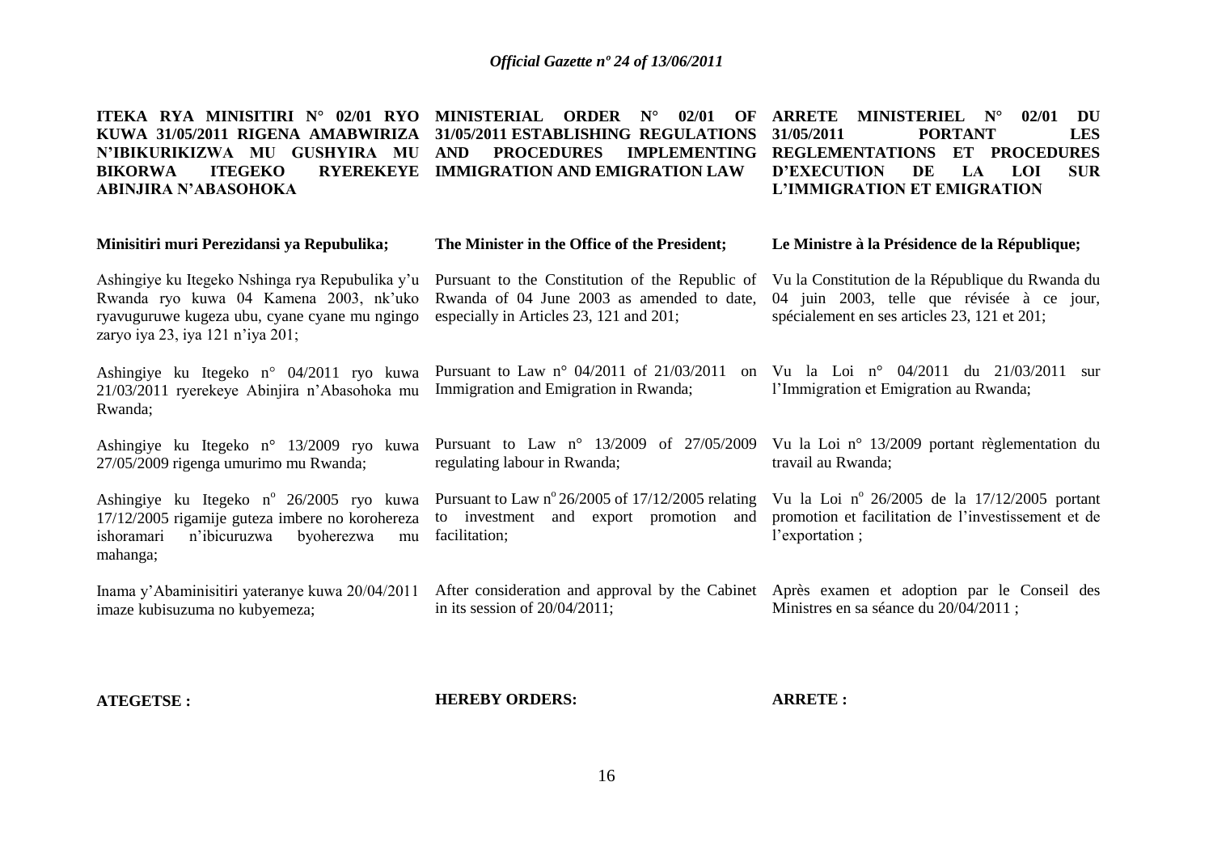**ITEKA RYA MINISITIRI N° 02/01 RYO KUWA 31/05/2011 RIGENA AMABWIRIZA N'IBIKURIKIZWA MU GUSHYIRA MU BIKORWA ITEGEKO RYEREKEYE ABINJIRA N'ABASOHOKA**

**Minisitiri muri Perezidansi ya Repubulika;**

Ashingiye ku Itegeko Nshinga rya Repubulika y'u Rwanda ryo kuwa 04 Kamena 2003, nk'uko ryavuguruwe kugeza ubu, cyane cyane mu ngingo zaryo iya 23, iya 121 n'iya 201;

Ashingiye ku Itegeko n° 04/2011 ryo kuwa 21/03/2011 ryerekeye Abinjira n'Abasohoka mu Rwanda;

Ashingiye ku Itegeko n° 13/2009 ryo kuwa 27/05/2009 rigenga umurimo mu Rwanda;

Ashingiye ku Itegeko n° 26/2005 ryo kuwa 17/12/2005 rigamije guteza imbere no korohereza ishoramari n'ibicuruzwa byoherezwa mu mahanga;

Inama y'Abaminisitiri yateranye kuwa 20/04/2011 imaze kubisuzuma no kubyemeza;

**ATEGETSE :**

**MINISTERIAL ORDER N° 02/01 OF 31/05/2011 ESTABLISHING REGULATIONS AND PROCEDURES IMPLEMENTING IMMIGRATION AND EMIGRATION LAW**

**The Minister in the Office of the President;**

Pursuant to the Constitution of the Republic of Rwanda of 04 June 2003 as amended to date, especially in Articles 23, 121 and 201;

Pursuant to Law n° 04/2011 of 21/03/2011 on Immigration and Emigration in Rwanda;

Pursuant to Law n° 13/2009 of 27/05/2009 regulating labour in Rwanda;

Pursuant to Law n° 26/2005 of 17/12/2005 relating to investment and export promotion and facilitation;

After consideration and approval by the Cabinet in its session of 20/04/2011;

**HEREBY ORDERS:**

**ARRETE MINISTERIEL N° 02/01 DU 31/05/2011 PORTANT LES REGLEMENTATIONS ET PROCEDURES D'EXECUTION DE LA LOI SUR L'IMMIGRATION ET EMIGRATION**

**Le Ministre à la Présidence de la République;**

Vu la Constitution de la République du Rwanda du 04 juin 2003, telle que révisée à ce jour, spécialement en ses articles 23, 121 et 201;

Vu la Loi n° 04/2011 du 21/03/2011 sur l'Immigration et Emigration au Rwanda;

Vu la Loi n° 13/2009 portant règlementation du travail au Rwanda;

Vu la Loi n° 26/2005 de la 17/12/2005 portant promotion et facilitation de l'investissement et de l'exportation ;

Après examen et adoption par le Conseil des Ministres en sa séance du 20/04/2011 ;

**ARRETE :**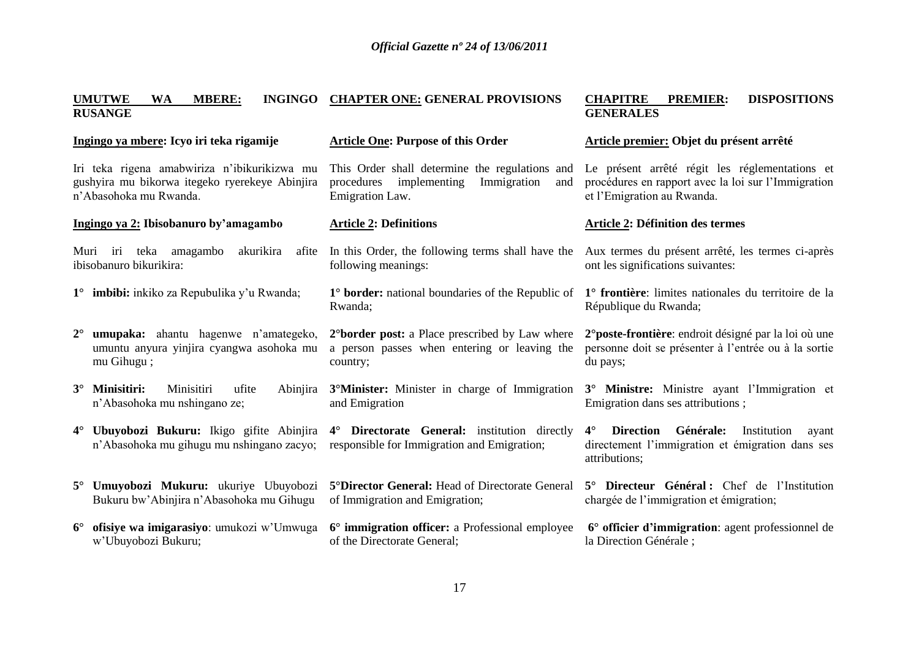**UMUTWE WA MBERE: INGINGO RUSANGE**

**Ingingo ya mbere: Icyo iri teka rigamije**

Iri teka rigena amabwiriza n'ibikurikizwa mu gushyira mu bikorwa itegeko ryerekeye Abinjira n'Abasohoka mu Rwanda.

**Ingingo ya 2: Ibisobanuro by'amagambo**

Muri iri teka amagambo akurikira afite ibisobanuro bikurikira:

1° **imbibi:** inkiko za Repubulika y'u Rwanda;

2° **umupaka:** ahantu hagenwe n'amategeko, umuntu anyura yinjira cyangwa asohoka mu Gihugu ;

3° **Minisitiri:** Minisitiri ufite Abinjira n'Abasohoka mu nshingano ze;

4° **Ubuyobozi Bukuru:** Ikigo gifite Abinjira n'Abasohoka mu gihugu mu nshingano zacyo;

5° **Umuyobozi Mukuru:** ukuriye Ubuyobozi Bukuru bw'Abinjira n'Abasohoka mu Gihugu

6° **ofisiye wa imigarasiyo**: umukozi w'Umwuga w'Ubuyobozi Bukuru;

**CHAPTER ONE: GENERAL PROVISIONS**

**Article One: Purpose of this Order**

This Order shall determine the regulations and procedures implementing Immigration and Emigration Law.

**Article 2: Definitions**

In this Order, the following terms shall have the following meanings:

1° **border:** national boundaries of the Republic of Rwanda;

2° **border post:** a Place prescribed by Law where a person passes when entering or leaving the country;

3° **Minister:** Minister in charge of Immigration and Emigration

4° **Directorate General:** institution directly responsible for Immigration and Emigration;

5° **Director General:** Head of Directorate General of Immigration and Emigration;

6° **immigration officer:** a Professional employee of the Directorate General;

**CHAPITRE PREMIER: DISPOSITIONS GENERALES**

**Article premier: Objet du présent arrêté**

Le présent arrêté régit les réglementations et procédures en rapport avec la loi sur l'Immigration et l'Emigration au Rwanda.

**Article 2: Définition des termes**

Aux termes du présent arrêté, les termes ci-après ont les significations suivantes:

1° **frontière**: limites nationales du territoire de la République du Rwanda;

2° **poste-frontière**: endroit désigné par la loi où une personne doit se présenter à l'entrée ou à la sortie du pays;

3° **Ministre:** Ministre ayant l'Immigration et Emigration dans ses attributions ;

4° **Direction Générale:** Institution ayant directement l'immigration et émigration dans ses attributions;

5° **Directeur Général :** Chef de l'Institution chargée de l'immigration et émigration;

6° **officier d'immigration**: agent professionnel de la Direction Générale ;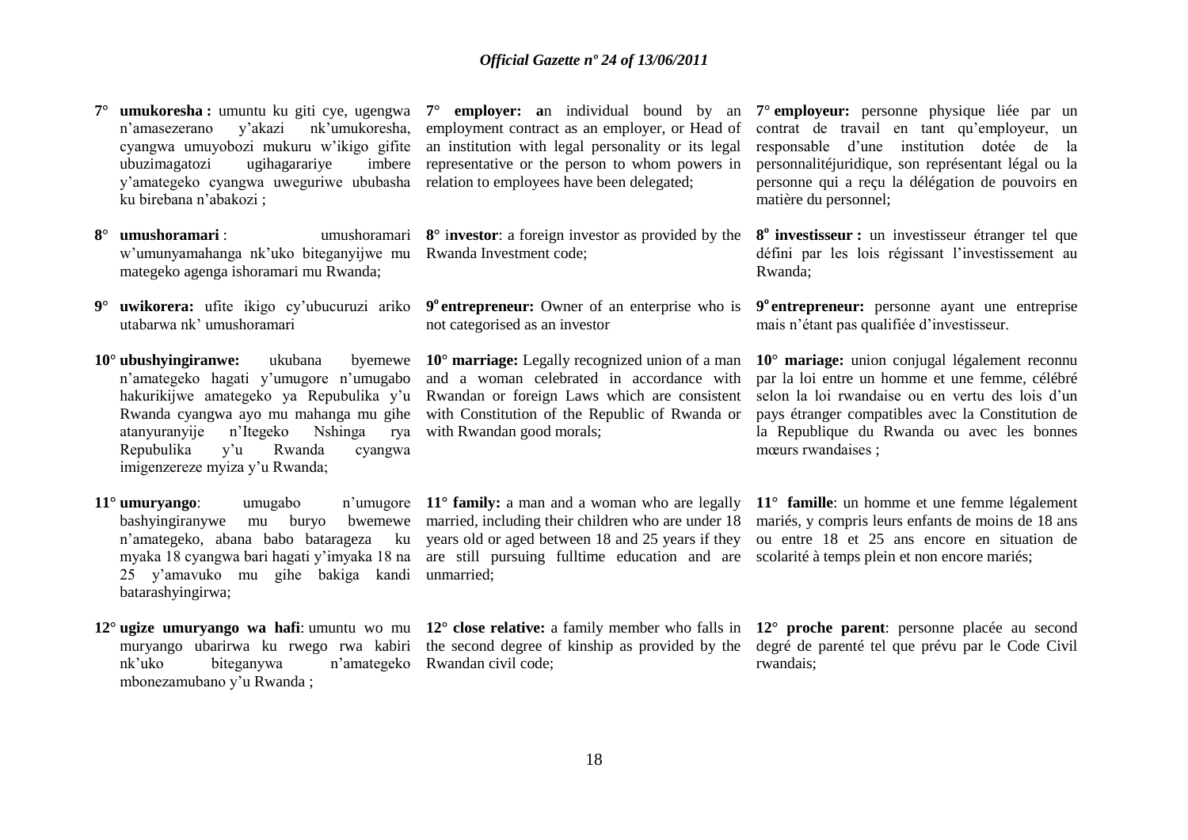7° **umukoresha :** umuntu ku giti cye, ugengwa n'amasezerano y'akazi nk'umukoresha, cyangwa umuyobozi mukuru w'ikigo gifite ubuzimagatozi ugihagarariye imbere y'amategeko cyangwa uweguriwe ububasha ku birebana n'abakozi ;

8° **umushoramari** : umushoramari w'umunyamahanga nk'uko biteganyijwe mu mategeko agenga ishoramari mu Rwanda;

9° **uwikorera:** ufite ikigo cy'ubucuruzi ariko utabarwa nk' umushoramari

10° **ubushyingiranwe:** ukubana byemewe n'amategeko hagati y'umugore n'umugabo hakurikijwe amategeko ya Repubulika y'u Rwanda cyangwa ayo mu mahanga mu gihe atanyuranyije n'Itegeko Nshinga rya Repubulika y'u Rwanda cyangwa imigenzereze myiza y'u Rwanda;

11° **umuryango**: umugabo n'umugore bashyingiranywe mu buryo bwemewe n'amategeko, abana babo batarageza ku myaka 18 cyangwa bari hagati y'imyaka 18 na 25 y'amavuko mu gihe bakiga kandi batarashyingirwa;

12° **ugize umuryango wa hafi**: umuntu wo mu muryango ubarirwa ku rwego rwa kabiri nk'uko biteganywa n'amategeko mbonezamubano y'u Rwanda ;

7° **employer: a**n individual bound by an employment contract as an employer, or Head of an institution with legal personality or its legal representative or the person to whom powers in relation to employees have been delegated;

8° i**nvestor**: a foreign investor as provided by the Rwanda Investment code;

9° **entrepreneur:** Owner of an enterprise who is not categorised as an investor

10° **marriage:** Legally recognized union of a man and a woman celebrated in accordance with Rwandan or foreign Laws which are consistent with Constitution of the Republic of Rwanda or with Rwandan good morals;

11° **family:** a man and a woman who are legally married, including their children who are under 18 years old or aged between 18 and 25 years if they are still pursuing fulltime education and are unmarried;

12° **close relative:** a family member who falls in the second degree of kinship as provided by the Rwandan civil code;

7° **employeur:** personne physique liée par un contrat de travail en tant qu'employeur, un responsable d'une institution dotée de la personnalitéjuridique, son représentant légal ou la personne qui a reçu la délégation de pouvoirs en matière du personnel;

8° **investisseur :** un investisseur étranger tel que défini par les lois régissant l'investissement au Rwanda;

9° **entrepreneur:** personne ayant une entreprise mais n'étant pas qualifiée d'investisseur.

10° **mariage:** union conjugal légalement reconnu par la loi entre un homme et une femme, célébré selon la loi rwandaise ou en vertu des lois d'un pays étranger compatibles avec la Constitution de la Republique du Rwanda ou avec les bonnes mœurs rwandaises ;

11° **famille**: un homme et une femme légalement mariés, y compris leurs enfants de moins de 18 ans ou entre 18 et 25 ans encore en situation de scolarité à temps plein et non encore mariés;

12° **proche parent**: personne placée au second degré de parenté tel que prévu par le Code Civil rwandais;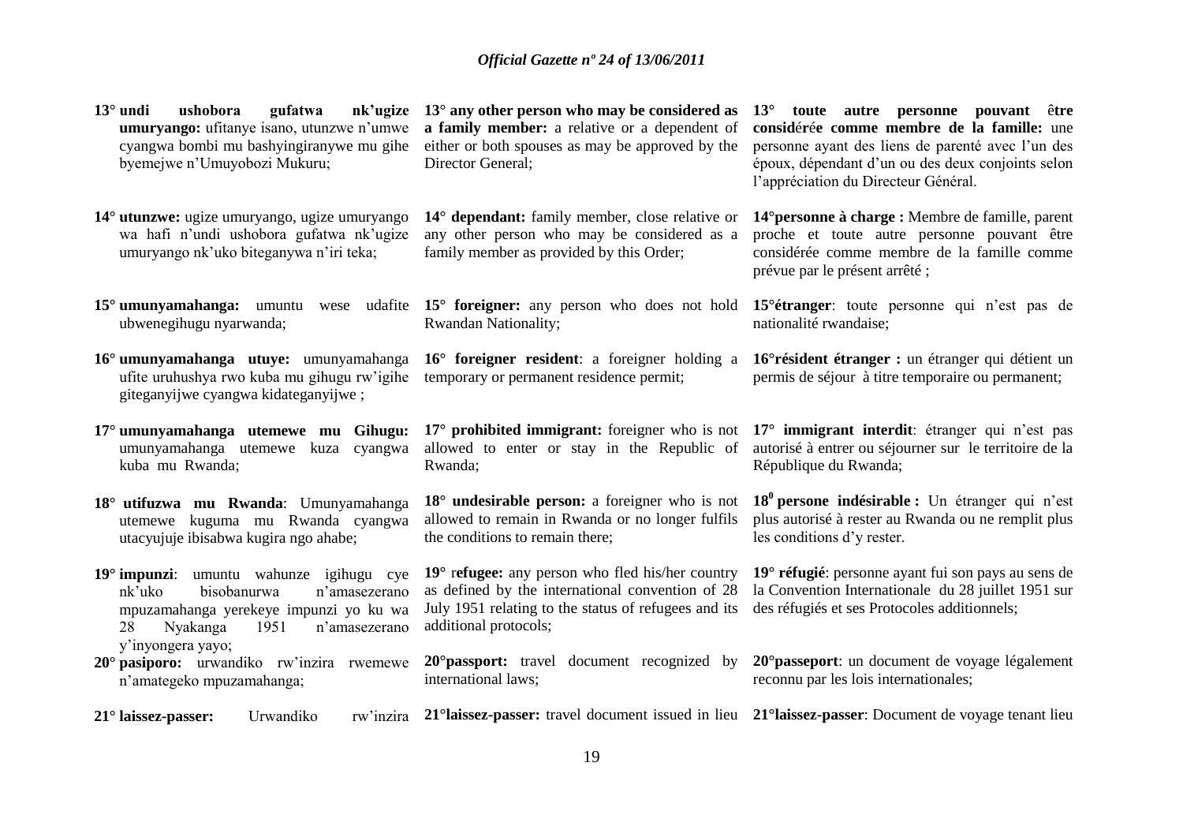**13° undi ushobora gufatwa nk'ugize umuryango:** ufitanye isano, utunzwe n'umwe cyangwa bombi mu bashyingiranywe mu gihe byemejwe n'Umuyobozi Mukuru;

**14° utunzwe:** ugize umuryango, ugize umuryango wa hafi n'undi ushobora gufatwa nk'ugize umuryango nk'uko biteganywa n'iri teka;

**15° umunyamahanga:** umuntu wese udafite ubwenegihugu nyarwanda;

**16° umunyamahanga utuye:** umunyamahanga ufite uruhushya rwo kuba mu gihugu rw'igihe giteganyijwe cyangwa kidateganyijwe ;

**17° umunyamahanga utemewe mu Gihugu:** umunyamahanga utemewe kuza cyangwa kuba mu Rwanda;

**18° utifuzwa mu Rwanda**: Umunyamahanga utemewe kuguma mu Rwanda cyangwa utacyujuje ibisabwa kugira ngo ahabe;

**19° impunzi**: umuntu wahunze igihugu cye nk'uko bisobanurwa n'amasezerano mpuzamahanga yerekeye impunzi yo ku wa 28 Nyakanga 1951 n'amasezerano y'inyongera yayo;

**20° pasiporo:** urwandiko rw'inzira rwemewe n'amategeko mpuzamahanga;

**21° laissez-passer:** Urwandiko rw'inzira

**13° any other person who may be considered as a family member:** a relative or a dependent of either or both spouses as may be approved by the Director General;

**14° dependant:** family member, close relative or any other person who may be considered as a family member as provided by this Order;

**15° foreigner:** any person who does not hold Rwandan Nationality;

**16° foreigner resident**: a foreigner holding a temporary or permanent residence permit;

**17° prohibited immigrant:** foreigner who is not allowed to enter or stay in the Republic of Rwanda;

**18° undesirable person:** a foreigner who is not allowed to remain in Rwanda or no longer fulfils the conditions to remain there;

**19°** r**efugee:** any person who fled his/her country as defined by the international convention of 28 July 1951 relating to the status of refugees and its additional protocols;

**20°passport:** travel document recognized by international laws;

**21°laissez-passer:** travel document issued in lieu

**13° toute autre personne pouvant être considérée comme membre de la famille:** une personne ayant des liens de parenté avec l'un des époux, dépendant d'un ou des deux conjoints selon l'appréciation du Directeur Général.

**14°personne à charge :** Membre de famille, parent proche et toute autre personne pouvant être considérée comme membre de la famille comme prévue par le présent arrêté ;

**15°étranger**: toute personne qui n'est pas de nationalité rwandaise;

**16°résident étranger :** un étranger qui détient un permis de séjour à titre temporaire ou permanent;

**17° immigrant interdit**: étranger qui n'est pas autorisé à entrer ou séjourner sur le territoire de la République du Rwanda;

**18⁰ persone indésirable :** Un étranger qui n'est plus autorisé à rester au Rwanda ou ne remplit plus les conditions d'y rester.

**19° réfugié**: personne ayant fui son pays au sens de la Convention Internationale du 28 juillet 1951 sur des réfugiés et ses Protocoles additionnels;

**20°passeport**: un document de voyage légalement reconnu par les lois internationales;

**21°laissez-passer**: Document de voyage tenant lieu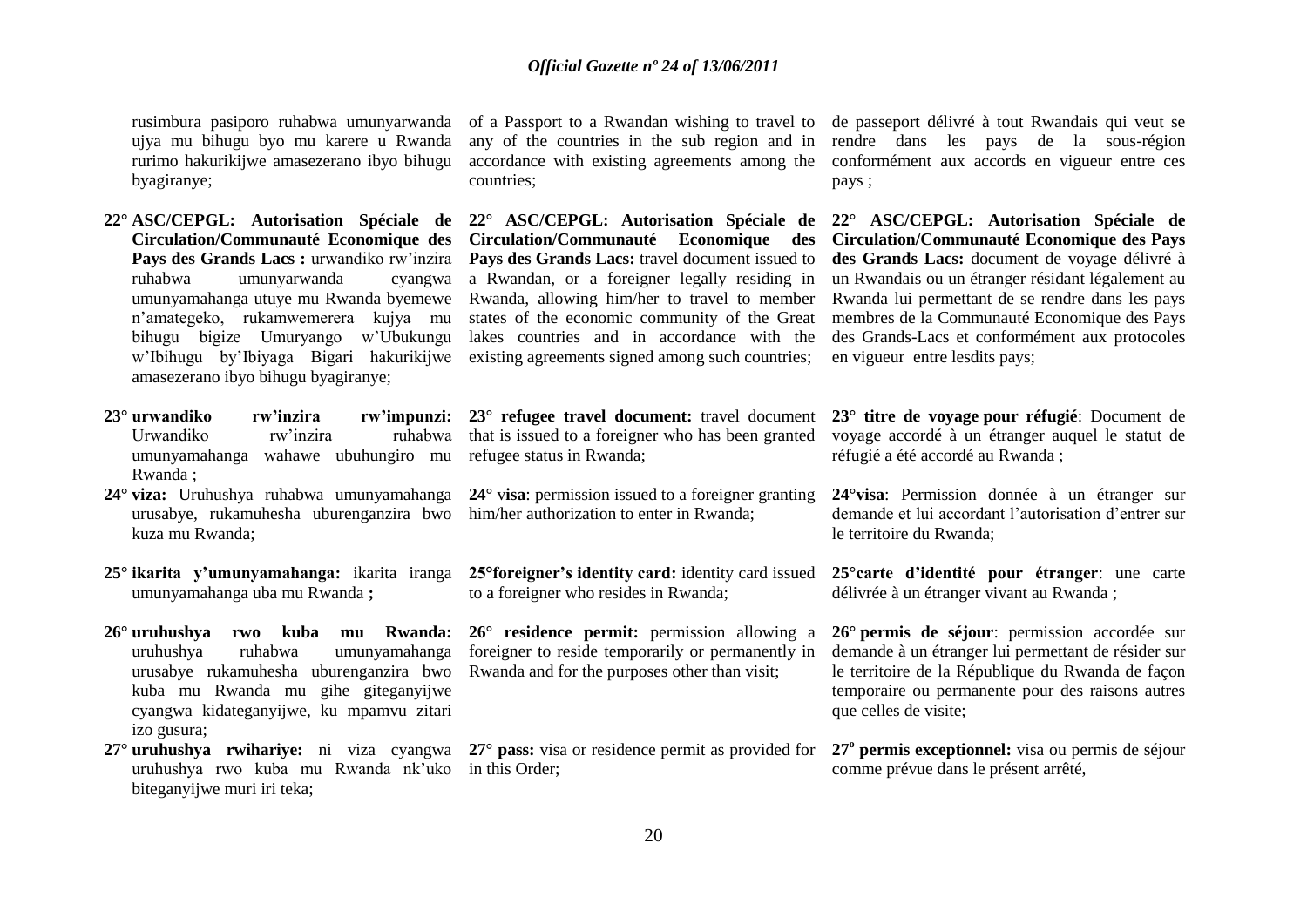rusimbura pasiporo ruhabwa umunyarwanda ujya mu bihugu byo mu karere u Rwanda rurimo hakurikijwe amasezerano ibyo bihugu byagiranye;

22° **ASC/CEPGL: Autorisation Spéciale de Circulation/Communauté Economique des Pays des Grands Lacs :** urwandiko rw'inzira ruhabwa umunyarwanda cyangwa umunyamahanga utuye mu Rwanda byemewe n'amategeko, rukamwemerera kujya mu bihugu bigize Umuryango w'Ubukungu w'Ibihugu by'Ibiyaga Bigari hakurikijwe amasezerano ibyo bihugu byagiranye;

23° **urwandiko rw'inzira rw'impunzi:** Urwandiko rw'inzira ruhabwa umunyamahanga wahawe ubuhungiro mu Rwanda ;

24° **viza:** Uruhushya ruhabwa umunyamahanga urusabye, rukamuhesha uburenganzira bwo kuza mu Rwanda;

25° **ikarita y'umunyamahanga:** ikarita iranga umunyamahanga uba mu Rwanda **;**

26° **uruhushya rwo kuba mu Rwanda:** uruhushya ruhabwa umunyamahanga urusabye rukamuhesha uburenganzira bwo kuba mu Rwanda mu gihe giteganyijwe cyangwa kidateganyijwe, ku mpamvu zitari izo gusura;

27° **uruhushya rwihariye:** ni viza cyangwa uruhushya rwo kuba mu Rwanda nk'uko biteganyijwe muri iri teka;

of a Passport to a Rwandan wishing to travel to any of the countries in the sub region and in accordance with existing agreements among the countries;

22° **ASC/CEPGL: Autorisation Spéciale de Circulation/Communauté Economique des Pays des Grands Lacs:** travel document issued to a Rwandan, or a foreigner legally residing in Rwanda, allowing him/her to travel to member states of the economic community of the Great lakes countries and in accordance with the existing agreements signed among such countries;

23° **refugee travel document:** travel document that is issued to a foreigner who has been granted refugee status in Rwanda;

24° **visa**: permission issued to a foreigner granting him/her authorization to enter in Rwanda;

25°**foreigner's identity card:** identity card issued to a foreigner who resides in Rwanda;

26° **residence permit:** permission allowing a foreigner to reside temporarily or permanently in Rwanda and for the purposes other than visit;

27° **pass:** visa or residence permit as provided for in this Order;

de passeport délivré à tout Rwandais qui veut se rendre dans les pays de la sous-région conformément aux accords en vigueur entre ces pays ;

22° **ASC/CEPGL: Autorisation Spéciale de Circulation/Communauté Economique des Pays des Grands Lacs:** document de voyage délivré à un Rwandais ou un étranger résidant légalement au Rwanda lui permettant de se rendre dans les pays membres de la Communauté Economique des Pays des Grands-Lacs et conformément aux protocoles en vigueur entre lesdits pays;

23° **titre de voyage pour réfugié**: Document de voyage accordé à un étranger auquel le statut de réfugié a été accordé au Rwanda ;

24°**visa**: Permission donnée à un étranger sur demande et lui accordant l'autorisation d'entrer sur le territoire du Rwanda;

25°**carte d'identité pour étranger**: une carte délivrée à un étranger vivant au Rwanda ;

26° **permis de séjour**: permission accordée sur demande à un étranger lui permettant de résider sur le territoire de la République du Rwanda de façon temporaire ou permanente pour des raisons autres que celles de visite;

27° **permis exceptionnel:** visa ou permis de séjour comme prévue dans le présent arrêté,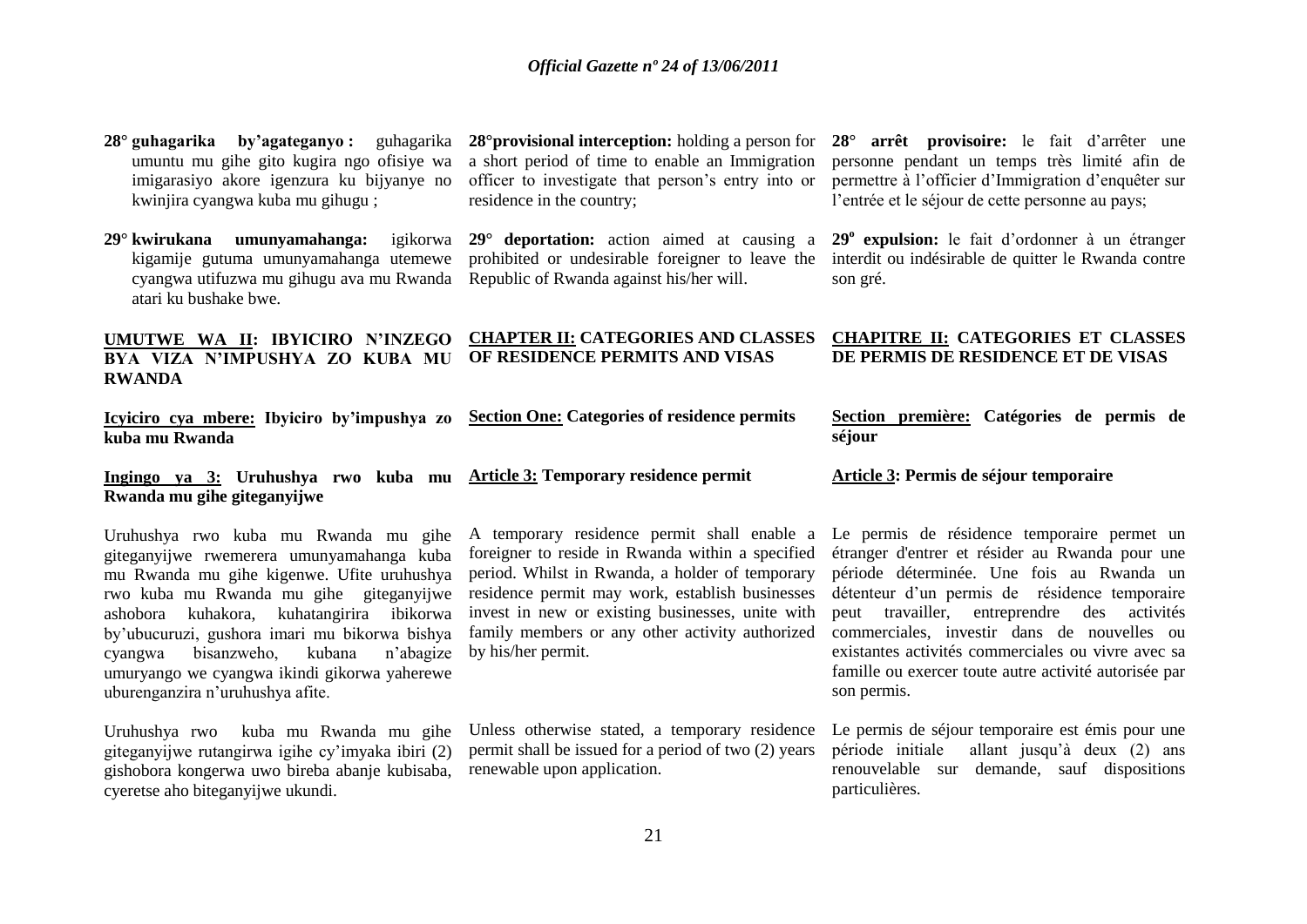28° **guhagarika by'agateganyo :** guhagarika umuntu mu gihe gito kugira ngo ofisiye wa imigarasiyo akore igenzura ku bijyanye no kwinjira cyangwa kuba mu gihugu ;

29° **kwirukana umunyamahanga:** igikorwa kigamije gutuma umunyamahanga utemewe cyangwa utifuzwa mu gihugu ava mu Rwanda atari ku bushake bwe.

## UMUTWE WA II: IBYICIRO N'INZEGO BYA VIZA N'IMPUSHYA ZO KUBA MU RWANDA

### Icyiciro cya mbere: Ibyiciro by'impushya zo kuba mu Rwanda

#### Ingingo ya 3: Uruhushya rwo kuba mu Rwanda mu gihe giteganyijwe

Uruhushya rwo kuba mu Rwanda mu gihe giteganyijwe rwemerera umunyamahanga kuba mu Rwanda mu gihe kigenwe. Ufite uruhushya rwo kuba mu Rwanda mu gihe giteganyijwe ashobora kuhakora, kuhatangirira ibikorwa by'ubucuruzi, gushora imari mu bikorwa bishya cyangwa bisanzweho, kubana n'abagize umuryango we cyangwa ikindi gikorwa yaherewe uburenganzira n'uruhushya afite.

Uruhushya rwo kuba mu Rwanda mu gihe giteganyijwe rutangirwa igihe cy'imyaka ibiri (2) gishobora kongerwa uwo bireba abanje kubisaba, cyeretse aho biteganyijwe ukundi.

28°**provisional interception:** holding a person for a short period of time to enable an Immigration officer to investigate that person's entry into or residence in the country;

29° **deportation:** action aimed at causing a prohibited or undesirable foreigner to leave the Republic of Rwanda against his/her will.

## CHAPTER II: CATEGORIES AND CLASSES OF RESIDENCE PERMITS AND VISAS

### Section One: Categories of residence permits

#### Article 3: Temporary residence permit

A temporary residence permit shall enable a foreigner to reside in Rwanda within a specified period. Whilst in Rwanda, a holder of temporary residence permit may work, establish businesses invest in new or existing businesses, unite with family members or any other activity authorized by his/her permit.

Unless otherwise stated, a temporary residence permit shall be issued for a period of two (2) years renewable upon application.

28° **arrêt provisoire:** le fait d'arrêter une personne pendant un temps très limité afin de permettre à l'officier d'Immigration d'enquêter sur l'entrée et le séjour de cette personne au pays;

29° **expulsion:** le fait d'ordonner à un étranger interdit ou indésirable de quitter le Rwanda contre son gré.

## CHAPITRE II: CATEGORIES ET CLASSES DE PERMIS DE RESIDENCE ET DE VISAS

### Section première: Catégories de permis de séjour

#### Article 3: Permis de séjour temporaire

Le permis de résidence temporaire permet un étranger d'entrer et résider au Rwanda pour une période déterminée. Une fois au Rwanda un détenteur d'un permis de résidence temporaire peut travailler, entreprendre des activités commerciales, investir dans de nouvelles ou existantes activités commerciales ou vivre avec sa famille ou exercer toute autre activité autorisée par son permis.

Le permis de séjour temporaire est émis pour une période initiale allant jusqu'à deux (2) ans renouvelable sur demande, sauf dispositions particulières.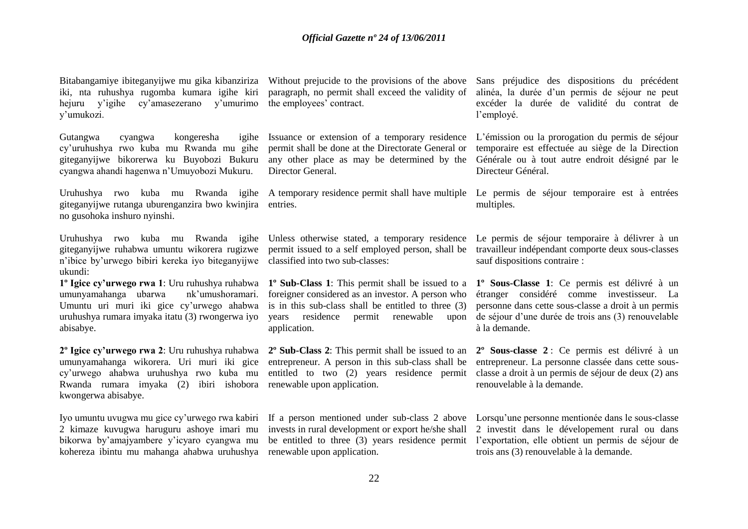Bitabangamiye ibiteganyijwe mu gika kibanziriza iki, nta ruhushya rugomba kumara igihe kiri hejuru y'igihe cy'amasezerano y'umurimo y'umukozi.

Gutangwa cyangwa kongeresha igihe cy'uruhushya rwo kuba mu Rwanda mu gihe giteganyijwe bikorerwa ku Buyobozi Bukuru cyangwa ahandi hagenwa n'Umuyobozi Mukuru.

Uruhushya rwo kuba mu Rwanda igihe giteganyijwe rutanga uburenganzira bwo kwinjira no gusohoka inshuro nyinshi.

Uruhushya rwo kuba mu Rwanda igihe giteganyijwe ruhabwa umuntu wikorera rugizwe n'ibice by'urwego bibiri kereka iyo biteganyijwe ukundi:

**1º Igice cy'urwego rwa 1**: Uru ruhushya ruhabwa umunyamahanga ubarwa nk'umushoramari. Umuntu uri muri iki gice cy'urwego ahabwa uruhushya rumara imyaka itatu (3) rwongerwa iyo abisabye.

**2º Igice cy'urwego rwa 2**: Uru ruhushya ruhabwa umunyamahanga wikorera. Uri muri iki gice cy'urwego ahabwa uruhushya rwo kuba mu Rwanda rumara imyaka (2) ibiri ishobora kwongerwa abisabye.

Iyo umuntu uvugwa mu gice cy'urwego rwa kabiri 2 kimaze kuvugwa haruguru ashoye imari mu bikorwa by'amajyambere y'icyaro cyangwa mu kohereza ibintu mu mahanga ahabwa uruhushya

Without prejucide to the provisions of the above paragraph, no permit shall exceed the validity of the employees' contract.

Issuance or extension of a temporary residence permit shall be done at the Directorate General or any other place as may be determined by the Director General.

A temporary residence permit shall have multiple entries.

Unless otherwise stated, a temporary residence permit issued to a self employed person, shall be classified into two sub-classes:

**1º Sub-Class 1**: This permit shall be issued to a foreigner considered as an investor. A person who is in this sub-class shall be entitled to three (3) years residence permit renewable upon application.

**2º Sub-Class 2**: This permit shall be issued to an entrepreneur. A person in this sub-class shall be entitled to two (2) years residence permit renewable upon application.

If a person mentioned under sub-class 2 above invests in rural development or export he/she shall be entitled to three (3) years residence permit renewable upon application.

Sans préjudice des dispositions du précédent alinéa, la durée d'un permis de séjour ne peut excéder la durée de validité du contrat de l'employé.

L'émission ou la prorogation du permis de séjour temporaire est effectuée au siège de la Direction Générale ou à tout autre endroit désigné par le Directeur Général.

Le permis de séjour temporaire est à entrées multiples.

Le permis de séjour temporaire à délivrer à un travailleur indépendant comporte deux sous-classes sauf dispositions contraire :

**1º Sous-Classe 1**: Ce permis est délivré à un étranger considéré comme investisseur. La personne dans cette sous-classe a droit à un permis de séjour d'une durée de trois ans (3) renouvelable à la demande.

**2º Sous-classe 2** : Ce permis est délivré à un entrepreneur. La personne classée dans cette sous-classe a droit à un permis de séjour de deux (2) ans renouvelable à la demande.

Lorsqu'une personne mentionée dans le sous-classe 2 investit dans le dévelopement rural ou dans l'exportation, elle obtient un permis de séjour de trois ans (3) renouvelable à la demande.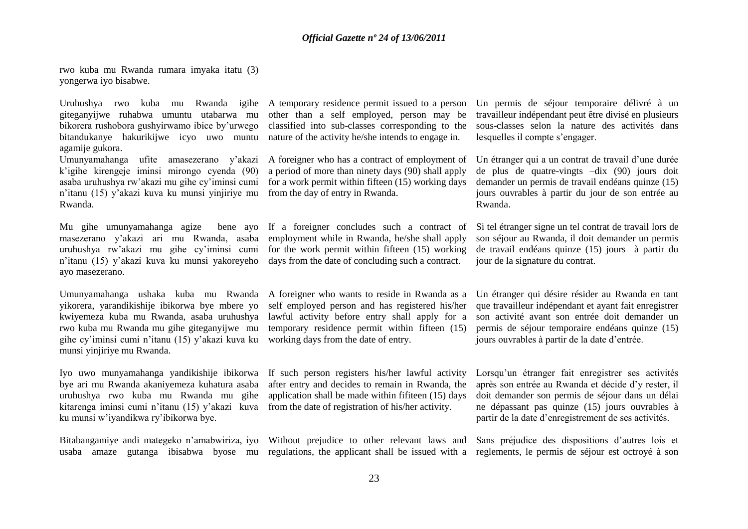rwo kuba mu Rwanda rumara imyaka itatu (3) yongerwa iyo bisabwe.

Uruhushya rwo kuba mu Rwanda igihe giteganyijwe ruhabwa umuntu utabarwa mu bikorera rushobora gushyirwamo ibice by'urwego bitandukanye hakurikijwe icyo uwo muntu agamije gukora.

Umunyamahanga ufite amasezerano y'akazi k'igihe kirengeje iminsi mirongo cyenda (90) asaba uruhushya rw'akazi mu gihe cy'iminsi cumi n'itanu (15) y'akazi kuva ku munsi yinjiriye mu Rwanda.

Mu gihe umunyamahanga agize bene ayo masezerano y'akazi ari mu Rwanda, asaba uruhushya rw'akazi mu gihe cy'iminsi cumi n'itanu (15) y'akazi kuva ku munsi yakoreyeho ayo masezerano.

Umunyamahanga ushaka kuba mu Rwanda yikorera, yarandikishije ibikorwa bye mbere yo kwiyemeza kuba mu Rwanda, asaba uruhushya rwo kuba mu Rwanda mu gihe giteganyijwe mu gihe cy'iminsi cumi n'itanu (15) y'akazi kuva ku munsi yinjiriye mu Rwanda.

Iyo uwo munyamahanga yandikishije ibikorwa bye ari mu Rwanda akaniyemeza kuhatura asaba uruhushya rwo kuba mu Rwanda mu gihe kitarenga iminsi cumi n'itanu (15) y'akazi kuva ku munsi w'iyandikwa ry'ibikorwa bye.

Bitabangamiye andi mategeko n'amabwiriza, iyo usaba amaze gutanga ibisabwa byose mu

A temporary residence permit issued to a person other than a self employed, person may be classified into sub-classes corresponding to the nature of the activity he/she intends to engage in.

A foreigner who has a contract of employment of a period of more than ninety days (90) shall apply for a work permit within fifteen (15) working days from the day of entry in Rwanda.

If a foreigner concludes such a contract of employment while in Rwanda, he/she shall apply for the work permit within fifteen (15) working days from the date of concluding such a contract.

A foreigner who wants to reside in Rwanda as a self employed person and has registered his/her lawful activity before entry shall apply for a temporary residence permit within fifteen (15) working days from the date of entry.

If such person registers his/her lawful activity after entry and decides to remain in Rwanda, the application shall be made within fifiteen (15) days from the date of registration of his/her activity.

Without prejudice to other relevant laws and regulations, the applicant shall be issued with a

Un permis de séjour temporaire délivré à un travailleur indépendant peut être divisé en plusieurs sous-classes selon la nature des activités dans lesquelles il compte s'engager.

Un étranger qui a un contrat de travail d'une durée de plus de quatre-vingts –dix (90) jours doit demander un permis de travail endéans quinze (15) jours ouvrables à partir du jour de son entrée au Rwanda.

Si tel étranger signe un tel contrat de travail lors de son séjour au Rwanda, il doit demander un permis de travail endéans quinze (15) jours à partir du jour de la signature du contrat.

Un étranger qui désire résider au Rwanda en tant que travailleur indépendant et ayant fait enregistrer son activité avant son entrée doit demander un permis de séjour temporaire endéans quinze (15) jours ouvrables à partir de la date d'entrée.

Lorsqu'un étranger fait enregistrer ses activités après son entrée au Rwanda et décide d'y rester, il doit demander son permis de séjour dans un délai ne dépassant pas quinze (15) jours ouvrables à partir de la date d'enregistrement de ses activités.

Sans préjudice des dispositions d'autres lois et reglements, le permis de séjour est octroyé à son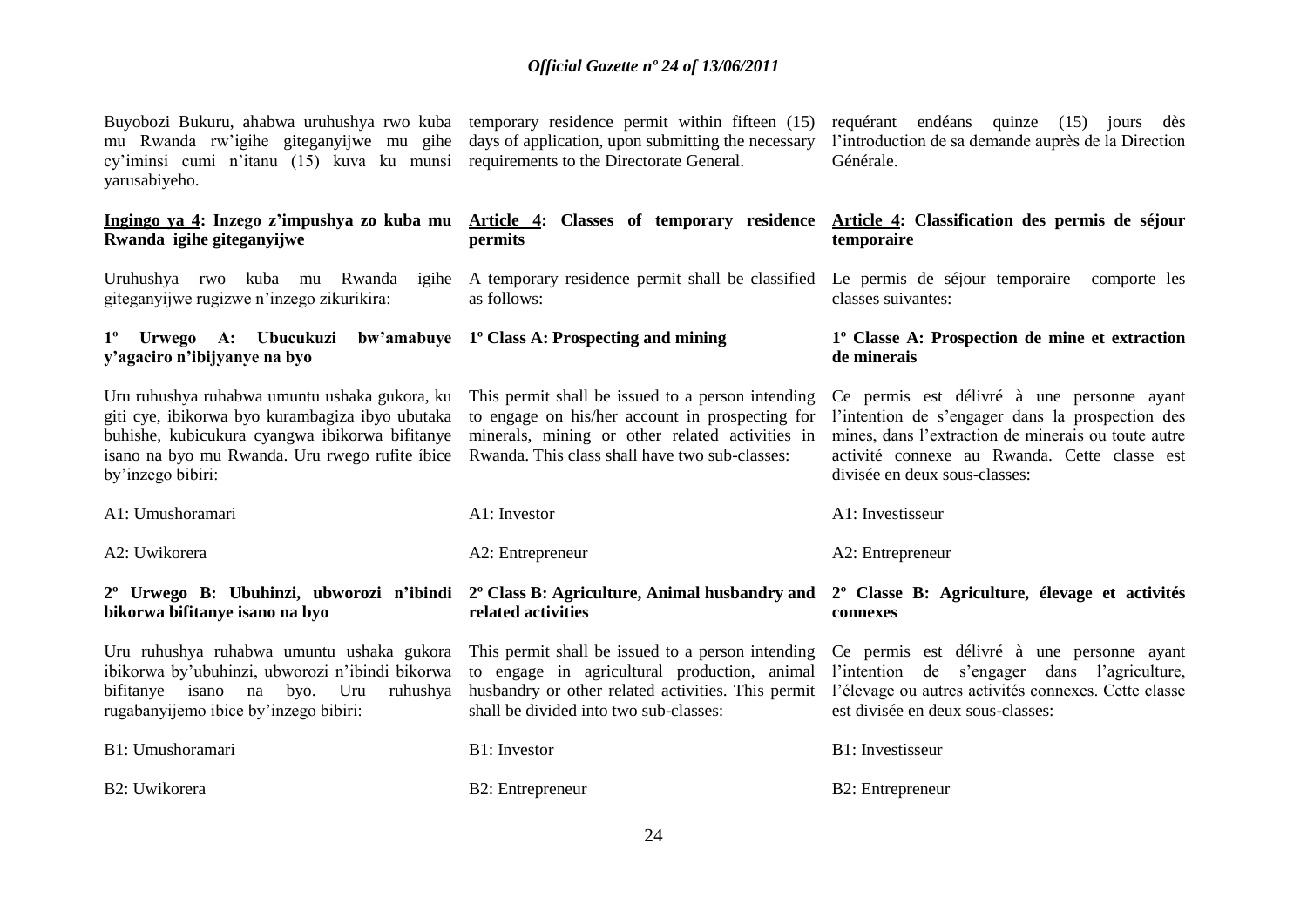Buyobozi Bukuru, ahabwa uruhushya rwo kuba mu Rwanda rw'igihe giteganyijwe mu gihe cy'iminsi cumi n'itanu (15) kuva ku munsi yarusabiyeho.

**Ingingo ya 4: Inzego z'impushya zo kuba mu Rwanda igihe giteganyijwe**

Uruhushya rwo kuba mu Rwanda igihe giteganyijwe rugizwe n'inzego zikurikira:

**1º Urwego A: Ubucukuzi bw'amabuye y'agaciro n'ibijyanye na byo**

Uru ruhushya ruhabwa umuntu ushaka gukora, ku giti cye, ibikorwa byo kurambagiza ibyo ubutaka buhishe, kubicukura cyangwa ibikorwa bifitanye isano na byo mu Rwanda. Uru rwego rufite íbice by'inzego bibiri:

A1: Umushoramari

A2: Uwikorera

**2º Urwego B: Ubuhinzi, ubworozi n'ibindi bikorwa bifitanye isano na byo**

Uru ruhushya ruhabwa umuntu ushaka gukora ibikorwa by'ubuhinzi, ubworozi n'ibindi bikorwa bifitanye isano na byo. Uru ruhushya rugabanyijemo ibice by'inzego bibiri:

B1: Umushoramari

B2: Uwikorera

temporary residence permit within fifteen (15) days of application, upon submitting the necessary requirements to the Directorate General.

**Article 4: Classes of temporary residence permits**

A temporary residence permit shall be classified as follows:

**1º Class A: Prospecting and mining**

This permit shall be issued to a person intending to engage on his/her account in prospecting for minerals, mining or other related activities in Rwanda. This class shall have two sub-classes:

A1: Investor

A2: Entrepreneur

**2º Class B: Agriculture, Animal husbandry and related activities**

This permit shall be issued to a person intending to engage in agricultural production, animal husbandry or other related activities. This permit shall be divided into two sub-classes:

B1: Investor

B2: Entrepreneur

requérant endéans quinze (15) jours dès l'introduction de sa demande auprès de la Direction Générale.

**Article 4: Classification des permis de séjour temporaire**

Le permis de séjour temporaire comporte les classes suivantes:

**1º Classe A: Prospection de mine et extraction de minerais**

Ce permis est délivré à une personne ayant l'intention de s'engager dans la prospection des mines, dans l'extraction de minerais ou toute autre activité connexe au Rwanda. Cette classe est divisée en deux sous-classes:

A1: Investisseur

A2: Entrepreneur

**2º Classe B: Agriculture, élevage et activités connexes**

Ce permis est délivré à une personne ayant l'intention de s'engager dans l'agriculture, l'élevage ou autres activités connexes. Cette classe est divisée en deux sous-classes:

B1: Investisseur

B2: Entrepreneur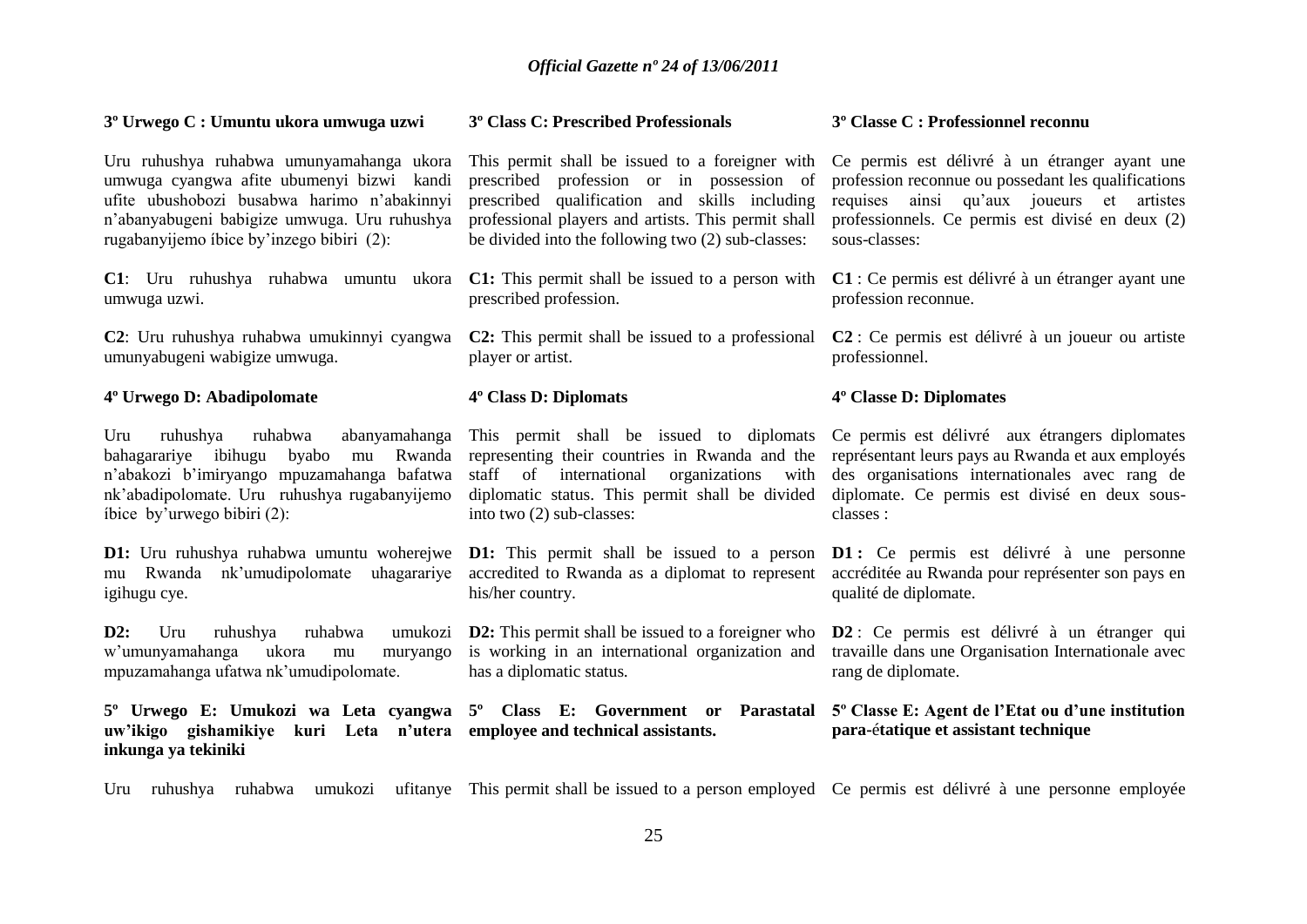**3º Urwego C : Umuntu ukora umwuga uzwi**

Uru ruhushya ruhabwa umunyamahanga ukora umwuga cyangwa afite ubumenyi bizwi kandi ufite ubushobozi busabwa harimo n'abakinnyi n'abanyabugeni babigize umwuga. Uru ruhushya rugabanyijemo íbice by'inzego bibiri (2):

**C1**: Uru ruhushya ruhabwa umuntu ukora umwuga uzwi.

**C2**: Uru ruhushya ruhabwa umukinnyi cyangwa umunyabugeni wabigize umwuga.

**4º Urwego D: Abadipolomate**

Uru ruhushya ruhabwa abanyamahanga bahagarariye ibihugu byabo mu Rwanda n'abakozi b'imiryango mpuzamahanga bafatwa nk'abadipolomate. Uru ruhushya rugabanyijemo íbice by'urwego bibiri (2):

**D1:** Uru ruhushya ruhabwa umuntu woherejwe mu Rwanda nk'umudipolomate uhagarariye igihugu cye.

**D2:** Uru ruhushya ruhabwa umukozi w'umunyamahanga ukora mu muryango mpuzamahanga ufatwa nk'umudipolomate.

**5º Urwego E: Umukozi wa Leta cyangwa uw'ikigo gishamikiye kuri Leta n'utera inkunga ya tekiniki**

Uru ruhushya ruhabwa umukozi ufitanye

**3º Class C: Prescribed Professionals**

This permit shall be issued to a foreigner with prescribed profession or in possession of prescribed qualification and skills including professional players and artists. This permit shall be divided into the following two (2) sub-classes:

**C1:** This permit shall be issued to a person with prescribed profession.

**C2:** This permit shall be issued to a professional player or artist.

**4º Class D: Diplomats**

This permit shall be issued to diplomats representing their countries in Rwanda and the staff of international organizations with diplomatic status. This permit shall be divided into two (2) sub-classes:

**D1:** This permit shall be issued to a person accredited to Rwanda as a diplomat to represent his/her country.

**D2:** This permit shall be issued to a foreigner who is working in an international organization and has a diplomatic status.

**5º Class E: Government or Parastatal employee and technical assistants.**

This permit shall be issued to a person employed

**3º Classe C : Professionnel reconnu**

Ce permis est délivré à un étranger ayant une profession reconnue ou possedant les qualifications requises ainsi qu'aux joueurs et artistes professionnels. Ce permis est divisé en deux (2) sous-classes:

**C1** : Ce permis est délivré à un étranger ayant une profession reconnue.

**C2** : Ce permis est délivré à un joueur ou artiste professionnel.

**4º Classe D: Diplomates**

Ce permis est délivré aux étrangers diplomates représentant leurs pays au Rwanda et aux employés des organisations internationales avec rang de diplomate. Ce permis est divisé en deux sous-classes :

**D1 :** Ce permis est délivré à une personne accréditée au Rwanda pour représenter son pays en qualité de diplomate.

**D2** : Ce permis est délivré à un étranger qui travaille dans une Organisation Internationale avec rang de diplomate.

**5º Classe E: Agent de l'Etat ou d'une institution para-étatique et assistant technique**

Ce permis est délivré à une personne employée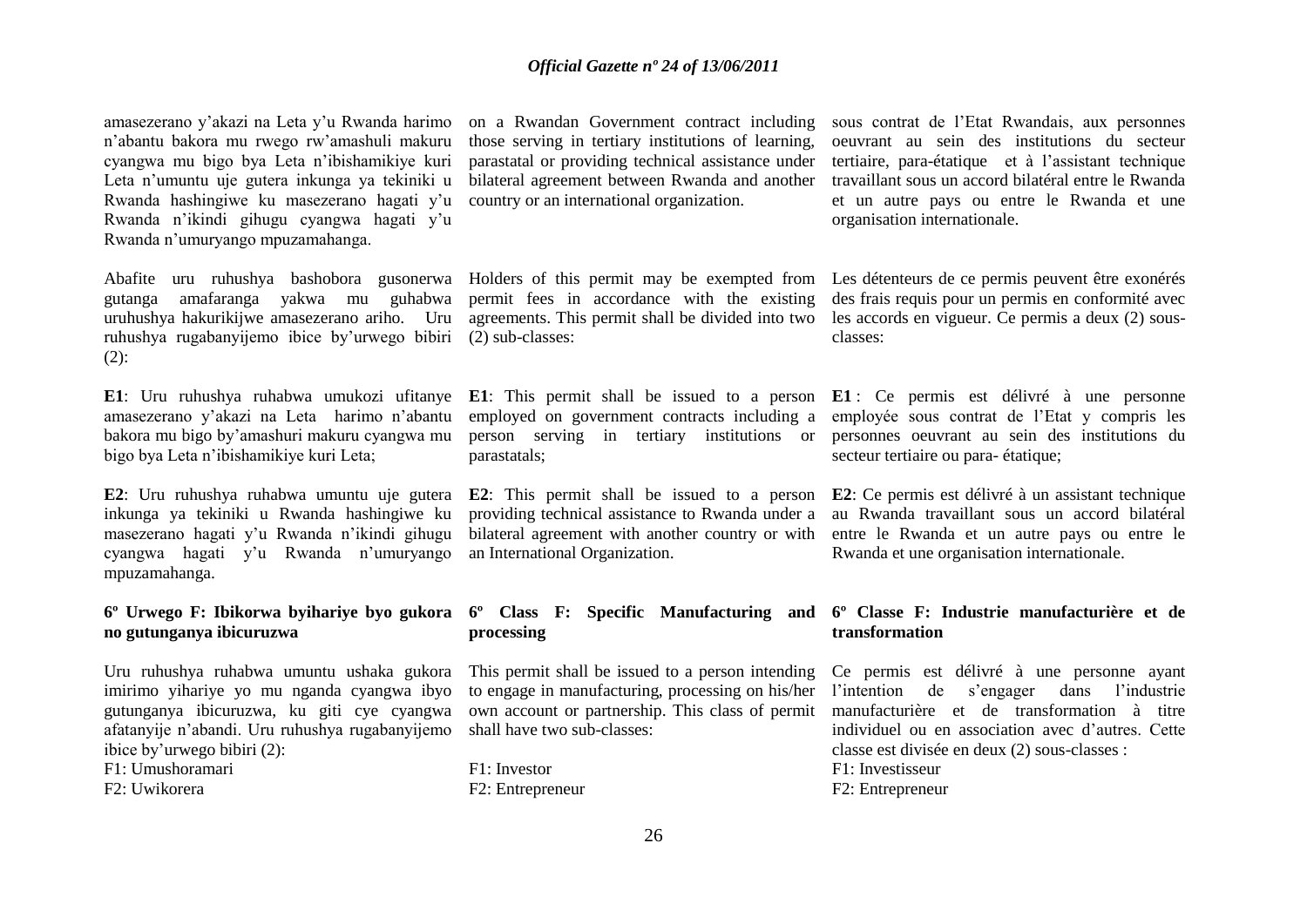amasezerano y'akazi na Leta y'u Rwanda harimo n'abantu bakora mu rwego rw'amashuli makuru cyangwa mu bigo bya Leta n'ibishamikiye kuri Leta n'umuntu uje gutera inkunga ya tekiniki u Rwanda hashingiwe ku masezerano hagati y'u Rwanda n'ikindi gihugu cyangwa hagati y'u Rwanda n'umuryango mpuzamahanga.

Abafite uru ruhushya bashobora gusonerwa gutanga amafaranga yakwa mu guhabwa uruhushya hakurikijwe amasezerano ariho. Uru ruhushya rugabanyijemo ibice by'urwego bibiri (2):

**E1**: Uru ruhushya ruhabwa umukozi ufitanye amasezerano y'akazi na Leta harimo n'abantu bakora mu bigo by'amashuri makuru cyangwa mu bigo bya Leta n'ibishamikiye kuri Leta;

**E2**: Uru ruhushya ruhabwa umuntu uje gutera inkunga ya tekiniki u Rwanda hashingiwe ku masezerano hagati y'u Rwanda n'ikindi gihugu cyangwa hagati y'u Rwanda n'umuryango mpuzamahanga.

**6º Urwego F: Ibikorwa byihariye byo gukora no gutunganya ibicuruzwa**

Uru ruhushya ruhabwa umuntu ushaka gukora imirimo yihariye yo mu nganda cyangwa ibyo gutunganya ibicuruzwa, ku giti cye cyangwa afatanyije n'abandi. Uru ruhushya rugabanyijemo ibice by'urwego bibiri (2):

F1: Umushoramari
F2: Uwikorera

on a Rwandan Government contract including those serving in tertiary institutions of learning, parastatal or providing technical assistance under bilateral agreement between Rwanda and another country or an international organization.

Holders of this permit may be exempted from permit fees in accordance with the existing agreements. This permit shall be divided into two (2) sub-classes:

**E1**: This permit shall be issued to a person employed on government contracts including a person serving in tertiary institutions or parastatals;

**E2**: This permit shall be issued to a person providing technical assistance to Rwanda under a bilateral agreement with another country or with an International Organization.

**6º Class F: Specific Manufacturing and processing**

This permit shall be issued to a person intending to engage in manufacturing, processing on his/her own account or partnership. This class of permit shall have two sub-classes:

F1: Investor
F2: Entrepreneur

sous contrat de l'Etat Rwandais, aux personnes oeuvrant au sein des institutions du secteur tertiaire, para-étatique et à l'assistant technique travaillant sous un accord bilatéral entre le Rwanda et un autre pays ou entre le Rwanda et une organisation internationale.

Les détenteurs de ce permis peuvent être exonérés des frais requis pour un permis en conformité avec les accords en vigueur. Ce permis a deux (2) sous-classes:

**E1** : Ce permis est délivré à une personne employée sous contrat de l'Etat y compris les personnes oeuvrant au sein des institutions du secteur tertiaire ou para- étatique;

**E2**: Ce permis est délivré à un assistant technique au Rwanda travaillant sous un accord bilatéral entre le Rwanda et un autre pays ou entre le Rwanda et une organisation internationale.

**6º Classe F: Industrie manufacturière et de transformation**

Ce permis est délivré à une personne ayant l'intention de s'engager dans l'industrie manufacturière et de transformation à titre individuel ou en association avec d'autres. Cette classe est divisée en deux (2) sous-classes :

F1: Investisseur
F2: Entrepreneur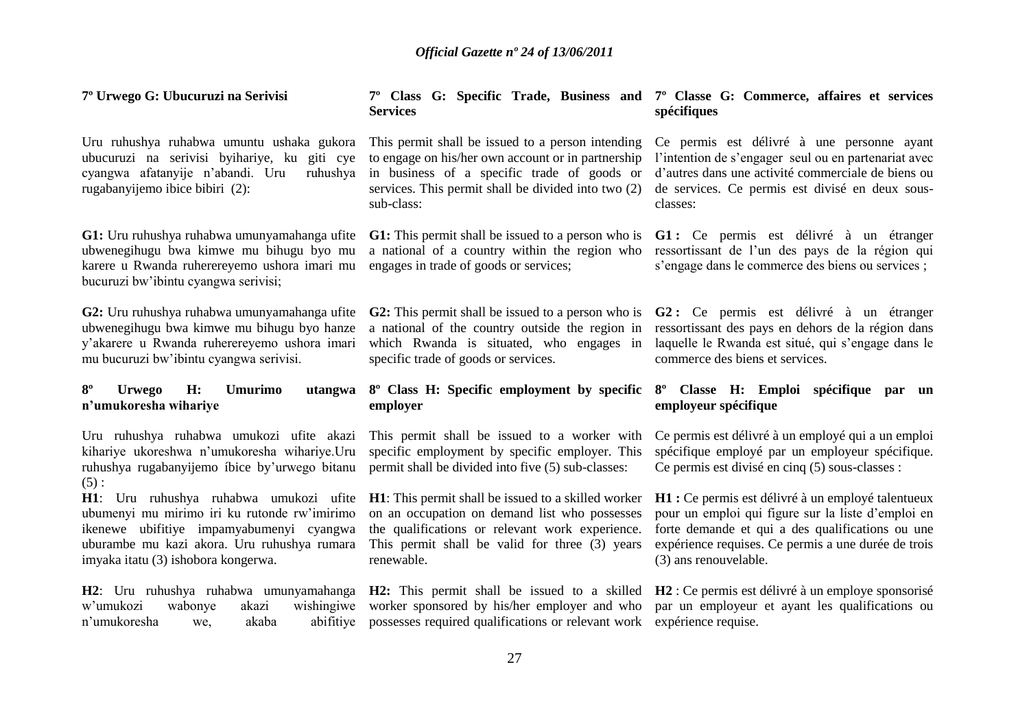**7º Urwego G: Ubucuruzi na Serivisi**

Uru ruhushya ruhabwa umuntu ushaka gukora ubucuruzi na serivisi byihariye, ku giti cye cyangwa afatanyije n'abandi. Uru ruhushya rugabanyijemo ibice bibiri (2):

**G1:** Uru ruhushya ruhabwa umunyamahanga ufite ubwenegihugu bwa kimwe mu bihugu byo mu karere u Rwanda ruherereyemo ushora imari mu bucuruzi bw'ibintu cyangwa serivisi;

**G2:** Uru ruhushya ruhabwa umunyamahanga ufite ubwenegihugu bwa kimwe mu bihugu byo hanze y'akarere u Rwanda ruherereyemo ushora imari mu bucuruzi bw'ibintu cyangwa serivisi.

**8º Urwego H: Umurimo utangwa n'umukoresha wihariye**

Uru ruhushya ruhabwa umukozi ufite akazi kihariye ukoreshwa n'umukoresha wihariye.Uru ruhushya rugabanyijemo íbice by'urwego bitanu (5) :

**H1**: Uru ruhushya ruhabwa umukozi ufite ubumenyi mu mirimo iri ku rutonde rw'imirimo ikenewe ubifitiye impamyabumenyi cyangwa uburambe mu kazi akora. Uru ruhushya rumara imyaka itatu (3) ishobora kongerwa.

**H2**: Uru ruhushya ruhabwa umunyamahanga w'umukozi wabonye akazi wishingiwe n'umukoresha we, akaba abifitiye

**7º Class G: Specific Trade, Business and Services**

This permit shall be issued to a person intending to engage on his/her own account or in partnership in business of a specific trade of goods or services. This permit shall be divided into two (2) sub-class:

**G1:** This permit shall be issued to a person who is a national of a country within the region who engages in trade of goods or services;

**G2:** This permit shall be issued to a person who is a national of the country outside the region in which Rwanda is situated, who engages in specific trade of goods or services.

**8º Class H: Specific employment by specific employer**

This permit shall be issued to a worker with specific employment by specific employer. This permit shall be divided into five (5) sub-classes:

**H1**: This permit shall be issued to a skilled worker on an occupation on demand list who possesses the qualifications or relevant work experience. This permit shall be valid for three (3) years renewable.

**H2:** This permit shall be issued to a skilled worker sponsored by his/her employer and who possesses required qualifications or relevant work

**7º Classe G: Commerce, affaires et services spécifiques**

Ce permis est délivré à une personne ayant l'intention de s'engager seul ou en partenariat avec d'autres dans une activité commerciale de biens ou de services. Ce permis est divisé en deux sous-classes:

**G1 :** Ce permis est délivré à un étranger ressortissant de l'un des pays de la région qui s'engage dans le commerce des biens ou services ;

**G2 :** Ce permis est délivré à un étranger ressortissant des pays en dehors de la région dans laquelle le Rwanda est situé, qui s'engage dans le commerce des biens et services.

**8º Classe H: Emploi spécifique par un employeur spécifique**

Ce permis est délivré à un employé qui a un emploi spécifique employé par un employeur spécifique. Ce permis est divisé en cinq (5) sous-classes :

**H1 :** Ce permis est délivré à un employé talentueux pour un emploi qui figure sur la liste d'emploi en forte demande et qui a des qualifications ou une expérience requises. Ce permis a une durée de trois (3) ans renouvelable.

**H2** : Ce permis est délivré à un employe sponsorisé par un employeur et ayant les qualifications ou expérience requise.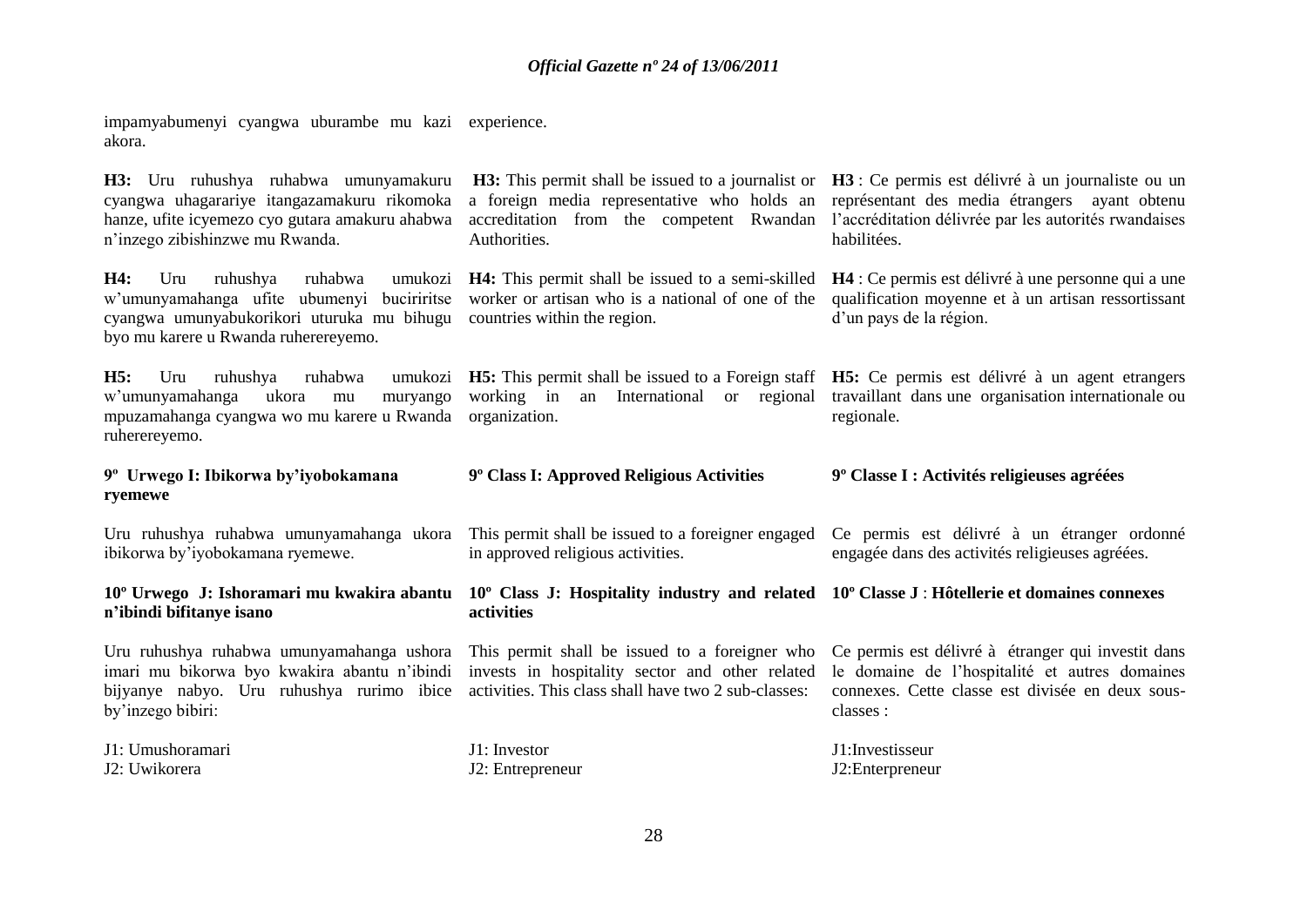impamyabumenyi cyangwa uburambe mu kazi akora.

experience.

**H3:** Uru ruhushya ruhabwa umunyamakuru cyangwa uhagarariye itangazamakuru rikomoka hanze, ufite icyemezo cyo gutara amakuru ahabwa n'inzego zibishinzwe mu Rwanda.

**H4:** Uru ruhushya ruhabwa umukozi w'umunyamahanga ufite ubumenyi buciriritse cyangwa umunyabukorikori uturuka mu bihugu byo mu karere u Rwanda ruherereyemo.

**H5:** Uru ruhushya ruhabwa umukozi w'umunyamahanga ukora mu muryango mpuzamahanga cyangwa wo mu karere u Rwanda ruherereyemo.

**9º Urwego I: Ibikorwa by'iyobokamana ryemewe**

Uru ruhushya ruhabwa umunyamahanga ukora ibikorwa by'iyobokamana ryemewe.

**10º Urwego J: Ishoramari mu kwakira abantu n'ibindi bifitanye isano**

Uru ruhushya ruhabwa umunyamahanga ushora imari mu bikorwa byo kwakira abantu n'ibindi bijyanye nabyo. Uru ruhushya rurimo ibice by'inzego bibiri:

J1: Umushoramari
J2: Uwikorera

**H3:** This permit shall be issued to a journalist or a foreign media representative who holds an accreditation from the competent Rwandan Authorities.

**H4:** This permit shall be issued to a semi-skilled worker or artisan who is a national of one of the countries within the region.

**H5:** This permit shall be issued to a Foreign staff working in an International or regional organization.

**9º Class I: Approved Religious Activities**

This permit shall be issued to a foreigner engaged in approved religious activities.

**10º Class J: Hospitality industry and related activities**

This permit shall be issued to a foreigner who invests in hospitality sector and other related activities. This class shall have two 2 sub-classes:

J1: Investor
J2: Entrepreneur

**H3** : Ce permis est délivré à un journaliste ou un représentant des media étrangers ayant obtenu l'accréditation délivrée par les autorités rwandaises habilitées.

**H4** : Ce permis est délivré à une personne qui a une qualification moyenne et à un artisan ressortissant d'un pays de la région.

**H5:** Ce permis est délivré à un agent etrangers travaillant dans une organisation internationale ou regionale.

**9º Classe I : Activités religieuses agréées**

Ce permis est délivré à un étranger ordonné engagée dans des activités religieuses agréées.

**10º Classe J** : **Hôtellerie et domaines connexes**

Ce permis est délivré à étranger qui investit dans le domaine de l'hospitalité et autres domaines connexes. Cette classe est divisée en deux sous-classes :

J1:Investisseur
J2:Enterpreneur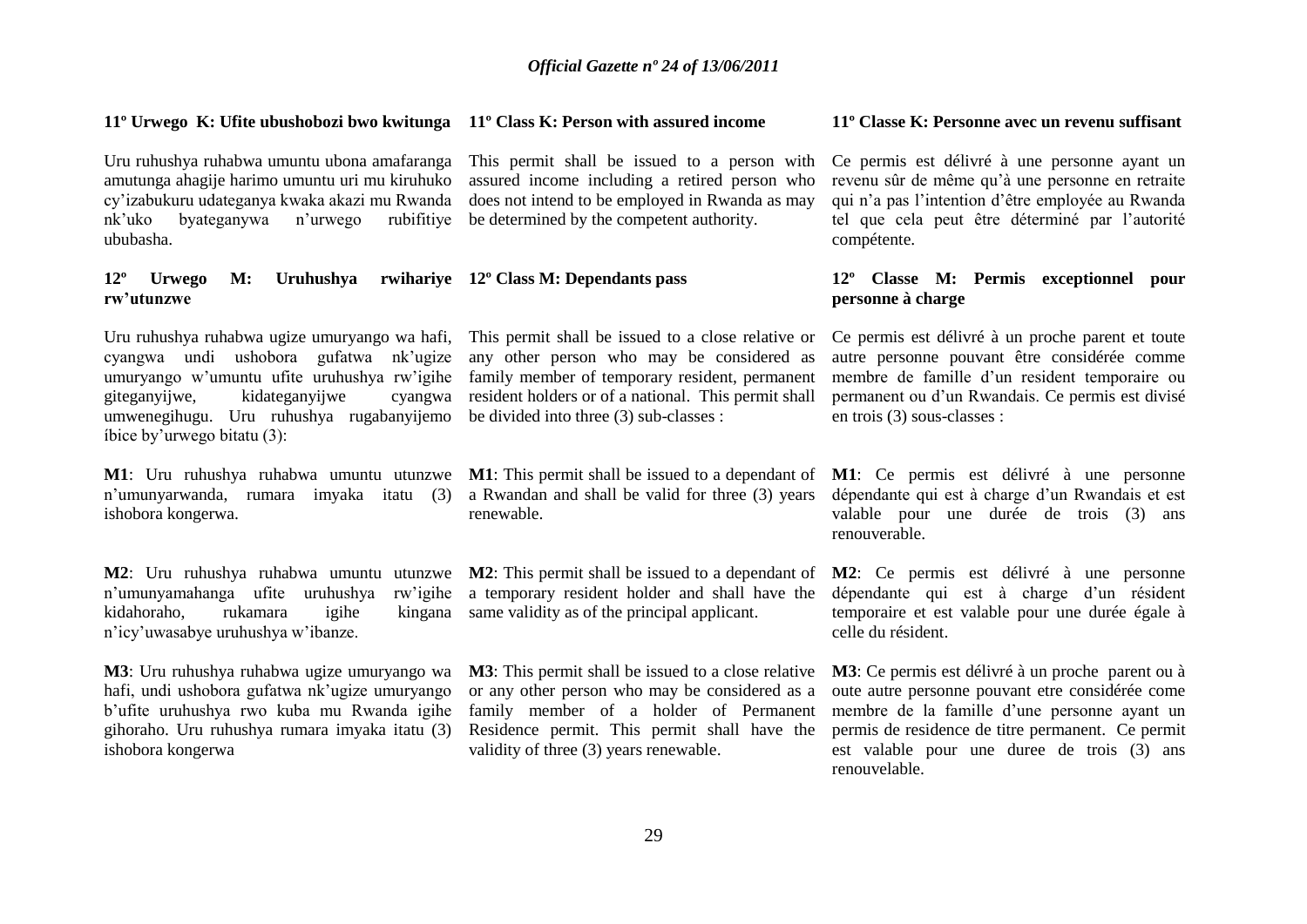**11º Urwego K: Ufite ubushobozi bwo kwitunga**

Uru ruhushya ruhabwa umuntu ubona amafaranga amutunga ahagije harimo umuntu uri mu kiruhuko cy'izabukuru udateganya kwaka akazi mu Rwanda nk'uko byateganywa n'urwego rubifitiye ububasha.

**12º Urwego M: Uruhushya rwihariye rw'utunzwe**

Uru ruhushya ruhabwa ugize umuryango wa hafi, cyangwa undi ushobora gufatwa nk'ugize umuryango w'umuntu ufite uruhushya rw'igihe giteganyijwe, kidateganyijwe cyangwa umwenegihugu. Uru ruhushya rugabanyijemo íbice by'urwego bitatu (3):

**M1**: Uru ruhushya ruhabwa umuntu utunzwe n'umunyarwanda, rumara imyaka itatu (3) ishobora kongerwa.

**M2**: Uru ruhushya ruhabwa umuntu utunzwe n'umunyamahanga ufite uruhushya rw'igihe kidahoraho, rukamara igihe kingana n'icy'uwasabye uruhushya w'ibanze.

**M3**: Uru ruhushya ruhabwa ugize umuryango wa hafi, undi ushobora gufatwa nk'ugize umuryango b'ufite uruhushya rwo kuba mu Rwanda igihe gihoraho. Uru ruhushya rumara imyaka itatu (3) ishobora kongerwa

**11º Class K: Person with assured income**

This permit shall be issued to a person with assured income including a retired person who does not intend to be employed in Rwanda as may be determined by the competent authority.

**12º Class M: Dependants pass**

This permit shall be issued to a close relative or any other person who may be considered as family member of temporary resident, permanent resident holders or of a national. This permit shall be divided into three (3) sub-classes :

**M1**: This permit shall be issued to a dependant of a Rwandan and shall be valid for three (3) years renewable.

**M2**: This permit shall be issued to a dependant of a temporary resident holder and shall have the same validity as of the principal applicant.

**M3**: This permit shall be issued to a close relative or any other person who may be considered as a family member of a holder of Permanent Residence permit. This permit shall have the validity of three (3) years renewable.

**11º Classe K: Personne avec un revenu suffisant**

Ce permis est délivré à une personne ayant un revenu sûr de même qu'à une personne en retraite qui n'a pas l'intention d'être employée au Rwanda tel que cela peut être déterminé par l'autorité compétente.

**12º Classe M: Permis exceptionnel pour personne à charge**

Ce permis est délivré à un proche parent et toute autre personne pouvant être considérée comme membre de famille d'un resident temporaire ou permanent ou d'un Rwandais. Ce permis est divisé en trois (3) sous-classes :

**M1**: Ce permis est délivré à une personne dépendante qui est à charge d'un Rwandais et est valable pour une durée de trois (3) ans renouverable.

**M2**: Ce permis est délivré à une personne dépendante qui est à charge d'un résident temporaire et est valable pour une durée égale à celle du résident.

**M3**: Ce permis est délivré à un proche parent ou à oute autre personne pouvant etre considérée come membre de la famille d'une personne ayant un permis de residence de titre permanent. Ce permit est valable pour une duree de trois (3) ans renouvelable.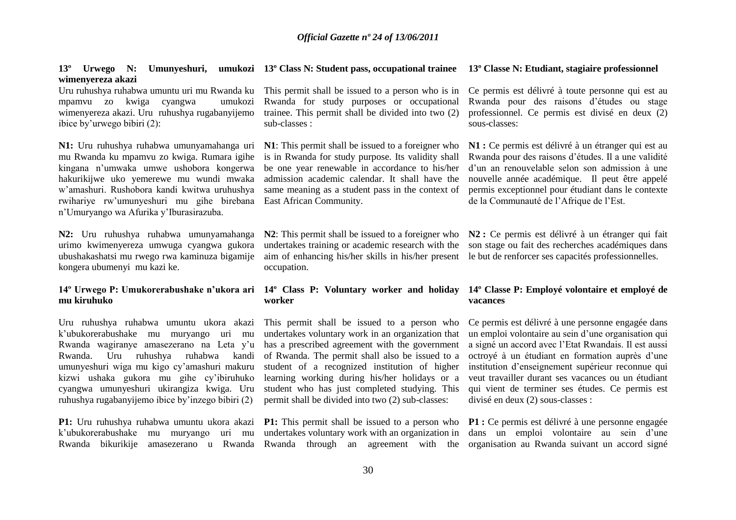**13º Urwego N: Umunyeshuri, umukozi wimenyereza akazi**

Uru ruhushya ruhabwa umuntu uri mu Rwanda ku mpamvu zo kwiga cyangwa umukozi wimenyereza akazi. Uru ruhushya rugabanyijemo ibice by'urwego bibiri (2):

**N1:** Uru ruhushya ruhabwa umunyamahanga uri mu Rwanda ku mpamvu zo kwiga. Rumara igihe kingana n'umwaka umwe ushobora kongerwa hakurikijwe uko yemerewe mu wundi mwaka w'amashuri. Rushobora kandi kwitwa uruhushya rwihariye rw'umunyeshuri mu gihe birebana n'Umuryango wa Afurika y'Iburasirazuba.

**N2:** Uru ruhushya ruhabwa umunyamahanga urimo kwimenyereza umwuga cyangwa gukora ubushakashatsi mu rwego rwa kaminuza bigamije kongera ubumenyi mu kazi ke.

**14º Urwego P: Umukorerabushake n'ukora ari mu kiruhuko**

Uru ruhushya ruhabwa umuntu ukora akazi k'ubukorerabushake mu muryango uri mu Rwanda wagiranye amasezerano na Leta y'u Rwanda. Uru ruhushya ruhabwa kandi umunyeshuri wiga mu kigo cy'amashuri makuru kizwi ushaka gukora mu gihe cy'ibiruhuko cyangwa umunyeshuri ukirangiza kwiga. Uru ruhushya rugabanyijemo íbice by'inzego bibiri (2)

**P1:** Uru ruhushya ruhabwa umuntu ukora akazi k'ubukorerabushake mu muryango uri mu Rwanda bikurikije amasezerano u Rwanda

**13º Class N: Student pass, occupational trainee**

This permit shall be issued to a person who is in Rwanda for study purposes or occupational trainee. This permit shall be divided into two (2) sub-classes :

**N1**: This permit shall be issued to a foreigner who is in Rwanda for study purpose. Its validity shall be one year renewable in accordance to his/her admission academic calendar. It shall have the same meaning as a student pass in the context of East African Community.

**N2**: This permit shall be issued to a foreigner who undertakes training or academic research with the aim of enhancing his/her skills in his/her present occupation.

**14º Class P: Voluntary worker and holiday worker**

This permit shall be issued to a person who undertakes voluntary work in an organization that has a prescribed agreement with the government of Rwanda. The permit shall also be issued to a student of a recognized institution of higher learning working during his/her holidays or a student who has just completed studying. This permit shall be divided into two (2) sub-classes:

**P1:** This permit shall be issued to a person who undertakes voluntary work with an organization in Rwanda through an agreement with the

**13º Classe N: Etudiant, stagiaire professionnel**

Ce permis est délivré à toute personne qui est au Rwanda pour des raisons d'études ou stage professionnel. Ce permis est divisé en deux (2) sous-classes:

**N1 :** Ce permis est délivré à un étranger qui est au Rwanda pour des raisons d'études. Il a une validité d'un an renouvelable selon son admission à une nouvelle année académique. Il peut être appelé permis exceptionnel pour étudiant dans le contexte de la Communauté de l'Afrique de l'Est.

**N2 :** Ce permis est délivré à un étranger qui fait son stage ou fait des recherches académiques dans le but de renforcer ses capacités professionnelles.

**14º Classe P: Employé volontaire et employé de vacances**

Ce permis est délivré à une personne engagée dans un emploi volontaire au sein d'une organisation qui a signé un accord avec l'Etat Rwandais. Il est aussi octroyé à un étudiant en formation auprès d'une institution d'enseignement supérieur reconnue qui veut travailler durant ses vacances ou un étudiant qui vient de terminer ses études. Ce permis est divisé en deux (2) sous-classes :

**P1 :** Ce permis est délivré à une personne engagée dans un emploi volontaire au sein d'une organisation au Rwanda suivant un accord signé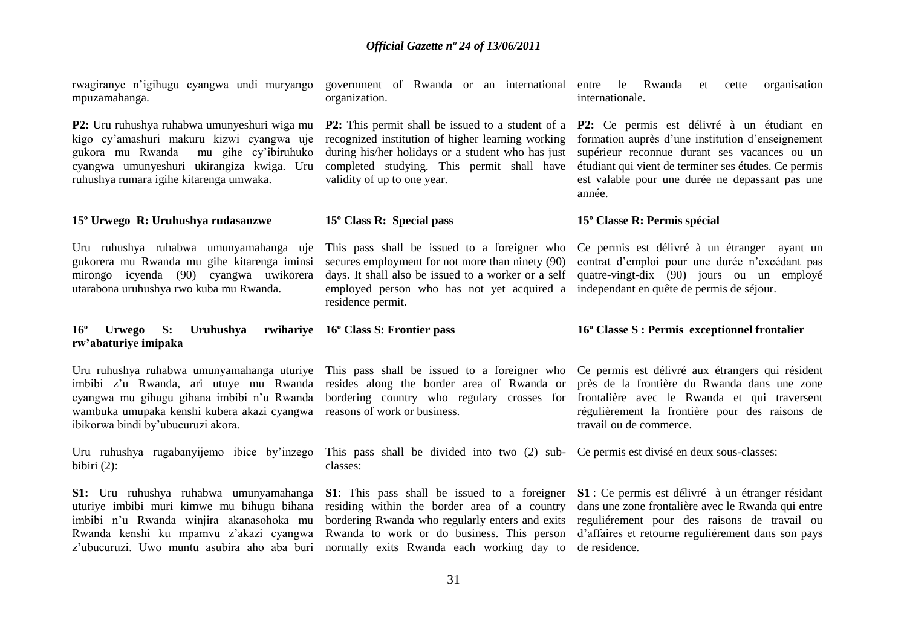rwagiranye n'igihugu cyangwa undi muryango mpuzamahanga.

**P2:** Uru ruhushya ruhabwa umunyeshuri wiga mu kigo cy'amashuri makuru kizwi cyangwa uje gukora mu Rwanda mu gihe cy'ibiruhuko cyangwa umunyeshuri ukirangiza kwiga. Uru ruhushya rumara igihe kitarenga umwaka.

**15º Urwego R: Uruhushya rudasanzwe**

Uru ruhushya ruhabwa umunyamahanga uje gukorera mu Rwanda mu gihe kitarenga iminsi mirongo icyenda (90) cyangwa uwikorera utarabona uruhushya rwo kuba mu Rwanda.

**16º Urwego S: Uruhushya rwihariye rw'abaturiye imipaka**

Uru ruhushya ruhabwa umunyamahanga uturiye imbibi z'u Rwanda, ari utuye mu Rwanda cyangwa mu gihugu gihana imbibi n'u Rwanda wambuka umupaka kenshi kubera akazi cyangwa ibikorwa bindi by'ubucuruzi akora.

Uru ruhushya rugabanyijemo ibice by'inzego bibiri (2):

**S1:** Uru ruhushya ruhabwa umunyamahanga uturiye imbibi muri kimwe mu bihugu bihana imbibi n'u Rwanda winjira akanasohoka mu Rwanda kenshi ku mpamvu z'akazi cyangwa z'ubucuruzi. Uwo muntu asubira aho aba buri

government of Rwanda or an international organization.

**P2:** This permit shall be issued to a student of a recognized institution of higher learning working during his/her holidays or a student who has just completed studying. This permit shall have validity of up to one year.

**15º Class R: Special pass**

This pass shall be issued to a foreigner who secures employment for not more than ninety (90) days. It shall also be issued to a worker or a self employed person who has not yet acquired a residence permit.

**16º Class S: Frontier pass**

This pass shall be issued to a foreigner who resides along the border area of Rwanda or bordering country who regulary crosses for reasons of work or business.

This pass shall be divided into two (2) sub-classes:

**S1**: This pass shall be issued to a foreigner residing within the border area of a country bordering Rwanda who regularly enters and exits Rwanda to work or do business. This person normally exits Rwanda each working day to

entre le Rwanda et cette organisation internationale.

**P2:** Ce permis est délivré à un étudiant en formation auprès d'une institution d'enseignement supérieur reconnue durant ses vacances ou un étudiant qui vient de terminer ses études. Ce permis est valable pour une durée ne depassant pas une année.

**15º Classe R: Permis spécial**

Ce permis est délivré à un étranger ayant un contrat d'emploi pour une durée n'excédant pas quatre-vingt-dix (90) jours ou un employé independant en quête de permis de séjour.

**16º Classe S : Permis exceptionnel frontalier**

Ce permis est délivré aux étrangers qui résident près de la frontière du Rwanda dans une zone frontalière avec le Rwanda et qui traversent régulièrement la frontière pour des raisons de travail ou de commerce.

Ce permis est divisé en deux sous-classes:

**S1** : Ce permis est délivré à un étranger résidant dans une zone frontalière avec le Rwanda qui entre reguliérement pour des raisons de travail ou d'affaires et retourne reguliérement dans son pays de residence.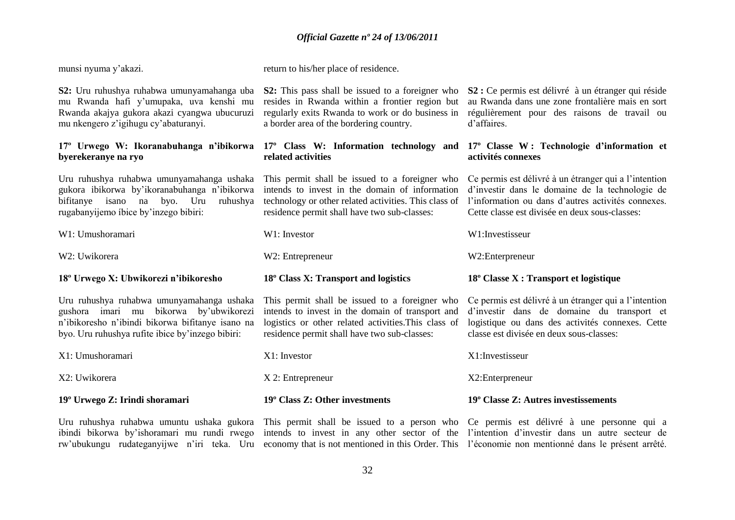munsi nyuma y'akazi.

**S2:** Uru ruhushya ruhabwa umunyamahanga uba mu Rwanda hafi y'umupaka, uva kenshi mu Rwanda akajya gukora akazi cyangwa ubucuruzi mu nkengero z'igihugu cy'abaturanyi.

**17º Urwego W: Ikoranabuhanga n'ibikorwa byerekeranye na ryo**

Uru ruhushya ruhabwa umunyamahanga ushaka gukora ibikorwa by'ikoranabuhanga n'ibikorwa bifitanye isano na byo. Uru ruhushya rugabanyijemo íbice by'inzego bibiri:

W1: Umushoramari

W2: Uwikorera

**18º Urwego X: Ubwikorezi n'ibikoresho**

Uru ruhushya ruhabwa umunyamahanga ushaka gushora imari mu bikorwa by'ubwikorezi n'ibikoresho n'ibindi bikorwa bifitanye isano na byo. Uru ruhushya rufite ibice by'inzego bibiri:

X1: Umushoramari

X2: Uwikorera

**19º Urwego Z: Irindi shoramari**

Uru ruhushya ruhabwa umuntu ushaka gukora ibindi bikorwa by'ishoramari mu rundi rwego rw'ubukungu rudateganyijwe n'iri teka. Uru

return to his/her place of residence.

**S2:** This pass shall be issued to a foreigner who resides in Rwanda within a frontier region but regularly exits Rwanda to work or do business in a border area of the bordering country.

**17º Class W: Information technology and related activities**

This permit shall be issued to a foreigner who intends to invest in the domain of information technology or other related activities. This class of residence permit shall have two sub-classes:

W1: Investor

W2: Entrepreneur

**18º Class X: Transport and logistics**

This permit shall be issued to a foreigner who intends to invest in the domain of transport and logistics or other related activities.This class of residence permit shall have two sub-classes:

X1: Investor

X 2: Entrepreneur

**19º Class Z: Other investments**

This permit shall be issued to a person who intends to invest in any other sector of the economy that is not mentioned in this Order. This

**S2 :** Ce permis est délivré à un étranger qui réside au Rwanda dans une zone frontalière mais en sort régulièrement pour des raisons de travail ou d'affaires.

**17º Classe W : Technologie d'information et activités connexes**

Ce permis est délivré à un étranger qui a l'intention d'investir dans le domaine de la technologie de l'information ou dans d'autres activités connexes. Cette classe est divisée en deux sous-classes:

W1:Investisseur

W2:Enterpreneur

**18º Classe X : Transport et logistique**

Ce permis est délivré à un étranger qui a l'intention d'investir dans de domaine du transport et logistique ou dans des activités connexes. Cette classe est divisée en deux sous-classes:

X1:Investisseur

X2:Enterpreneur

**19º Classe Z: Autres investissements**

Ce permis est délivré à une personne qui a l'intention d'investir dans un autre secteur de l'économie non mentionné dans le présent arrêté.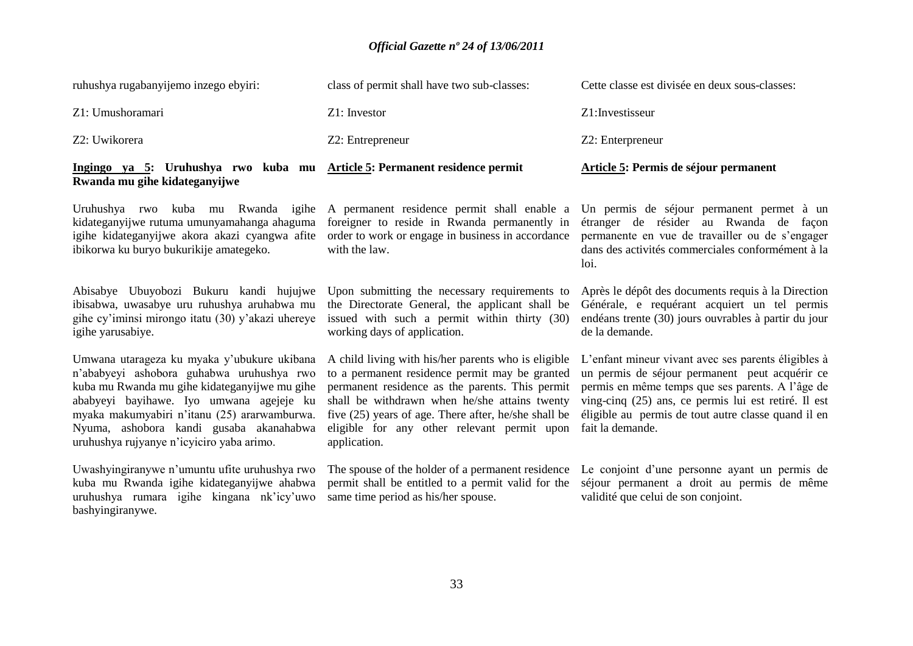ruhushya rugabanyijemo inzego ebyiri:

Z1: Umushoramari

Z2: Uwikorera

**Ingingo ya 5: Uruhushya rwo kuba mu Rwanda mu gihe kidateganyijwe**

Uruhushya rwo kuba mu Rwanda igihe kidateganyijwe rutuma umunyamahanga ahaguma igihe kidateganyijwe akora akazi cyangwa afite ibikorwa ku buryo bukurikije amategeko.

Abisabye Ubuyobozi Bukuru kandi hujujwe ibisabwa, uwasabye uru ruhushya aruhabwa mu gihe cy'iminsi mirongo itatu (30) y'akazi uhereye igihe yarusabiye.

Umwana utarageza ku myaka y'ubukure ukibana n'ababyeyi ashobora guhabwa uruhushya rwo kuba mu Rwanda mu gihe kidateganyijwe mu gihe ababyeyi bayihawe. Iyo umwana agejeje ku myaka makumyabiri n'itanu (25) ararwamburwa. Nyuma, ashobora kandi gusaba akanahabwa uruhushya rujyanye n'icyiciro yaba arimo.

Uwashyingiranywe n'umuntu ufite uruhushya rwo kuba mu Rwanda igihe kidateganyijwe ahabwa uruhushya rumara igihe kingana nk'icy'uwo bashyingiranywe.

class of permit shall have two sub-classes:

Z1: Investor

Z2: Entrepreneur

**Article 5: Permanent residence permit**

A permanent residence permit shall enable a foreigner to reside in Rwanda permanently in order to work or engage in business in accordance with the law.

Upon submitting the necessary requirements to the Directorate General, the applicant shall be issued with such a permit within thirty (30) working days of application.

A child living with his/her parents who is eligible to a permanent residence permit may be granted permanent residence as the parents. This permit shall be withdrawn when he/she attains twenty five (25) years of age. There after, he/she shall be eligible for any other relevant permit upon application.

The spouse of the holder of a permanent residence permit shall be entitled to a permit valid for the same time period as his/her spouse.

Cette classe est divisée en deux sous-classes:

Z1:Investisseur

Z2: Enterpreneur

**Article 5: Permis de séjour permanent**

Un permis de séjour permanent permet à un étranger de résider au Rwanda de façon permanente en vue de travailler ou de s'engager dans des activités commerciales conformément à la loi.

Après le dépôt des documents requis à la Direction Générale, e requérant acquiert un tel permis endéans trente (30) jours ouvrables à partir du jour de la demande.

L'enfant mineur vivant avec ses parents éligibles à un permis de séjour permanent peut acquérir ce permis en même temps que ses parents. A l'âge de ving-cinq (25) ans, ce permis lui est retiré. Il est éligible au permis de tout autre classe quand il en fait la demande.

Le conjoint d'une personne ayant un permis de séjour permanent a droit au permis de même validité que celui de son conjoint.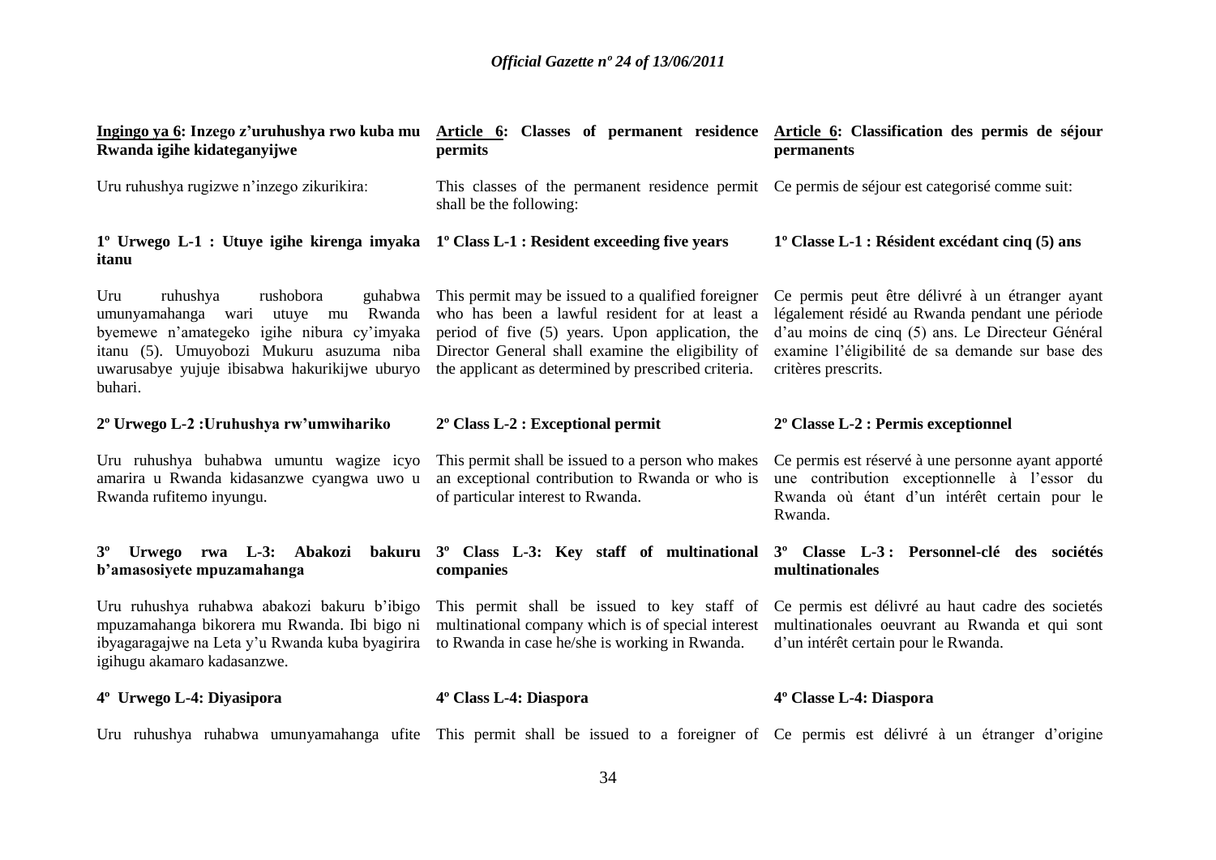**Ingingo ya 6: Inzego z'uruhushya rwo kuba mu Rwanda igihe kidateganyijwe**

Uru ruhushya rugizwe n'inzego zikurikira:

**1º Urwego L-1 : Utuye igihe kirenga imyaka itanu**

Uru ruhushya rushobora guhabwa umunyamahanga wari utuye mu Rwanda byemewe n'amategeko igihe nibura cy'imyaka itanu (5). Umuyobozi Mukuru asuzuma niba uwarusabye yujuje ibisabwa hakurikijwe uburyo buhari.

**2º Urwego L-2 :Uruhushya rw'umwihariko**

Uru ruhushya buhabwa umuntu wagize icyo amarira u Rwanda kidasanzwe cyangwa uwo u Rwanda rufitemo inyungu.

**3º Urwego rwa L-3: Abakozi bakuru b'amasosiyete mpuzamahanga**

Uru ruhushya ruhabwa abakozi bakuru b'ibigo mpuzamahanga bikorera mu Rwanda. Ibi bigo ni ibyagaragajwe na Leta y'u Rwanda kuba byagirira igihugu akamaro kadasanzwe.

**4º Urwego L-4: Diyasipora**

Uru ruhushya ruhabwa umunyamahanga ufite

**Article 6: Classes of permanent residence permits**

This classes of the permanent residence permit shall be the following:

**1º Class L-1 : Resident exceeding five years**

This permit may be issued to a qualified foreigner who has been a lawful resident for at least a period of five (5) years. Upon application, the Director General shall examine the eligibility of the applicant as determined by prescribed criteria.

**2º Class L-2 : Exceptional permit**

This permit shall be issued to a person who makes an exceptional contribution to Rwanda or who is of particular interest to Rwanda.

**3º Class L-3: Key staff of multinational companies**

This permit shall be issued to key staff of multinational company which is of special interest to Rwanda in case he/she is working in Rwanda.

**4º Class L-4: Diaspora**

This permit shall be issued to a foreigner of

**Article 6: Classification des permis de séjour permanents**

Ce permis de séjour est categorisé comme suit:

**1º Classe L-1 : Résident excédant cinq (5) ans**

Ce permis peut être délivré à un étranger ayant légalement résidé au Rwanda pendant une période d'au moins de cinq (5) ans. Le Directeur Général examine l'éligibilité de sa demande sur base des critères prescrits.

**2º Classe L-2 : Permis exceptionnel**

Ce permis est réservé à une personne ayant apporté une contribution exceptionnelle à l'essor du Rwanda où étant d'un intérêt certain pour le Rwanda.

**3º Classe L-3 : Personnel-clé des sociétés multinationales**

Ce permis est délivré au haut cadre des societés multinationales oeuvrant au Rwanda et qui sont d'un intérêt certain pour le Rwanda.

**4º Classe L-4: Diaspora**

Ce permis est délivré à un étranger d'origine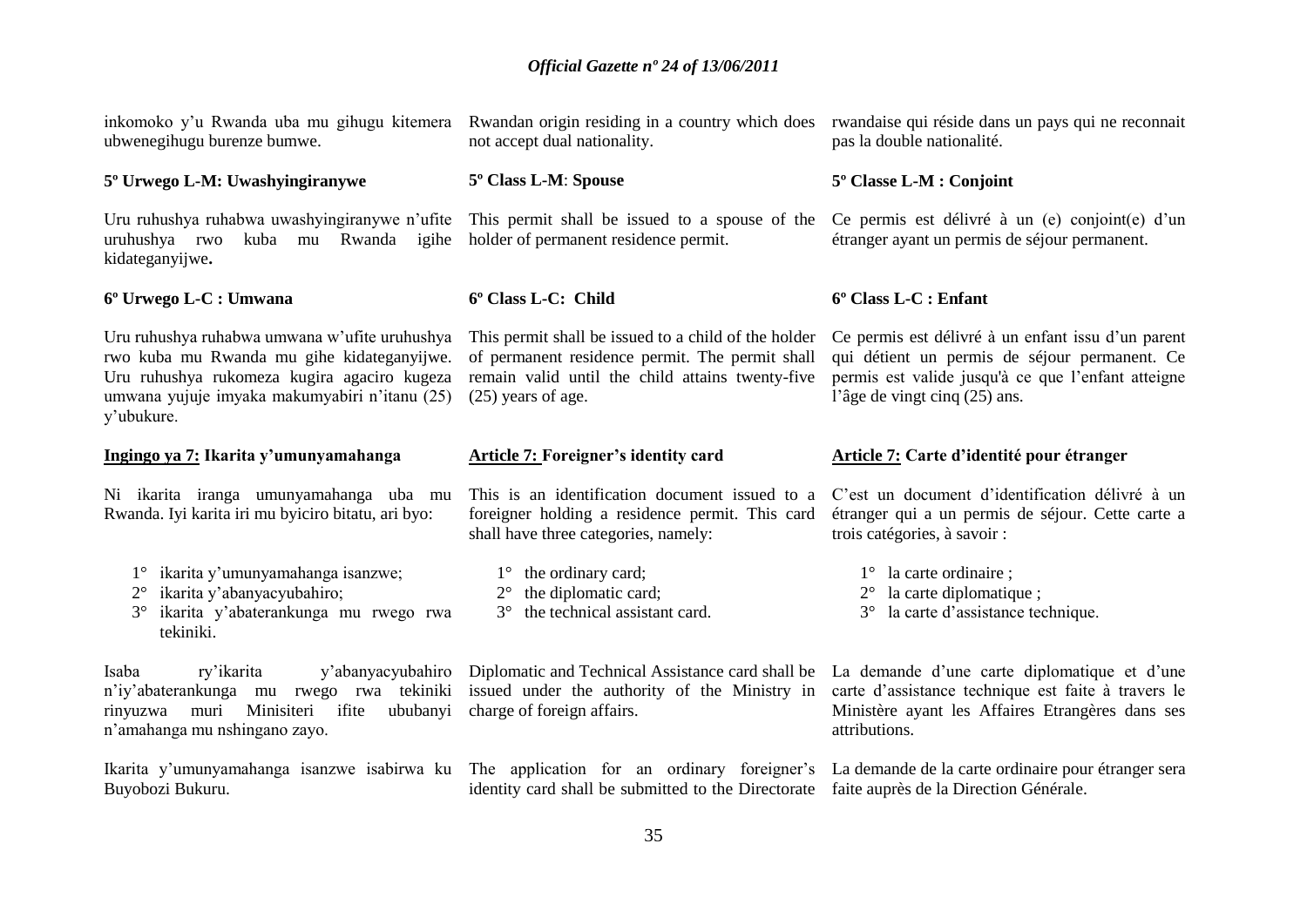inkomoko y'u Rwanda uba mu gihugu kitemera ubwenegihugu burenze bumwe.

**5º Urwego L-M: Uwashyingiranywe**

Uru ruhushya ruhabwa uwashyingiranywe n'ufite uruhushya rwo kuba mu Rwanda igihe kidateganyijwe**.**

**6º Urwego L-C : Umwana**

Uru ruhushya ruhabwa umwana w'ufite uruhushya rwo kuba mu Rwanda mu gihe kidateganyijwe. Uru ruhushya rukomeza kugira agaciro kugeza umwana yujuje imyaka makumyabiri n'itanu (25) y'ubukure.

**Ingingo ya 7: Ikarita y'umunyamahanga**

Ni ikarita iranga umunyamahanga uba mu Rwanda. Iyi karita iri mu byiciro bitatu, ari byo:

1° ikarita y'umunyamahanga isanzwe;
2° ikarita y'abanyacyubahiro;
3° ikarita y'abaterankunga mu rwego rwa tekiniki.

Isaba ry'ikarita y'abanyacyubahiro n'iy'abaterankunga mu rwego rwa tekiniki rinyuzwa muri Minisiteri ifite ububanyi n'amahanga mu nshingano zayo.

Ikarita y'umunyamahanga isanzwe isabirwa ku Buyobozi Bukuru.

Rwandan origin residing in a country which does not accept dual nationality.

**5º Class L-M**: **Spouse**

This permit shall be issued to a spouse of the holder of permanent residence permit.

**6º Class L-C: Child**

This permit shall be issued to a child of the holder of permanent residence permit. The permit shall remain valid until the child attains twenty-five (25) years of age.

**Article 7: Foreigner's identity card**

This is an identification document issued to a foreigner holding a residence permit. This card shall have three categories, namely:

1° the ordinary card;
2° the diplomatic card;
3° the technical assistant card.

Diplomatic and Technical Assistance card shall be issued under the authority of the Ministry in charge of foreign affairs.

The application for an ordinary foreigner's identity card shall be submitted to the Directorate

rwandaise qui réside dans un pays qui ne reconnait pas la double nationalité.

**5º Classe L-M : Conjoint**

Ce permis est délivré à un (e) conjoint(e) d'un étranger ayant un permis de séjour permanent.

**6º Class L-C : Enfant**

Ce permis est délivré à un enfant issu d'un parent qui détient un permis de séjour permanent. Ce permis est valide jusqu'à ce que l'enfant atteigne l'âge de vingt cinq (25) ans.

**Article 7: Carte d'identité pour étranger**

C'est un document d'identification délivré à un étranger qui a un permis de séjour. Cette carte a trois catégories, à savoir :

1° la carte ordinaire ;
2° la carte diplomatique ;
3° la carte d'assistance technique.

La demande d'une carte diplomatique et d'une carte d'assistance technique est faite à travers le Ministère ayant les Affaires Etrangères dans ses attributions.

La demande de la carte ordinaire pour étranger sera faite auprès de la Direction Générale.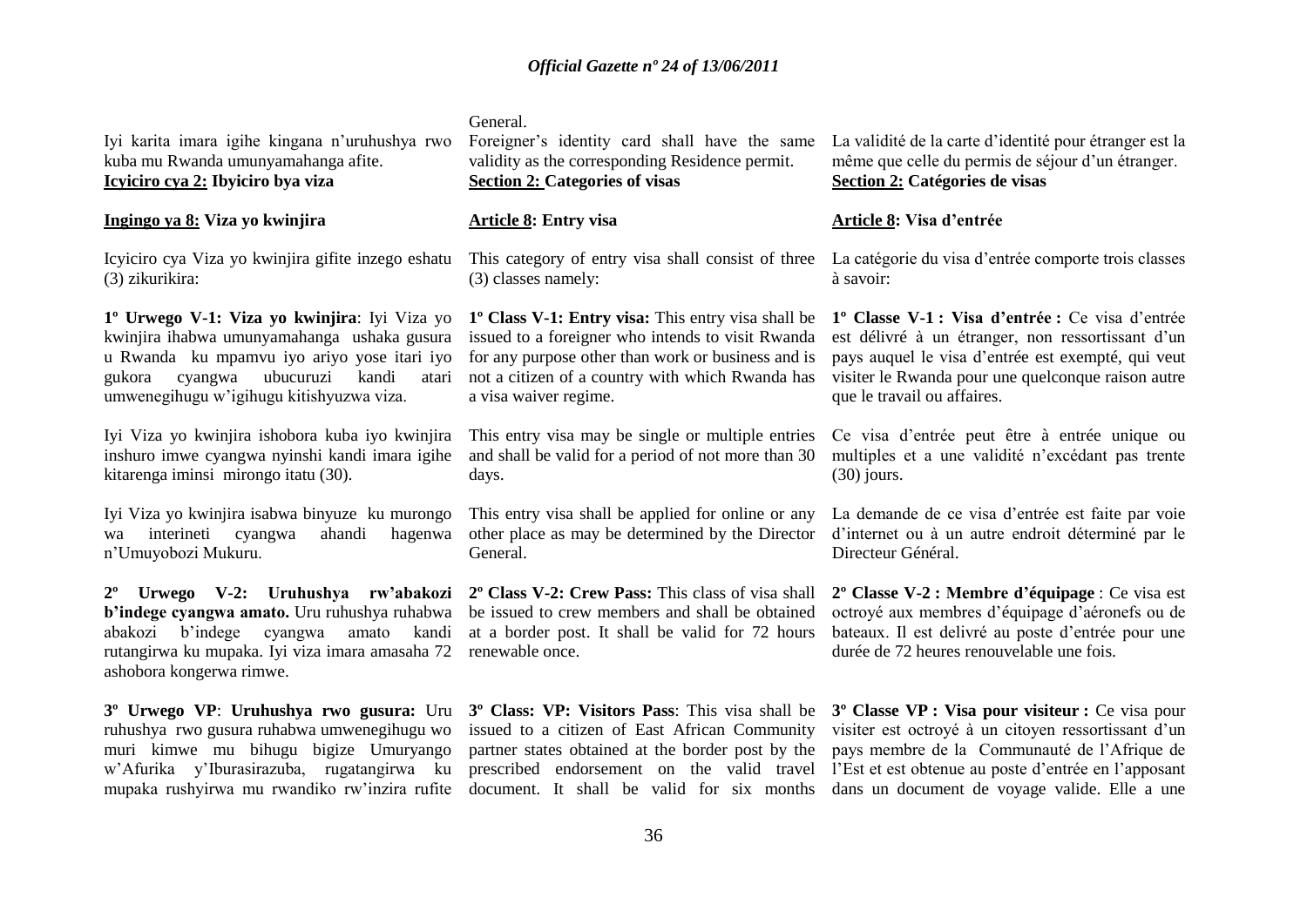Iyi karita imara igihe kingana n'uruhushya rwo kuba mu Rwanda umunyamahanga afite.

**Icyiciro cya 2: Ibyiciro bya viza**

**Ingingo ya 8: Viza yo kwinjira**

Icyiciro cya Viza yo kwinjira gifite inzego eshatu (3) zikurikira:

**1º Urwego V-1: Viza yo kwinjira**: Iyi Viza yo kwinjira ihabwa umunyamahanga ushaka gusura u Rwanda ku mpamvu iyo ariyo yose itari iyo gukora cyangwa ubucuruzi kandi atari umwenegihugu w'igihugu kitishyuzwa viza.

Iyi Viza yo kwinjira ishobora kuba iyo kwinjira inshuro imwe cyangwa nyinshi kandi imara igihe kitarenga iminsi mirongo itatu (30).

Iyi Viza yo kwinjira isabwa binyuze ku murongo wa interineti cyangwa ahandi hagenwa n'Umuyobozi Mukuru.

**2º Urwego V-2: Uruhushya rw'abakozi b'indege cyangwa amato.** Uru ruhushya ruhabwa abakozi b'indege cyangwa amato kandi rutangirwa ku mupaka. Iyi viza imara amasaha 72 ashobora kongerwa rimwe.

**3º Urwego VP**: **Uruhushya rwo gusura:** Uru ruhushya rwo gusura ruhabwa umwenegihugu wo muri kimwe mu bihugu bigize Umuryango w'Afurika y'Iburasirazuba, rugatangirwa ku mupaka rushyirwa mu rwandiko rw'inzira rufite

General.

Foreigner's identity card shall have the same validity as the corresponding Residence permit.

**Section 2: Categories of visas**

**Article 8: Entry visa**

This category of entry visa shall consist of three (3) classes namely:

**1º Class V-1: Entry visa:** This entry visa shall be issued to a foreigner who intends to visit Rwanda for any purpose other than work or business and is not a citizen of a country with which Rwanda has a visa waiver regime.

This entry visa may be single or multiple entries and shall be valid for a period of not more than 30 days.

This entry visa shall be applied for online or any other place as may be determined by the Director General.

**2º Class V-2: Crew Pass:** This class of visa shall be issued to crew members and shall be obtained at a border post. It shall be valid for 72 hours renewable once.

**3º Class: VP: Visitors Pass**: This visa shall be issued to a citizen of East African Community partner states obtained at the border post by the prescribed endorsement on the valid travel document. It shall be valid for six months

La validité de la carte d'identité pour étranger est la même que celle du permis de séjour d'un étranger.

**Section 2: Catégories de visas**

**Article 8: Visa d'entrée**

La catégorie du visa d'entrée comporte trois classes à savoir:

**1º Classe V-1 : Visa d'entrée :** Ce visa d'entrée est délivré à un étranger, non ressortissant d'un pays auquel le visa d'entrée est exempté, qui veut visiter le Rwanda pour une quelconque raison autre que le travail ou affaires.

Ce visa d'entrée peut être à entrée unique ou multiples et a une validité n'excédant pas trente (30) jours.

La demande de ce visa d'entrée est faite par voie d'internet ou à un autre endroit déterminé par le Directeur Général.

**2º Classe V-2 : Membre d'équipage** : Ce visa est octroyé aux membres d'équipage d'aéronefs ou de bateaux. Il est delivré au poste d'entrée pour une durée de 72 heures renouvelable une fois.

**3º Classe VP : Visa pour visiteur :** Ce visa pour visiter est octroyé à un citoyen ressortissant d'un pays membre de la Communauté de l'Afrique de l'Est et est obtenue au poste d'entrée en l'apposant dans un document de voyage valide. Elle a une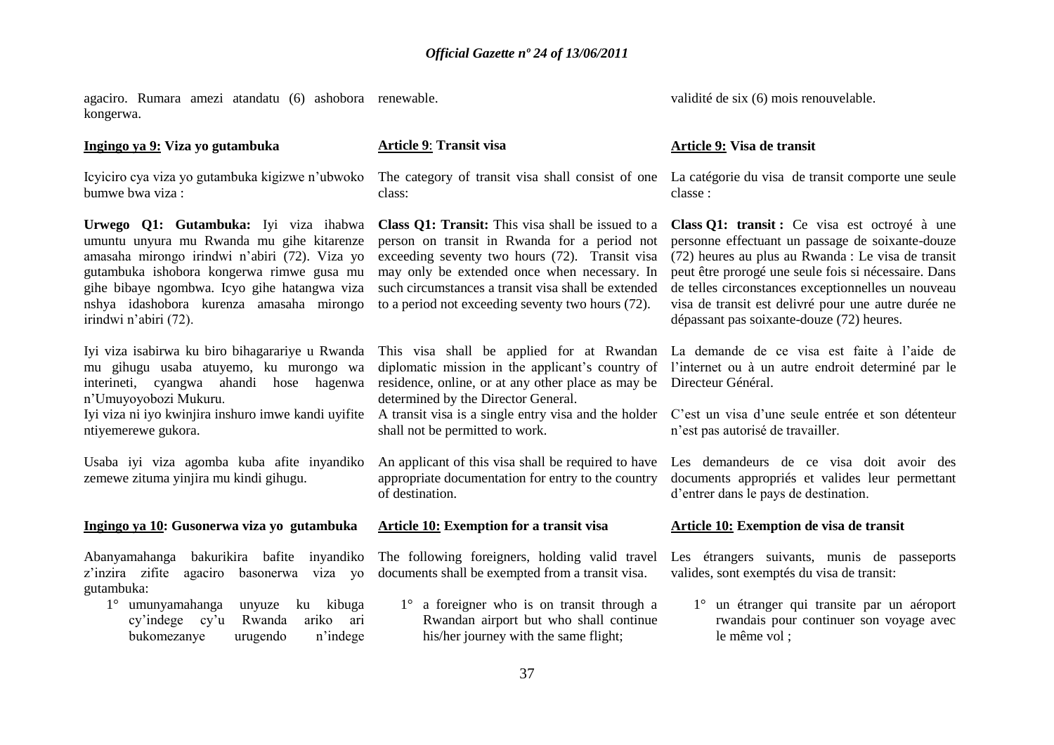agaciro. Rumara amezi atandatu (6) ashobora kongerwa.

**Ingingo ya 9: Viza yo gutambuka**

Icyiciro cya viza yo gutambuka kigizwe n'ubwoko bumwe bwa viza :

**Urwego Q1: Gutambuka:** Iyi viza ihabwa umuntu unyura mu Rwanda mu gihe kitarenze amasaha mirongo irindwi n'abiri (72). Viza yo gutambuka ishobora kongerwa rimwe gusa mu gihe bibaye ngombwa. Icyo gihe hatangwa viza nshya idashobora kurenza amasaha mirongo irindwi n'abiri (72).

Iyi viza isabirwa ku biro bihagarariye u Rwanda mu gihugu usaba atuyemo, ku murongo wa interineti, cyangwa ahandi hose hagenwa n'Umuyoyobozi Mukuru.

Iyi viza ni iyo kwinjira inshuro imwe kandi uyifite ntiyemerewe gukora.

Usaba iyi viza agomba kuba afite inyandiko zemewe zituma yinjira mu kindi gihugu.

**Ingingo ya 10: Gusonerwa viza yo gutambuka**

Abanyamahanga bakurikira bafite inyandiko z'inzira zifite agaciro basonerwa viza yo gutambuka:

1° umunyamahanga unyuze ku kibuga cy'indege cy'u Rwanda ariko ari bukomezanye urugendo n'indege

renewable.

**Article 9: Transit visa**

The category of transit visa shall consist of one class:

**Class Q1: Transit:** This visa shall be issued to a person on transit in Rwanda for a period not exceeding seventy two hours (72). Transit visa may only be extended once when necessary. In such circumstances a transit visa shall be extended to a period not exceeding seventy two hours (72).

This visa shall be applied for at Rwandan diplomatic mission in the applicant's country of residence, online, or at any other place as may be determined by the Director General.

A transit visa is a single entry visa and the holder shall not be permitted to work.

An applicant of this visa shall be required to have appropriate documentation for entry to the country of destination.

**Article 10: Exemption for a transit visa**

The following foreigners, holding valid travel documents shall be exempted from a transit visa.

1° a foreigner who is on transit through a Rwandan airport but who shall continue his/her journey with the same flight;

validité de six (6) mois renouvelable.

**Article 9: Visa de transit**

La catégorie du visa de transit comporte une seule classe :

**Class Q1: transit :** Ce visa est octroyé à une personne effectuant un passage de soixante-douze (72) heures au plus au Rwanda : Le visa de transit peut être prorogé une seule fois si nécessaire. Dans de telles circonstances exceptionnelles un nouveau visa de transit est delivré pour une autre durée ne dépassant pas soixante-douze (72) heures.

La demande de ce visa est faite à l'aide de l'internet ou à un autre endroit determiné par le Directeur Général.

C'est un visa d'une seule entrée et son détenteur n'est pas autorisé de travailler.

Les demandeurs de ce visa doit avoir des documents appropriés et valides leur permettant d'entrer dans le pays de destination.

**Article 10: Exemption de visa de transit**

Les étrangers suivants, munis de passeports valides, sont exemptés du visa de transit:

1° un étranger qui transite par un aéroport rwandais pour continuer son voyage avec le même vol ;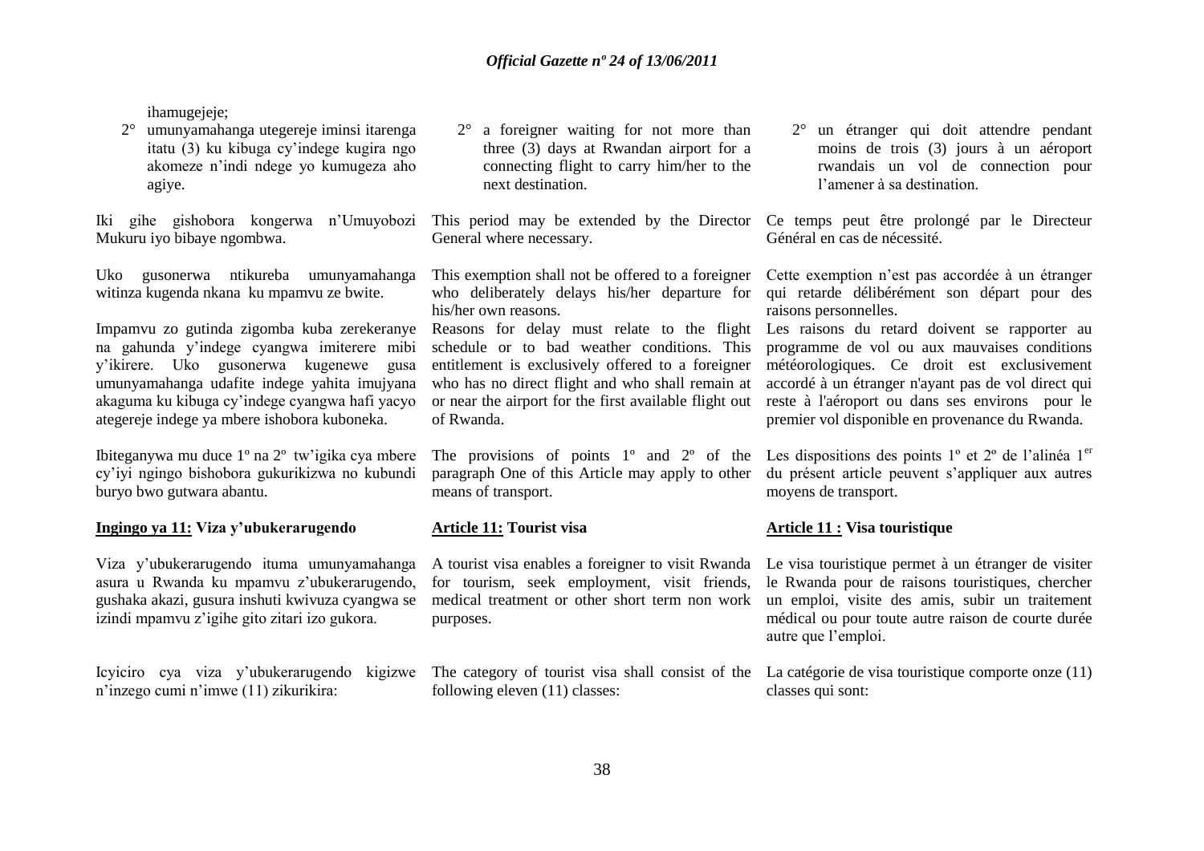ihamugejeje;

2° umunyamahanga utegereje iminsi itarenga itatu (3) ku kibuga cy'indege kugira ngo akomeze n'indi ndege yo kumugeza aho agiye.

Iki gihe gishobora kongerwa n'Umuyobozi Mukuru iyo bibaye ngombwa.

Uko gusonerwa ntikureba umunyamahanga witinza kugenda nkana ku mpamvu ze bwite.

Impamvu zo gutinda zigomba kuba zerekeranye na gahunda y'indege cyangwa imiterere mibi y'ikirere. Uko gusonerwa kugenewe gusa umunyamahanga udafite indege yahita imujyana akaguma ku kibuga cy'indege cyangwa hafi yacyo ategereje indege ya mbere ishobora kuboneka.

Ibiteganywa mu duce 1º na 2º tw'igika cya mbere cy'iyi ngingo bishobora gukurikizwa no kubundi buryo bwo gutwara abantu.

**Ingingo ya 11: Viza y'ubukerarugendo**

Viza y'ubukerarugendo ituma umunyamahanga asura u Rwanda ku mpamvu z'ubukerarugendo, gushaka akazi, gusura inshuti kwivuza cyangwa se izindi mpamvu z'igihe gito zitari izo gukora.

Icyiciro cya viza y'ubukerarugendo kigizwe n'inzego cumi n'imwe (11) zikurikira:

2° a foreigner waiting for not more than three (3) days at Rwandan airport for a connecting flight to carry him/her to the next destination.

This period may be extended by the Director General where necessary.

This exemption shall not be offered to a foreigner who deliberately delays his/her departure for his/her own reasons.

Reasons for delay must relate to the flight schedule or to bad weather conditions. This entitlement is exclusively offered to a foreigner who has no direct flight and who shall remain at or near the airport for the first available flight out of Rwanda.

The provisions of points 1º and 2º of the paragraph One of this Article may apply to other means of transport.

**Article 11: Tourist visa**

A tourist visa enables a foreigner to visit Rwanda for tourism, seek employment, visit friends, medical treatment or other short term non work purposes.

The category of tourist visa shall consist of the following eleven (11) classes:

2° un étranger qui doit attendre pendant moins de trois (3) jours à un aéroport rwandais un vol de connection pour l'amener à sa destination.

Ce temps peut être prolongé par le Directeur Général en cas de nécessité.

Cette exemption n'est pas accordée à un étranger qui retarde délibérément son départ pour des raisons personnelles.

Les raisons du retard doivent se rapporter au programme de vol ou aux mauvaises conditions météorologiques. Ce droit est exclusivement accordé à un étranger n'ayant pas de vol direct qui reste à l'aéroport ou dans ses environs pour le premier vol disponible en provenance du Rwanda.

Les dispositions des points 1º et 2º de l'alinéa 1er du présent article peuvent s'appliquer aux autres moyens de transport.

**Article 11 : Visa touristique**

Le visa touristique permet à un étranger de visiter le Rwanda pour de raisons touristiques, chercher un emploi, visite des amis, subir un traitement médical ou pour toute autre raison de courte durée autre que l'emploi.

La catégorie de visa touristique comporte onze (11) classes qui sont: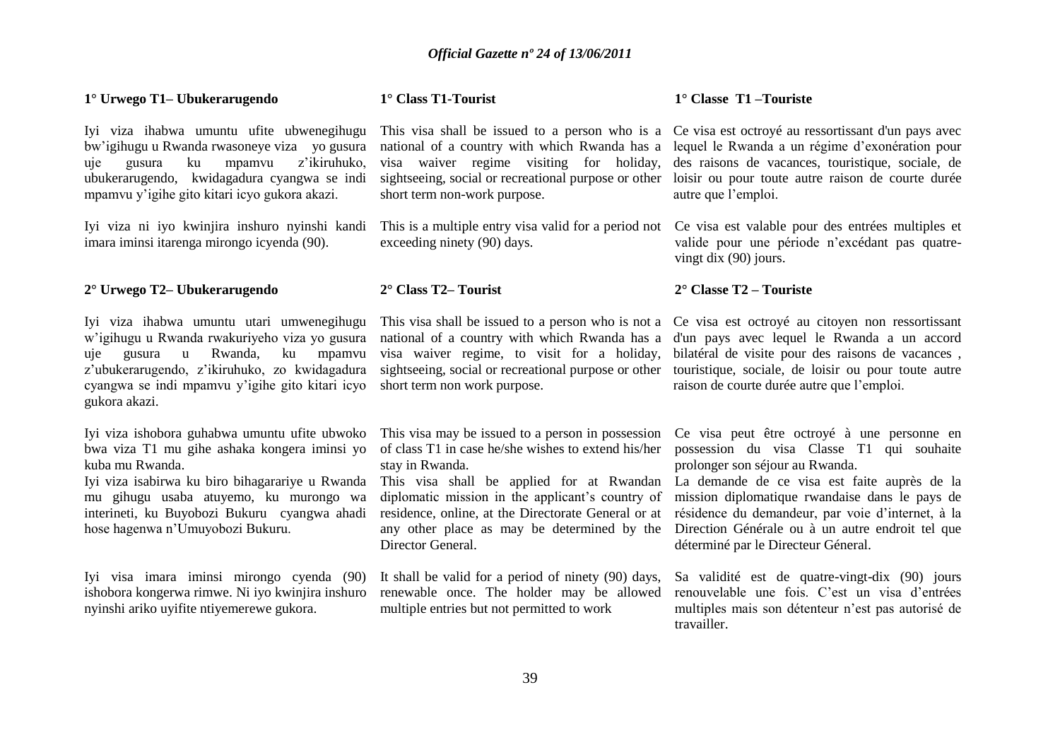**1° Urwego T1– Ubukerarugendo**

Iyi viza ihabwa umuntu ufite ubwenegihugu bw'igihugu u Rwanda rwasoneye viza yo gusura uje gusura ku mpamvu z'ikiruhuko, ubukerarugendo, kwidagadura cyangwa se indi mpamvu y'igihe gito kitari icyo gukora akazi.

Iyi viza ni iyo kwinjira inshuro nyinshi kandi imara iminsi itarenga mirongo icyenda (90).

**2° Urwego T2– Ubukerarugendo**

Iyi viza ihabwa umuntu utari umwenegihugu w'igihugu u Rwanda rwakuriyeho viza yo gusura uje gusura u Rwanda, ku mpamvu z'ubukerarugendo, z'ikiruhuko, zo kwidagadura cyangwa se indi mpamvu y'igihe gito kitari icyo gukora akazi.

Iyi viza ishobora guhabwa umuntu ufite ubwoko bwa viza T1 mu gihe ashaka kongera iminsi yo kuba mu Rwanda.

Iyi viza isabirwa ku biro bihagarariye u Rwanda mu gihugu usaba atuyemo, ku murongo wa interineti, ku Buyobozi Bukuru cyangwa ahadi hose hagenwa n'Umuyobozi Bukuru.

Iyi visa imara iminsi mirongo cyenda (90) ishobora kongerwa rimwe. Ni iyo kwinjira inshuro nyinshi ariko uyifite ntiyemerewe gukora.

**1° Class T1-Tourist**

This visa shall be issued to a person who is a national of a country with which Rwanda has a visa waiver regime visiting for holiday, sightseeing, social or recreational purpose or other short term non-work purpose.

This is a multiple entry visa valid for a period not exceeding ninety (90) days.

**2° Class T2– Tourist**

This visa shall be issued to a person who is not a national of a country with which Rwanda has a visa waiver regime, to visit for a holiday, sightseeing, social or recreational purpose or other short term non work purpose.

This visa may be issued to a person in possession of class T1 in case he/she wishes to extend his/her stay in Rwanda.

This visa shall be applied for at Rwandan diplomatic mission in the applicant's country of residence, online, at the Directorate General or at any other place as may be determined by the Director General.

It shall be valid for a period of ninety (90) days, renewable once. The holder may be allowed multiple entries but not permitted to work

**1° Classe T1 –Touriste**

Ce visa est octroyé au ressortissant d'un pays avec lequel le Rwanda a un régime d'exonération pour des raisons de vacances, touristique, sociale, de loisir ou pour toute autre raison de courte durée autre que l'emploi.

Ce visa est valable pour des entrées multiples et valide pour une période n'excédant pas quatre-vingt dix (90) jours.

**2° Classe T2 – Touriste**

Ce visa est octroyé au citoyen non ressortissant d'un pays avec lequel le Rwanda a un accord bilatéral de visite pour des raisons de vacances , touristique, sociale, de loisir ou pour toute autre raison de courte durée autre que l'emploi.

Ce visa peut être octroyé à une personne en possession du visa Classe T1 qui souhaite prolonger son séjour au Rwanda.

La demande de ce visa est faite auprès de la mission diplomatique rwandaise dans le pays de résidence du demandeur, par voie d'internet, à la Direction Générale ou à un autre endroit tel que déterminé par le Directeur Géneral.

Sa validité est de quatre-vingt-dix (90) jours renouvelable une fois. C'est un visa d'entrées multiples mais son détenteur n'est pas autorisé de travailler.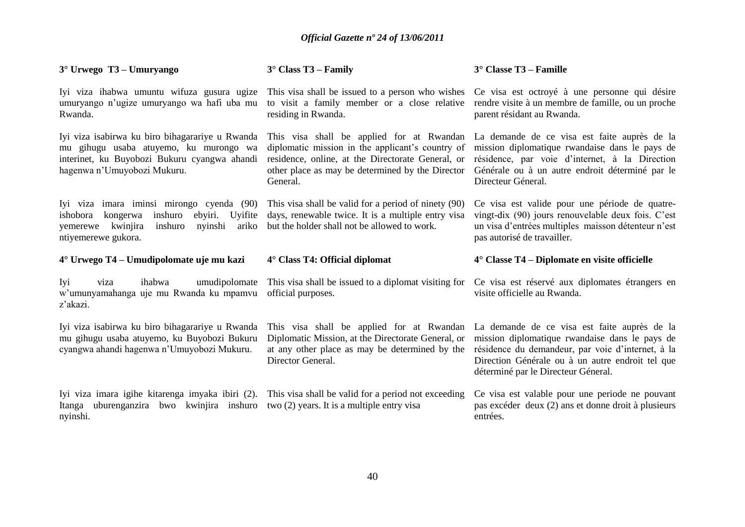**3° Urwego T3 – Umuryango**

Iyi viza ihabwa umuntu wifuza gusura ugize umuryango n'ugize umuryango wa hafi uba mu Rwanda.

Iyi viza isabirwa ku biro bihagarariye u Rwanda mu gihugu usaba atuyemo, ku murongo wa interinet, ku Buyobozi Bukuru cyangwa ahandi hagenwa n'Umuyobozi Mukuru.

Iyi viza imara iminsi mirongo cyenda (90) ishobora kongerwa inshuro ebyiri. Uyifite yemerewe kwinjira inshuro nyinshi ariko ntiyemerewe gukora.

**4° Urwego T4 – Umudipolomate uje mu kazi**

Iyi viza ihabwa umudipolomate w'umunyamahanga uje mu Rwanda ku mpamvu z'akazi.

Iyi viza isabirwa ku biro bihagarariye u Rwanda mu gihugu usaba atuyemo, ku Buyobozi Bukuru cyangwa ahandi hagenwa n'Umuyobozi Mukuru.

Iyi viza imara igihe kitarenga imyaka ibiri (2). Itanga uburenganzira bwo kwinjira inshuro nyinshi.

**3° Class T3 – Family**

This visa shall be issued to a person who wishes to visit a family member or a close relative residing in Rwanda.

This visa shall be applied for at Rwandan diplomatic mission in the applicant's country of residence, online, at the Directorate General, or other place as may be determined by the Director General.

This visa shall be valid for a period of ninety (90) days, renewable twice. It is a multiple entry visa but the holder shall not be allowed to work.

**4° Class T4: Official diplomat**

This visa shall be issued to a diplomat visiting for official purposes.

This visa shall be applied for at Rwandan Diplomatic Mission, at the Directorate General, or at any other place as may be determined by the Director General.

This visa shall be valid for a period not exceeding two (2) years. It is a multiple entry visa

**3° Classe T3 – Famille**

Ce visa est octroyé à une personne qui désire rendre visite à un membre de famille, ou un proche parent résidant au Rwanda.

La demande de ce visa est faite auprès de la mission diplomatique rwandaise dans le pays de résidence, par voie d'internet, à la Direction Générale ou à un autre endroit déterminé par le Directeur Géneral.

Ce visa est valide pour une période de quatre-vingt-dix (90) jours renouvelable deux fois. C'est un visa d'entrées multiples maisson détenteur n'est pas autorisé de travailler.

**4° Classe T4 – Diplomate en visite officielle**

Ce visa est réservé aux diplomates étrangers en visite officielle au Rwanda.

La demande de ce visa est faite auprès de la mission diplomatique rwandaise dans le pays de résidence du demandeur, par voie d'internet, à la Direction Générale ou à un autre endroit tel que déterminé par le Directeur Géneral.

Ce visa est valable pour une periode ne pouvant pas excéder deux (2) ans et donne droit à plusieurs entrées.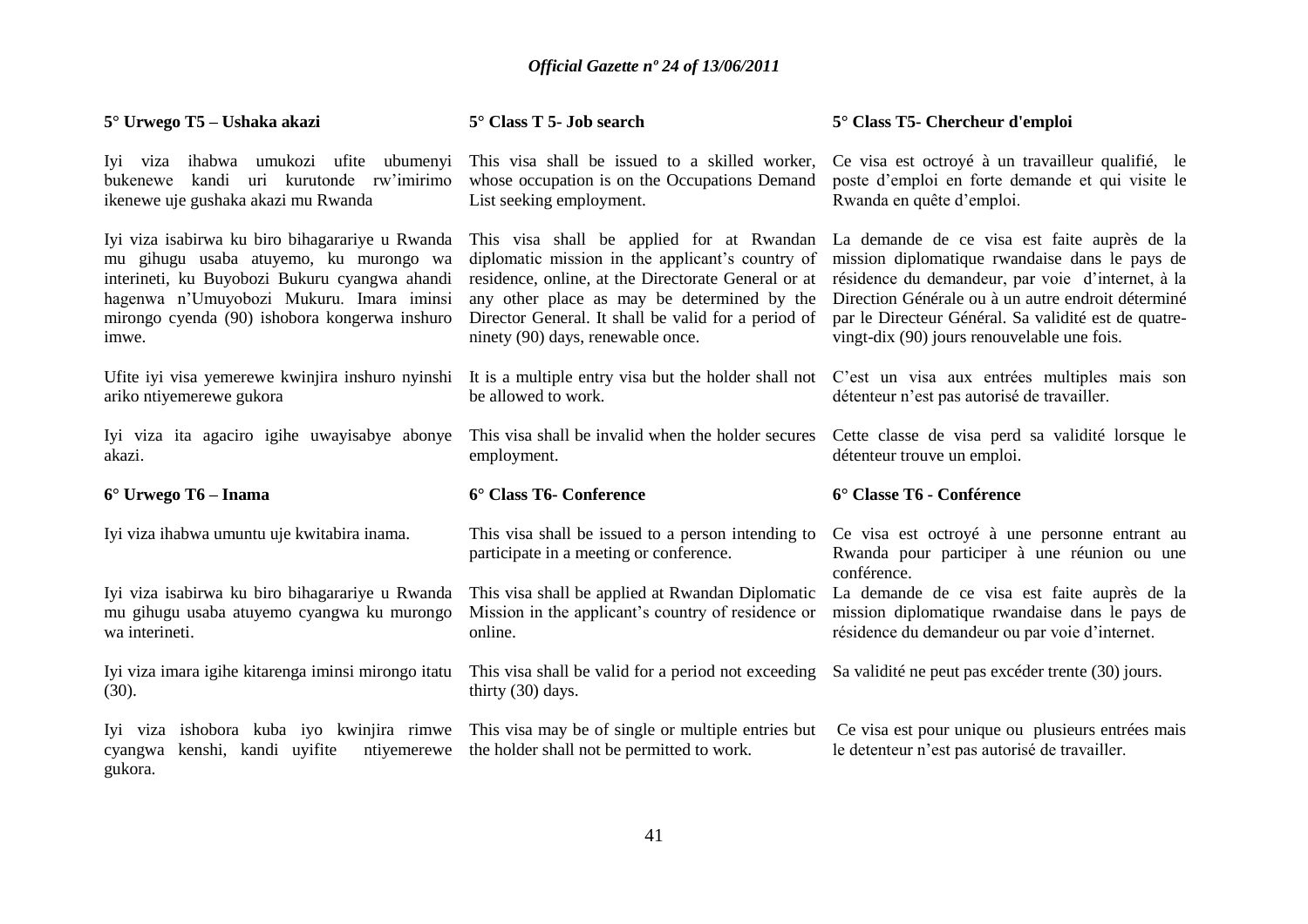**5° Urwego T5 – Ushaka akazi**

Iyi viza ihabwa umukozi ufite ubumenyi bukenewe kandi uri kurutonde rw'imirimo ikenewe uje gushaka akazi mu Rwanda

Iyi viza isabirwa ku biro bihagarariye u Rwanda mu gihugu usaba atuyemo, ku murongo wa interineti, ku Buyobozi Bukuru cyangwa ahandi hagenwa n'Umuyobozi Mukuru. Imara iminsi mirongo cyenda (90) ishobora kongerwa inshuro imwe.

Ufite iyi visa yemerewe kwinjira inshuro nyinshi ariko ntiyemerewe gukora

Iyi viza ita agaciro igihe uwayisabye abonye akazi.

**6° Urwego T6 – Inama**

Iyi viza ihabwa umuntu uje kwitabira inama.

Iyi viza isabirwa ku biro bihagarariye u Rwanda mu gihugu usaba atuyemo cyangwa ku murongo wa interineti.

Iyi viza imara igihe kitarenga iminsi mirongo itatu (30).

Iyi viza ishobora kuba iyo kwinjira rimwe cyangwa kenshi, kandi uyifite ntiyemerewe gukora.

**5° Class T 5- Job search**

This visa shall be issued to a skilled worker, whose occupation is on the Occupations Demand List seeking employment.

This visa shall be applied for at Rwandan diplomatic mission in the applicant's country of residence, online, at the Directorate General or at any other place as may be determined by the Director General. It shall be valid for a period of ninety (90) days, renewable once.

It is a multiple entry visa but the holder shall not be allowed to work.

This visa shall be invalid when the holder secures employment.

**6° Class T6- Conference**

This visa shall be issued to a person intending to participate in a meeting or conference.

This visa shall be applied at Rwandan Diplomatic Mission in the applicant's country of residence or online.

This visa shall be valid for a period not exceeding thirty (30) days.

This visa may be of single or multiple entries but the holder shall not be permitted to work.

**5° Class T5- Chercheur d'emploi**

Ce visa est octroyé à un travailleur qualifié, le poste d'emploi en forte demande et qui visite le Rwanda en quête d'emploi.

La demande de ce visa est faite auprès de la mission diplomatique rwandaise dans le pays de résidence du demandeur, par voie d'internet, à la Direction Générale ou à un autre endroit déterminé par le Directeur Général. Sa validité est de quatre-vingt-dix (90) jours renouvelable une fois.

C'est un visa aux entrées multiples mais son détenteur n'est pas autorisé de travailler.

Cette classe de visa perd sa validité lorsque le détenteur trouve un emploi.

**6° Classe T6 - Conférence**

Ce visa est octroyé à une personne entrant au Rwanda pour participer à une réunion ou une conférence.

La demande de ce visa est faite auprès de la mission diplomatique rwandaise dans le pays de résidence du demandeur ou par voie d'internet.

Sa validité ne peut pas excéder trente (30) jours.

Ce visa est pour unique ou plusieurs entrées mais le detenteur n'est pas autorisé de travailler.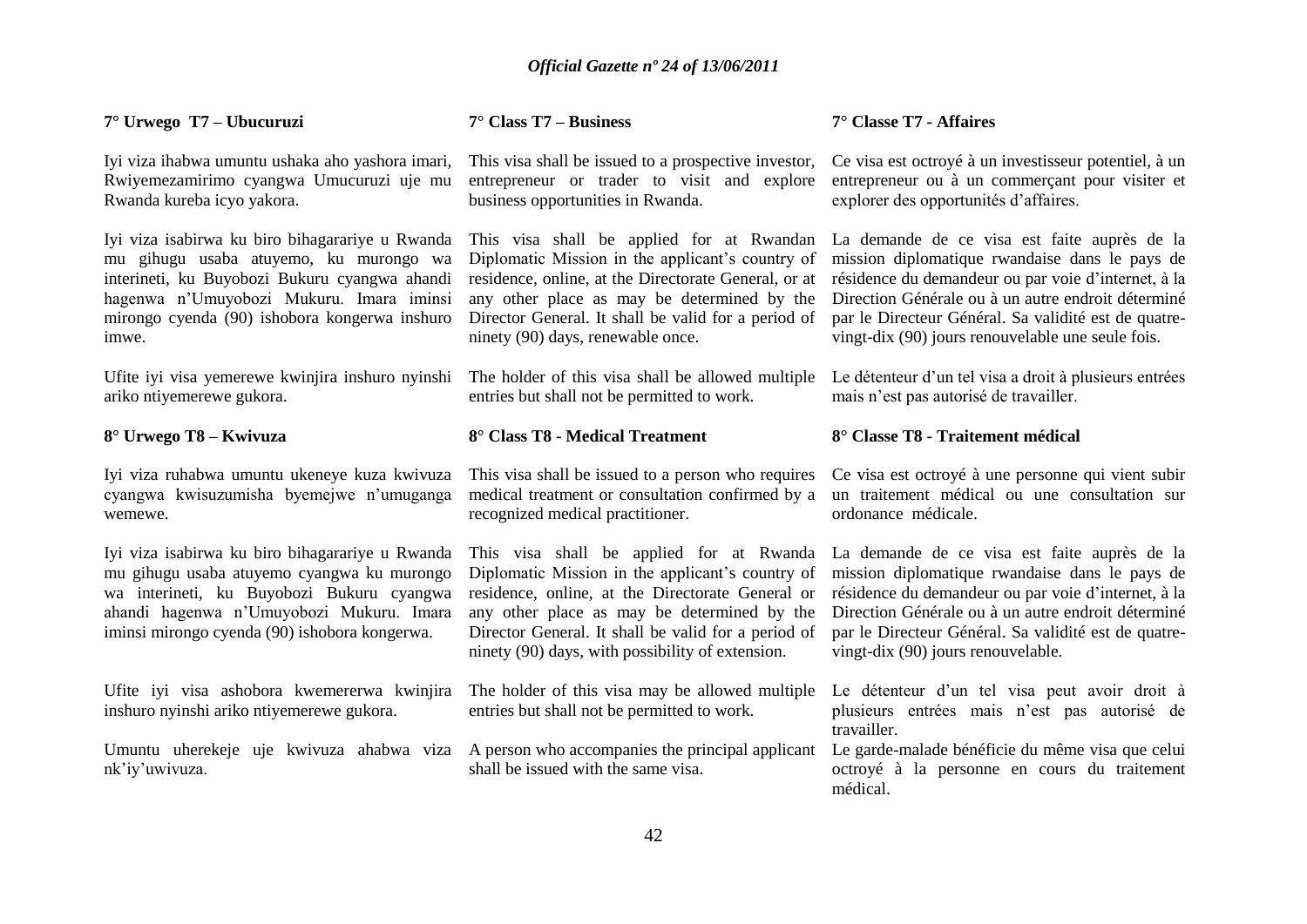**7° Urwego T7 – Ubucuruzi**

Iyi viza ihabwa umuntu ushaka aho yashora imari, Rwiyemezamirimo cyangwa Umucuruzi uje mu Rwanda kureba icyo yakora.

Iyi viza isabirwa ku biro bihagarariye u Rwanda mu gihugu usaba atuyemo, ku murongo wa interineti, ku Buyobozi Bukuru cyangwa ahandi hagenwa n'Umuyobozi Mukuru. Imara iminsi mirongo cyenda (90) ishobora kongerwa inshuro imwe.

Ufite iyi visa yemerewe kwinjira inshuro nyinshi ariko ntiyemerewe gukora.

**8° Urwego T8 – Kwivuza**

Iyi viza ruhabwa umuntu ukeneye kuza kwivuza cyangwa kwisuzumisha byemejwe n'umuganga wemewe.

Iyi viza isabirwa ku biro bihagarariye u Rwanda mu gihugu usaba atuyemo cyangwa ku murongo wa interineti, ku Buyobozi Bukuru cyangwa ahandi hagenwa n'Umuyobozi Mukuru. Imara iminsi mirongo cyenda (90) ishobora kongerwa.

Ufite iyi visa ashobora kwemererwa kwinjira inshuro nyinshi ariko ntiyemerewe gukora.

Umuntu uherekeje uje kwivuza ahabwa viza nk'iy'uwivuza.

**7° Class T7 – Business**

This visa shall be issued to a prospective investor, entrepreneur or trader to visit and explore business opportunities in Rwanda.

This visa shall be applied for at Rwandan Diplomatic Mission in the applicant's country of residence, online, at the Directorate General, or at any other place as may be determined by the Director General. It shall be valid for a period of ninety (90) days, renewable once.

The holder of this visa shall be allowed multiple entries but shall not be permitted to work.

**8° Class T8 - Medical Treatment**

This visa shall be issued to a person who requires medical treatment or consultation confirmed by a recognized medical practitioner.

This visa shall be applied for at Rwanda Diplomatic Mission in the applicant's country of residence, online, at the Directorate General or any other place as may be determined by the Director General. It shall be valid for a period of ninety (90) days, with possibility of extension.

The holder of this visa may be allowed multiple entries but shall not be permitted to work.

A person who accompanies the principal applicant shall be issued with the same visa.

**7° Classe T7 - Affaires**

Ce visa est octroyé à un investisseur potentiel, à un entrepreneur ou à un commerçant pour visiter et explorer des opportunités d'affaires.

La demande de ce visa est faite auprès de la mission diplomatique rwandaise dans le pays de résidence du demandeur ou par voie d'internet, à la Direction Générale ou à un autre endroit déterminé par le Directeur Général. Sa validité est de quatre-vingt-dix (90) jours renouvelable une seule fois.

Le détenteur d'un tel visa a droit à plusieurs entrées mais n'est pas autorisé de travailler.

**8° Classe T8 - Traitement médical**

Ce visa est octroyé à une personne qui vient subir un traitement médical ou une consultation sur ordonance médicale.

La demande de ce visa est faite auprès de la mission diplomatique rwandaise dans le pays de résidence du demandeur ou par voie d'internet, à la Direction Générale ou à un autre endroit déterminé par le Directeur Général. Sa validité est de quatre-vingt-dix (90) jours renouvelable.

Le détenteur d'un tel visa peut avoir droit à plusieurs entrées mais n'est pas autorisé de travailler.

Le garde-malade bénéficie du même visa que celui octroyé à la personne en cours du traitement médical.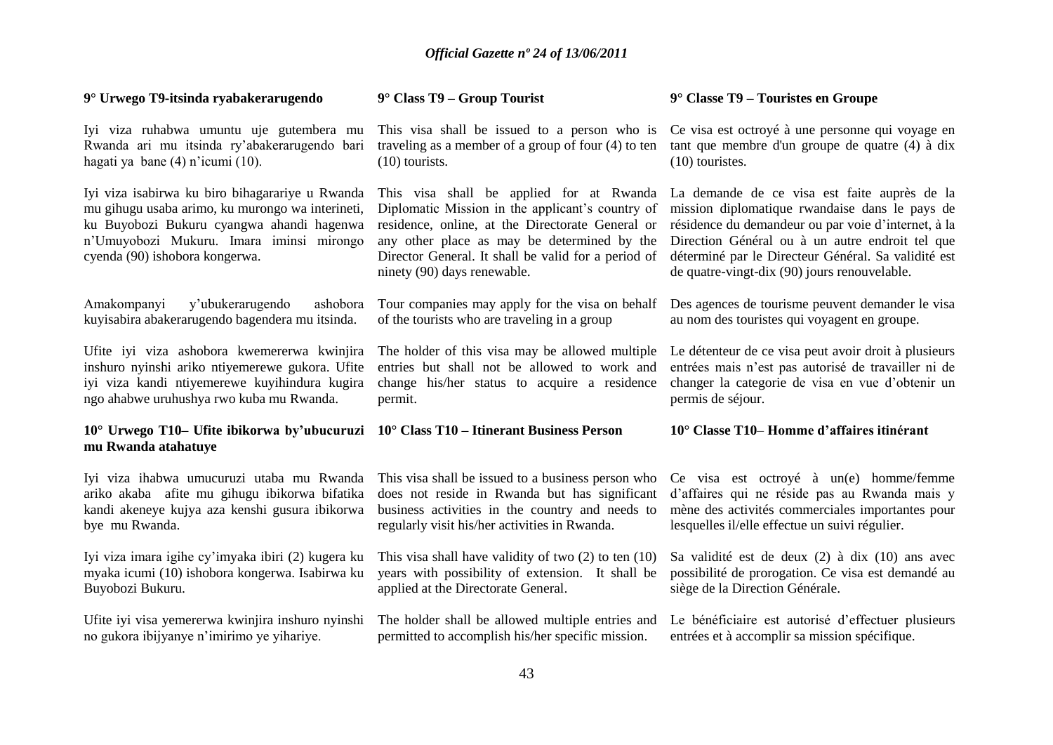**9° Urwego T9-itsinda ryabakerarugendo**

Iyi viza ruhabwa umuntu uje gutembera mu Rwanda ari mu itsinda ry'abakerarugendo bari hagati ya bane (4) n'icumi (10).

Iyi viza isabirwa ku biro bihagarariye u Rwanda mu gihugu usaba arimo, ku murongo wa interineti, ku Buyobozi Bukuru cyangwa ahandi hagenwa n'Umuyobozi Mukuru. Imara iminsi mirongo cyenda (90) ishobora kongerwa.

Amakompanyi y'ubukerarugendo ashobora kuyisabira abakerarugendo bagendera mu itsinda.

Ufite iyi viza ashobora kwemererwa kwinjira inshuro nyinshi ariko ntiyemerewe gukora. Ufite iyi viza kandi ntiyemerewe kuyihindura kugira ngo ahabwe uruhushya rwo kuba mu Rwanda.

**10° Urwego T10– Ufite ibikorwa by'ubucuruzi mu Rwanda atahatuye**

Iyi viza ihabwa umucuruzi utaba mu Rwanda ariko akaba afite mu gihugu ibikorwa bifatika kandi akeneye kujya aza kenshi gusura ibikorwa bye mu Rwanda.

Iyi viza imara igihe cy'imyaka ibiri (2) kugera ku myaka icumi (10) ishobora kongerwa. Isabirwa ku Buyobozi Bukuru.

Ufite iyi visa yemererwa kwinjira inshuro nyinshi no gukora ibijyanye n'imirimo ye yihariye.

**9° Class T9 – Group Tourist**

This visa shall be issued to a person who is traveling as a member of a group of four (4) to ten (10) tourists.

This visa shall be applied for at Rwanda Diplomatic Mission in the applicant's country of residence, online, at the Directorate General or any other place as may be determined by the Director General. It shall be valid for a period of ninety (90) days renewable.

Tour companies may apply for the visa on behalf of the tourists who are traveling in a group

The holder of this visa may be allowed multiple entries but shall not be allowed to work and change his/her status to acquire a residence permit.

**10° Class T10 – Itinerant Business Person**

This visa shall be issued to a business person who does not reside in Rwanda but has significant business activities in the country and needs to regularly visit his/her activities in Rwanda.

This visa shall have validity of two (2) to ten (10) years with possibility of extension. It shall be applied at the Directorate General.

The holder shall be allowed multiple entries and permitted to accomplish his/her specific mission.

**9° Classe T9 – Touristes en Groupe**

Ce visa est octroyé à une personne qui voyage en tant que membre d'un groupe de quatre (4) à dix (10) touristes.

La demande de ce visa est faite auprès de la mission diplomatique rwandaise dans le pays de résidence du demandeur ou par voie d'internet, à la Direction Général ou à un autre endroit tel que déterminé par le Directeur Général. Sa validité est de quatre-vingt-dix (90) jours renouvelable.

Des agences de tourisme peuvent demander le visa au nom des touristes qui voyagent en groupe.

Le détenteur de ce visa peut avoir droit à plusieurs entrées mais n'est pas autorisé de travailler ni de changer la categorie de visa en vue d'obtenir un permis de séjour.

**10° Classe T10– Homme d'affaires itinérant**

Ce visa est octroyé à un(e) homme/femme d'affaires qui ne réside pas au Rwanda mais y mène des activités commerciales importantes pour lesquelles il/elle effectue un suivi régulier.

Sa validité est de deux (2) à dix (10) ans avec possibilité de prorogation. Ce visa est demandé au siège de la Direction Générale.

Le bénéficiaire est autorisé d'effectuer plusieurs entrées et à accomplir sa mission spécifique.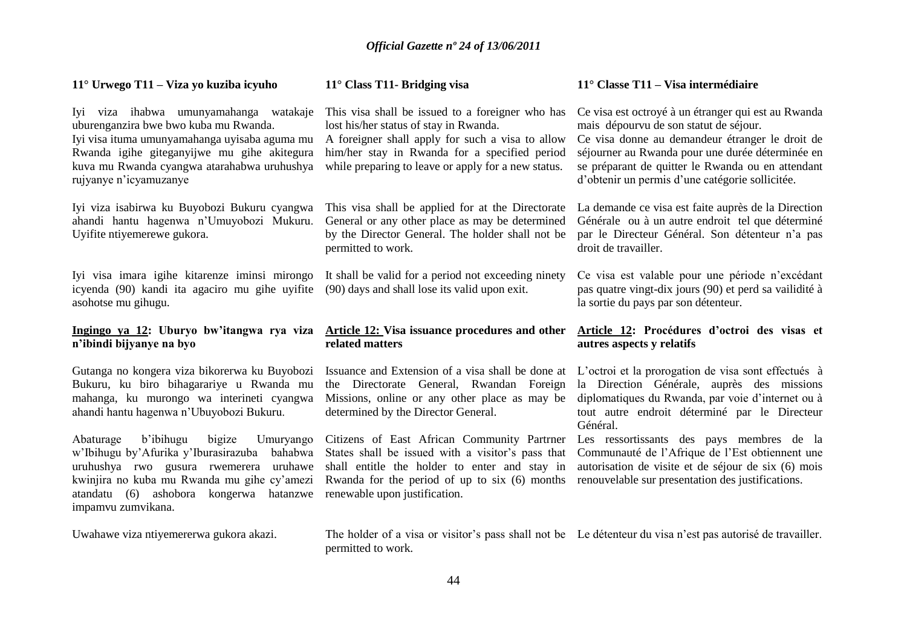**11° Urwego T11 – Viza yo kuziba icyuho**

Iyi viza ihabwa umunyamahanga watakaje uburenganzira bwe bwo kuba mu Rwanda.

Iyi visa ituma umunyamahanga uyisaba aguma mu Rwanda igihe giteganyijwe mu gihe akitegura kuva mu Rwanda cyangwa atarahabwa uruhushya rujyanye n'icyamuzanye

Iyi viza isabirwa ku Buyobozi Bukuru cyangwa ahandi hantu hagenwa n'Umuyobozi Mukuru. Uyifite ntiyemerewe gukora.

Iyi visa imara igihe kitarenze iminsi mirongo icyenda (90) kandi ita agaciro mu gihe uyifite asohotse mu gihugu.

**Ingingo ya 12: Uburyo bw'itangwa rya viza n'ibindi bijyanye na byo**

Gutanga no kongera viza bikorerwa ku Buyobozi Bukuru, ku biro bihagarariye u Rwanda mu mahanga, ku murongo wa interineti cyangwa ahandi hantu hagenwa n'Ubuyobozi Bukuru.

Abaturage b'ibihugu bigize Umuryango w'Ibihugu by'Afurika y'Iburasirazuba bahabwa uruhushya rwo gusura rwemerera uruhawe kwinjira no kuba mu Rwanda mu gihe cy'amezi atandatu (6) ashobora kongerwa hatanzwe impamvu zumvikana.

Uwahawe viza ntiyemererwa gukora akazi.

**11° Class T11- Bridging visa**

This visa shall be issued to a foreigner who has lost his/her status of stay in Rwanda.

A foreigner shall apply for such a visa to allow him/her stay in Rwanda for a specified period while preparing to leave or apply for a new status.

This visa shall be applied for at the Directorate General or any other place as may be determined by the Director General. The holder shall not be permitted to work.

It shall be valid for a period not exceeding ninety (90) days and shall lose its valid upon exit.

**Article 12: Visa issuance procedures and other related matters**

Issuance and Extension of a visa shall be done at the Directorate General, Rwandan Foreign Missions, online or any other place as may be determined by the Director General.

Citizens of East African Community Partrner States shall be issued with a visitor's pass that shall entitle the holder to enter and stay in Rwanda for the period of up to six (6) months renewable upon justification.

The holder of a visa or visitor's pass shall not be permitted to work.

**11° Classe T11 – Visa intermédiaire**

Ce visa est octroyé à un étranger qui est au Rwanda mais dépourvu de son statut de séjour.

Ce visa donne au demandeur étranger le droit de séjourner au Rwanda pour une durée déterminée en se préparant de quitter le Rwanda ou en attendant d'obtenir un permis d'une catégorie sollicitée.

La demande ce visa est faite auprès de la Direction Générale ou à un autre endroit tel que déterminé par le Directeur Général. Son détenteur n'a pas droit de travailler.

Ce visa est valable pour une période n'excédant pas quatre vingt-dix jours (90) et perd sa vailidité à la sortie du pays par son détenteur.

**Article 12: Procédures d'octroi des visas et autres aspects y relatifs**

L'octroi et la prorogation de visa sont effectués à la Direction Générale, auprès des missions diplomatiques du Rwanda, par voie d'internet ou à tout autre endroit déterminé par le Directeur Général.

Les ressortissants des pays membres de la Communauté de l'Afrique de l'Est obtiennent une autorisation de visite et de séjour de six (6) mois renouvelable sur presentation des justifications.

Le détenteur du visa n'est pas autorisé de travailler.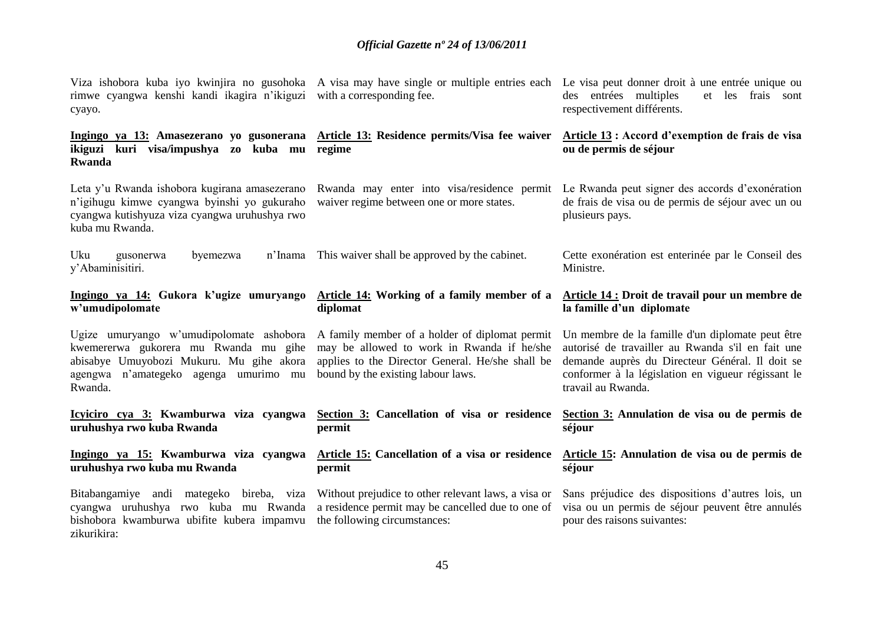Viza ishobora kuba iyo kwinjira no gusohoka rimwe cyangwa kenshi kandi ikagira n'ikiguzi cyayo.

A visa may have single or multiple entries each with a corresponding fee.

Le visa peut donner droit à une entrée unique ou des entrées multiples et les frais sont respectivement différents.

**Ingingo ya 13: Amasezerano yo gusonerana ikiguzi kuri visa/impushya zo kuba mu Rwanda**

Leta y'u Rwanda ishobora kugirana amasezerano n'igihugu kimwe cyangwa byinshi yo gukuraho cyangwa kutishyuza viza cyangwa uruhushya rwo kuba mu Rwanda.

Uku gusonerwa byemezwa n'Inama y'Abaminisitiri.

**Article 13: Residence permits/Visa fee waiver regime**

Rwanda may enter into visa/residence permit waiver regime between one or more states.

This waiver shall be approved by the cabinet.

**Article 13 : Accord d'exemption de frais de visa ou de permis de séjour**

Le Rwanda peut signer des accords d'exonération de frais de visa ou de permis de séjour avec un ou plusieurs pays.

Cette exonération est enterinée par le Conseil des Ministre.

**Ingingo ya 14: Gukora k'ugize umuryango w'umudipolomate**

Ugize umuryango w'umudipolomate ashobora kwemererwa gukorera mu Rwanda mu gihe abisabye Umuyobozi Mukuru. Mu gihe akora agengwa n'amategeko agenga umurimo mu Rwanda.

**Article 14: Working of a family member of a diplomat**

A family member of a holder of diplomat permit may be allowed to work in Rwanda if he/she applies to the Director General. He/she shall be bound by the existing labour laws.

**Article 14 : Droit de travail pour un membre de la famille d'un diplomate**

Un membre de la famille d'un diplomate peut être autorisé de travailler au Rwanda s'il en fait une demande auprès du Directeur Général. Il doit se conformer à la législation en vigueur régissant le travail au Rwanda.

**Icyiciro cya 3: Kwamburwa viza cyangwa uruhushya rwo kuba Rwanda**

**Ingingo ya 15: Kwamburwa viza cyangwa uruhushya rwo kuba mu Rwanda**

Bitabangamiye andi mategeko bireba, viza cyangwa uruhushya rwo kuba mu Rwanda bishobora kwamburwa ubifite kubera impamvu zikurikira:

**Section 3: Cancellation of visa or residence permit**

**Article 15: Cancellation of a visa or residence permit**

Without prejudice to other relevant laws, a visa or a residence permit may be cancelled due to one of the following circumstances:

**Section 3: Annulation de visa ou de permis de séjour**

**Article 15: Annulation de visa ou de permis de séjour**

Sans préjudice des dispositions d'autres lois, un visa ou un permis de séjour peuvent être annulés pour des raisons suivantes: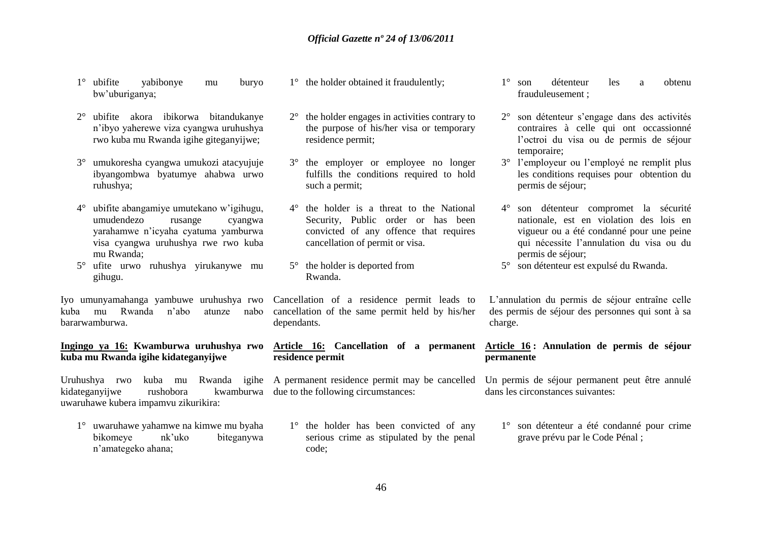1° ubifite yabibonye mu buryo bw'uburiganya;

2° ubifite akora ibikorwa bitandukanye n'ibyo yaherewe viza cyangwa uruhushya rwo kuba mu Rwanda igihe giteganyijwe;

3° umukoresha cyangwa umukozi atacyujuje ibyangombwa byatumye ahabwa urwo ruhushya;

4° ubifite abangamiye umutekano w'igihugu, umudendezo rusange cyangwa yarahamwe n'icyaha cyatuma yamburwa visa cyangwa uruhushya rwe rwo kuba mu Rwanda;

5° ufite urwo ruhushya yirukanywe mu gihugu.

Iyo umunyamahanga yambuwe uruhushya rwo kuba mu Rwanda n'abo atunze nabo bararwamburwa.

**Ingingo ya 16: Kwamburwa uruhushya rwo kuba mu Rwanda igihe kidateganyijwe**

Uruhushya rwo kuba mu Rwanda igihe kidateganyijwe rushobora kwamburwa uwaruhawe kubera impamvu zikurikira:

1° uwaruhawe yahamwe na kimwe mu byaha bikomeye nk'uko biteganywa n'amategeko ahana;

1° the holder obtained it fraudulently;

2° the holder engages in activities contrary to the purpose of his/her visa or temporary residence permit;

3° the employer or employee no longer fulfills the conditions required to hold such a permit;

4° the holder is a threat to the National Security, Public order or has been convicted of any offence that requires cancellation of permit or visa.

5° the holder is deported from Rwanda.

Cancellation of a residence permit leads to cancellation of the same permit held by his/her dependants.

**Article 16: Cancellation of a permanent residence permit**

A permanent residence permit may be cancelled due to the following circumstances:

1° the holder has been convicted of any serious crime as stipulated by the penal code;

1° son détenteur les a obtenu frauduleusement ;

2° son détenteur s'engage dans des activités contraires à celle qui ont occassionné l'octroi du visa ou de permis de séjour temporaire;

3° l'employeur ou l'employé ne remplit plus les conditions requises pour obtention du permis de séjour;

4° son détenteur compromet la sécurité nationale, est en violation des lois en vigueur ou a été condanné pour une peine qui nécessite l'annulation du visa ou du permis de séjour;

5° son détenteur est expulsé du Rwanda.

L'annulation du permis de séjour entraîne celle des permis de séjour des personnes qui sont à sa charge.

**Article 16 : Annulation de permis de séjour permanente**

Un permis de séjour permanent peut être annulé dans les circonstances suivantes:

1° son détenteur a été condanné pour crime grave prévu par le Code Pénal ;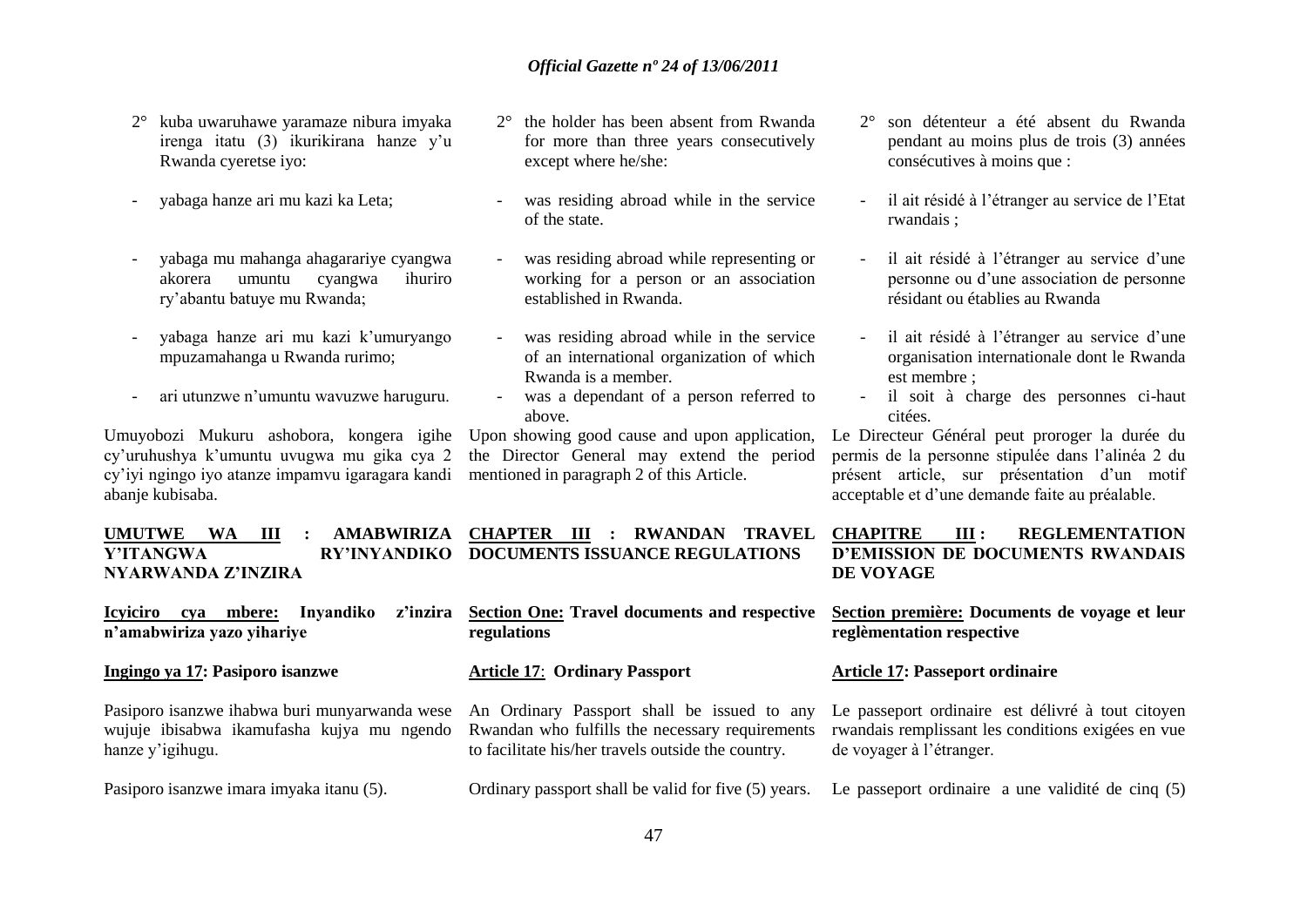2° kuba uwaruhawe yaramaze nibura imyaka irenga itatu (3) ikurikirana hanze y'u Rwanda cyeretse iyo:

- yabaga hanze ari mu kazi ka Leta;
- yabaga mu mahanga ahagarariye cyangwa akorera umuntu cyangwa ihuriro ry'abantu batuye mu Rwanda;
- yabaga hanze ari mu kazi k'umuryango mpuzamahanga u Rwanda rurimo;
- ari utunzwe n'umuntu wavuzwe haruguru.

Umuyobozi Mukuru ashobora, kongera igihe cy'uruhushya k'umuntu uvugwa mu gika cya 2 cy'iyi ngingo iyo atanze impamvu igaragara kandi abanje kubisaba.

**UMUTWE WA III : AMABWIRIZA Y'ITANGWA RY'INYANDIKO NYARWANDA Z'INZIRA**

**Icyiciro cya mbere: Inyandiko z'inzira n'amabwiriza yazo yihariye**

**Ingingo ya 17: Pasiporo isanzwe**

Pasiporo isanzwe ihabwa buri munyarwanda wese wujuje ibisabwa ikamufasha kujya mu ngendo hanze y'igihugu.

Pasiporo isanzwe imara imyaka itanu (5).

2° the holder has been absent from Rwanda for more than three years consecutively except where he/she:

- was residing abroad while in the service of the state.
- was residing abroad while representing or working for a person or an association established in Rwanda.
- was residing abroad while in the service of an international organization of which Rwanda is a member.
- was a dependant of a person referred to above.

Upon showing good cause and upon application, the Director General may extend the period mentioned in paragraph 2 of this Article.

**CHAPTER III : RWANDAN TRAVEL DOCUMENTS ISSUANCE REGULATIONS**

**Section One: Travel documents and respective regulations**

**Article 17: Ordinary Passport**

An Ordinary Passport shall be issued to any Rwandan who fulfills the necessary requirements to facilitate his/her travels outside the country.

Ordinary passport shall be valid for five (5) years.

2° son détenteur a été absent du Rwanda pendant au moins plus de trois (3) années consécutives à moins que :

- il ait résidé à l'étranger au service de l'Etat rwandais ;
- il ait résidé à l'étranger au service d'une personne ou d'une association de personne résidant ou établies au Rwanda
- il ait résidé à l'étranger au service d'une organisation internationale dont le Rwanda est membre ;
- il soit à charge des personnes ci-haut citées.

Le Directeur Général peut proroger la durée du permis de la personne stipulée dans l'alinéa 2 du présent article, sur présentation d'un motif acceptable et d'une demande faite au préalable.

**CHAPITRE III : REGLEMENTATION D'EMISSION DE DOCUMENTS RWANDAIS DE VOYAGE**

**Section première: Documents de voyage et leur reglèmentation respective**

**Article 17: Passeport ordinaire**

Le passeport ordinaire est délivré à tout citoyen rwandais remplissant les conditions exigées en vue de voyager à l'étranger.

Le passeport ordinaire a une validité de cinq (5)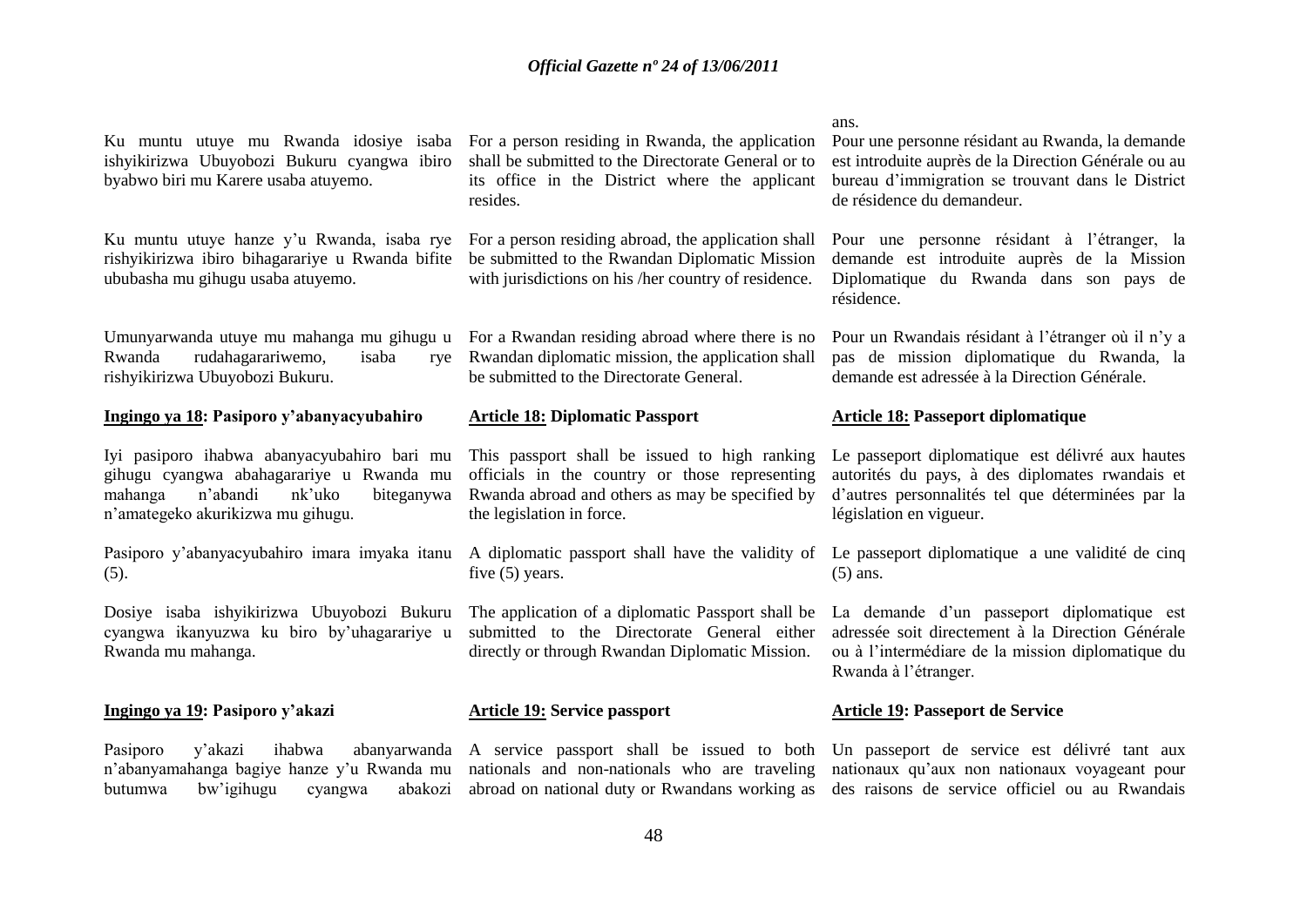ans.

Ku muntu utuye mu Rwanda idosiye isaba ishyikirizwa Ubuyobozi Bukuru cyangwa ibiro byabwo biri mu Karere usaba atuyemo.

Ku muntu utuye hanze y'u Rwanda, isaba rye rishyikirizwa ibiro bihagarariye u Rwanda bifite ububasha mu gihugu usaba atuyemo.

Umunyarwanda utuye mu mahanga mu gihugu u Rwanda rudahagarariwemo, isaba rye rishyikirizwa Ubuyobozi Bukuru.

**Ingingo ya 18: Pasiporo y'abanyacyubahiro**

Iyi pasiporo ihabwa abanyacyubahiro bari mu gihugu cyangwa abahagarariye u Rwanda mu mahanga n'abandi nk'uko biteganywa n'amategeko akurikizwa mu gihugu.

Pasiporo y'abanyacyubahiro imara imyaka itanu (5).

Dosiye isaba ishyikirizwa Ubuyobozi Bukuru cyangwa ikanyuzwa ku biro by'uhagarariye u Rwanda mu mahanga.

**Ingingo ya 19: Pasiporo y'akazi**

Pasiporo y'akazi ihabwa abanyarwanda n'abanyamahanga bagiye hanze y'u Rwanda mu butumwa bw'igihugu cyangwa abakozi

For a person residing in Rwanda, the application shall be submitted to the Directorate General or to its office in the District where the applicant resides.

For a person residing abroad, the application shall be submitted to the Rwandan Diplomatic Mission with jurisdictions on his /her country of residence.

For a Rwandan residing abroad where there is no Rwandan diplomatic mission, the application shall be submitted to the Directorate General.

**Article 18: Diplomatic Passport**

This passport shall be issued to high ranking officials in the country or those representing Rwanda abroad and others as may be specified by the legislation in force.

A diplomatic passport shall have the validity of five (5) years.

The application of a diplomatic Passport shall be submitted to the Directorate General either directly or through Rwandan Diplomatic Mission.

**Article 19: Service passport**

A service passport shall be issued to both nationals and non-nationals who are traveling abroad on national duty or Rwandans working as

Pour une personne résidant au Rwanda, la demande est introduite auprès de la Direction Générale ou au bureau d'immigration se trouvant dans le District de résidence du demandeur.

Pour une personne résidant à l'étranger, la demande est introduite auprès de la Mission Diplomatique du Rwanda dans son pays de résidence.

Pour un Rwandais résidant à l'étranger où il n'y a pas de mission diplomatique du Rwanda, la demande est adressée à la Direction Générale.

**Article 18: Passeport diplomatique**

Le passeport diplomatique est délivré aux hautes autorités du pays, à des diplomates rwandais et d'autres personnalités tel que déterminées par la législation en vigueur.

Le passeport diplomatique a une validité de cinq (5) ans.

La demande d'un passeport diplomatique est adressée soit directement à la Direction Générale ou à l'intermédiare de la mission diplomatique du Rwanda à l'étranger.

**Article 19: Passeport de Service**

Un passeport de service est délivré tant aux nationaux qu'aux non nationaux voyageant pour des raisons de service officiel ou au Rwandais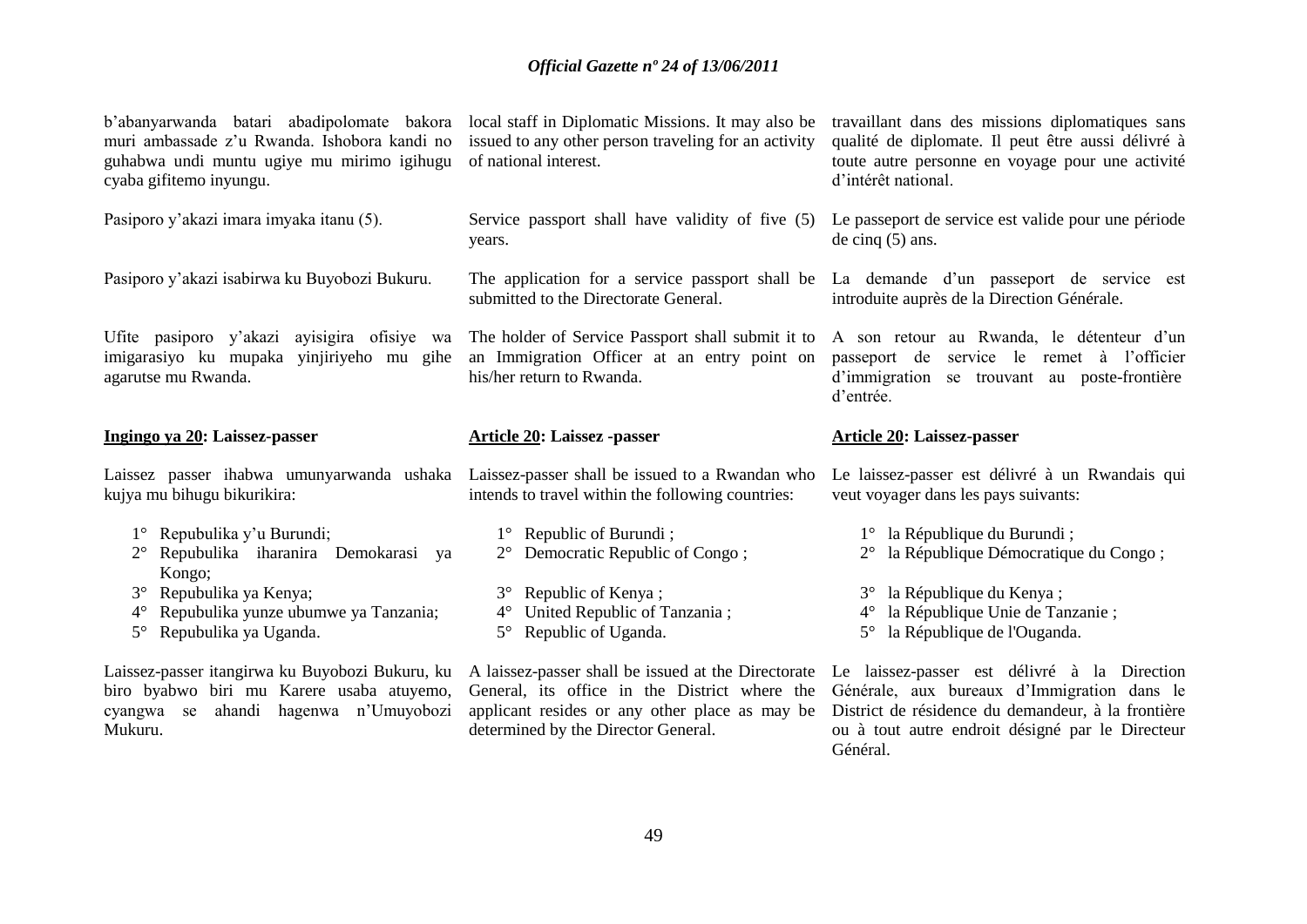b'abanyarwanda batari abadipolomate bakora muri ambassade z'u Rwanda. Ishobora kandi no guhabwa undi muntu ugiye mu mirimo igihugu cyaba gifitemo inyungu.

Pasiporo y'akazi imara imyaka itanu (5).

Pasiporo y'akazi isabirwa ku Buyobozi Bukuru.

Ufite pasiporo y'akazi ayisigira ofisiye wa imigarasiyo ku mupaka yinjiriyeho mu gihe agarutse mu Rwanda.

**<u>Ingingo ya 20</u>: Laissez-passer**

Laissez passer ihabwa umunyarwanda ushaka kujya mu bihugu bikurikira:

1° Repubulika y'u Burundi;
2° Repubulika iharanira Demokarasi ya Kongo;
3° Repubulika ya Kenya;
4° Repubulika yunze ubumwe ya Tanzania;
5° Repubulika ya Uganda.

Laissez-passer itangirwa ku Buyobozi Bukuru, ku biro byabwo biri mu Karere usaba atuyemo, cyangwa se ahandi hagenwa n'Umuyobozi Mukuru.

local staff in Diplomatic Missions. It may also be issued to any other person traveling for an activity of national interest.

Service passport shall have validity of five (5) years.

The application for a service passport shall be submitted to the Directorate General.

The holder of Service Passport shall submit it to an Immigration Officer at an entry point on his/her return to Rwanda.

**<u>Article 20</u>: Laissez -passer**

Laissez-passer shall be issued to a Rwandan who intends to travel within the following countries:

1° Republic of Burundi ;
2° Democratic Republic of Congo ;
3° Republic of Kenya ;
4° United Republic of Tanzania ;
5° Republic of Uganda.

A laissez-passer shall be issued at the Directorate General, its office in the District where the applicant resides or any other place as may be determined by the Director General.

travaillant dans des missions diplomatiques sans qualité de diplomate. Il peut être aussi délivré à toute autre personne en voyage pour une activité d'intérêt national.

Le passeport de service est valide pour une période de cinq (5) ans.

La demande d'un passeport de service est introduite auprès de la Direction Générale.

A son retour au Rwanda, le détenteur d'un passeport de service le remet à l'officier d'immigration se trouvant au poste-frontière d'entrée.

**<u>Article 20</u>: Laissez-passer**

Le laissez-passer est délivré à un Rwandais qui veut voyager dans les pays suivants:

1° la République du Burundi ;
2° la République Démocratique du Congo ;
3° la République du Kenya ;
4° la République Unie de Tanzanie ;
5° la République de l'Ouganda.

Le laissez-passer est délivré à la Direction Générale, aux bureaux d'Immigration dans le District de résidence du demandeur, à la frontière ou à tout autre endroit désigné par le Directeur Général.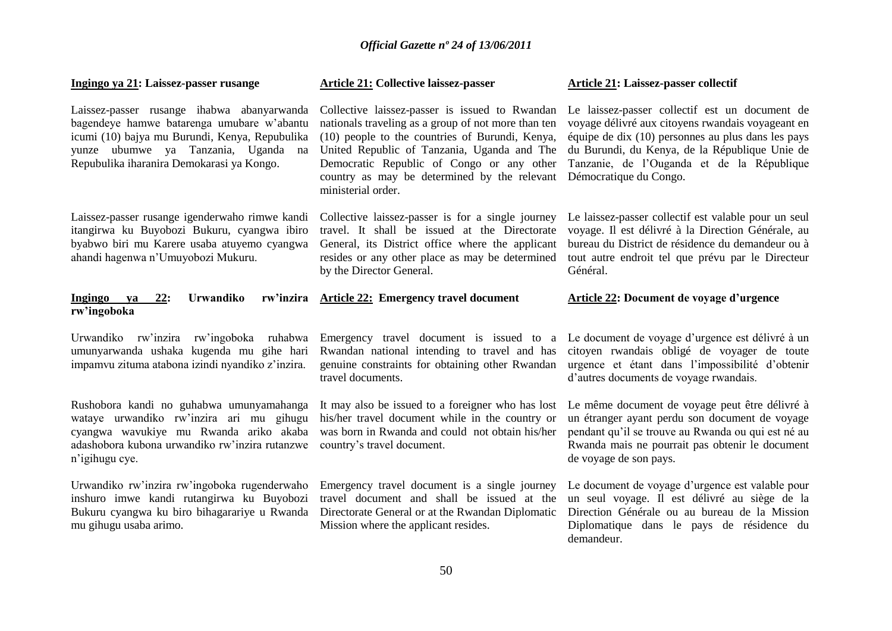**Ingingo ya 21: Laissez-passer rusange**

Laissez-passer rusange ihabwa abanyarwanda bagendeye hamwe batarenga umubare w'abantu icumi (10) bajya mu Burundi, Kenya, Repubulika yunze ubumwe ya Tanzania, Uganda na Repubulika iharanira Demokarasi ya Kongo.

Laissez-passer rusange igenderwaho rimwe kandi itangirwa ku Buyobozi Bukuru, cyangwa ibiro byabwo biri mu Karere usaba atuyemo cyangwa ahandi hagenwa n'Umuyobozi Mukuru.

**Ingingo ya 22: Urwandiko rw'inzira rw'ingoboka**

Urwandiko rw'inzira rw'ingoboka ruhabwa umunyarwanda ushaka kugenda mu gihe hari impamvu zituma atabona izindi nyandiko z'inzira.

Rushobora kandi no guhabwa umunyamahanga wataye urwandiko rw'inzira ari mu gihugu cyangwa wavukiye mu Rwanda ariko akaba adashobora kubona urwandiko rw'inzira rutanzwe n'igihugu cye.

Urwandiko rw'inzira rw'ingoboka rugenderwaho inshuro imwe kandi rutangirwa ku Buyobozi Bukuru cyangwa ku biro bihagarariye u Rwanda mu gihugu usaba arimo.

**Article 21: Collective laissez-passer**

Collective laissez-passer is issued to Rwandan nationals traveling as a group of not more than ten (10) people to the countries of Burundi, Kenya, United Republic of Tanzania, Uganda and The Democratic Republic of Congo or any other country as may be determined by the relevant ministerial order.

Collective laissez-passer is for a single journey travel. It shall be issued at the Directorate General, its District office where the applicant resides or any other place as may be determined by the Director General.

**Article 22: Emergency travel document**

Emergency travel document is issued to a Rwandan national intending to travel and has genuine constraints for obtaining other Rwandan travel documents.

It may also be issued to a foreigner who has lost his/her travel document while in the country or was born in Rwanda and could not obtain his/her country's travel document.

Emergency travel document is a single journey travel document and shall be issued at the Directorate General or at the Rwandan Diplomatic Mission where the applicant resides.

**Article 21: Laissez-passer collectif**

Le laissez-passer collectif est un document de voyage délivré aux citoyens rwandais voyageant en équipe de dix (10) personnes au plus dans les pays du Burundi, du Kenya, de la République Unie de Tanzanie, de l'Ouganda et de la République Démocratique du Congo.

Le laissez-passer collectif est valable pour un seul voyage. Il est délivré à la Direction Générale, au bureau du District de résidence du demandeur ou à tout autre endroit tel que prévu par le Directeur Général.

**Article 22: Document de voyage d'urgence**

Le document de voyage d'urgence est délivré à un citoyen rwandais obligé de voyager de toute urgence et étant dans l'impossibilité d'obtenir d'autres documents de voyage rwandais.

Le même document de voyage peut être délivré à un étranger ayant perdu son document de voyage pendant qu'il se trouve au Rwanda ou qui est né au Rwanda mais ne pourrait pas obtenir le document de voyage de son pays.

Le document de voyage d'urgence est valable pour un seul voyage. Il est délivré au siège de la Direction Générale ou au bureau de la Mission Diplomatique dans le pays de résidence du demandeur.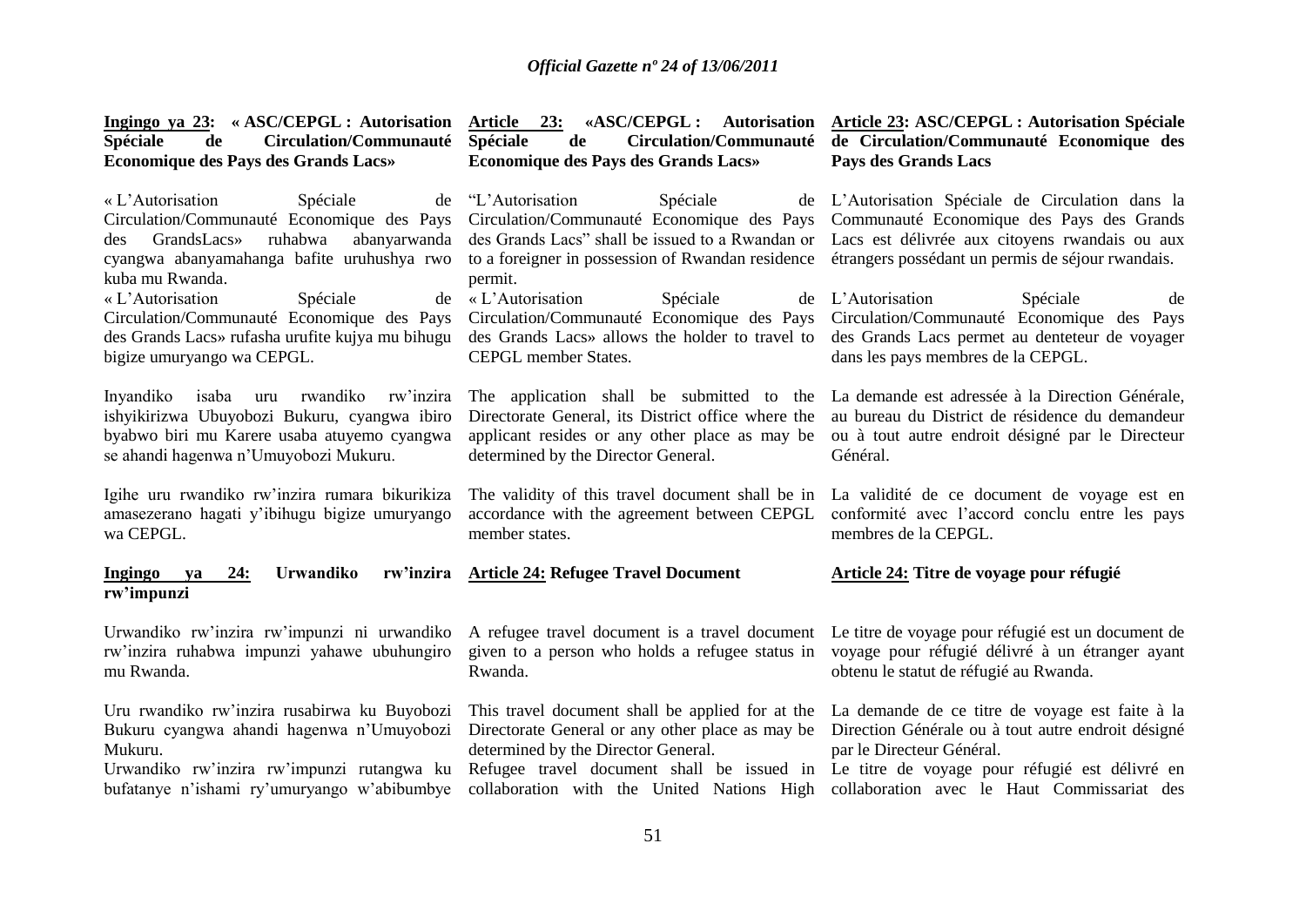**Ingingo ya 23: « ASC/CEPGL : Autorisation Spéciale de Circulation/Communauté Economique des Pays des Grands Lacs»**

« L'Autorisation Spéciale de Circulation/Communauté Economique des Pays des GrandsLacs» ruhabwa abanyarwanda cyangwa abanyamahanga bafite uruhushya rwo kuba mu Rwanda.

« L'Autorisation Spéciale de Circulation/Communauté Economique des Pays des Grands Lacs» rufasha urufite kujya mu bihugu bigize umuryango wa CEPGL.

Inyandiko isaba uru rwandiko rw'inzira ishyikirizwa Ubuyobozi Bukuru, cyangwa ibiro byabwo biri mu Karere usaba atuyemo cyangwa se ahandi hagenwa n'Umuyobozi Mukuru.

Igihe uru rwandiko rw'inzira rumara bikurikiza amasezerano hagati y'ibihugu bigize umuryango wa CEPGL.

**Ingingo ya 24: Urwandiko rw'inzira rw'impunzi**

Urwandiko rw'inzira rw'impunzi ni urwandiko rw'inzira ruhabwa impunzi yahawe ubuhungiro mu Rwanda.

Uru rwandiko rw'inzira rusabirwa ku Buyobozi Bukuru cyangwa ahandi hagenwa n'Umuyobozi Mukuru.

Urwandiko rw'inzira rw'impunzi rutangwa ku bufatanye n'ishami ry'umuryango w'abibumbye

**Article 23: «ASC/CEPGL : Autorisation Spéciale de Circulation/Communauté Economique des Pays des Grands Lacs»**

"L'Autorisation Spéciale de Circulation/Communauté Economique des Pays des Grands Lacs" shall be issued to a Rwandan or to a foreigner in possession of Rwandan residence permit.

« L'Autorisation Spéciale de Circulation/Communauté Economique des Pays des Grands Lacs» allows the holder to travel to CEPGL member States.

The application shall be submitted to the Directorate General, its District office where the applicant resides or any other place as may be determined by the Director General.

The validity of this travel document shall be in accordance with the agreement between CEPGL member states.

**Article 24: Refugee Travel Document**

A refugee travel document is a travel document given to a person who holds a refugee status in Rwanda.

This travel document shall be applied for at the Directorate General or any other place as may be determined by the Director General.

Refugee travel document shall be issued in collaboration with the United Nations High

**Article 23: ASC/CEPGL : Autorisation Spéciale de Circulation/Communauté Economique des Pays des Grands Lacs**

L'Autorisation Spéciale de Circulation dans la Communauté Economique des Pays des Grands Lacs est délivrée aux citoyens rwandais ou aux étrangers possédant un permis de séjour rwandais.

L'Autorisation Spéciale de Circulation/Communauté Economique des Pays des Grands Lacs permet au denteteur de voyager dans les pays membres de la CEPGL.

La demande est adressée à la Direction Générale, au bureau du District de résidence du demandeur ou à tout autre endroit désigné par le Directeur Général.

La validité de ce document de voyage est en conformité avec l'accord conclu entre les pays membres de la CEPGL.

**Article 24: Titre de voyage pour réfugié**

Le titre de voyage pour réfugié est un document de voyage pour réfugié délivré à un étranger ayant obtenu le statut de réfugié au Rwanda.

La demande de ce titre de voyage est faite à la Direction Générale ou à tout autre endroit désigné par le Directeur Général.

Le titre de voyage pour réfugié est délivré en collaboration avec le Haut Commissariat des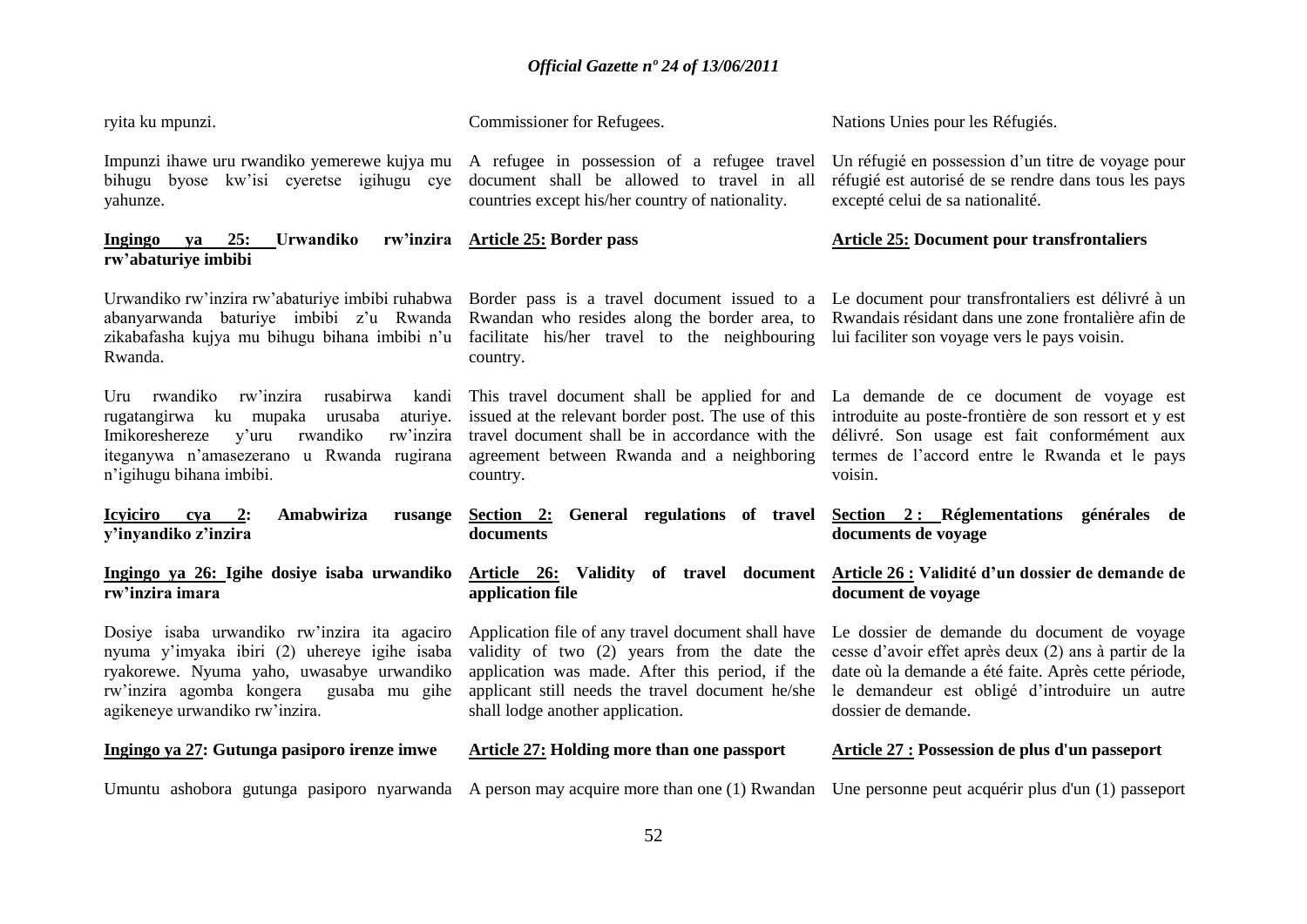ryita ku mpunzi.

Impunzi ihawe uru rwandiko yemerewe kujya mu bihugu byose kw'isi cyeretse igihugu cye yahunze.

**Ingingo ya 25: Urwandiko rw'inzira rw'abaturiye imbibi**

Urwandiko rw'inzira rw'abaturiye imbibi ruhabwa abanyarwanda baturiye imbibi z'u Rwanda zikabafasha kujya mu bihugu bihana imbibi n'u Rwanda.

Uru rwandiko rw'inzira rusabirwa kandi rugatangirwa ku mupaka urusaba aturiye. Imikoreshereze y'uru rwandiko rw'inzira iteganywa n'amasezerano u Rwanda rugirana n'igihugu bihana imbibi.

**Icyiciro cya 2: Amabwiriza rusange y'inyandiko z'inzira**

**Ingingo ya 26: Igihe dosiye isaba urwandiko rw'inzira imara**

Dosiye isaba urwandiko rw'inzira ita agaciro nyuma y'imyaka ibiri (2) uhereye igihe isaba ryakorewe. Nyuma yaho, uwasabye urwandiko rw'inzira agomba kongera gusaba mu gihe agikeneye urwandiko rw'inzira.

**Ingingo ya 27: Gutunga pasiporo irenze imwe**

Umuntu ashobora gutunga pasiporo nyarwanda

Commissioner for Refugees.

A refugee in possession of a refugee travel document shall be allowed to travel in all countries except his/her country of nationality.

**Article 25: Border pass**

Border pass is a travel document issued to a Rwandan who resides along the border area, to facilitate his/her travel to the neighbouring country.

This travel document shall be applied for and issued at the relevant border post. The use of this travel document shall be in accordance with the agreement between Rwanda and a neighboring country.

**Section 2: General regulations of travel documents**

**Article 26: Validity of travel document application file**

Application file of any travel document shall have validity of two (2) years from the date the application was made. After this period, if the applicant still needs the travel document he/she shall lodge another application.

**Article 27: Holding more than one passport**

A person may acquire more than one (1) Rwandan

Nations Unies pour les Réfugiés.

Un réfugié en possession d'un titre de voyage pour réfugié est autorisé de se rendre dans tous les pays excepté celui de sa nationalité.

**Article 25: Document pour transfrontaliers**

Le document pour transfrontaliers est délivré à un Rwandais résidant dans une zone frontalière afin de lui faciliter son voyage vers le pays voisin.

La demande de ce document de voyage est introduite au poste-frontière de son ressort et y est délivré. Son usage est fait conformément aux termes de l'accord entre le Rwanda et le pays voisin.

**Section 2 : Réglementations générales de documents de voyage**

**Article 26 : Validité d'un dossier de demande de document de voyage**

Le dossier de demande du document de voyage cesse d'avoir effet après deux (2) ans à partir de la date où la demande a été faite. Après cette période, le demandeur est obligé d'introduire un autre dossier de demande.

**Article 27 : Possession de plus d'un passeport**

Une personne peut acquérir plus d'un (1) passeport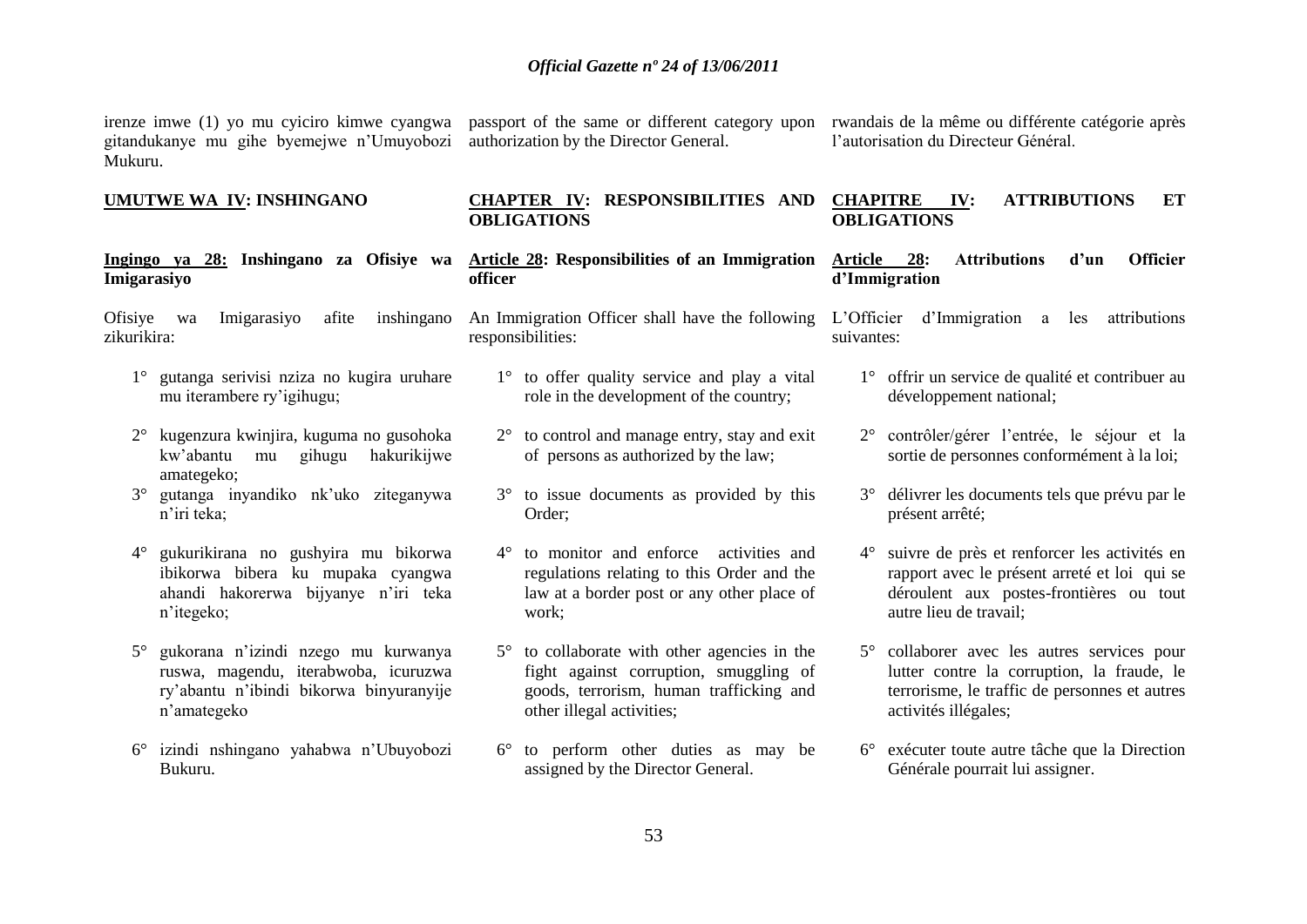irenze imwe (1) yo mu cyiciro kimwe cyangwa gitandukanye mu gihe byemejwe n'Umuyobozi Mukuru.

passport of the same or different category upon authorization by the Director General.

rwandais de la même ou différente catégorie après l'autorisation du Directeur Général.

**UMUTWE WA IV: INSHINGANO**

**Ingingo ya 28: Inshingano za Ofisiye wa Imigarasiyo**

Ofisiye wa Imigarasiyo afite inshingano zikurikira:

1° gutanga serivisi nziza no kugira uruhare mu iterambere ry'igihugu;

2° kugenzura kwinjira, kuguma no gusohoka kw'abantu mu gihugu hakurikijwe amategeko;

3° gutanga inyandiko nk'uko ziteganywa n'iri teka;

4° gukurikirana no gushyira mu bikorwa ibikorwa bibera ku mupaka cyangwa ahandi hakorerwa bijyanye n'iri teka n'itegeko;

5° gukorana n'izindi nzego mu kurwanya ruswa, magendu, iterabwoba, icuruzwa ry'abantu n'ibindi bikorwa binyuranyije n'amategeko

6° izindi nshingano yahabwa n'Ubuyobozi Bukuru.

**CHAPTER IV: RESPONSIBILITIES AND OBLIGATIONS**

**Article 28: Responsibilities of an Immigration officer**

An Immigration Officer shall have the following responsibilities:

1° to offer quality service and play a vital role in the development of the country;

2° to control and manage entry, stay and exit of persons as authorized by the law;

3° to issue documents as provided by this Order;

4° to monitor and enforce activities and regulations relating to this Order and the law at a border post or any other place of work;

5° to collaborate with other agencies in the fight against corruption, smuggling of goods, terrorism, human trafficking and other illegal activities;

6° to perform other duties as may be assigned by the Director General.

**CHAPITRE IV: ATTRIBUTIONS ET OBLIGATIONS**

**Article 28: Attributions d'un Officier d'Immigration**

L'Officier d'Immigration a les attributions suivantes:

1° offrir un service de qualité et contribuer au développement national;

2° contrôler/gérer l'entrée, le séjour et la sortie de personnes conformément à la loi;

3° délivrer les documents tels que prévu par le présent arrêté;

4° suivre de près et renforcer les activités en rapport avec le présent arreté et loi qui se déroulent aux postes-frontières ou tout autre lieu de travail;

5° collaborer avec les autres services pour lutter contre la corruption, la fraude, le terrorisme, le traffic de personnes et autres activités illégales;

6° exécuter toute autre tâche que la Direction Générale pourrait lui assigner.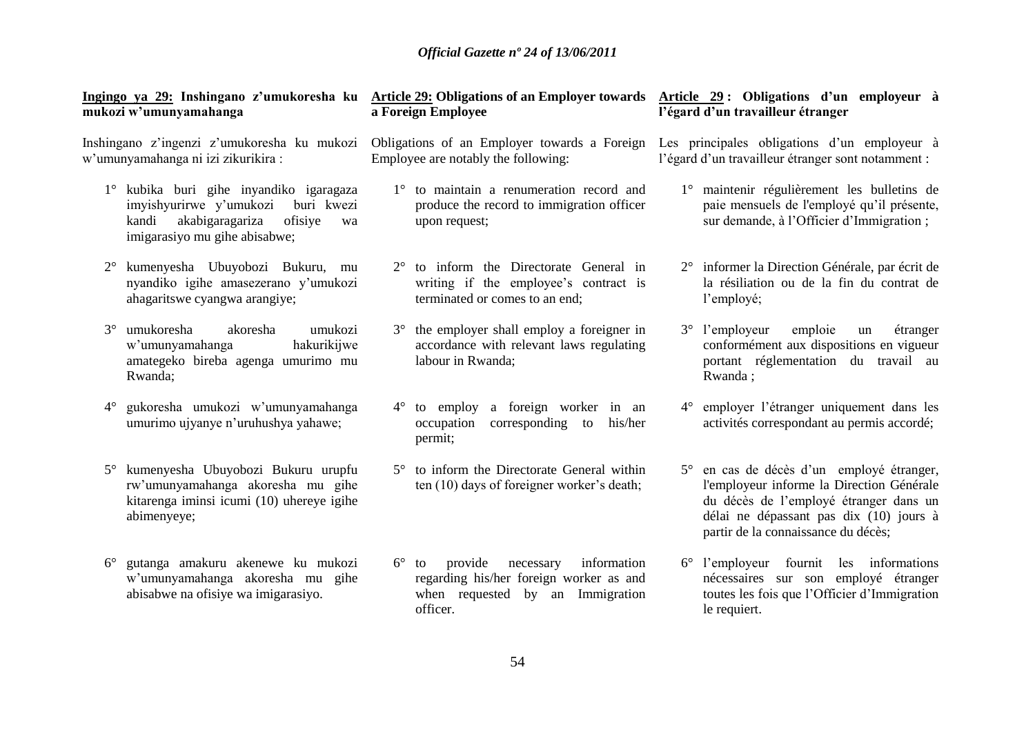**Ingingo ya 29: Inshingano z'umukoresha ku mukozi w'umunyamahanga**

Inshingano z'ingenzi z'umukoresha ku mukozi w'umunyamahanga ni izi zikurikira :

1° kubika buri gihe inyandiko igaragaza imyishyurirwe y'umukozi buri kwezi kandi akabigaragariza ofisiye wa imigarasiyo mu gihe abisabwe;

2° kumenyesha Ubuyobozi Bukuru, mu nyandiko igihe amasezerano y'umukozi ahagaritswe cyangwa arangiye;

3° umukoresha akoresha umukozi w'umunyamahanga hakurikijwe amategeko bireba agenga umurimo mu Rwanda;

4° gukoresha umukozi w'umunyamahanga umurimo ujyanye n'uruhushya yahawe;

5° kumenyesha Ubuyobozi Bukuru urupfu rw'umunyamahanga akoresha mu gihe kitarenga iminsi icumi (10) uhereye igihe abimenyeye;

6° gutanga amakuru akenewe ku mukozi w'umunyamahanga akoresha mu gihe abisabwe na ofisiye wa imigarasiyo.

**Article 29: Obligations of an Employer towards a Foreign Employee**

Obligations of an Employer towards a Foreign Employee are notably the following:

1° to maintain a renumeration record and produce the record to immigration officer upon request;

2° to inform the Directorate General in writing if the employee's contract is terminated or comes to an end;

3° the employer shall employ a foreigner in accordance with relevant laws regulating labour in Rwanda;

4° to employ a foreign worker in an occupation corresponding to his/her permit;

5° to inform the Directorate General within ten (10) days of foreigner worker's death;

6° to provide necessary information regarding his/her foreign worker as and when requested by an Immigration officer.

**Article 29 : Obligations d'un employeur à l'égard d'un travailleur étranger**

Les principales obligations d'un employeur à l'égard d'un travailleur étranger sont notamment :

1° maintenir régulièrement les bulletins de paie mensuels de l'employé qu'il présente, sur demande, à l'Officier d'Immigration ;

2° informer la Direction Générale, par écrit de la résiliation ou de la fin du contrat de l'employé;

3° l'employeur emploie un étranger conformément aux dispositions en vigueur portant réglementation du travail au Rwanda ;

4° employer l'étranger uniquement dans les activités correspondant au permis accordé;

5° en cas de décès d'un employé étranger, l'employeur informe la Direction Générale du décès de l'employé étranger dans un délai ne dépassant pas dix (10) jours à partir de la connaissance du décès;

6° l'employeur fournit les informations nécessaires sur son employé étranger toutes les fois que l'Officier d'Immigration le requiert.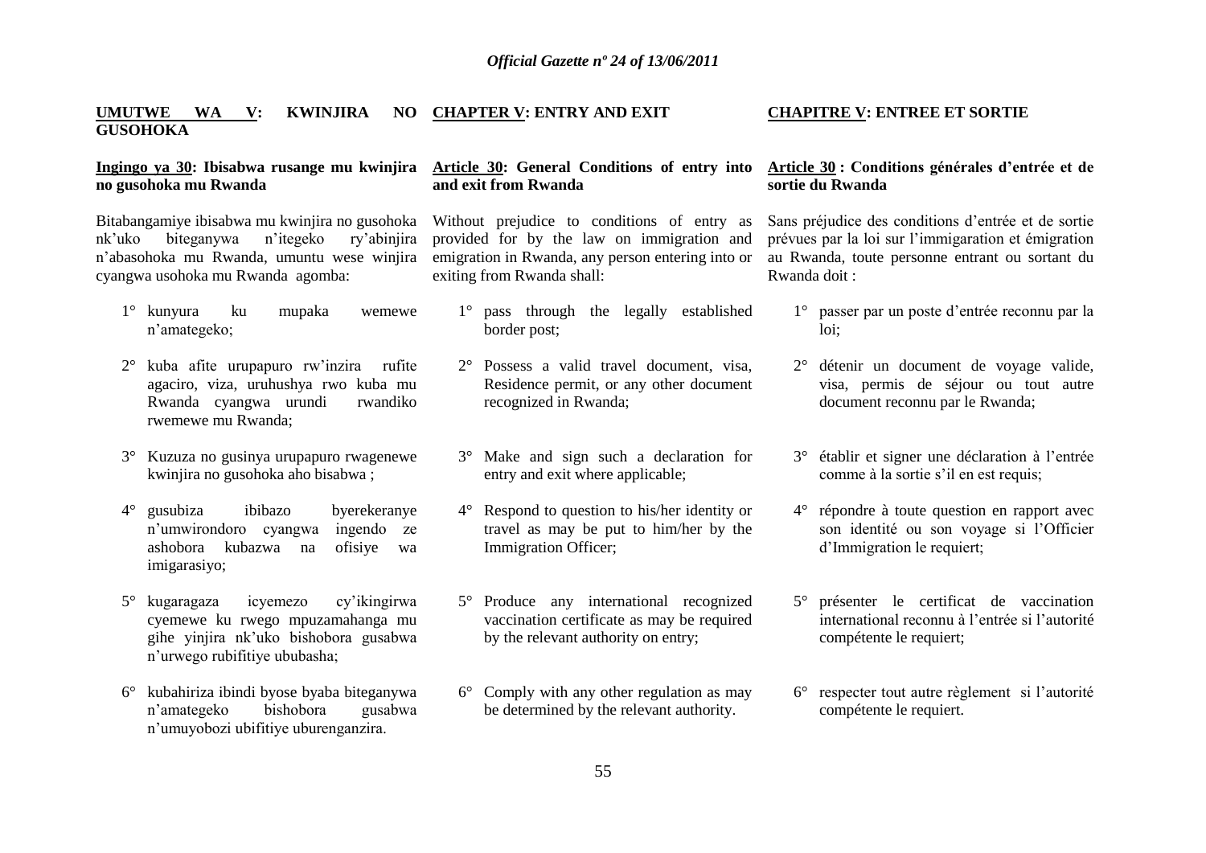## UMUTWE WA V: KWINJIRA NO GUSOHOKA

### Ingingo ya 30: Ibisabwa rusange mu kwinjira no gusohoka mu Rwanda

Bitabangamiye ibisabwa mu kwinjira no gusohoka nk'uko biteganywa n'itegeko ry'abinjira n'abasohoka mu Rwanda, umuntu wese winjira cyangwa usohoka mu Rwanda agomba:

1° kunyura ku mupaka wemewe n'amategeko;

2° kuba afite urupapuro rw'inzira rufite agaciro, viza, uruhushya rwo kuba mu Rwanda cyangwa urundi rwandiko rwemewe mu Rwanda;

3° Kuzuza no gusinya urupapuro rwagenewe kwinjira no gusohoka aho bisabwa ;

4° gusubiza ibibazo byerekeranye n'umwirondoro cyangwa ingendo ze ashobora kubazwa na ofisiye wa imigarasiyo;

5° kugaragaza icyemezo cy'ikingirwa cyemewe ku rwego mpuzamahanga mu gihe yinjira nk'uko bishobora gusabwa n'urwego rubifitiye ububasha;

6° kubahiriza ibindi byose byaba biteganywa n'amategeko bishobora gusabwa n'umuyobozi ubifitiye uburenganzira.

## CHAPTER V: ENTRY AND EXIT

### Article 30: General Conditions of entry into and exit from Rwanda

Without prejudice to conditions of entry as provided for by the law on immigration and emigration in Rwanda, any person entering into or exiting from Rwanda shall:

1° pass through the legally established border post;

2° Possess a valid travel document, visa, Residence permit, or any other document recognized in Rwanda;

3° Make and sign such a declaration for entry and exit where applicable;

4° Respond to question to his/her identity or travel as may be put to him/her by the Immigration Officer;

5° Produce any international recognized vaccination certificate as may be required by the relevant authority on entry;

6° Comply with any other regulation as may be determined by the relevant authority.

## CHAPITRE V: ENTREE ET SORTIE

### Article 30 : Conditions générales d'entrée et de sortie du Rwanda

Sans préjudice des conditions d'entrée et de sortie prévues par la loi sur l'immigaration et émigration au Rwanda, toute personne entrant ou sortant du Rwanda doit :

1° passer par un poste d'entrée reconnu par la loi;

2° détenir un document de voyage valide, visa, permis de séjour ou tout autre document reconnu par le Rwanda;

3° établir et signer une déclaration à l'entrée comme à la sortie s'il en est requis;

4° répondre à toute question en rapport avec son identité ou son voyage si l'Officier d'Immigration le requiert;

5° présenter le certificat de vaccination international reconnu à l'entrée si l'autorité compétente le requiert;

6° respecter tout autre règlement si l'autorité compétente le requiert.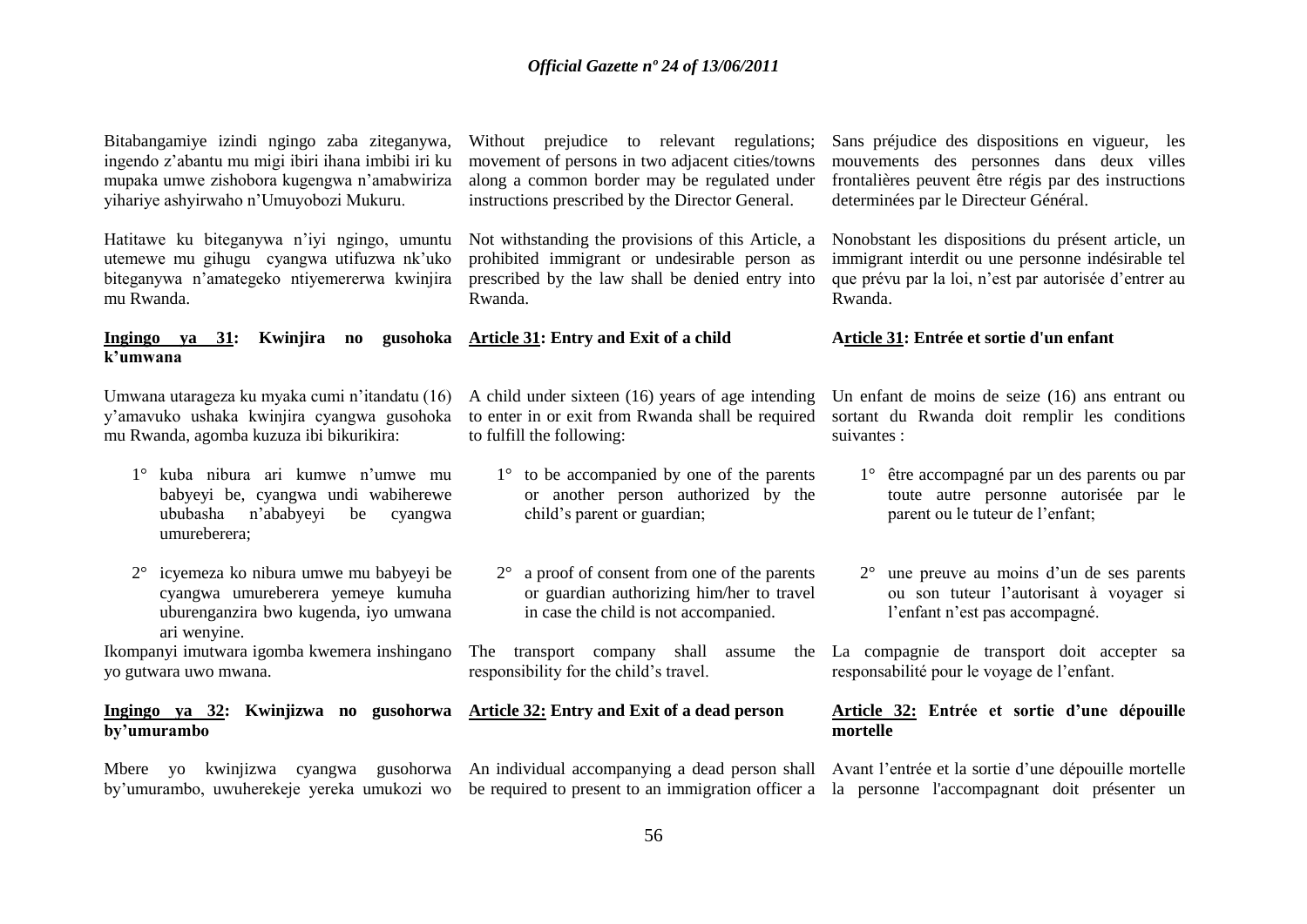Bitabangamiye izindi ngingo zaba ziteganywa, ingendo z'abantu mu migi ibiri ihana imbibi iri ku mupaka umwe zishobora kugengwa n'amabwiriza yihariye ashyirwaho n'Umuyobozi Mukuru.

Hatitawe ku biteganywa n'iyi ngingo, umuntu utemewe mu gihugu cyangwa utifuzwa nk'uko biteganywa n'amategeko ntiyemererwa kwinjira mu Rwanda.

**Ingingo ya 31: Kwinjira no gusohoka k'umwana**

Umwana utarageza ku myaka cumi n'itandatu (16) y'amavuko ushaka kwinjira cyangwa gusohoka mu Rwanda, agomba kuzuza ibi bikurikira:

1° kuba nibura ari kumwe n'umwe mu babyeyi be, cyangwa undi wabiherewe ububasha n'ababyeyi be cyangwa umureberera;

2° icyemeza ko nibura umwe mu babyeyi be cyangwa umureberera yemeye kumuha uburenganzira bwo kugenda, iyo umwana ari wenyine.

Ikompanyi imutwara igomba kwemera inshingano yo gutwara uwo mwana.

**Ingingo ya 32: Kwinjizwa no gusohorwa by'umurambo**

Mbere yo kwinjizwa cyangwa gusohorwa by'umurambo, uwuherekeje yereka umukozi wo

Without prejudice to relevant regulations; movement of persons in two adjacent cities/towns along a common border may be regulated under instructions prescribed by the Director General.

Not withstanding the provisions of this Article, a prohibited immigrant or undesirable person as prescribed by the law shall be denied entry into Rwanda.

**Article 31: Entry and Exit of a child**

A child under sixteen (16) years of age intending to enter in or exit from Rwanda shall be required to fulfill the following:

1° to be accompanied by one of the parents or another person authorized by the child's parent or guardian;

2° a proof of consent from one of the parents or guardian authorizing him/her to travel in case the child is not accompanied.

The transport company shall assume the responsibility for the child's travel.

**Article 32: Entry and Exit of a dead person**

An individual accompanying a dead person shall be required to present to an immigration officer a

Sans préjudice des dispositions en vigueur, les mouvements des personnes dans deux villes frontalières peuvent être régis par des instructions determinées par le Directeur Général.

Nonobstant les dispositions du présent article, un immigrant interdit ou une personne indésirable tel que prévu par la loi, n'est par autorisée d'entrer au Rwanda.

**Article 31: Entrée et sortie d'un enfant**

Un enfant de moins de seize (16) ans entrant ou sortant du Rwanda doit remplir les conditions suivantes :

1° être accompagné par un des parents ou par toute autre personne autorisée par le parent ou le tuteur de l'enfant;

2° une preuve au moins d'un de ses parents ou son tuteur l'autorisant à voyager si l'enfant n'est pas accompagné.

La compagnie de transport doit accepter sa responsabilité pour le voyage de l'enfant.

**Article 32: Entrée et sortie d'une dépouille mortelle**

Avant l'entrée et la sortie d'une dépouille mortelle la personne l'accompagnant doit présenter un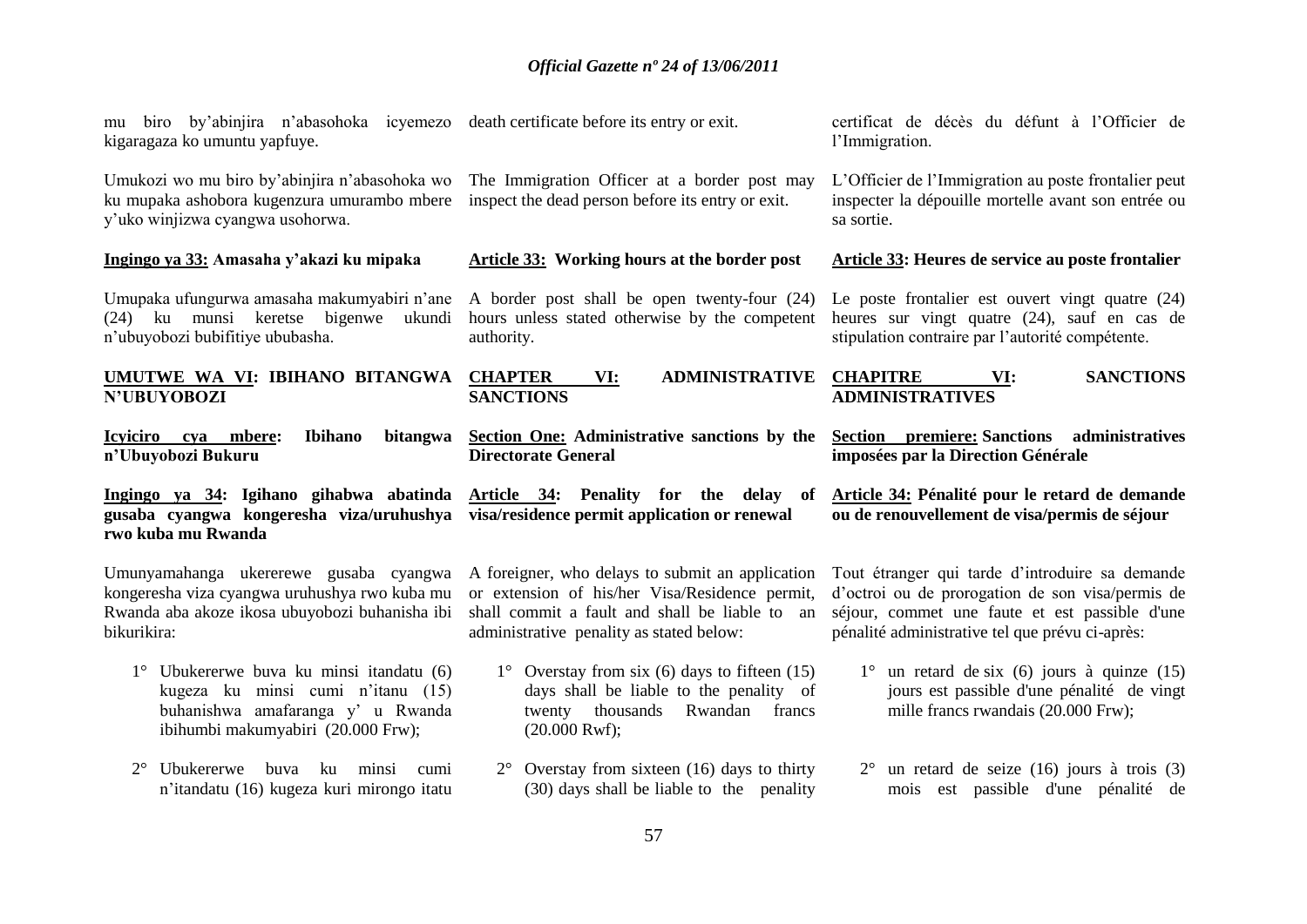mu biro by'abinjira n'abasohoka icyemezo kigaragaza ko umuntu yapfuye.

Umukozi wo mu biro by'abinjira n'abasohoka wo ku mupaka ashobora kugenzura umurambo mbere y'uko winjizwa cyangwa usohorwa.

**Ingingo ya 33: Amasaha y'akazi ku mipaka**

Umupaka ufungurwa amasaha makumyabiri n'ane (24) ku munsi keretse bigenwe ukundi n'ubuyobozi bubifitiye ububasha.

**UMUTWE WA VI: IBIHANO BITANGWA N'UBUYOBOZI**

**Icyiciro cya mbere: Ibihano bitangwa n'Ubuyobozi Bukuru**

**Ingingo ya 34: Igihano gihabwa abatinda gusaba cyangwa kongeresha viza/uruhushya rwo kuba mu Rwanda**

Umunyamahanga ukererewe gusaba cyangwa kongeresha viza cyangwa uruhushya rwo kuba mu Rwanda aba akoze ikosa ubuyobozi buhanisha ibi bikurikira:

1° Ubukererwe buva ku minsi itandatu (6) kugeza ku minsi cumi n'itanu (15) buhanishwa amafaranga y' u Rwanda ibihumbi makumyabiri (20.000 Frw);

2° Ubukererwe buva ku minsi cumi n'itandatu (16) kugeza kuri mirongo itatu

death certificate before its entry or exit.

The Immigration Officer at a border post may inspect the dead person before its entry or exit.

**Article 33: Working hours at the border post**

A border post shall be open twenty-four (24) hours unless stated otherwise by the competent authority.

**CHAPTER VI: ADMINISTRATIVE SANCTIONS**

**Section One: Administrative sanctions by the Directorate General**

**Article 34: Penality for the delay of visa/residence permit application or renewal**

A foreigner, who delays to submit an application or extension of his/her Visa/Residence permit, shall commit a fault and shall be liable to an administrative penality as stated below:

1° Overstay from six (6) days to fifteen (15) days shall be liable to the penality of twenty thousands Rwandan francs (20.000 Rwf);

2° Overstay from sixteen (16) days to thirty (30) days shall be liable to the penality

certificat de décès du défunt à l'Officier de l'Immigration.

L'Officier de l'Immigration au poste frontalier peut inspecter la dépouille mortelle avant son entrée ou sa sortie.

**Article 33: Heures de service au poste frontalier**

Le poste frontalier est ouvert vingt quatre (24) heures sur vingt quatre (24), sauf en cas de stipulation contraire par l'autorité compétente.

**CHAPITRE VI: SANCTIONS ADMINISTRATIVES**

**Section premiere: Sanctions administratives imposées par la Direction Générale**

**Article 34: Pénalité pour le retard de demande ou de renouvellement de visa/permis de séjour**

Tout étranger qui tarde d'introduire sa demande d'octroi ou de prorogation de son visa/permis de séjour, commet une faute et est passible d'une pénalité administrative tel que prévu ci-après:

1° un retard de six (6) jours à quinze (15) jours est passible d'une pénalité de vingt mille francs rwandais (20.000 Frw);

2° un retard de seize (16) jours à trois (3) mois est passible d'une pénalité de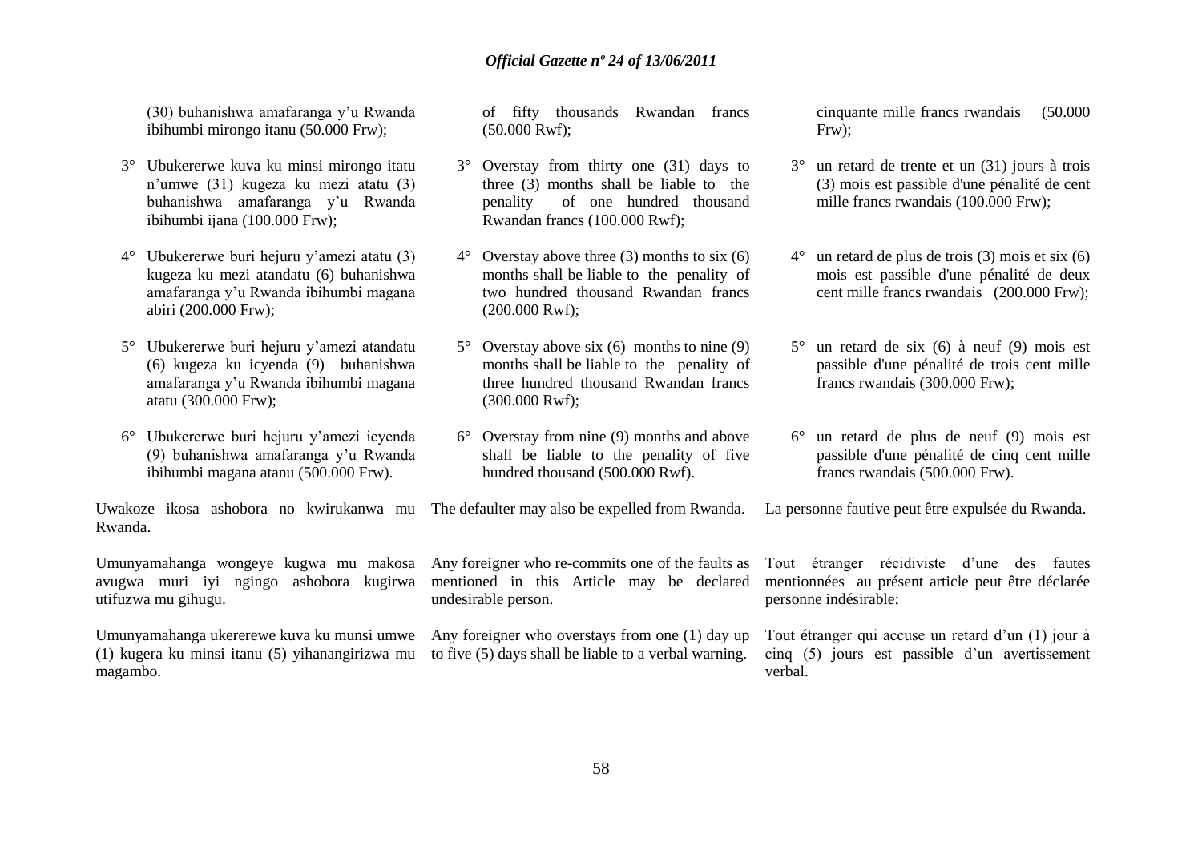(30) buhanishwa amafaranga y'u Rwanda ibihumbi mirongo itanu (50.000 Frw);

3° Ubukererwe kuva ku minsi mirongo itatu n'umwe (31) kugeza ku mezi atatu (3) buhanishwa amafaranga y'u Rwanda ibihumbi ijana (100.000 Frw);

4° Ubukererwe buri hejuru y'amezi atatu (3) kugeza ku mezi atandatu (6) buhanishwa amafaranga y'u Rwanda ibihumbi magana abiri (200.000 Frw);

5° Ubukererwe buri hejuru y'amezi atandatu (6) kugeza ku icyenda (9) buhanishwa amafaranga y'u Rwanda ibihumbi magana atatu (300.000 Frw);

6° Ubukererwe buri hejuru y'amezi icyenda (9) buhanishwa amafaranga y'u Rwanda ibihumbi magana atanu (500.000 Frw).

Uwakoze ikosa ashobora no kwirukanwa mu Rwanda.

Umunyamahanga wongeye kugwa mu makosa avugwa muri iyi ngingo ashobora kugirwa utifuzwa mu gihugu.

Umunyamahanga ukererewe kuva ku munsi umwe (1) kugera ku minsi itanu (5) yihanangirizwa mu magambo.

of fifty thousands Rwandan francs (50.000 Rwf);

3° Overstay from thirty one (31) days to three (3) months shall be liable to the penality of one hundred thousand Rwandan francs (100.000 Rwf);

4° Overstay above three (3) months to six (6) months shall be liable to the penality of two hundred thousand Rwandan francs (200.000 Rwf);

5° Overstay above six (6) months to nine (9) months shall be liable to the penality of three hundred thousand Rwandan francs (300.000 Rwf);

6° Overstay from nine (9) months and above shall be liable to the penality of five hundred thousand (500.000 Rwf).

The defaulter may also be expelled from Rwanda.

Any foreigner who re-commits one of the faults as mentioned in this Article may be declared undesirable person.

Any foreigner who overstays from one (1) day up to five (5) days shall be liable to a verbal warning.

cinquante mille francs rwandais (50.000 Frw);

3° un retard de trente et un (31) jours à trois (3) mois est passible d'une pénalité de cent mille francs rwandais (100.000 Frw);

4° un retard de plus de trois (3) mois et six (6) mois est passible d'une pénalité de deux cent mille francs rwandais (200.000 Frw);

5° un retard de six (6) à neuf (9) mois est passible d'une pénalité de trois cent mille francs rwandais (300.000 Frw);

6° un retard de plus de neuf (9) mois est passible d'une pénalité de cinq cent mille francs rwandais (500.000 Frw).

La personne fautive peut être expulsée du Rwanda.

Tout étranger récidiviste d'une des fautes mentionnées au présent article peut être déclarée personne indésirable;

Tout étranger qui accuse un retard d'un (1) jour à cinq (5) jours est passible d'un avertissement verbal.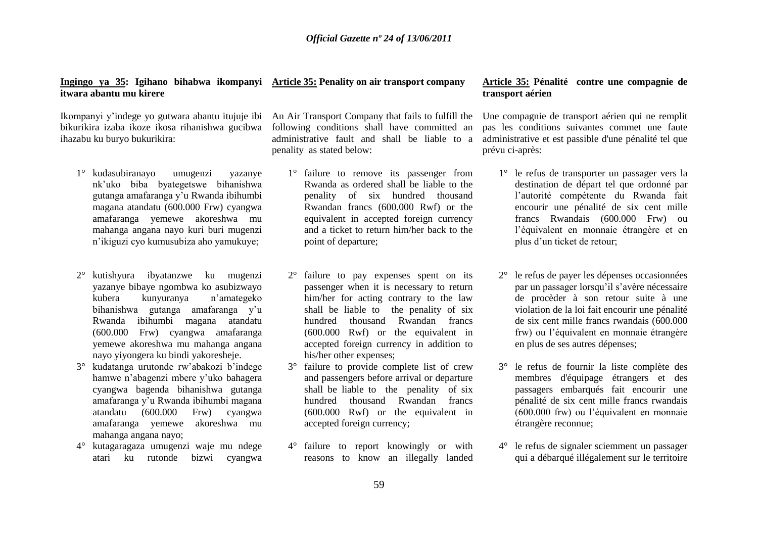**Ingingo ya 35: Igihano bihabwa ikompanyi itwara abantu mu kirere**

Ikompanyi y'indege yo gutwara abantu itujuje ibi bikurikira izaba ikoze ikosa rihanishwa gucibwa ihazabu ku buryo bukurikira:

1° kudasubiranayo umugenzi yazanye nk'uko biba byategetswe bihanishwa gutanga amafaranga y'u Rwanda ibihumbi magana atandatu (600.000 Frw) cyangwa amafaranga yemewe akoreshwa mu mahanga angana nayo kuri buri mugenzi n'ikiguzi cyo kumusubiza aho yamukuye;

2° kutishyura ibyatanzwe ku mugenzi yazanye bibaye ngombwa ko asubizwayo kubera kunyuranya n'amategeko bihanishwa gutanga amafaranga y'u Rwanda ibihumbi magana atandatu (600.000 Frw) cyangwa amafaranga yemewe akoreshwa mu mahanga angana nayo yiyongera ku bindi yakoresheje.

3° kudatanga urutonde rw'abakozi b'indege hamwe n'abagenzi mbere y'uko bahagera cyangwa bagenda bihanishwa gutanga amafaranga y'u Rwanda ibihumbi magana atandatu (600.000 Frw) cyangwa amafaranga yemewe akoreshwa mu mahanga angana nayo;

4° kutagaragaza umugenzi waje mu ndege atari ku rutonde bizwi cyangwa

**Article 35: Penality on air transport company**

An Air Transport Company that fails to fulfill the following conditions shall have committed an administrative fault and shall be liable to a penality as stated below:

1° failure to remove its passenger from Rwanda as ordered shall be liable to the penality of six hundred thousand Rwandan francs (600.000 Rwf) or the equivalent in accepted foreign currency and a ticket to return him/her back to the point of departure;

2° failure to pay expenses spent on its passenger when it is necessary to return him/her for acting contrary to the law shall be liable to the penality of six hundred thousand Rwandan francs (600.000 Rwf) or the equivalent in accepted foreign currency in addition to his/her other expenses;

3° failure to provide complete list of crew and passengers before arrival or departure shall be liable to the penality of six hundred thousand Rwandan francs (600.000 Rwf) or the equivalent in accepted foreign currency;

4° failure to report knowingly or with reasons to know an illegally landed

**Article 35: Pénalité contre une compagnie de transport aérien**

Une compagnie de transport aérien qui ne remplit pas les conditions suivantes commet une faute administrative et est passible d'une pénalité tel que prévu ci-après:

1° le refus de transporter un passager vers la destination de départ tel que ordonné par l'autorité compétente du Rwanda fait encourir une pénalité de six cent mille francs Rwandais (600.000 Frw) ou l'équivalent en monnaie étrangère et en plus d'un ticket de retour;

2° le refus de payer les dépenses occasionnées par un passager lorsqu'il s'avère nécessaire de procèder à son retour suite à une violation de la loi fait encourir une pénalité de six cent mille francs rwandais (600.000 frw) ou l'équivalent en monnaie étrangère en plus de ses autres dépenses;

3° le refus de fournir la liste complète des membres d'équipage étrangers et des passagers embarqués fait encourir une pénalité de six cent mille francs rwandais (600.000 frw) ou l'équivalent en monnaie étrangère reconnue;

4° le refus de signaler sciemment un passager qui a débarqué illégalement sur le territoire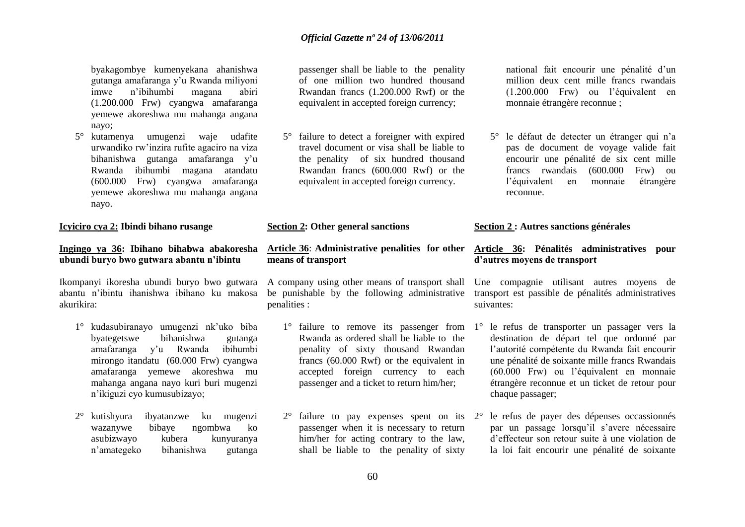byakagombye kumenyekana ahanishwa gutanga amafaranga y'u Rwanda miliyoni imwe n'ibihumbi magana abiri (1.200.000 Frw) cyangwa amafaranga yemewe akoreshwa mu mahanga angana nayo;

5° kutamenya umugenzi waje udafite urwandiko rw'inzira rufite agaciro na viza bihanishwa gutanga amafaranga y'u Rwanda ibihumbi magana atandatu (600.000 Frw) cyangwa amafaranga yemewe akoreshwa mu mahanga angana nayo.

**Icyiciro cya 2: Ibindi bihano rusange**

**Ingingo ya 36: Ibihano bihabwa abakoresha ubundi buryo bwo gutwara abantu n'ibintu**

Ikompanyi ikoresha ubundi buryo bwo gutwara abantu n'ibintu ihanishwa ibihano ku makosa akurikira:

1° kudasubiranayo umugenzi nk'uko biba byategetswe bihanishwa gutanga amafaranga y'u Rwanda ibihumbi mirongo itandatu (60.000 Frw) cyangwa amafaranga yemewe akoreshwa mu mahanga angana nayo kuri buri mugenzi n'ikiguzi cyo kumusubizayo;

2° kutishyura ibyatanzwe ku mugenzi wazanywe bibaye ngombwa ko asubizwayo kubera kunyuranya n'amategeko bihanishwa gutanga

passenger shall be liable to the penality of one million two hundred thousand Rwandan francs (1.200.000 Rwf) or the equivalent in accepted foreign currency;

5° failure to detect a foreigner with expired travel document or visa shall be liable to the penality of six hundred thousand Rwandan francs (600.000 Rwf) or the equivalent in accepted foreign currency.

**Section 2: Other general sanctions**

**Article 36: Administrative penalities for other means of transport**

A company using other means of transport shall be punishable by the following administrative penalities :

1° failure to remove its passenger from Rwanda as ordered shall be liable to the penality of sixty thousand Rwandan francs (60.000 Rwf) or the equivalent in accepted foreign currency to each passenger and a ticket to return him/her;

2° failure to pay expenses spent on its passenger when it is necessary to return him/her for acting contrary to the law, shall be liable to the penality of sixty

national fait encourir une pénalité d'un million deux cent mille francs rwandais (1.200.000 Frw) ou l'équivalent en monnaie étrangère reconnue ;

5° le défaut de detecter un étranger qui n'a pas de document de voyage valide fait encourir une pénalité de six cent mille francs rwandais (600.000 Frw) ou l'équivalent en monnaie étrangère reconnue.

**Section 2 : Autres sanctions générales**

**Article 36: Pénalités administratives pour d'autres moyens de transport**

Une compagnie utilisant autres moyens de transport est passible de pénalités administratives suivantes:

1° le refus de transporter un passager vers la destination de départ tel que ordonné par l'autorité compétente du Rwanda fait encourir une pénalité de soixante mille francs Rwandais (60.000 Frw) ou l'équivalent en monnaie étrangère reconnue et un ticket de retour pour chaque passager;

2° le refus de payer des dépenses occassionnés par un passage lorsqu'il s'avere nécessaire d'effecteur son retour suite à une violation de la loi fait encourir une pénalité de soixante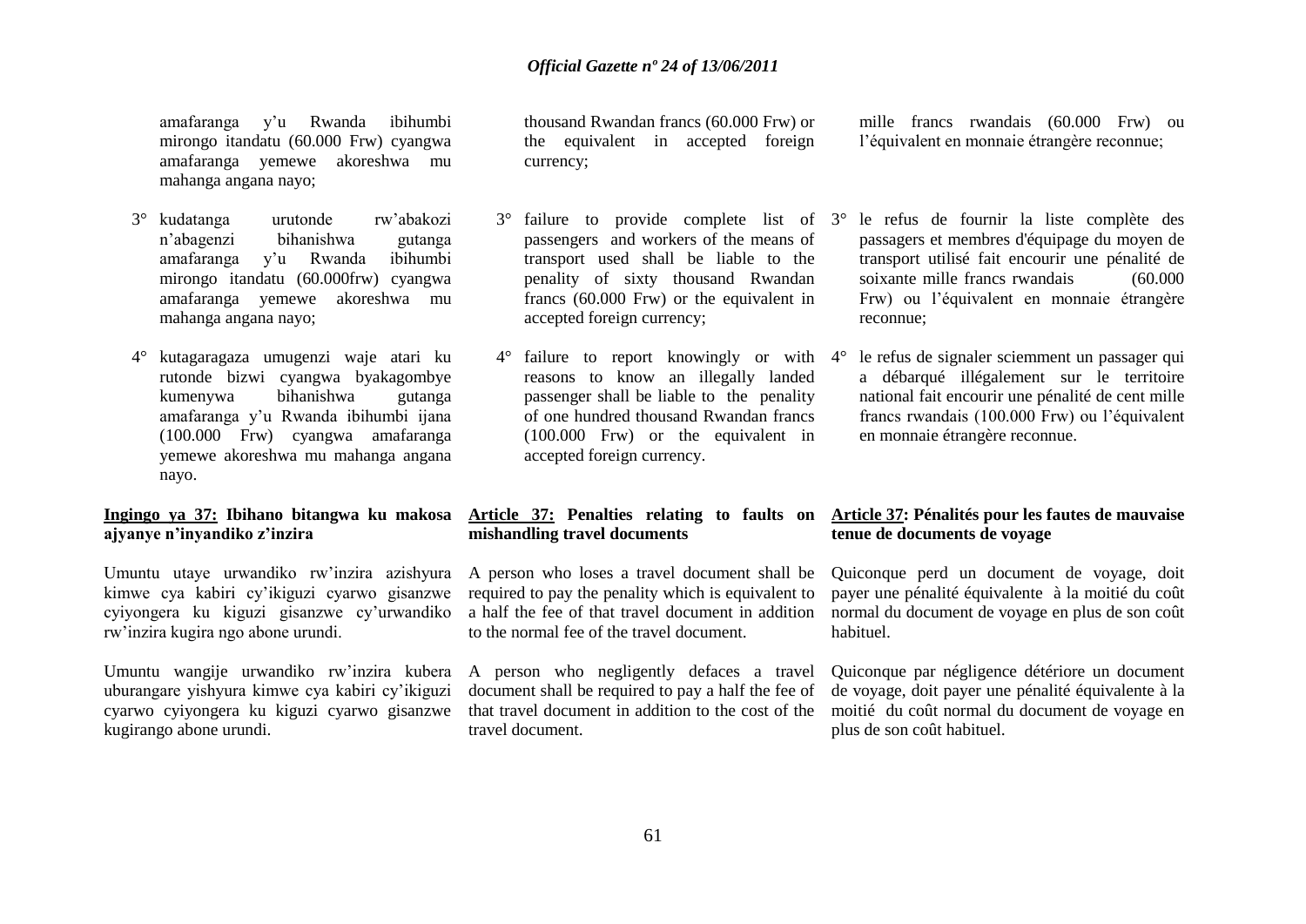amafaranga y'u Rwanda ibihumbi mirongo itandatu (60.000 Frw) cyangwa amafaranga yemewe akoreshwa mu mahanga angana nayo;

3° kudatanga urutonde rw'abakozi n'abagenzi bihanishwa gutanga amafaranga y'u Rwanda ibihumbi mirongo itandatu (60.000frw) cyangwa amafaranga yemewe akoreshwa mu mahanga angana nayo;

4° kutagaragaza umugenzi waje atari ku rutonde bizwi cyangwa byakagombye kumenywa bihanishwa gutanga amafaranga y'u Rwanda ibihumbi ijana (100.000 Frw) cyangwa amafaranga yemewe akoreshwa mu mahanga angana nayo.

**Ingingo ya 37: Ibihano bitangwa ku makosa ajyanye n'inyandiko z'inzira**

Umuntu utaye urwandiko rw'inzira azishyura kimwe cya kabiri cy'ikiguzi cyarwo gisanzwe cyiyongera ku kiguzi gisanzwe cy'urwandiko rw'inzira kugira ngo abone urundi.

Umuntu wangije urwandiko rw'inzira kubera uburangare yishyura kimwe cya kabiri cy'ikiguzi cyarwo cyiyongera ku kiguzi cyarwo gisanzwe kugirango abone urundi.

thousand Rwandan francs (60.000 Frw) or the equivalent in accepted foreign currency;

3° failure to provide complete list of passengers and workers of the means of transport used shall be liable to the penality of sixty thousand Rwandan francs (60.000 Frw) or the equivalent in accepted foreign currency;

4° failure to report knowingly or with reasons to know an illegally landed passenger shall be liable to the penality of one hundred thousand Rwandan francs (100.000 Frw) or the equivalent in accepted foreign currency.

**Article 37: Penalties relating to faults on mishandling travel documents**

A person who loses a travel document shall be required to pay the penality which is equivalent to a half the fee of that travel document in addition to the normal fee of the travel document.

A person who negligently defaces a travel document shall be required to pay a half the fee of that travel document in addition to the cost of the travel document.

mille francs rwandais (60.000 Frw) ou l'équivalent en monnaie étrangère reconnue;

3° le refus de fournir la liste complète des passagers et membres d'équipage du moyen de transport utilisé fait encourir une pénalité de soixante mille francs rwandais (60.000 Frw) ou l'équivalent en monnaie étrangère reconnue;

4° le refus de signaler sciemment un passager qui a débarqué illégalement sur le territoire national fait encourir une pénalité de cent mille francs rwandais (100.000 Frw) ou l'équivalent en monnaie étrangère reconnue.

**Article 37: Pénalités pour les fautes de mauvaise tenue de documents de voyage**

Quiconque perd un document de voyage, doit payer une pénalité équivalente à la moitié du coût normal du document de voyage en plus de son coût habituel.

Quiconque par négligence détériore un document de voyage, doit payer une pénalité équivalente à la moitié du coût normal du document de voyage en plus de son coût habituel.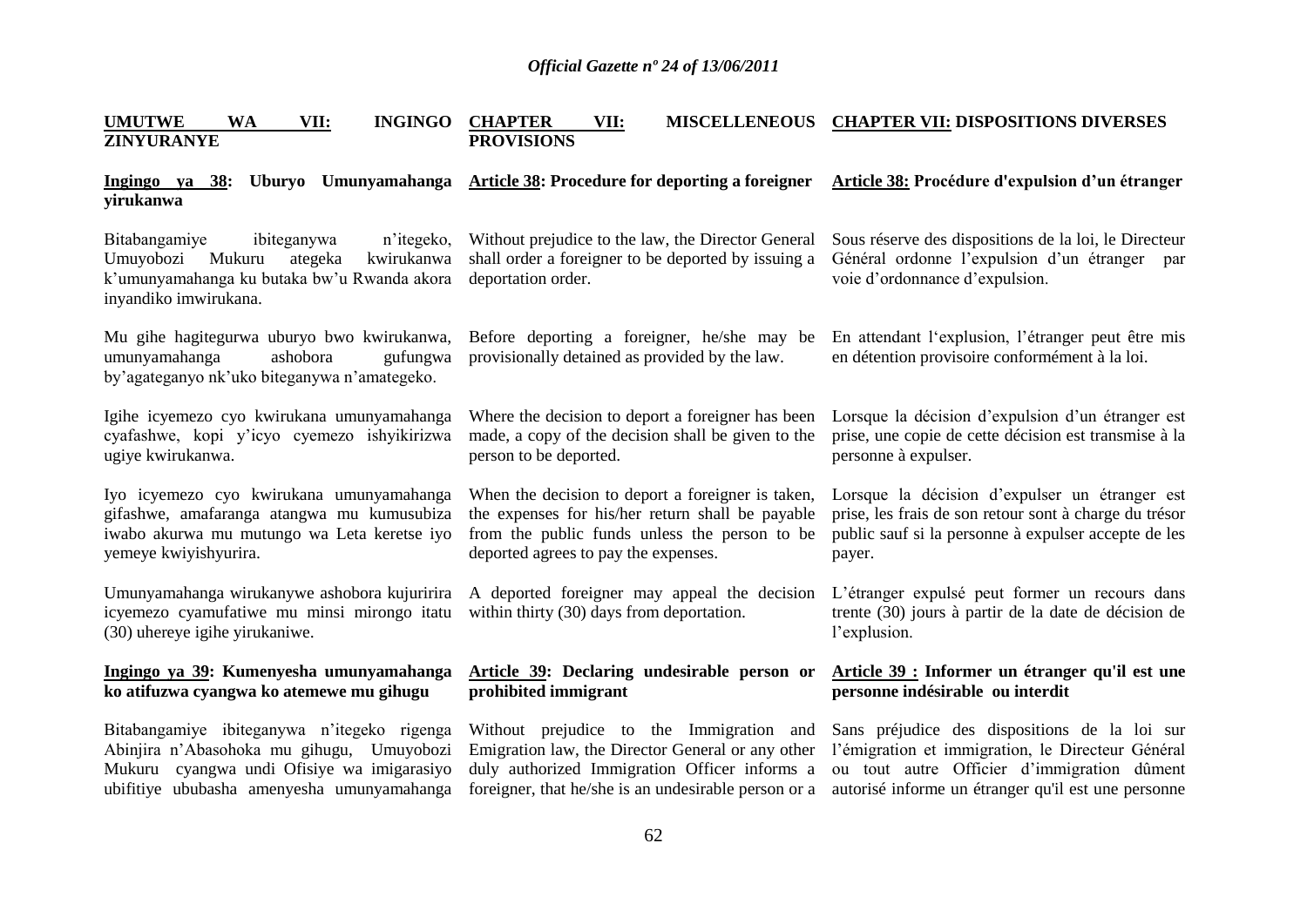**UMUTWE WA VII: INGINGO ZINYURANYE**

**Ingingo ya 38: Uburyo Umunyamahanga yirukanwa**

Bitabangamiye ibiteganywa n'itegeko, Umuyobozi Mukuru ategeka kwirukanwa k'umunyamahanga ku butaka bw'u Rwanda akora inyandiko imwirukana.

Mu gihe hagitegurwa uburyo bwo kwirukanwa, umunyamahanga ashobora gufungwa by'agateganyo nk'uko biteganywa n'amategeko.

Igihe icyemezo cyo kwirukana umunyamahanga cyafashwe, kopi y'icyo cyemezo ishyikirizwa ugiye kwirukanwa.

Iyo icyemezo cyo kwirukana umunyamahanga gifashwe, amafaranga atangwa mu kumusubiza iwabo akurwa mu mutungo wa Leta keretse iyo yemeye kwiyishyurira.

Umunyamahanga wirukanywe ashobora kujuririra icyemezo cyamufatiwe mu minsi mirongo itatu (30) uhereye igihe yirukaniwe.

**Ingingo ya 39: Kumenyesha umunyamahanga ko atifuzwa cyangwa ko atemewe mu gihugu**

Bitabangamiye ibiteganywa n'itegeko rigenga Abinjira n'Abasohoka mu gihugu, Umuyobozi Mukuru cyangwa undi Ofisiye wa imigarasiyo ubifitiye ububasha amenyesha umunyamahanga

**CHAPTER VII: MISCELLENEOUS PROVISIONS**

**Article 38: Procedure for deporting a foreigner**

Without prejudice to the law, the Director General shall order a foreigner to be deported by issuing a deportation order.

Before deporting a foreigner, he/she may be provisionally detained as provided by the law.

Where the decision to deport a foreigner has been made, a copy of the decision shall be given to the person to be deported.

When the decision to deport a foreigner is taken, the expenses for his/her return shall be payable from the public funds unless the person to be deported agrees to pay the expenses.

A deported foreigner may appeal the decision within thirty (30) days from deportation.

**Article 39: Declaring undesirable person or prohibited immigrant**

Without prejudice to the Immigration and Emigration law, the Director General or any other duly authorized Immigration Officer informs a foreigner, that he/she is an undesirable person or a

**CHAPTER VII: DISPOSITIONS DIVERSES**

**Article 38: Procédure d'expulsion d'un étranger**

Sous réserve des dispositions de la loi, le Directeur Général ordonne l'expulsion d'un étranger par voie d'ordonnance d'expulsion.

En attendant l'explusion, l'étranger peut être mis en détention provisoire conformément à la loi.

Lorsque la décision d'expulsion d'un étranger est prise, une copie de cette décision est transmise à la personne à expulser.

Lorsque la décision d'expulser un étranger est prise, les frais de son retour sont à charge du trésor public sauf si la personne à expulser accepte de les payer.

L'étranger expulsé peut former un recours dans trente (30) jours à partir de la date de décision de l'expulsion.

**Article 39 : Informer un étranger qu'il est une personne indésirable ou interdit**

Sans préjudice des dispositions de la loi sur l'émigration et immigration, le Directeur Général ou tout autre Officier d'immigration dûment autorisé informe un étranger qu'il est une personne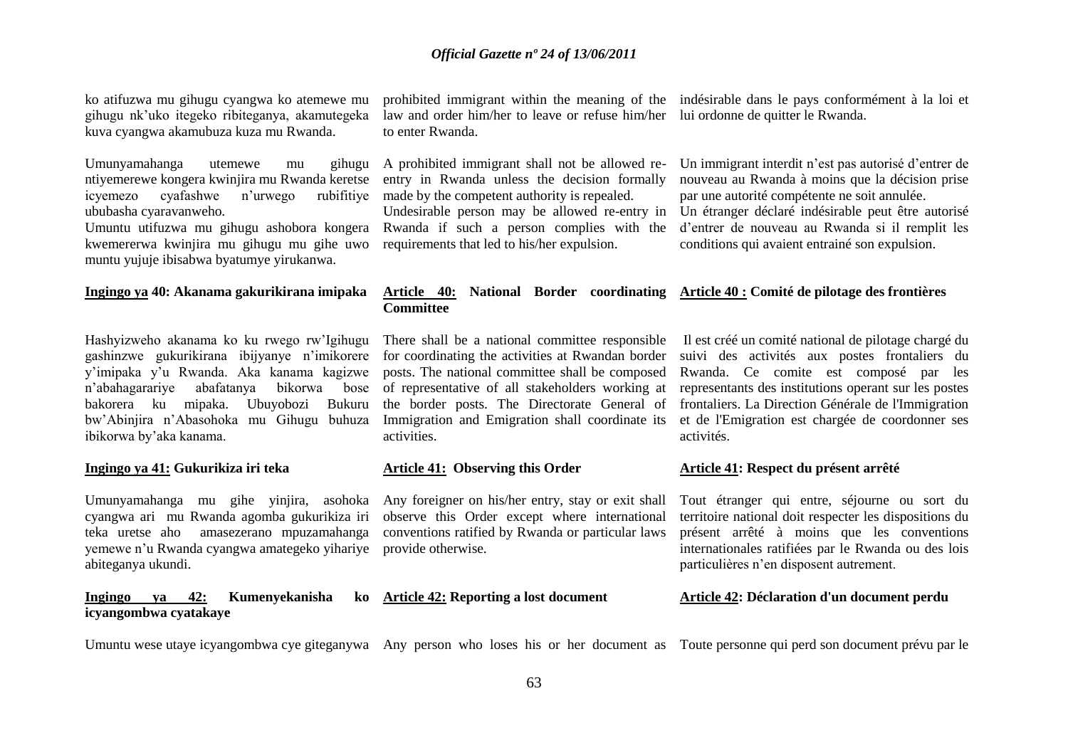ko atifuzwa mu gihugu cyangwa ko atemewe mu gihugu nk'uko itegeko ribiteganya, akamutegeka kuva cyangwa akamubuza kuza mu Rwanda.

Umunyamahanga utemewe mu gihugu ntiyemerewe kongera kwinjira mu Rwanda keretse icyemezo cyafashwe n'urwego rubifitiye ububasha cyaravanweho.

Umuntu utifuzwa mu gihugu ashobora kongera kwemererwa kwinjira mu gihugu mu gihe uwo muntu yujuje ibisabwa byatumye yirukanwa.

**Ingingo ya 40: Akanama gakurikirana imipaka**

Hashyizweho akanama ko ku rwego rw'Igihugu gashinzwe gukurikirana ibijyanye n'imikorere y'imipaka y'u Rwanda. Aka kanama kagizwe n'abahagarariye abafatanya bikorwa bose bakorera ku mipaka. Ubuyobozi Bukuru bw'Abinjira n'Abasohoka mu Gihugu buhuza ibikorwa by'aka kanama.

**Ingingo ya 41: Gukurikiza iri teka**

Umunyamahanga mu gihe yinjira, asohoka cyangwa ari mu Rwanda agomba gukurikiza iri teka uretse aho amasezerano mpuzamahanga yemewe n'u Rwanda cyangwa amategeko yihariye abiteganya ukundi.

**Ingingo ya 42: Kumenyekanisha ko icyangombwa cyatakaye**

Umuntu wese utaye icyangombwa cye giteganywa

prohibited immigrant within the meaning of the law and order him/her to leave or refuse him/her to enter Rwanda.

A prohibited immigrant shall not be allowed re-entry in Rwanda unless the decision formally made by the competent authority is repealed.

Undesirable person may be allowed re-entry in Rwanda if such a person complies with the requirements that led to his/her expulsion.

**Article 40: National Border coordinating Committee**

There shall be a national committee responsible for coordinating the activities at Rwandan border posts. The national committee shall be composed of representative of all stakeholders working at the border posts. The Directorate General of Immigration and Emigration shall coordinate its activities.

**Article 41: Observing this Order**

Any foreigner on his/her entry, stay or exit shall observe this Order except where international conventions ratified by Rwanda or particular laws provide otherwise.

**Article 42: Reporting a lost document**

Any person who loses his or her document as

indésirable dans le pays conformément à la loi et lui ordonne de quitter le Rwanda.

Un immigrant interdit n'est pas autorisé d'entrer de nouveau au Rwanda à moins que la décision prise par une autorité compétente ne soit annulée.

Un étranger déclaré indésirable peut être autorisé d'entrer de nouveau au Rwanda si il remplit les conditions qui avaient entrainé son expulsion.

**Article 40 : Comité de pilotage des frontières**

Il est créé un comité national de pilotage chargé du suivi des activités aux postes frontaliers du Rwanda. Ce comite est composé par les representants des institutions operant sur les postes frontaliers. La Direction Générale de l'Immigration et de l'Emigration est chargée de coordonner ses activités.

**Article 41: Respect du présent arrêté**

Tout étranger qui entre, séjourne ou sort du territoire national doit respecter les dispositions du présent arrêté à moins que les conventions internationales ratifiées par le Rwanda ou des lois particulières n'en disposent autrement.

**Article 42: Déclaration d'un document perdu**

Toute personne qui perd son document prévu par le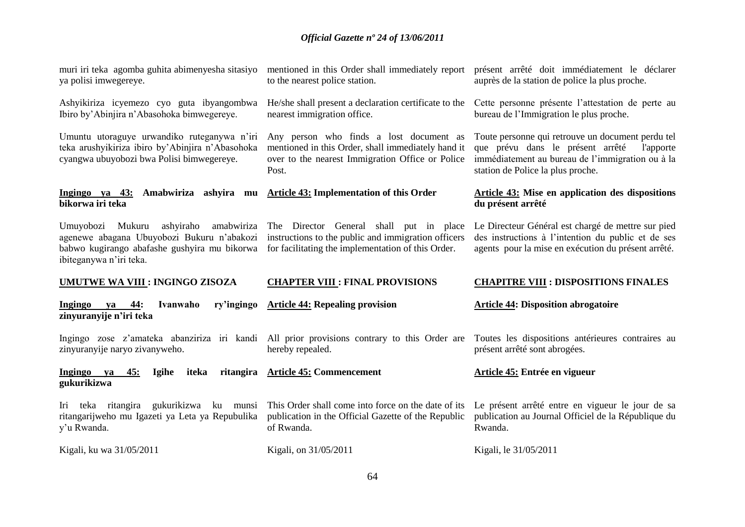muri iri teka agomba guhita abimenyesha sitasiyo ya polisi imwegereye.

Ashyikiriza icyemezo cyo guta ibyangombwa Ibiro by'Abinjira n'Abasohoka bimwegereye.

Umuntu utoraguye urwandiko ruteganywa n'iri teka arushyikiriza ibiro by'Abinjira n'Abasohoka cyangwa ubuyobozi bwa Polisi bimwegereye.

**Ingingo ya 43: Amabwiriza ashyira mu bikorwa iri teka**

Umuyobozi Mukuru ashyiraho amabwiriza agenewe abagana Ubuyobozi Bukuru n'abakozi babwo kugirango abafashe gushyira mu bikorwa ibiteganywa n'iri teka.

**UMUTWE WA VIII : INGINGO ZISOZA**

**Ingingo ya 44: Ivanwaho ry'ingingo zinyuranyije n'iri teka**

Ingingo zose z'amateka abanziriza iri kandi zinyuranyije naryo zivanyweho.

**Ingingo ya 45: Igihe iteka ritangira gukurikizwa**

Iri teka ritangira gukurikizwa ku munsi ritangarijweho mu Igazeti ya Leta ya Repubulika y'u Rwanda.

Kigali, ku wa 31/05/2011

mentioned in this Order shall immediately report to the nearest police station.

He/she shall present a declaration certificate to the nearest immigration office.

Any person who finds a lost document as mentioned in this Order, shall immediately hand it over to the nearest Immigration Office or Police Post.

**Article 43: Implementation of this Order**

The Director General shall put in place instructions to the public and immigration officers for facilitating the implementation of this Order.

**CHAPTER VIII : FINAL PROVISIONS**

**Article 44: Repealing provision**

All prior provisions contrary to this Order are hereby repealed.

**Article 45: Commencement**

This Order shall come into force on the date of its publication in the Official Gazette of the Republic of Rwanda.

Kigali, on 31/05/2011

présent arrêté doit immédiatement le déclarer auprès de la station de police la plus proche.

Cette personne présente l'attestation de perte au bureau de l'Immigration le plus proche.

Toute personne qui retrouve un document perdu tel que prévu dans le présent arrêté l'apporte immédiatement au bureau de l'immigration ou à la station de Police la plus proche.

**Article 43: Mise en application des dispositions du présent arrêté**

Le Directeur Général est chargé de mettre sur pied des instructions à l'intention du public et de ses agents pour la mise en exécution du présent arrêté.

**CHAPITRE VIII : DISPOSITIONS FINALES**

**Article 44: Disposition abrogatoire**

Toutes les dispositions antérieures contraires au présent arrêté sont abrogées.

**Article 45: Entrée en vigueur**

Le présent arrêté entre en vigueur le jour de sa publication au Journal Officiel de la République du Rwanda.

Kigali, le 31/05/2011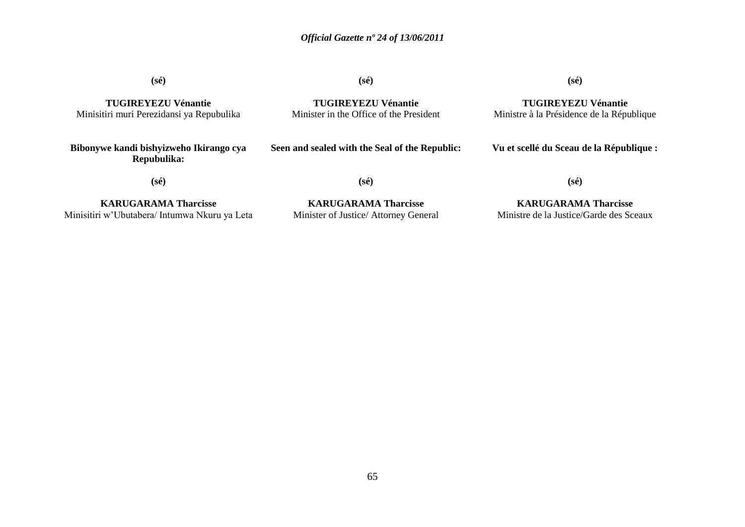**(sé)**

**TUGIREYEZU Vénantie**
Minisitiri muri Perezidansi ya Repubulika

**Bibonywe kandi bishyizweho Ikirango cya Repubulika:**

**(sé)**

**KARUGARAMA Tharcisse**
Minisitiri w'Ubutabera/ Intumwa Nkuru ya Leta

**(sé)**

**TUGIREYEZU Vénantie**
Minister in the Office of the President

**Seen and sealed with the Seal of the Republic:**

**(sé)**

**KARUGARAMA Tharcisse**
Minister of Justice/ Attorney General

**(sé)**

**TUGIREYEZU Vénantie**
Ministre à la Présidence de la République

**Vu et scellé du Sceau de la République :**

**(sé)**

**KARUGARAMA Tharcisse**
Ministre de la Justice/Garde des Sceaux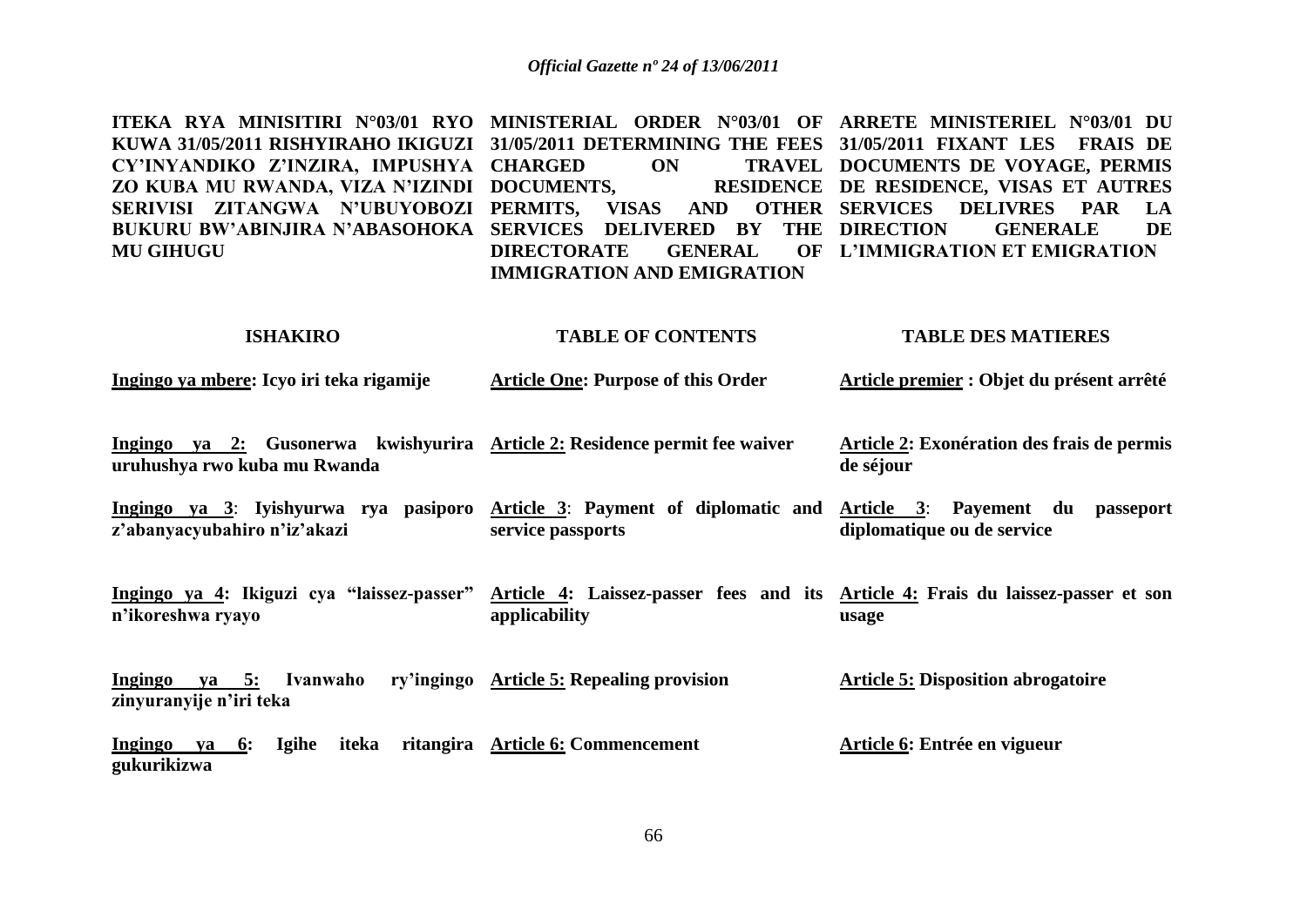**ITEKA RYA MINISITIRI N°03/01 RYO KUWA 31/05/2011 RISHYIRAHO IKIGUZI CY'INYANDIKO Z'INZIRA, IMPUSHYA ZO KUBA MU RWANDA, VIZA N'IZINDI SERIVISI ZITANGWA N'UBUYOBOZI BUKURU BW'ABINJIRA N'ABASOHOKA MU GIHUGU**

**ISHAKIRO**

**Ingingo ya mbere: Icyo iri teka rigamije**

**Ingingo ya 2: Gusonerwa kwishyurira uruhushya rwo kuba mu Rwanda**

**Ingingo ya 3: Iyishyurwa rya pasiporo z'abanyacyubahiro n'iz'akazi**

**Ingingo ya 4: Ikiguzi cya "laissez-passer" n'ikoreshwa ryayo**

**Ingingo ya 5: Ivanwaho ry'ingingo zinyuranyije n'iri teka**

**Ingingo ya 6: Igihe iteka ritangira gukurikizwa**

**MINISTERIAL ORDER N°03/01 OF 31/05/2011 DETERMINING THE FEES CHARGED ON TRAVEL DOCUMENTS, RESIDENCE PERMITS, VISAS AND OTHER SERVICES DELIVERED BY THE DIRECTORATE GENERAL OF IMMIGRATION AND EMIGRATION**

**TABLE OF CONTENTS**

**Article One: Purpose of this Order**

**Article 2: Residence permit fee waiver**

**Article 3: Payment of diplomatic and service passports**

**Article 4: Laissez-passer fees and its applicability**

**Article 5: Repealing provision**

**Article 6: Commencement**

**ARRETE MINISTERIEL N°03/01 DU 31/05/2011 FIXANT LES FRAIS DE DOCUMENTS DE VOYAGE, PERMIS DE RESIDENCE, VISAS ET AUTRES SERVICES DELIVRES PAR LA DIRECTION GENERALE DE L'IMMIGRATION ET EMIGRATION**

**TABLE DES MATIERES**

**Article premier : Objet du présent arrêté**

**Article 2: Exonération des frais de permis de séjour**

**Article 3: Payement du passeport diplomatique ou de service**

**Article 4: Frais du laissez-passer et son usage**

**Article 5: Disposition abrogatoire**

**Article 6: Entrée en vigueur**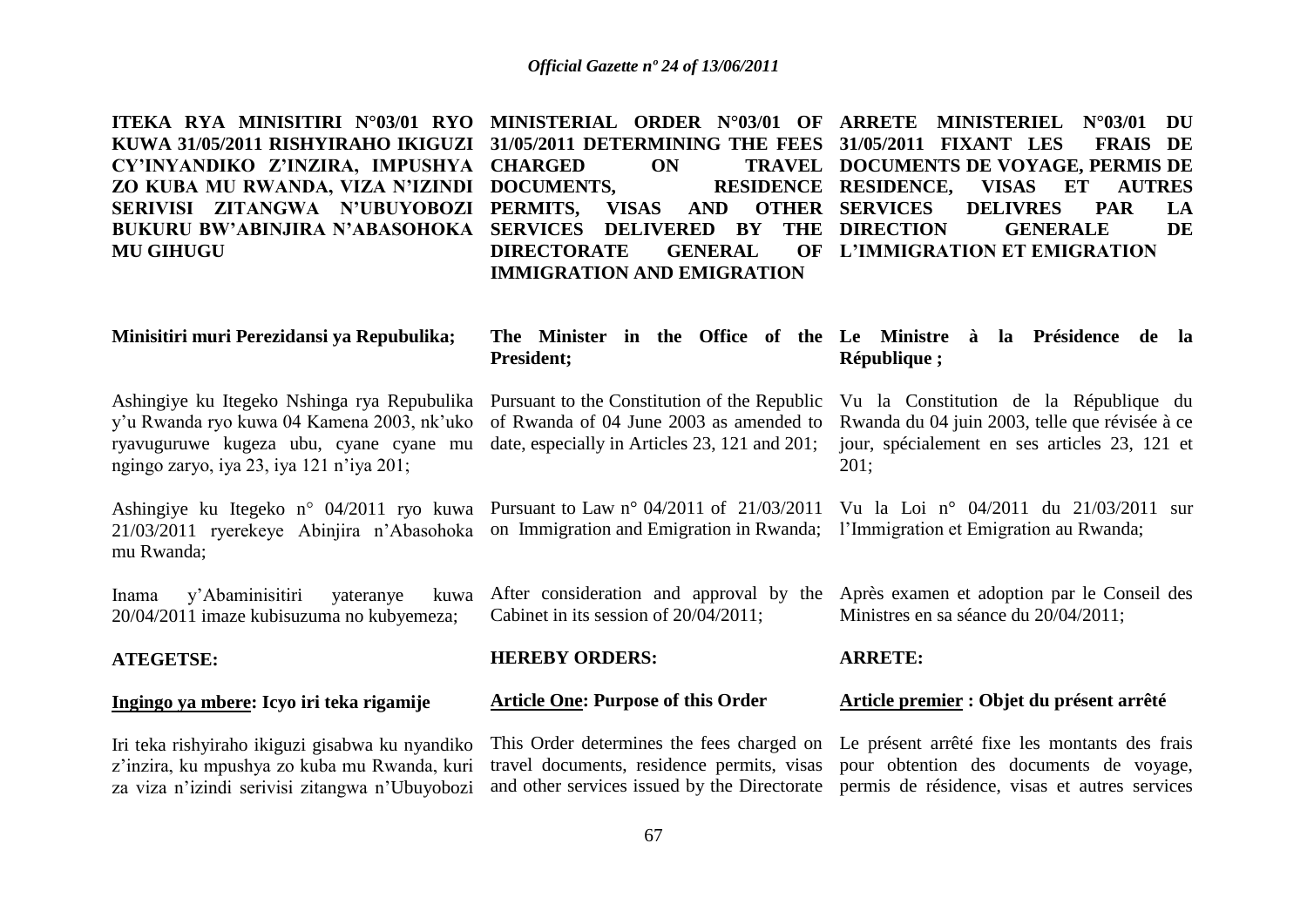**ITEKA RYA MINISITIRI N°03/01 RYO KUWA 31/05/2011 RISHYIRAHO IKIGUZI CY'INYANDIKO Z'INZIRA, IMPUSHYA ZO KUBA MU RWANDA, VIZA N'IZINDI SERIVISI ZITANGWA N'UBUYOBOZI BUKURU BW'ABINJIRA N'ABASOHOKA MU GIHUGU**

**Minisitiri muri Perezidansi ya Repubulika;**

Ashingiye ku Itegeko Nshinga rya Repubulika y'u Rwanda ryo kuwa 04 Kamena 2003, nk'uko ryavuguruwe kugeza ubu, cyane cyane mu ngingo zaryo, iya 23, iya 121 n'iya 201;

Ashingiye ku Itegeko n° 04/2011 ryo kuwa 21/03/2011 ryerekeye Abinjira n'Abasohoka mu Rwanda;

Inama y'Abaminisitiri yateranye kuwa 20/04/2011 imaze kubisuzuma no kubyemeza;

**ATEGETSE:**

**<u>Ingingo ya mbere</u>: Icyo iri teka rigamije**

Iri teka rishyiraho ikiguzi gisabwa ku nyandiko z'inzira, ku mpushya zo kuba mu Rwanda, kuri za viza n'izindi serivisi zitangwa n'Ubuyobozi

**MINISTERIAL ORDER N°03/01 OF 31/05/2011 DETERMINING THE FEES CHARGED ON TRAVEL DOCUMENTS, RESIDENCE PERMITS, VISAS AND OTHER SERVICES DELIVERED BY THE DIRECTORATE GENERAL OF IMMIGRATION AND EMIGRATION**

**The Minister in the Office of the President;**

Pursuant to the Constitution of the Republic of Rwanda of 04 June 2003 as amended to date, especially in Articles 23, 121 and 201;

Pursuant to Law n° 04/2011 of 21/03/2011 on Immigration and Emigration in Rwanda;

After consideration and approval by the Cabinet in its session of 20/04/2011;

**HEREBY ORDERS:**

**<u>Article One</u>: Purpose of this Order**

This Order determines the fees charged on travel documents, residence permits, visas and other services issued by the Directorate

**ARRETE MINISTERIEL N°03/01 DU 31/05/2011 FIXANT LES FRAIS DE DOCUMENTS DE VOYAGE, PERMIS DE RESIDENCE, VISAS ET AUTRES SERVICES DELIVRES PAR LA DIRECTION GENERALE DE L'IMMIGRATION ET EMIGRATION**

**Le Ministre à la Présidence de la République ;**

Vu la Constitution de la République du Rwanda du 04 juin 2003, telle que révisée à ce jour, spécialement en ses articles 23, 121 et 201;

Vu la Loi n° 04/2011 du 21/03/2011 sur l'Immigration et Emigration au Rwanda;

Après examen et adoption par le Conseil des Ministres en sa séance du 20/04/2011;

**ARRETE:**

**<u>Article premier</u> : Objet du présent arrêté**

Le présent arrêté fixe les montants des frais pour obtention des documents de voyage, permis de résidence, visas et autres services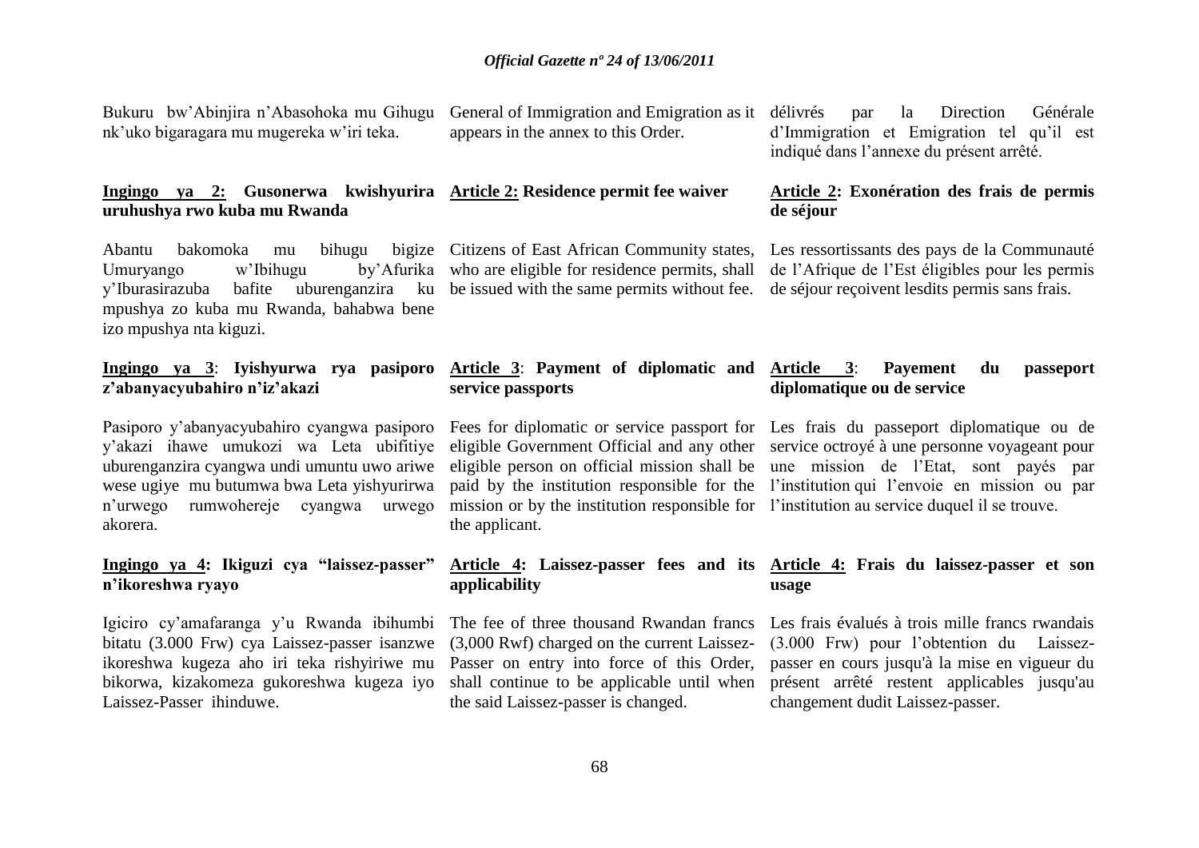Bukuru bw'Abinjira n'Abasohoka mu Gihugu nk'uko bigaragara mu mugereka w'iri teka.

**<u>Ingingo ya 2:</u> Gusonerwa kwishyurira uruhushya rwo kuba mu Rwanda**

Abantu bakomoka mu bihugu bigize Umuryango w'Ibihugu by'Afurika y'Iburasirazuba bafite uburenganzira ku mpushya zo kuba mu Rwanda, bahabwa bene izo mpushya nta kiguzi.

**<u>Ingingo ya 3</u>: Iyishyurwa rya pasiporo z'abanyacyubahiro n'iz'akazi**

Pasiporo y'abanyacyubahiro cyangwa pasiporo y'akazi ihawe umukozi wa Leta ubifitiye uburenganzira cyangwa undi muntu uwo ariwe wese ugiye mu butumwa bwa Leta yishyurirwa n'urwego rumwohereje cyangwa urwego akorera.

**<u>Ingingo ya 4</u>: Ikiguzi cya "laissez-passer" n'ikoreshwa ryayo**

Igiciro cy'amafaranga y'u Rwanda ibihumbi bitatu (3.000 Frw) cya Laissez-passer isanzwe ikoreshwa kugeza aho iri teka rishyiriwe mu bikorwa, kizakomeza gukoreshwa kugeza iyo Laissez-Passer ihinduwe.

General of Immigration and Emigration as it appears in the annex to this Order.

**<u>Article 2:</u> Residence permit fee waiver**

Citizens of East African Community states, who are eligible for residence permits, shall be issued with the same permits without fee.

**<u>Article 3</u>: Payment of diplomatic and service passports**

Fees for diplomatic or service passport for eligible Government Official and any other eligible person on official mission shall be paid by the institution responsible for the mission or by the institution responsible for the applicant.

**<u>Article 4</u>: Laissez-passer fees and its applicability**

The fee of three thousand Rwandan francs (3,000 Rwf) charged on the current Laissez-Passer on entry into force of this Order, shall continue to be applicable until when the said Laissez-passer is changed.

délivrés par la Direction Générale d'Immigration et Emigration tel qu'il est indiqué dans l'annexe du présent arrêté.

**<u>Article 2</u>: Exonération des frais de permis de séjour**

Les ressortissants des pays de la Communauté de l'Afrique de l'Est éligibles pour les permis de séjour reçoivent lesdits permis sans frais.

**<u>Article 3</u>: Payement du passeport diplomatique ou de service**

Les frais du passeport diplomatique ou de service octroyé à une personne voyageant pour une mission de l'Etat, sont payés par l'institution qui l'envoie en mission ou par l'institution au service duquel il se trouve.

**<u>Article 4:</u> Frais du laissez-passer et son usage**

Les frais évalués à trois mille francs rwandais (3.000 Frw) pour l'obtention du Laissez-passer en cours jusqu'à la mise en vigueur du présent arrêté restent applicables jusqu'au changement dudit Laissez-passer.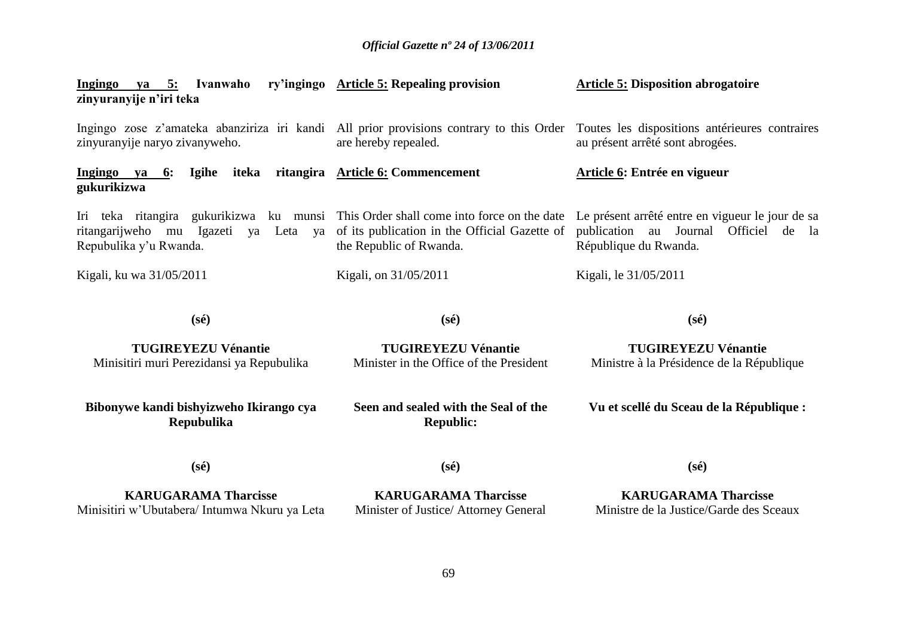**Ingingo ya 5: Ivanwaho ry'ingingo zinyuranyije n'iri teka**

Ingingo zose z'amateka abanziriza iri kandi zinyuranyije naryo zivanyweho.

**Ingingo ya 6: Igihe iteka ritangira gukurikizwa**

Iri teka ritangira gukurikizwa ku munsi ritangarijweho mu Igazeti ya Leta ya Repubulika y'u Rwanda.

Kigali, ku wa 31/05/2011

**(sé)**

**TUGIREYEZU Vénantie**
Minisitiri muri Perezidansi ya Repubulika

**Bibonywe kandi bishyizweho Ikirango cya Repubulika**

**(sé)**

**KARUGARAMA Tharcisse**
Minisitiri w'Ubutabera/ Intumwa Nkuru ya Leta

**Article 5: Repealing provision**

All prior provisions contrary to this Order are hereby repealed.

**Article 6: Commencement**

This Order shall come into force on the date of its publication in the Official Gazette of the Republic of Rwanda.

Kigali, on 31/05/2011

**(sé)**

**TUGIREYEZU Vénantie**
Minister in the Office of the President

**Seen and sealed with the Seal of the Republic:**

**(sé)**

**KARUGARAMA Tharcisse**
Minister of Justice/ Attorney General

**Article 5: Disposition abrogatoire**

Toutes les dispositions antérieures contraires au présent arrêté sont abrogées.

**Article 6: Entrée en vigueur**

Le présent arrêté entre en vigueur le jour de sa publication au Journal Officiel de la République du Rwanda.

Kigali, le 31/05/2011

**(sé)**

**TUGIREYEZU Vénantie**
Ministre à la Présidence de la République

**Vu et scellé du Sceau de la République :**

**(sé)**

**KARUGARAMA Tharcisse**
Ministre de la Justice/Garde des Sceaux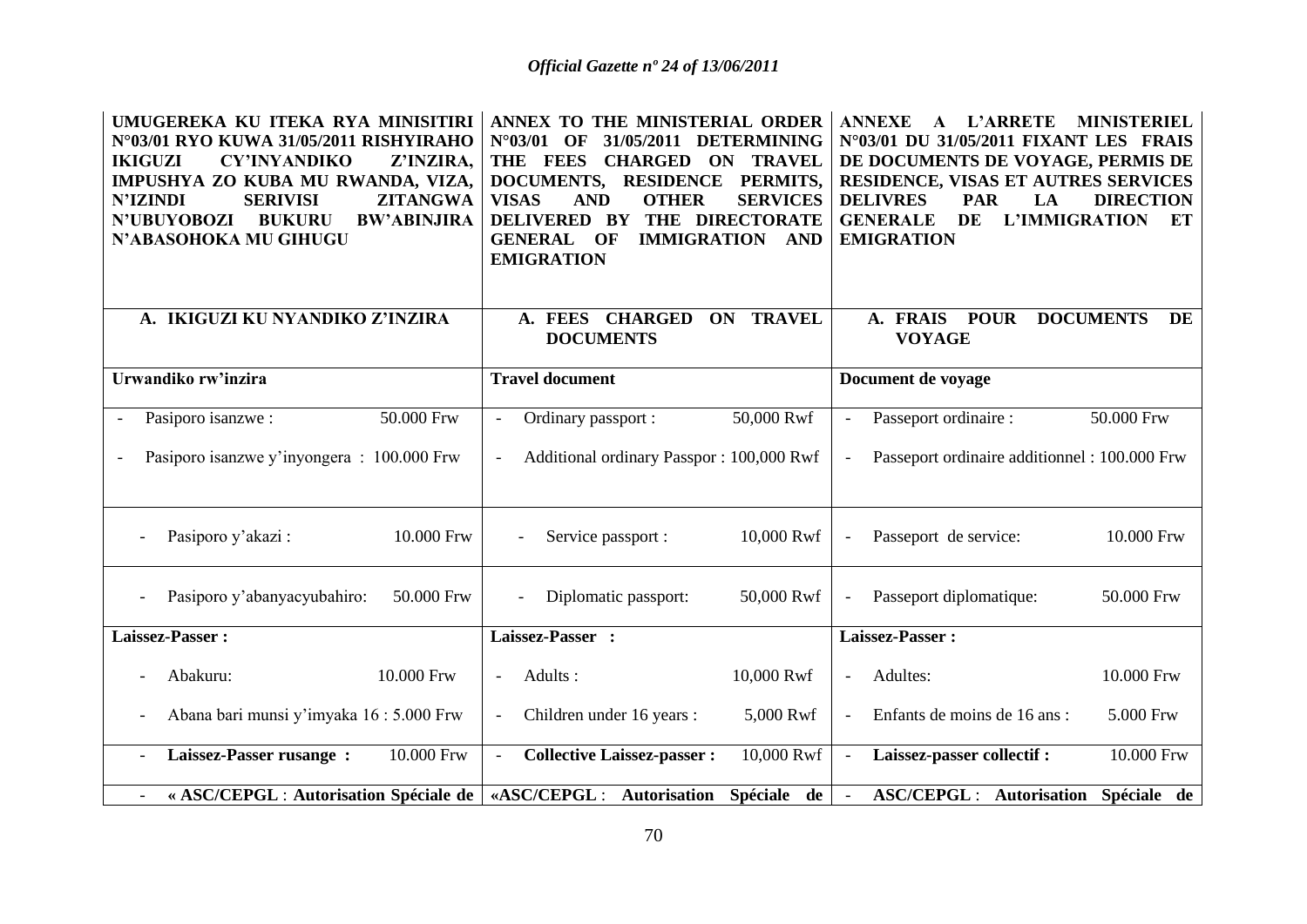| UMUGEREKA KU ITEKA RYA MINISITIRI N°03/01 RYO KUWA 31/05/2011 RISHYIRAHO IKIGUZI CY'INYANDIKO Z'INZIRA, IMPUSHYA ZO KUBA MU RWANDA, VIZA, N'IZINDI SERIVISI ZITANGWA N'UBUYOBOZI BUKURU BW'ABINJIRA N'ABASOHOKA MU GIHUGU | ANNEX TO THE MINISTERIAL ORDER N°03/01 OF 31/05/2011 DETERMINING THE FEES CHARGED ON TRAVEL DOCUMENTS, RESIDENCE PERMITS, VISAS AND OTHER SERVICES DELIVERED BY THE DIRECTORATE GENERAL OF IMMIGRATION AND EMIGRATION | ANNEXE A L'ARRETE MINISTERIEL N°03/01 DU 31/05/2011 FIXANT LES FRAIS DE DOCUMENTS DE VOYAGE, PERMIS DE RESIDENCE, VISAS ET AUTRES SERVICES DELIVRES PAR LA DIRECTION GENERALE DE L'IMMIGRATION ET EMIGRATION |
|---|---|---|
| **A. IKIGUZI KU NYANDIKO Z'INZIRA** | **A. FEES CHARGED ON TRAVEL DOCUMENTS** | **A. FRAIS POUR DOCUMENTS DE VOYAGE** |
| **Urwandiko rw'inzira** | **Travel document** | **Document de voyage** |
| - Pasiporo isanzwe : 50.000 Frw<br>- Pasiporo isanzwe y'inyongera : 100.000 Frw | - Ordinary passport : 50,000 Rwf<br>- Additional ordinary Passpor : 100,000 Rwf | - Passeport ordinaire : 50.000 Frw<br>- Passeport ordinaire additionnel : 100.000 Frw |
| - Pasiporo y'akazi : 10.000 Frw | - Service passport : 10,000 Rwf | - Passeport de service: 10.000 Frw |
| - Pasiporo y'abanyacyubahiro: 50.000 Frw | - Diplomatic passport: 50,000 Rwf | - Passeport diplomatique: 50.000 Frw |
| **Laissez-Passer :**<br>- Abakuru: 10.000 Frw<br>- Abana bari munsi y'imyaka 16 : 5.000 Frw | **Laissez-Passer :**<br>- Adults : 10,000 Rwf<br>- Children under 16 years : 5,000 Rwf | **Laissez-Passer :**<br>- Adultes: 10.000 Frw<br>- Enfants de moins de 16 ans : 5.000 Frw |
| - **Laissez-Passer rusange :** 10.000 Frw | - **Collective Laissez-passer :** 10,000 Rwf | - **Laissez-passer collectif :** 10.000 Frw |
| - **« ASC/CEPGL : Autorisation Spéciale de** | **«ASC/CEPGL : Autorisation Spéciale de** | - **ASC/CEPGL : Autorisation Spéciale de** |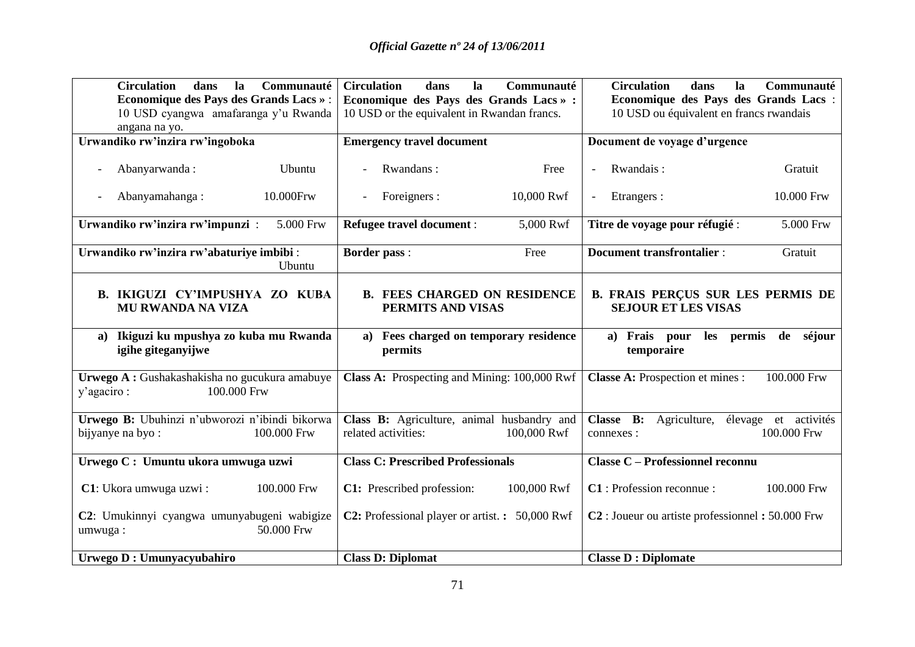| **Circulation dans la Communauté Economique des Pays des Grands Lacs »** : 10 USD cyangwa amafaranga y'u Rwanda angana na yo. | **Circulation dans la Communauté Economique des Pays des Grands Lacs » :** 10 USD or the equivalent in Rwandan francs. | **Circulation dans la Communauté Economique des Pays des Grands Lacs** : 10 USD ou équivalent en francs rwandais |
|---|---|---|
| **Urwandiko rw'inzira rw'ingoboka**<br>- Abanyarwanda : Ubuntu<br>- Abanyamahanga : 10.000Frw | **Emergency travel document**<br>- Rwandans : Free<br>- Foreigners : 10,000 Rwf | **Document de voyage d'urgence**<br>- Rwandais : Gratuit<br>- Etrangers : 10.000 Frw |
| **Urwandiko rw'inzira rw'impunzi** : 5.000 Frw | **Refugee travel document** : 5,000 Rwf | **Titre de voyage pour réfugié** : 5.000 Frw |
| **Urwandiko rw'inzira rw'abaturiye imbibi** : Ubuntu | **Border pass** : Free | **Document transfrontalier** : Gratuit |
| **B. IKIGUZI CY'IMPUSHYA ZO KUBA MU RWANDA NA VIZA** | **B. FEES CHARGED ON RESIDENCE PERMITS AND VISAS** | **B. FRAIS PERÇUS SUR LES PERMIS DE SEJOUR ET LES VISAS** |
| **a) Ikiguzi ku mpushya zo kuba mu Rwanda igihe giteganyijwe** | **a) Fees charged on temporary residence permits** | **a) Frais pour les permis de séjour temporaire** |
| **Urwego A :** Gushakashakisha no gucukura amabuye y'agaciro : 100.000 Frw | **Class A:** Prospecting and Mining: 100,000 Rwf | **Classe A:** Prospection et mines : 100.000 Frw |
| **Urwego B:** Ubuhinzi n'ubworozi n'ibindi bikorwa bijyanye na byo : 100.000 Frw | **Class B:** Agriculture, animal husbandry and related activities: 100,000 Rwf | **Classe B:** Agriculture, élevage et activités connexes : 100.000 Frw |
| **Urwego C : Umuntu ukora umwuga uzwi**<br>**C1**: Ukora umwuga uzwi : 100.000 Frw<br>**C2**: Umukinnyi cyangwa umunyabugeni wabigize umwuga : 50.000 Frw | **Class C: Prescribed Professionals**<br>**C1:** Prescribed profession: 100,000 Rwf<br>**C2:** Professional player or artist. **:** 50,000 Rwf | **Classe C – Professionnel reconnu**<br>**C1** : Profession reconnue : 100.000 Frw<br>**C2** : Joueur ou artiste professionnel **:** 50.000 Frw |
| **Urwego D : Umunyacyubahiro** | **Class D: Diplomat** | **Classe D : Diplomate** |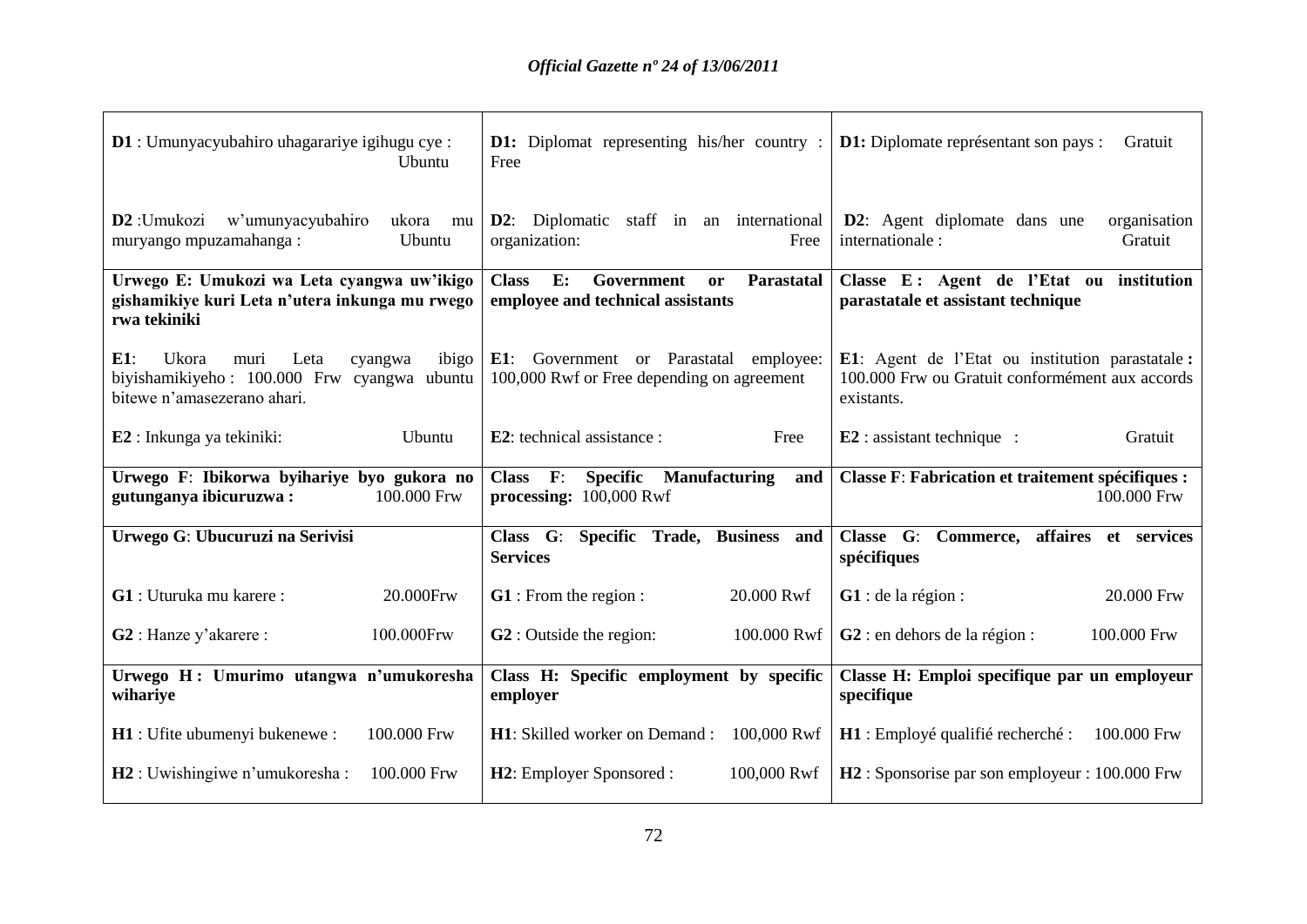| | | |
|---|---|---|
| **D1** : Umunyacyubahiro uhagarariye igihugu cye : Ubuntu | **D1:** Diplomat representing his/her country : Free | **D1:** Diplomate représentant son pays : Gratuit |
| **D2** :Umukozi w'umunyacyubahiro ukora mu muryango mpuzamahanga : Ubuntu | **D2**: Diplomatic staff in an international organization: Free | **D2**: Agent diplomate dans une organisation internationale : Gratuit |
| **Urwego E: Umukozi wa Leta cyangwa uw'ikigo gishamikiye kuri Leta n'utera inkunga mu rwego rwa tekiniki** | **Class E: Government or Parastatal employee and technical assistants** | **Classe E : Agent de l'Etat ou institution parastatale et assistant technique** |
| **E1**: Ukora muri Leta cyangwa ibigo biyishamikiyeho : 100.000 Frw cyangwa ubuntu bitewe n'amasezerano ahari.<br><br>**E2** : Inkunga ya tekiniki: Ubuntu | **E1**: Government or Parastatal employee: 100,000 Rwf or Free depending on agreement<br><br>**E2**: technical assistance : Free | **E1**: Agent de l'Etat ou institution parastatale **:** 100.000 Frw ou Gratuit conformément aux accords existants.<br><br>**E2** : assistant technique : Gratuit |
| **Urwego F**: **Ibikorwa byihariye byo gukora no gutunganya ibicuruzwa :** 100.000 Frw | **Class F**: **Specific Manufacturing and processing:** 100,000 Rwf | **Classe F**: **Fabrication et traitement spécifiques :** 100.000 Frw |
| **Urwego G**: **Ubucuruzi na Serivisi**<br><br>**G1** : Uturuka mu karere : 20.000Frw<br><br>**G2** : Hanze y'akarere : 100.000Frw | **Class G**: **Specific Trade, Business and Services**<br><br>**G1** : From the region : 20.000 Rwf<br><br>**G2** : Outside the region: 100.000 Rwf | **Classe G**: **Commerce, affaires et services spécifiques**<br><br>**G1** : de la région : 20.000 Frw<br><br>**G2** : en dehors de la région : 100.000 Frw |
| **Urwego H : Umurimo utangwa n'umukoresha wihariye**<br><br>**H1** : Ufite ubumenyi bukenewe : 100.000 Frw<br><br>**H2** : Uwishingiwe n'umukoresha : 100.000 Frw | **Class H: Specific employment by specific employer**<br><br>**H1**: Skilled worker on Demand : 100,000 Rwf<br><br>**H2**: Employer Sponsored : 100,000 Rwf | **Classe H: Emploi specifique par un employeur specifique**<br><br>**H1** : Employé qualifié recherché : 100.000 Frw<br><br>**H2** : Sponsorise par son employeur : 100.000 Frw |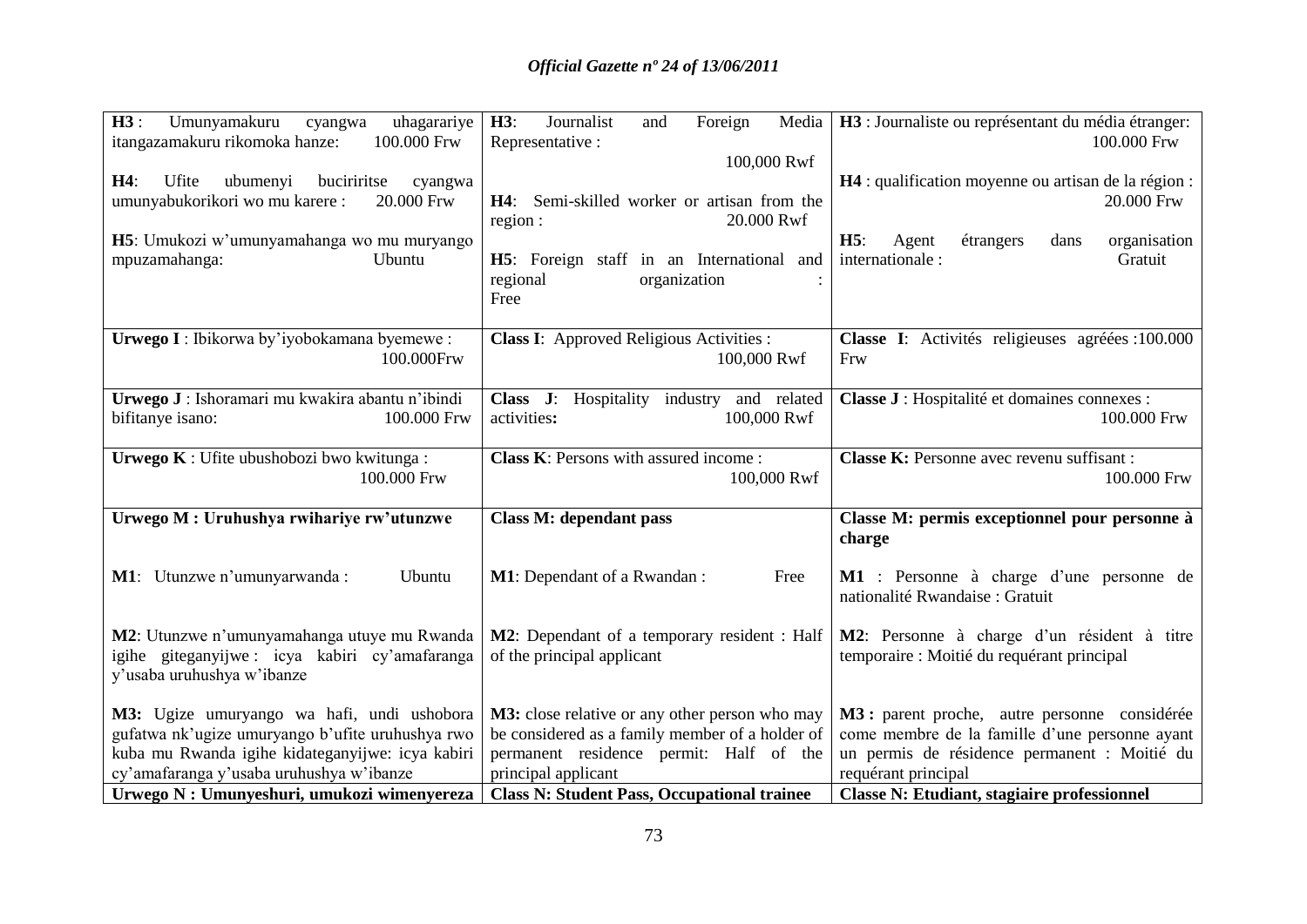| | | |
|---|---|---|
| **H3** : Umunyamakuru cyangwa uhagarariye itangazamakuru rikomoka hanze: 100.000 Frw<br><br>**H4**: Ufite ubumenyi buciriritse cyangwa umunyabukorikori wo mu karere : 20.000 Frw<br><br>**H5**: Umukozi w'umunyamahanga wo mu muryango mpuzamahanga: Ubuntu | **H3**: Journalist and Foreign Media Representative : 100,000 Rwf<br><br>**H4**: Semi-skilled worker or artisan from the region : 20.000 Rwf<br><br>**H5**: Foreign staff in an International and regional organization : Free | **H3** : Journaliste ou représentant du média étranger: 100.000 Frw<br><br>**H4** : qualification moyenne ou artisan de la région : 20.000 Frw<br><br>**H5**: Agent étrangers dans organisation internationale : Gratuit |
| **Urwego I** : Ibikorwa by'iyobokamana byemewe : 100.000Frw | **Class I**: Approved Religious Activities : 100,000 Rwf | **Classe I**: Activités religieuses agréées :100.000 Frw |
| **Urwego J** : Ishoramari mu kwakira abantu n'ibindi bifitanye isano: 100.000 Frw | **Class J**: Hospitality industry and related activities**:** 100,000 Rwf | **Classe J** : Hospitalité et domaines connexes : 100.000 Frw |
| **Urwego K** : Ufite ubushobozi bwo kwitunga : 100.000 Frw | **Class K**: Persons with assured income : 100,000 Rwf | **Classe K:** Personne avec revenu suffisant : 100.000 Frw |
| **Urwego M : Uruhushya rwihariye rw'utunzwe** | **Class M: dependant pass** | **Classe M: permis exceptionnel pour personne à charge** |
| **M1**: Utunzwe n'umunyarwanda : Ubuntu | **M1**: Dependant of a Rwandan : Free | **M1** : Personne à charge d'une personne de nationalité Rwandaise : Gratuit |
| **M2**: Utunzwe n'umunyamahanga utuye mu Rwanda igihe giteganyijwe : icya kabiri cy'amafaranga y'usaba uruhushya w'ibanze | **M2**: Dependant of a temporary resident : Half of the principal applicant | **M2**: Personne à charge d'un résident à titre temporaire : Moitié du requérant principal |
| **M3:** Ugize umuryango wa hafi, undi ushobora gufatwa nk'ugize umuryango b'ufite uruhushya rwo kuba mu Rwanda igihe kidateganyijwe: icya kabiri cy'amafaranga y'usaba uruhushya w'ibanze | **M3:** close relative or any other person who may be considered as a family member of a holder of permanent residence permit: Half of the principal applicant | **M3 :** parent proche, autre personne considérée come membre de la famille d'une personne ayant un permis de résidence permanent : Moitié du requérant principal |
| **Urwego N : Umunyeshuri, umukozi wimenyereza** | **Class N: Student Pass, Occupational trainee** | **Classe N: Etudiant, stagiaire professionnel** |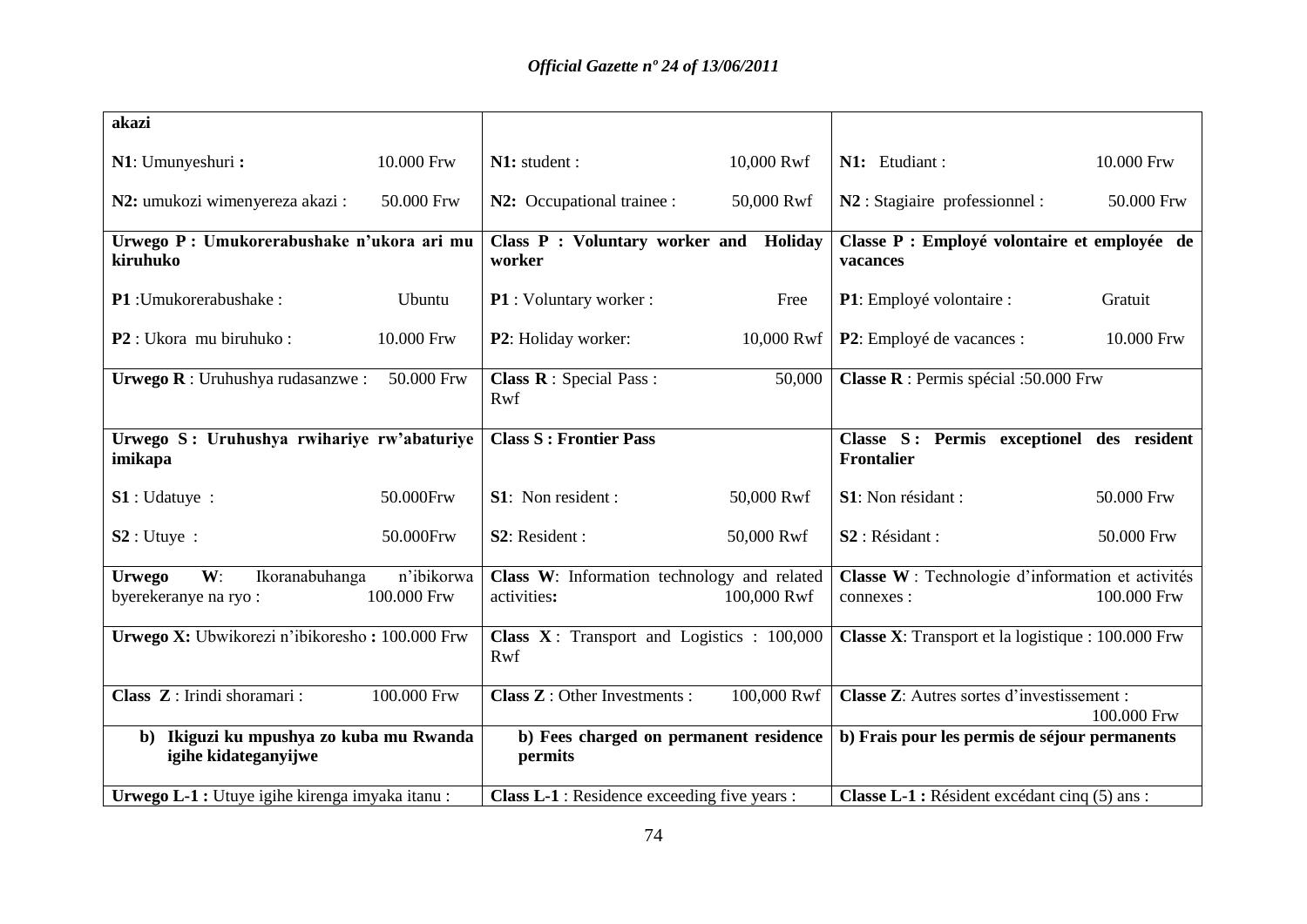| | | |
|---|---|---|
| **akazi** | | |
| **N1**: Umunyeshuri **:** 10.000 Frw | **N1:** student : 10,000 Rwf | **N1:** Etudiant : 10.000 Frw |
| **N2:** umukozi wimenyereza akazi : 50.000 Frw | **N2:** Occupational trainee : 50,000 Rwf | **N2** : Stagiaire professionnel : 50.000 Frw |
| **Urwego P : Umukorerabushake n'ukora ari mu kiruhuko** | **Class P : Voluntary worker and Holiday worker** | **Classe P : Employé volontaire et employée de vacances** |
| **P1** :Umukorerabushake : Ubuntu | **P1** : Voluntary worker : Free | **P1**: Employé volontaire : Gratuit |
| **P2** : Ukora mu biruhuko : 10.000 Frw | **P2**: Holiday worker: 10,000 Rwf | **P2**: Employé de vacances : 10.000 Frw |
| **Urwego R** : Uruhushya rudasanzwe : 50.000 Frw | **Class R** : Special Pass : 50,000 Rwf | **Classe R** : Permis spécial :50.000 Frw |
| **Urwego S : Uruhushya rwihariye rw'abaturiye imikapa** | **Class S : Frontier Pass** | **Classe S : Permis exceptionel des resident Frontalier** |
| **S1** : Udatuye : 50.000Frw | **S1**: Non resident : 50,000 Rwf | **S1**: Non résidant : 50.000 Frw |
| **S2** : Utuye : 50.000Frw | **S2**: Resident : 50,000 Rwf | **S2** : Résidant : 50.000 Frw |
| **Urwego W**: Ikoranabuhanga n'ibikorwa byerekeranye na ryo : 100.000 Frw | **Class W**: Information technology and related activities**:** 100,000 Rwf | **Classe W** : Technologie d'information et activités connexes : 100.000 Frw |
| **Urwego X:** Ubwikorezi n'ibikoresho **:** 100.000 Frw | **Class X** : Transport and Logistics : 100,000 Rwf | **Classe X**: Transport et la logistique : 100.000 Frw |
| **Class Z** : Irindi shoramari : 100.000 Frw | **Class Z** : Other Investments : 100,000 Rwf | **Classe Z**: Autres sortes d'investissement : 100.000 Frw |
| **b) Ikiguzi ku mpushya zo kuba mu Rwanda igihe kidateganyijwe** | **b) Fees charged on permanent residence permits** | **b) Frais pour les permis de séjour permanents** |
| **Urwego L-1 :** Utuye igihe kirenga imyaka itanu : | **Class L-1** : Residence exceeding five years : | **Classe L-1 :** Résident excédant cinq (5) ans : |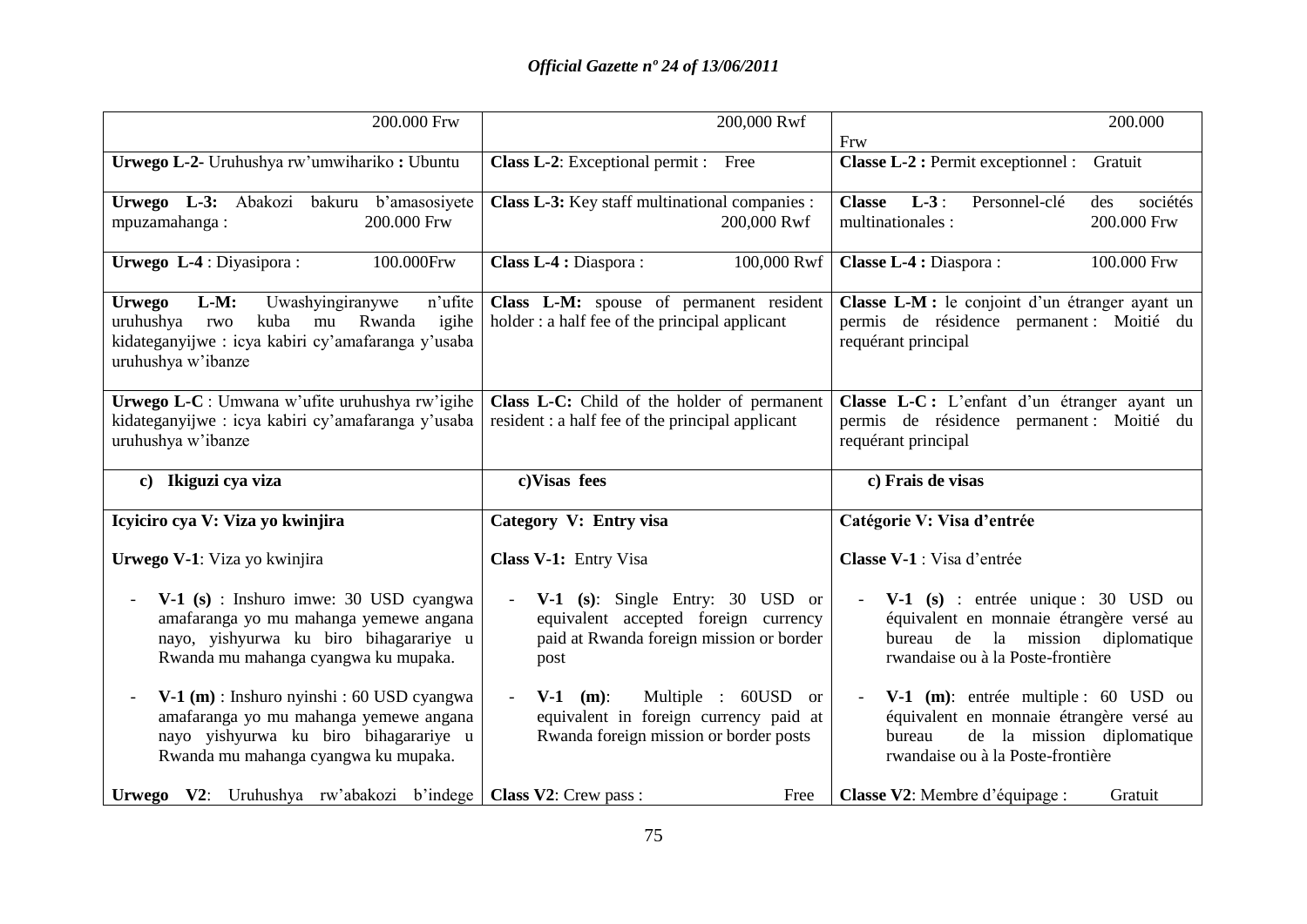| 200.000 Frw | 200,000 Rwf | 200.000 Frw |
|---|---|---|
| **Urwego L-2-** Uruhushya rw'umwihariko **:** Ubuntu | **Class L-2**: Exceptional permit : Free | **Classe L-2 :** Permit exceptionnel : Gratuit |
| **Urwego L-3:** Abakozi bakuru b'amasosiyete mpuzamahanga : 200.000 Frw | **Class L-3:** Key staff multinational companies : 200,000 Rwf | **Classe L-3** : Personnel-clé des sociétés multinationales : 200.000 Frw |
| **Urwego L-4** : Diyasipora : 100.000Frw | **Class L-4 :** Diaspora : 100,000 Rwf | **Classe L-4 :** Diaspora : 100.000 Frw |
| **Urwego L-M:** Uwashyingiranywe n'ufite uruhushya rwo kuba mu Rwanda igihe kidateganyijwe : icya kabiri cy'amafaranga y'usaba uruhushya w'ibanze | **Class L-M:** spouse of permanent resident holder : a half fee of the principal applicant | **Classe L-M :** le conjoint d'un étranger ayant un permis de résidence permanent : Moitié du requérant principal |
| **Urwego L-C** : Umwana w'ufite uruhushya rw'igihe kidateganyijwe : icya kabiri cy'amafaranga y'usaba uruhushya w'ibanze | **Class L-C:** Child of the holder of permanent resident : a half fee of the principal applicant | **Classe L-C :** L'enfant d'un étranger ayant un permis de résidence permanent : Moitié du requérant principal |
| **c) Ikiguzi cya viza** | **c)Visas fees** | **c) Frais de visas** |
| **Icyiciro cya V: Viza yo kwinjira**<br><br>**Urwego V-1**: Viza yo kwinjira<br><br>- **V-1 (s)** : Inshuro imwe: 30 USD cyangwa amafaranga yo mu mahanga yemewe angana nayo, yishyurwa ku biro bihagarariye u Rwanda mu mahanga cyangwa ku mupaka.<br><br>- **V-1 (m)** : Inshuro nyinshi : 60 USD cyangwa amafaranga yo mu mahanga yemewe angana nayo yishyurwa ku biro bihagarariye u Rwanda mu mahanga cyangwa ku mupaka.<br><br>**Urwego V2**: Uruhushya rw'abakozi b'indege | **Category V: Entry visa**<br><br>**Class V-1:** Entry Visa<br><br>- **V-1 (s)**: Single Entry: 30 USD or equivalent accepted foreign currency paid at Rwanda foreign mission or border post<br><br>- **V-1 (m)**: Multiple : 60USD or equivalent in foreign currency paid at Rwanda foreign mission or border posts<br><br>**Class V2**: Crew pass : Free | **Catégorie V: Visa d'entrée**<br><br>**Classe V-1** : Visa d'entrée<br><br>- **V-1 (s)** : entrée unique : 30 USD ou équivalent en monnaie étrangère versé au bureau de la mission diplomatique rwandaise ou à la Poste-frontière<br><br>- **V-1 (m)**: entrée multiple : 60 USD ou équivalent en monnaie étrangère versé au bureau de la mission diplomatique rwandaise ou à la Poste-frontière<br><br>**Classe V2**: Membre d'équipage : Gratuit |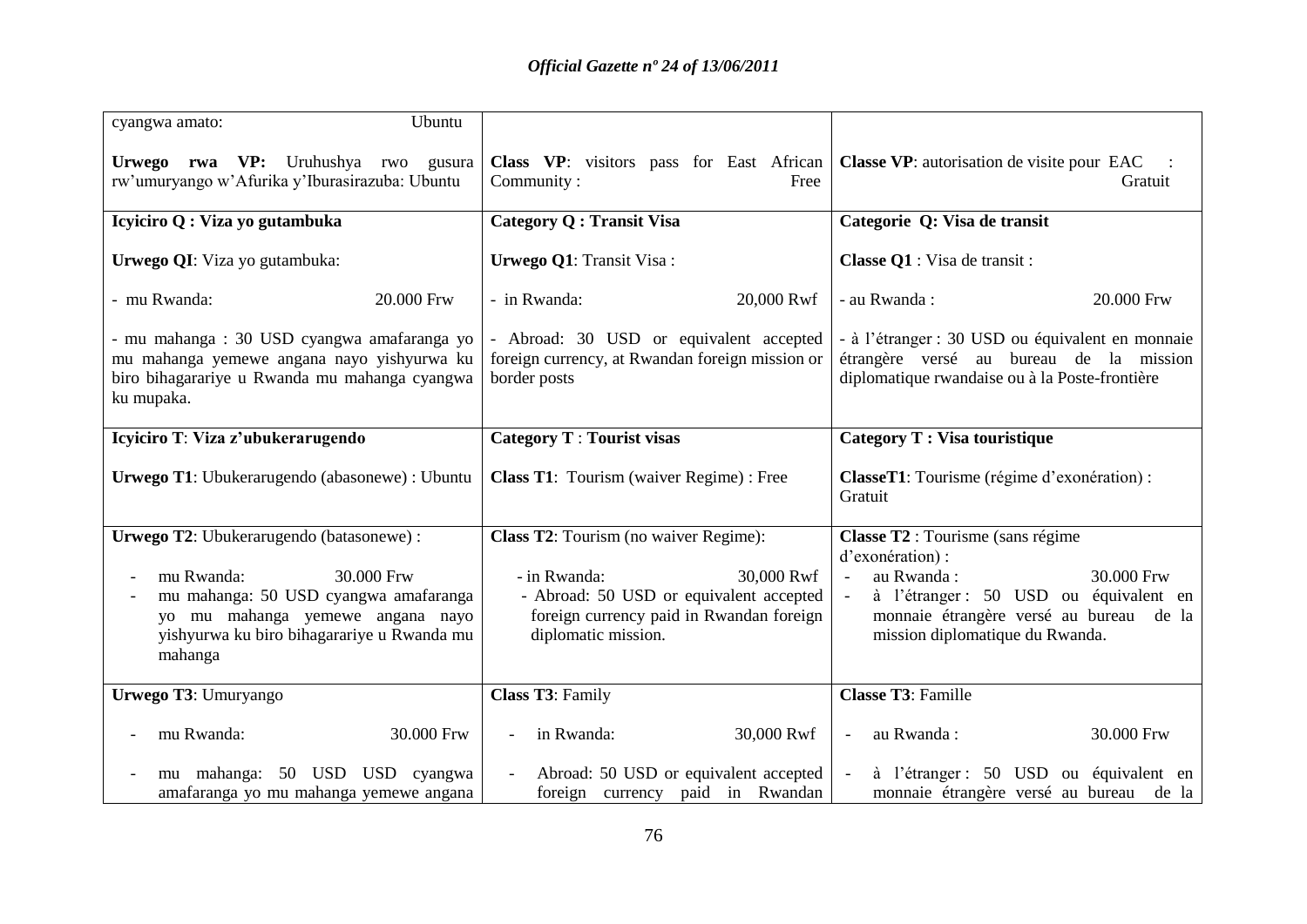| | | |
|---|---|---|
| cyangwa amato: Ubuntu<br><br>**Urwego rwa VP:** Uruhushya rwo gusura rw'umuryango w'Afurika y'Iburasirazuba: Ubuntu | **Class VP**: visitors pass for East African Community : Free | **Classe VP**: autorisation de visite pour EAC : Gratuit |
| **Icyiciro Q : Viza yo gutambuka**<br><br>**Urwego QI**: Viza yo gutambuka:<br><br>- mu Rwanda: 20.000 Frw<br><br>- mu mahanga : 30 USD cyangwa amafaranga yo mu mahanga yemewe angana nayo yishyurwa ku biro bihagarariye u Rwanda mu mahanga cyangwa ku mupaka. | **Category Q : Transit Visa**<br><br>**Urwego Q1**: Transit Visa :<br><br>- in Rwanda: 20,000 Rwf<br><br>- Abroad: 30 USD or equivalent accepted foreign currency, at Rwandan foreign mission or border posts | **Categorie Q: Visa de transit**<br><br>**Classe Q1** : Visa de transit :<br><br>- au Rwanda : 20.000 Frw<br><br>- à l'étranger : 30 USD ou équivalent en monnaie étrangère versé au bureau de la mission diplomatique rwandaise ou à la Poste-frontière |
| **Icyiciro T**: **Viza z'ubukerarugendo**<br><br>**Urwego T1**: Ubukerarugendo (abasonewe) : Ubuntu | **Category T** : **Tourist visas**<br><br>**Class T1**: Tourism (waiver Regime) : Free | **Category T : Visa touristique**<br><br>**ClasseT1**: Tourisme (régime d'exonération) : Gratuit |
| **Urwego T2**: Ubukerarugendo (batasonewe) :<br><br>- mu Rwanda: 30.000 Frw<br>- mu mahanga: 50 USD cyangwa amafaranga yo mu mahanga yemewe angana nayo yishyurwa ku biro bihagarariye u Rwanda mu mahanga | **Class T2**: Tourism (no waiver Regime):<br><br>- in Rwanda: 30,000 Rwf<br>- Abroad: 50 USD or equivalent accepted foreign currency paid in Rwandan foreign diplomatic mission. | **Classe T2** : Tourisme (sans régime d'exonération) :<br><br>- au Rwanda : 30.000 Frw<br>- à l'étranger : 50 USD ou équivalent en monnaie étrangère versé au bureau de la mission diplomatique du Rwanda. |
| **Urwego T3**: Umuryango<br><br>- mu Rwanda: 30.000 Frw<br><br>- mu mahanga: 50 USD USD cyangwa amafaranga yo mu mahanga yemewe angana | **Class T3**: Family<br><br>- in Rwanda: 30,000 Rwf<br><br>- Abroad: 50 USD or equivalent accepted foreign currency paid in Rwandan | **Classe T3**: Famille<br><br>- au Rwanda : 30.000 Frw<br><br>- à l'étranger : 50 USD ou équivalent en monnaie étrangère versé au bureau de la |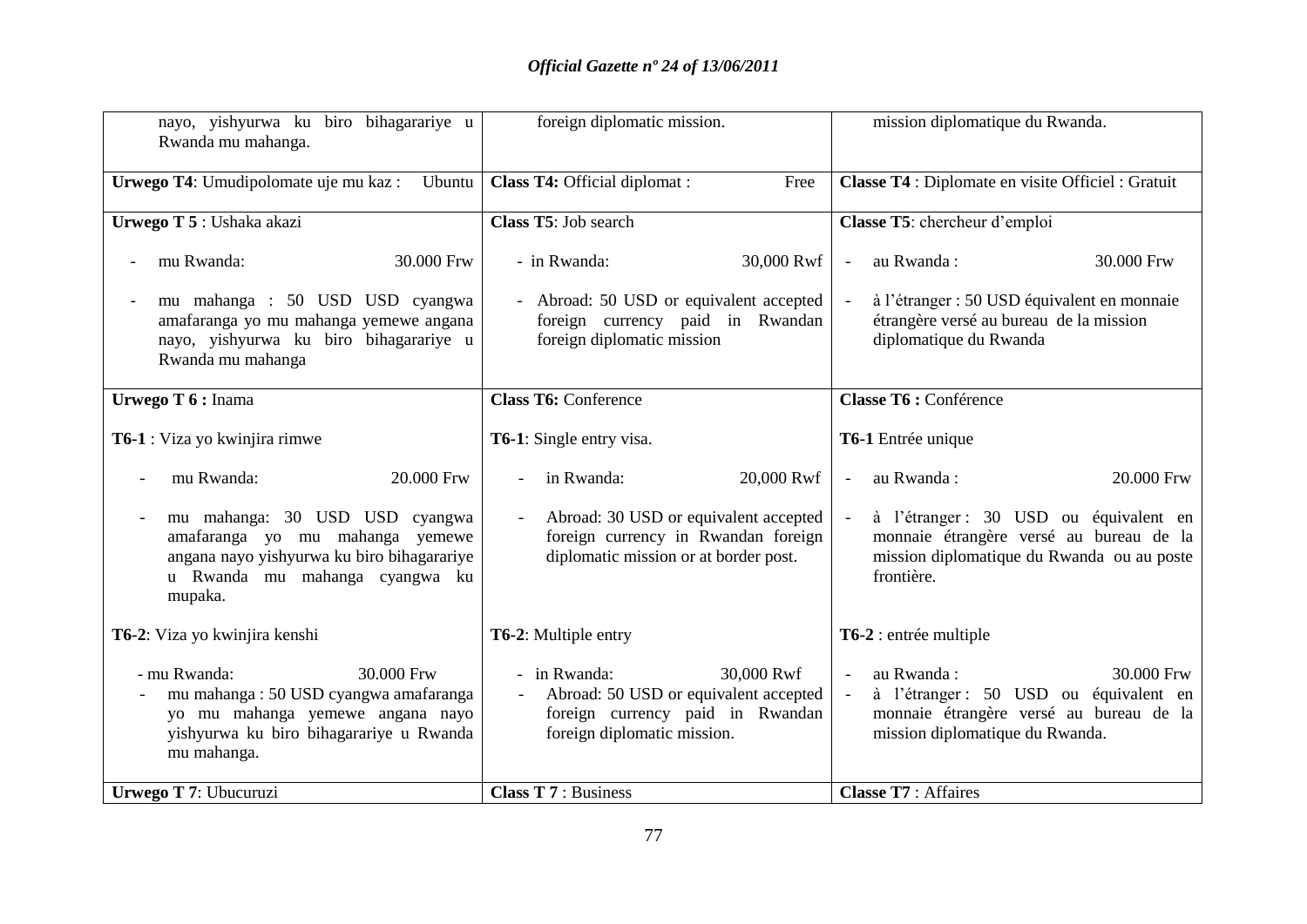| | | |
|---|---|---|
| nayo, yishyurwa ku biro bihagarariye u Rwanda mu mahanga. | foreign diplomatic mission. | mission diplomatique du Rwanda. |
| **Urwego T4**: Umudipolomate uje mu kaz : Ubuntu | **Class T4:** Official diplomat : Free | **Classe T4** : Diplomate en visite Officiel : Gratuit |
| **Urwego T 5** : Ushaka akazi<br><br>- mu Rwanda: 30.000 Frw<br><br>- mu mahanga : 50 USD USD cyangwa amafaranga yo mu mahanga yemewe angana nayo, yishyurwa ku biro bihagarariye u Rwanda mu mahanga | **Class T5**: Job search<br><br>- in Rwanda: 30,000 Rwf<br><br>- Abroad: 50 USD or equivalent accepted foreign currency paid in Rwandan foreign diplomatic mission | **Classe T5**: chercheur d'emploi<br><br>- au Rwanda : 30.000 Frw<br><br>- à l'étranger : 50 USD équivalent en monnaie étrangère versé au bureau de la mission diplomatique du Rwanda |
| **Urwego T 6 :** Inama<br><br>**T6-1** : Viza yo kwinjira rimwe<br><br>- mu Rwanda: 20.000 Frw<br><br>- mu mahanga: 30 USD USD cyangwa amafaranga yo mu mahanga yemewe angana nayo yishyurwa ku biro bihagarariye u Rwanda mu mahanga cyangwa ku mupaka.<br><br>**T6-2**: Viza yo kwinjira kenshi<br><br>- mu Rwanda: 30.000 Frw<br>- mu mahanga : 50 USD cyangwa amafaranga yo mu mahanga yemewe angana nayo yishyurwa ku biro bihagarariye u Rwanda mu mahanga. | **Class T6:** Conference<br><br>**T6-1**: Single entry visa.<br><br>- in Rwanda: 20,000 Rwf<br><br>- Abroad: 30 USD or equivalent accepted foreign currency in Rwandan foreign diplomatic mission or at border post.<br><br>**T6-2**: Multiple entry<br><br>- in Rwanda: 30,000 Rwf<br>- Abroad: 50 USD or equivalent accepted foreign currency paid in Rwandan foreign diplomatic mission. | **Classe T6 :** Conférence<br><br>**T6-1** Entrée unique<br><br>- au Rwanda : 20.000 Frw<br><br>- à l'étranger : 30 USD ou équivalent en monnaie étrangère versé au bureau de la mission diplomatique du Rwanda ou au poste frontière.<br><br>**T6-2** : entrée multiple<br><br>- au Rwanda : 30.000 Frw<br>- à l'étranger : 50 USD ou équivalent en monnaie étrangère versé au bureau de la mission diplomatique du Rwanda. |
| **Urwego T 7**: Ubucuruzi | **Class T 7** : Business | **Classe T7** : Affaires |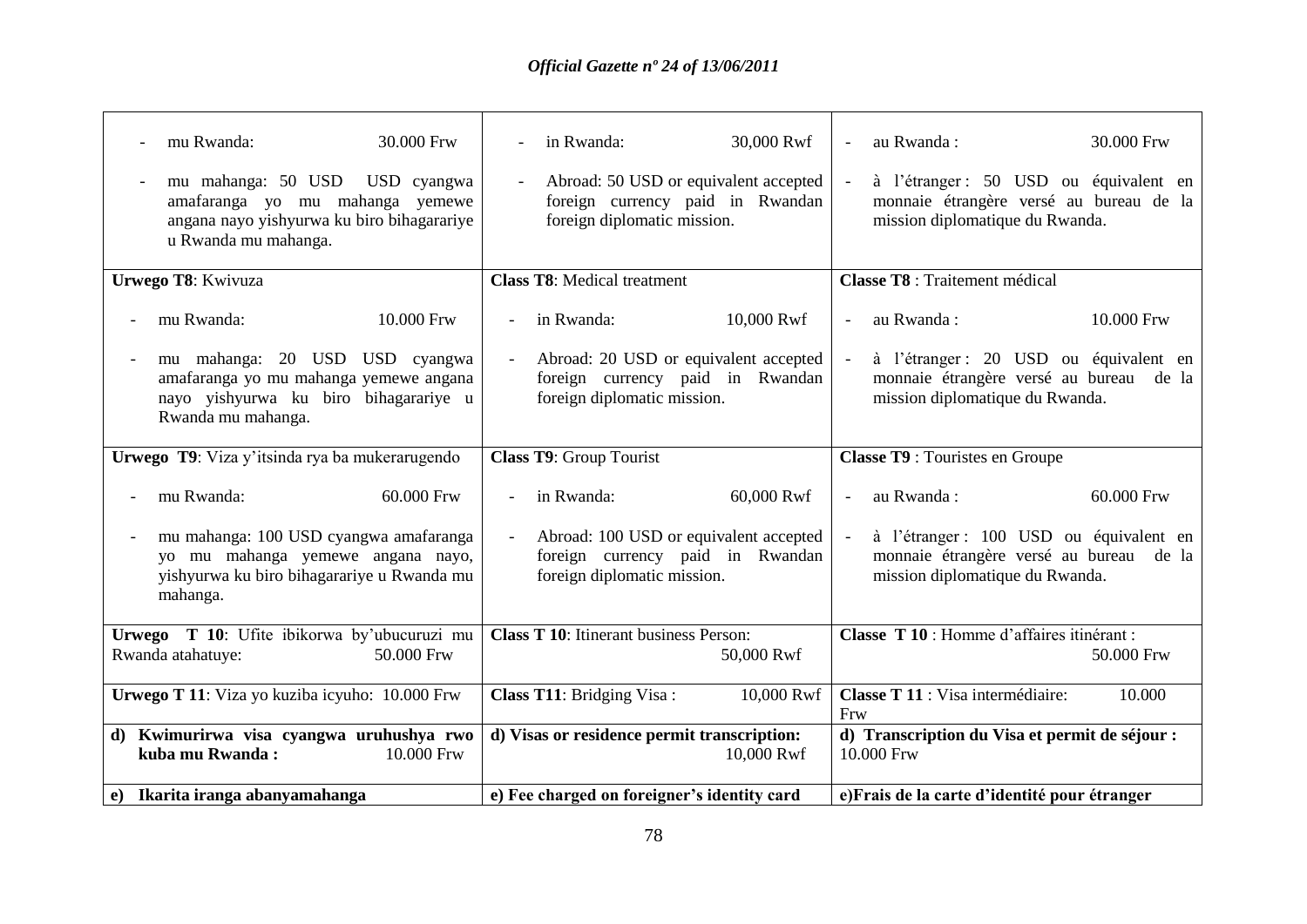| | | |
|---|---|---|
| - mu Rwanda: 30.000 Frw<br>- mu mahanga: 50 USD USD cyangwa amafaranga yo mu mahanga yemewe angana nayo yishyurwa ku biro bihagarariye u Rwanda mu mahanga. | - in Rwanda: 30,000 Rwf<br>- Abroad: 50 USD or equivalent accepted foreign currency paid in Rwandan foreign diplomatic mission. | - au Rwanda : 30.000 Frw<br>- à l'étranger : 50 USD ou équivalent en monnaie étrangère versé au bureau de la mission diplomatique du Rwanda. |
| **Urwego T8**: Kwivuza<br>- mu Rwanda: 10.000 Frw<br>- mu mahanga: 20 USD USD cyangwa amafaranga yo mu mahanga yemewe angana nayo yishyurwa ku biro bihagarariye u Rwanda mu mahanga. | **Class T8**: Medical treatment<br>- in Rwanda: 10,000 Rwf<br>- Abroad: 20 USD or equivalent accepted foreign currency paid in Rwandan foreign diplomatic mission. | **Classe T8** : Traitement médical<br>- au Rwanda : 10.000 Frw<br>- à l'étranger : 20 USD ou équivalent en monnaie étrangère versé au bureau de la mission diplomatique du Rwanda. |
| **Urwego T9**: Viza y'itsinda rya ba mukerarugendo<br>- mu Rwanda: 60.000 Frw<br>- mu mahanga: 100 USD cyangwa amafaranga yo mu mahanga yemewe angana nayo, yishyurwa ku biro bihagarariye u Rwanda mu mahanga. | **Class T9**: Group Tourist<br>- in Rwanda: 60,000 Rwf<br>- Abroad: 100 USD or equivalent accepted foreign currency paid in Rwandan foreign diplomatic mission. | **Classe T9** : Touristes en Groupe<br>- au Rwanda : 60.000 Frw<br>- à l'étranger : 100 USD ou équivalent en monnaie étrangère versé au bureau de la mission diplomatique du Rwanda. |
| **Urwego T 10**: Ufite ibikorwa by'ubucuruzi mu Rwanda atahatuye: 50.000 Frw | **Class T 10**: Itinerant business Person: 50,000 Rwf | **Classe T 10** : Homme d'affaires itinérant : 50.000 Frw |
| **Urwego T 11**: Viza yo kuziba icyuho: 10.000 Frw | **Class T11**: Bridging Visa : 10,000 Rwf | **Classe T 11** : Visa intermédiaire: 10.000 Frw |
| **d) Kwimurirwa visa cyangwa uruhushya rwo kuba mu Rwanda :** 10.000 Frw | **d) Visas or residence permit transcription:** 10,000 Rwf | **d) Transcription du Visa et permit de séjour :** 10.000 Frw |
| **e) Ikarita iranga abanyamahanga** | **e) Fee charged on foreigner's identity card** | **e)Frais de la carte d'identité pour étranger** |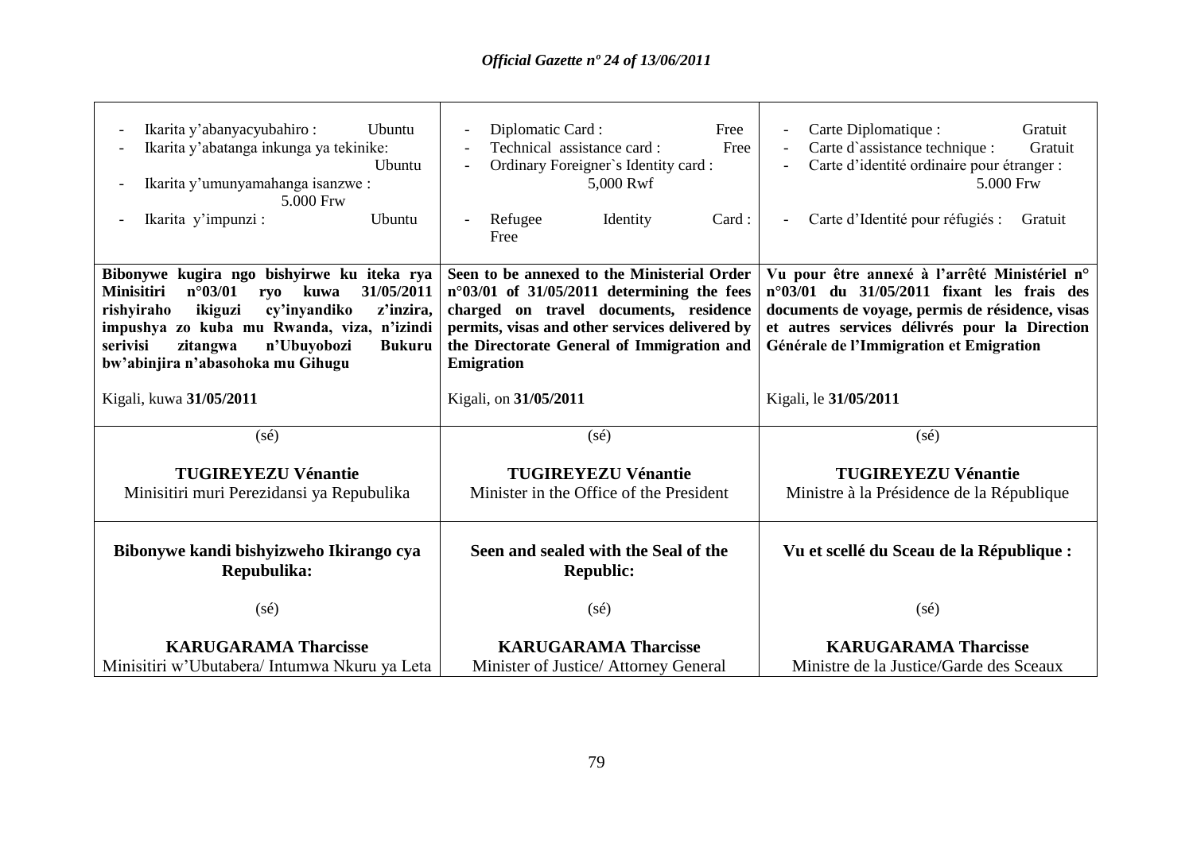| Kinyarwanda | English | Français |
|---|---|---|
| - Ikarita y'abanyacyubahiro : Ubuntu<br>- Ikarita y'abatanga inkunga ya tekinike: Ubuntu<br>- Ikarita y'umunyamahanga isanzwe : 5.000 Frw<br>- Ikarita y'impunzi : Ubuntu | - Diplomatic Card : Free<br>- Technical assistance card : Free<br>- Ordinary Foreigner`s Identity card : 5,000 Rwf<br>- Refugee Identity Card : Free | - Carte Diplomatique : Gratuit<br>- Carte d`assistance technique : Gratuit<br>- Carte d'identité ordinaire pour étranger : 5.000 Frw<br>- Carte d'Identité pour réfugiés : Gratuit |
| **Bibonywe kugira ngo bishyirwe ku iteka rya Minisitiri n°03/01 ryo kuwa 31/05/2011 rishyiraho ikiguzi cy'inyandiko z'inzira, impushya zo kuba mu Rwanda, viza, n'izindi serivisi zitangwa n'Ubuyobozi Bukuru bw'abinjira n'abasohoka mu Gihugu**<br><br>Kigali, kuwa **31/05/2011** | **Seen to be annexed to the Ministerial Order n°03/01 of 31/05/2011 determining the fees charged on travel documents, residence permits, visas and other services delivered by the Directorate General of Immigration and Emigration**<br><br>Kigali, on **31/05/2011** | **Vu pour être annexé à l'arrêté Ministériel n° n°03/01 du 31/05/2011 fixant les frais des documents de voyage, permis de résidence, visas et autres services délivrés pour la Direction Générale de l'Immigration et Emigration**<br><br>Kigali, le **31/05/2011** |
| (sé)<br><br>**TUGIREYEZU Vénantie**<br>Minisitiri muri Perezidansi ya Repubulika | (sé)<br><br>**TUGIREYEZU Vénantie**<br>Minister in the Office of the President | (sé)<br><br>**TUGIREYEZU Vénantie**<br>Ministre à la Présidence de la République |
| **Bibonywe kandi bishyizweho Ikirango cya Repubulika:**<br><br>(sé)<br><br>**KARUGARAMA Tharcisse**<br>Minisitiri w'Ubutabera/ Intumwa Nkuru ya Leta | **Seen and sealed with the Seal of the Republic:**<br><br>(sé)<br><br>**KARUGARAMA Tharcisse**<br>Minister of Justice/ Attorney General | **Vu et scellé du Sceau de la République :**<br><br>(sé)<br><br>**KARUGARAMA Tharcisse**<br>Ministre de la Justice/Garde des Sceaux |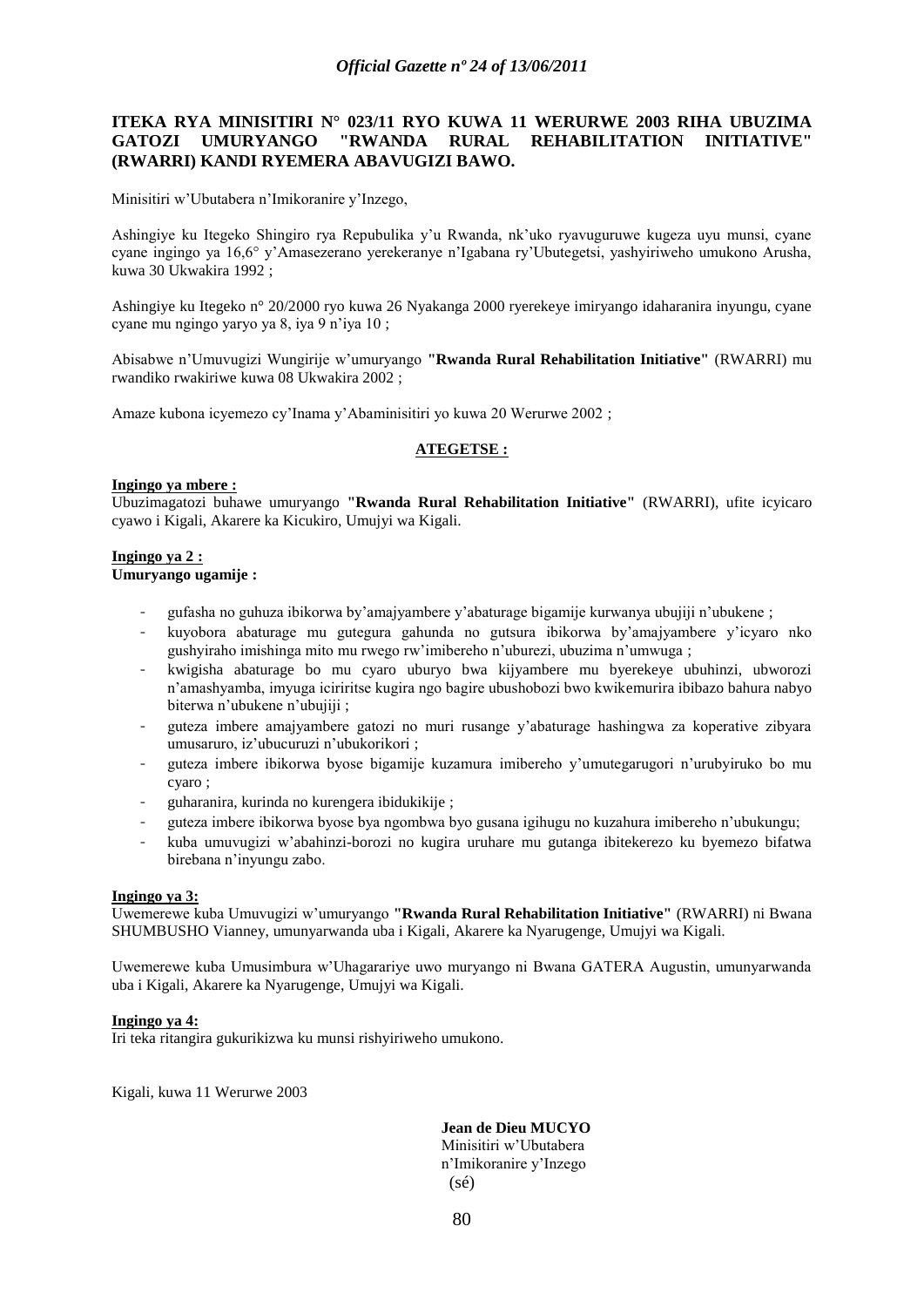**ITEKA RYA MINISITIRI N° 023/11 RYO KUWA 11 WERURWE 2003 RIHA UBUZIMA GATOZI UMURYANGO "RWANDA RURAL REHABILITATION INITIATIVE" (RWARRI) KANDI RYEMERA ABAVUGIZI BAWO.**

Minisitiri w'Ubutabera n'Imikoranire y'Inzego,

Ashingiye ku Itegeko Shingiro rya Repubulika y'u Rwanda, nk'uko ryavuguruwe kugeza uyu munsi, cyane cyane ingingo ya 16,6° y'Amasezerano yerekeranye n'Igabana ry'Ubutegetsi, yashyiriweho umukono Arusha, kuwa 30 Ukwakira 1992 ;

Ashingiye ku Itegeko n° 20/2000 ryo kuwa 26 Nyakanga 2000 ryerekeye imiryango idaharanira inyungu, cyane cyane mu ngingo yaryo ya 8, iya 9 n'iya 10 ;

Abisabwe n'Umuvugizi Wungirije w'umuryango **"Rwanda Rural Rehabilitation Initiative"** (RWARRI) mu rwandiko rwakiriwe kuwa 08 Ukwakira 2002 ;

Amaze kubona icyemezo cy'Inama y'Abaminisitiri yo kuwa 20 Werurwe 2002 ;

**ATEGETSE :**

**Ingingo ya mbere :**
Ubuzimagatozi buhawe umuryango **"Rwanda Rural Rehabilitation Initiative"** (RWARRI), ufite icyicaro cyawo i Kigali, Akarere ka Kicukiro, Umujyi wa Kigali.

**Ingingo ya 2 :**
**Umuryango ugamije :**

- gufasha no guhuza ibikorwa by'amajyambere y'abaturage bigamije kurwanya ubujiji n'ubukene ;
- kuyobora abaturage mu gutegura gahunda no gutsura ibikorwa by'amajyambere y'icyaro nko gushyiraho imishinga mito mu rwego rw'imibereho n'uburezi, ubuzima n'umwuga ;
- kwigisha abaturage bo mu cyaro uburyo bwa kijyambere mu byerekeye ubuhinzi, ubworozi n'amashyamba, imyuga iciriritse kugira ngo bagire ubushobozi bwo kwikemurira ibibazo bahura nabyo biterwa n'ubukene n'ubujiji ;
- guteza imbere amajyambere gatozi no muri rusange y'abaturage hashingwa za koperative zibyara umusaruro, iz'ubucuruzi n'ubukorikori ;
- guteza imbere ibikorwa byose bigamije kuzamura imibereho y'umutegarugori n'urubyiruko bo mu cyaro ;
- guharanira, kurinda no kurengera ibidukikije ;
- guteza imbere ibikorwa byose bya ngombwa byo gusana igihugu no kuzahura imibereho n'ubukungu;
- kuba umuvugizi w'abahinzi-borozi no kugira uruhare mu gutanga ibitekerezo ku byemezo bifatwa birebana n'inyungu zabo.

**Ingingo ya 3:**
Uwemerewe kuba Umuvugizi w'umuryango **"Rwanda Rural Rehabilitation Initiative"** (RWARRI) ni Bwana SHUMBUSHO Vianney, umunyarwanda uba i Kigali, Akarere ka Nyarugenge, Umujyi wa Kigali.

Uwemerewe kuba Umusimbura w'Uhagarariye uwo muryango ni Bwana GATERA Augustin, umunyarwanda uba i Kigali, Akarere ka Nyarugenge, Umujyi wa Kigali.

**Ingingo ya 4:**
Iri teka ritangira gukurikizwa ku munsi rishyiriweho umukono.

Kigali, kuwa 11 Werurwe 2003

**Jean de Dieu MUCYO**
Minisitiri w'Ubutabera
n'Imikoranire y'Inzego
(sé)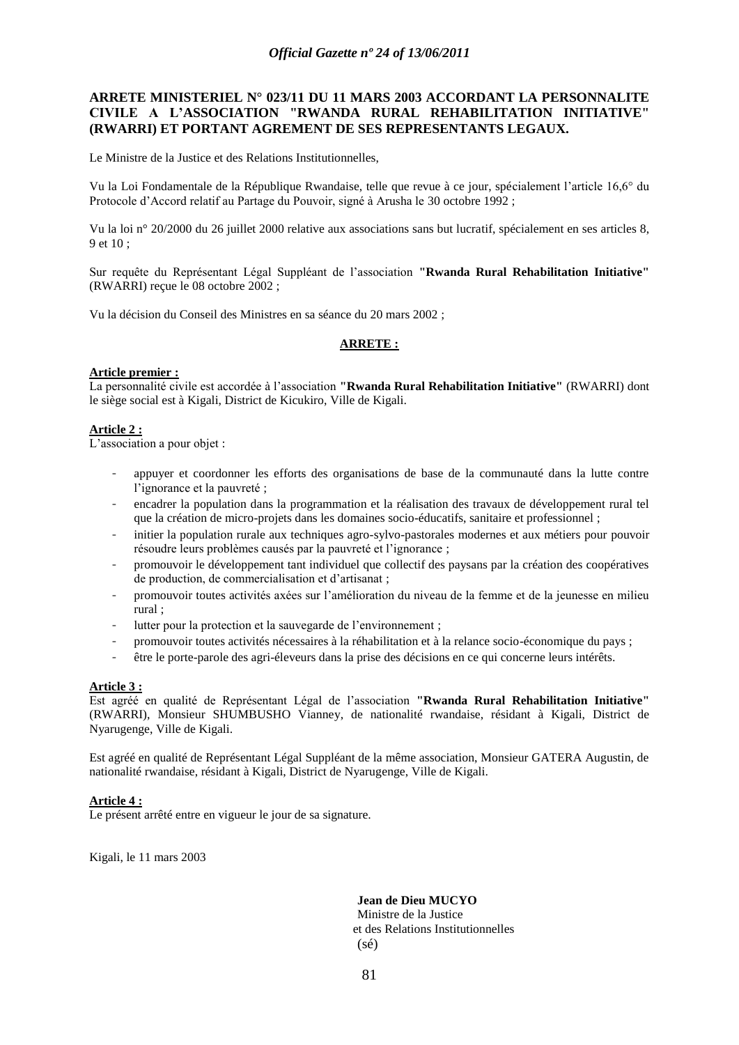**ARRETE MINISTERIEL N° 023/11 DU 11 MARS 2003 ACCORDANT LA PERSONNALITE CIVILE A L'ASSOCIATION "RWANDA RURAL REHABILITATION INITIATIVE" (RWARRI) ET PORTANT AGREMENT DE SES REPRESENTANTS LEGAUX.**

Le Ministre de la Justice et des Relations Institutionnelles,

Vu la Loi Fondamentale de la République Rwandaise, telle que revue à ce jour, spécialement l'article 16,6° du Protocole d'Accord relatif au Partage du Pouvoir, signé à Arusha le 30 octobre 1992 ;

Vu la loi n° 20/2000 du 26 juillet 2000 relative aux associations sans but lucratif, spécialement en ses articles 8, 9 et 10 ;

Sur requête du Représentant Légal Suppléant de l'association **"Rwanda Rural Rehabilitation Initiative"** (RWARRI) reçue le 08 octobre 2002 ;

Vu la décision du Conseil des Ministres en sa séance du 20 mars 2002 ;

**ARRETE :**

**Article premier :**
La personnalité civile est accordée à l'association **"Rwanda Rural Rehabilitation Initiative"** (RWARRI) dont le siège social est à Kigali, District de Kicukiro, Ville de Kigali.

**Article 2 :**
L'association a pour objet :

- appuyer et coordonner les efforts des organisations de base de la communauté dans la lutte contre l'ignorance et la pauvreté ;
- encadrer la population dans la programmation et la réalisation des travaux de développement rural tel que la création de micro-projets dans les domaines socio-éducatifs, sanitaire et professionnel ;
- initier la population rurale aux techniques agro-sylvo-pastorales modernes et aux métiers pour pouvoir résoudre leurs problèmes causés par la pauvreté et l'ignorance ;
- promouvoir le développement tant individuel que collectif des paysans par la création des coopératives de production, de commercialisation et d'artisanat ;
- promouvoir toutes activités axées sur l'amélioration du niveau de la femme et de la jeunesse en milieu rural ;
- lutter pour la protection et la sauvegarde de l'environnement ;
- promouvoir toutes activités nécessaires à la réhabilitation et à la relance socio-économique du pays ;
- être le porte-parole des agri-éleveurs dans la prise des décisions en ce qui concerne leurs intérêts.

**Article 3 :**
Est agréé en qualité de Représentant Légal de l'association **"Rwanda Rural Rehabilitation Initiative"** (RWARRI), Monsieur SHUMBUSHO Vianney, de nationalité rwandaise, résidant à Kigali, District de Nyarugenge, Ville de Kigali.

Est agréé en qualité de Représentant Légal Suppléant de la même association, Monsieur GATERA Augustin, de nationalité rwandaise, résidant à Kigali, District de Nyarugenge, Ville de Kigali.

**Article 4 :**
Le présent arrêté entre en vigueur le jour de sa signature.

Kigali, le 11 mars 2003

**Jean de Dieu MUCYO**
Ministre de la Justice
et des Relations Institutionnelles
(sé)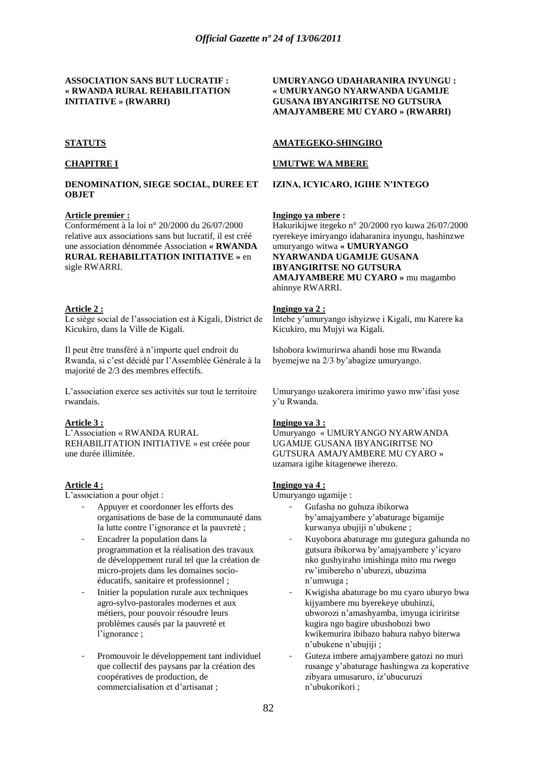**ASSOCIATION SANS BUT LUCRATIF : « RWANDA RURAL REHABILITATION INITIATIVE » (RWARRI)**

## STATUTS

## CHAPITRE I

### DENOMINATION, SIEGE SOCIAL, DUREE ET OBJET

**Article premier :**

Conformément à la loi n° 20/2000 du 26/07/2000 relative aux associations sans but lucratif, il est créé une association dénommée Association **« RWANDA RURAL REHABILITATION INITIATIVE »** en sigle RWARRI.

**Article 2 :**

Le siège social de l'association est à Kigali, District de Kicukiro, dans la Ville de Kigali.

Il peut être transféré à n'importe quel endroit du Rwanda, si c'est décidé par l'Assemblée Générale à la majorité de 2/3 des membres effectifs.

L'association exerce ses activités sur tout le territoire rwandais.

**Article 3 :**

L'Association « RWANDA RURAL REHABILITATION INITIATIVE » est créée pour une durée illimitée.

**Article 4 :**

L'association a pour objet :

- Appuyer et coordonner les efforts des organisations de base de la communauté dans la lutte contre l'ignorance et la pauvreté ;
- Encadrer la population dans la programmation et la réalisation des travaux de développement rural tel que la création de micro-projets dans les domaines socio-éducatifs, sanitaire et professionnel ;
- Initier la population rurale aux techniques agro-sylvo-pastorales modernes et aux métiers, pour pouvoir résoudre leurs problèmes causés par la pauvreté et l'ignorance ;
- Promouvoir le développement tant individuel que collectif des paysans par la création des coopératives de production, de commercialisation et d'artisanat ;

**UMURYANGO UDAHARANIRA INYUNGU : « UMURYANGO NYARWANDA UGAMIJE GUSANA IBYANGIRITSE NO GUTSURA AMAJYAMBERE MU CYARO » (RWARRI)**

## AMATEGEKO-SHINGIRO

## UMUTWE WA MBERE

### IZINA, ICYICARO, IGIHE N'INTEGO

**Ingingo ya mbere :**

Hakurikijwe itegeko n° 20/2000 ryo kuwa 26/07/2000 ryerekeye imiryango idaharanira inyungu, hashinzwe umuryango witwa **« UMURYANGO NYARWANDA UGAMIJE GUSANA IBYANGIRITSE NO GUTSURA AMAJYAMBERE MU CYARO »** mu magambo ahinnye RWARRI.

**Ingingo ya 2 :**

Intebe y'umuryango ishyizwe i Kigali, mu Karere ka Kicukiro, mu Mujyi wa Kigali.

Ishobora kwimurirwa ahandi hose mu Rwanda byemejwe na 2/3 by'abagize umuryango.

Umuryango uzakorera imirimo yawo mw'ifasi yose y'u Rwanda.

**Ingingo ya 3 :**

Umuryango « UMURYANGO NYARWANDA UGAMIJE GUSANA IBYANGIRITSE NO GUTSURA AMAJYAMBERE MU CYARO » uzamara igihe kitagenewe iherezo.

**Ingingo ya 4 :**

Umuryango ugamije :

- Gufasha no guhuza ibikorwa by'amajyambere y'abaturage bigamije kurwanya ubujiji n'ubukene ;
- Kuyobora abaturage mu gutegura gahunda no gutsura ibikorwa by'amajyambere y'icyaro nko gushyiraho imishinga mito mu rwego rw'imibereho n'uburezi, ubuzima n'umwuga ;
- Kwigisha abaturage bo mu cyaro uburyo bwa kijyambere mu byerekeye ubuhinzi, ubworozi n'amashyamba, imyuga iciriritse kugira ngo bagire ubushobozi bwo kwikemurira ibibazo bahura nabyo biterwa n'ubukene n'ubujiji ;
- Guteza imbere amajyambere gatozi no muri rusange y'abaturage hashingwa za koperative zibyara umusaruro, iz'ubucuruzi n'ubukorikori ;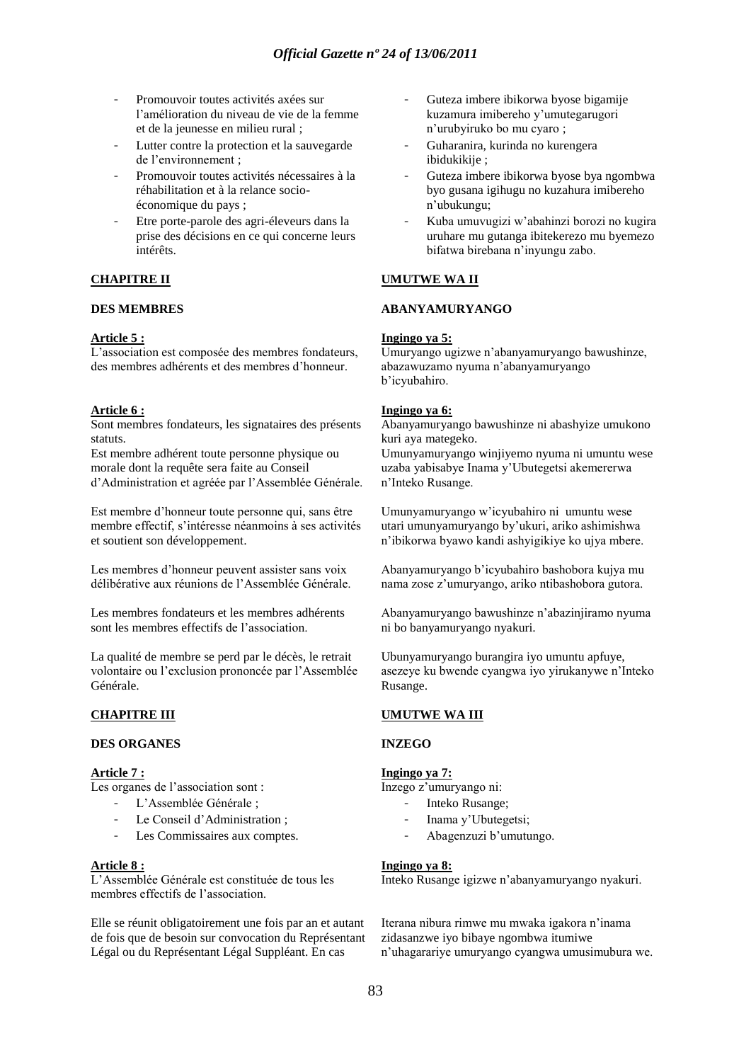- Promouvoir toutes activités axées sur l'amélioration du niveau de vie de la femme et de la jeunesse en milieu rural ;
- Lutter contre la protection et la sauvegarde de l'environnement ;
- Promouvoir toutes activités nécessaires à la réhabilitation et à la relance socio-économique du pays ;
- Etre porte-parole des agri-éleveurs dans la prise des décisions en ce qui concerne leurs intérêts.

## CHAPITRE II

### DES MEMBRES

**Article 5 :**
L'association est composée des membres fondateurs, des membres adhérents et des membres d'honneur.

**Article 6 :**
Sont membres fondateurs, les signataires des présents statuts.
Est membre adhérent toute personne physique ou morale dont la requête sera faite au Conseil d'Administration et agréée par l'Assemblée Générale.

Est membre d'honneur toute personne qui, sans être membre effectif, s'intéresse néanmoins à ses activités et soutient son développement.

Les membres d'honneur peuvent assister sans voix délibérative aux réunions de l'Assemblée Générale.

Les membres fondateurs et les membres adhérents sont les membres effectifs de l'association.

La qualité de membre se perd par le décès, le retrait volontaire ou l'exclusion prononcée par l'Assemblée Générale.

## CHAPITRE III

### DES ORGANES

**Article 7 :**
Les organes de l'association sont :

- L'Assemblée Générale ;
- Le Conseil d'Administration ;
- Les Commissaires aux comptes.

**Article 8 :**
L'Assemblée Générale est constituée de tous les membres effectifs de l'association.

Elle se réunit obligatoirement une fois par an et autant de fois que de besoin sur convocation du Représentant Légal ou du Représentant Légal Suppléant. En cas

- Guteza imbere ibikorwa byose bigamije kuzamura imibereho y'umutegarugori n'urubyiruko bo mu cyaro ;
- Guharanira, kurinda no kurengera ibidukikije ;
- Guteza imbere ibikorwa byose bya ngombwa byo gusana igihugu no kuzahura imibereho n'ubukungu;
- Kuba umuvugizi w'abahinzi borozi no kugira uruhare mu gutanga ibitekerezo mu byemezo bifatwa birebana n'inyungu zabo.

## UMUTWE WA II

### ABANYAMURYANGO

**Ingingo ya 5:**
Umuryango ugizwe n'abanyamuryango bawushinze, abazawuzamo nyuma n'abanyamuryango b'icyubahiro.

**Ingingo ya 6:**
Abanyamuryango bawushinze ni abashyize umukono kuri aya mategeko.
Umunyamuryango winjiyemo nyuma ni umuntu wese uzaba yabisabye Inama y'Ubutegetsi akemererwa n'Inteko Rusange.

Umunyamuryango w'icyubahiro ni umuntu wese utari umunyamuryango by'ukuri, ariko ashimishwa n'ibikorwa byawo kandi ashyigikiye ko ujya mbere.

Abanyamuryango b'icyubahiro bashobora kujya mu nama zose z'umuryango, ariko ntibashobora gutora.

Abanyamuryango bawushinze n'abazinjiramo nyuma ni bo banyamuryango nyakuri.

Ubunyamuryango burangira iyo umuntu apfuye, asezeye ku bwende cyangwa iyo yirukanywe n'Inteko Rusange.

## UMUTWE WA III

### INZEGO

**Ingingo ya 7:**
Inzego z'umuryango ni:

- Inteko Rusange;
- Inama y'Ubutegetsi;
- Abagenzuzi b'umutungo.

**Ingingo ya 8:**
Inteko Rusange igizwe n'abanyamuryango nyakuri.

Iterana nibura rimwe mu mwaka igakora n'inama zidasanzwe iyo bibaye ngombwa itumiwe n'uhagarariye umuryango cyangwa umusimubura we.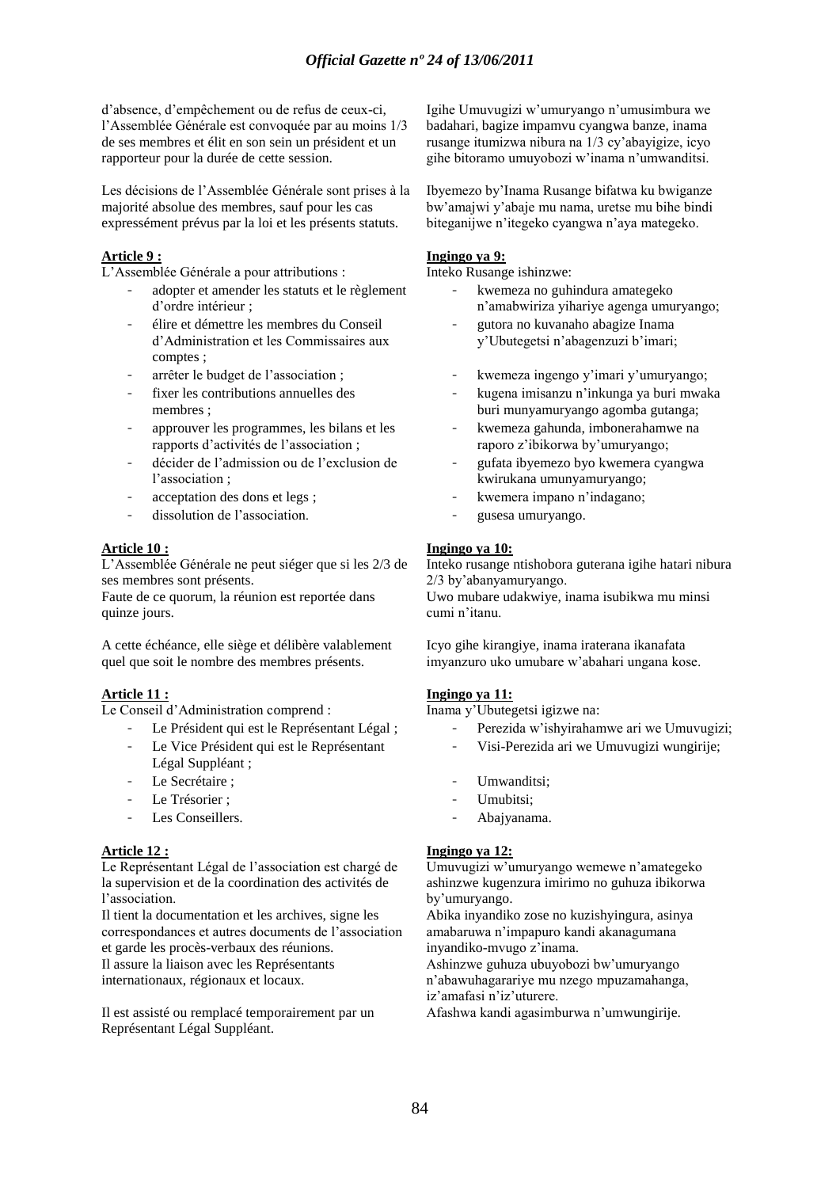d'absence, d'empêchement ou de refus de ceux-ci, l'Assemblée Générale est convoquée par au moins 1/3 de ses membres et élit en son sein un président et un rapporteur pour la durée de cette session.

Les décisions de l'Assemblée Générale sont prises à la majorité absolue des membres, sauf pour les cas expressément prévus par la loi et les présents statuts.

**Article 9 :**

L'Assemblée Générale a pour attributions :

- adopter et amender les statuts et le règlement d'ordre intérieur ;
- élire et démettre les membres du Conseil d'Administration et les Commissaires aux comptes ;
- arrêter le budget de l'association ;
- fixer les contributions annuelles des membres ;
- approuver les programmes, les bilans et les rapports d'activités de l'association ;
- décider de l'admission ou de l'exclusion de l'association ;
- acceptation des dons et legs ;
- dissolution de l'association.

**Article 10 :**

L'Assemblée Générale ne peut siéger que si les 2/3 de ses membres sont présents.
Faute de ce quorum, la réunion est reportée dans quinze jours.

A cette échéance, elle siège et délibère valablement quel que soit le nombre des membres présents.

**Article 11 :**

Le Conseil d'Administration comprend :

- Le Président qui est le Représentant Légal ;
- Le Vice Président qui est le Représentant Légal Suppléant ;
- Le Secrétaire ;
- Le Trésorier ;
- Les Conseillers.

**Article 12 :**

Le Représentant Légal de l'association est chargé de la supervision et de la coordination des activités de l'association.
Il tient la documentation et les archives, signe les correspondances et autres documents de l'association et garde les procès-verbaux des réunions.
Il assure la liaison avec les Représentants internationaux, régionaux et locaux.

Il est assisté ou remplacé temporairement par un Représentant Légal Suppléant.

Igihe Umuvugizi w'umuryango n'umusimbura we badahari, bagize impamvu cyangwa banze, inama rusange itumizwa nibura na 1/3 cy'abayigize, icyo gihe bitoramo umuyobozi w'inama n'umwanditsi.

Ibyemezo by'Inama Rusange bifatwa ku bwiganze bw'amajwi y'abaje mu nama, uretse mu bihe bindi biteganijwe n'itegeko cyangwa n'aya mategeko.

**Ingingo ya 9:**

Inteko Rusange ishinzwe:

- kwemeza no guhindura amategeko n'amabwiriza yihariye agenga umuryango;
- gutora no kuvanaho abagize Inama y'Ubutegetsi n'abagenzuzi b'imari;
- kwemeza ingengo y'imari y'umuryango;
- kugena imisanzu n'inkunga ya buri mwaka buri munyamuryango agomba gutanga;
- kwemeza gahunda, imbonerahamwe na raporo z'ibikorwa by'umuryango;
- gufata ibyemezo byo kwemera cyangwa kwirukana umunyamuryango;
- kwemera impano n'indagano;
- gusesa umuryango.

**Ingingo ya 10:**

Inteko rusange ntishobora guterana igihe hatari nibura 2/3 by'abanyamuryango.
Uwo mubare udakwiye, inama isubikwa mu minsi cumi n'itanu.

Icyo gihe kirangiye, inama iraterana ikanafata imyanzuro uko umubare w'abahari ungana kose.

**Ingingo ya 11:**

Inama y'Ubutegetsi igizwe na:

- Perezida w'ishyirahamwe ari we Umuvugizi;
- Visi-Perezida ari we Umuvugizi wungirije;
- Umwanditsi;
- Umubitsi;
- Abajyanama.

**Ingingo ya 12:**

Umuvugizi w'umuryango wemewe n'amategeko ashinzwe kugenzura imirimo no guhuza ibikorwa by'umuryango.
Abika inyandiko zose no kuzishyingura, asinya amabaruwa n'impapuro kandi akanagumana inyandiko-mvugo z'inama.
Ashinzwe guhuza ubuyobozi bw'umuryango n'abawuhagarariye mu nzego mpuzamahanga, iz'amafasi n'iz'uturere.
Afashwa kandi agasimburwa n'umwungirije.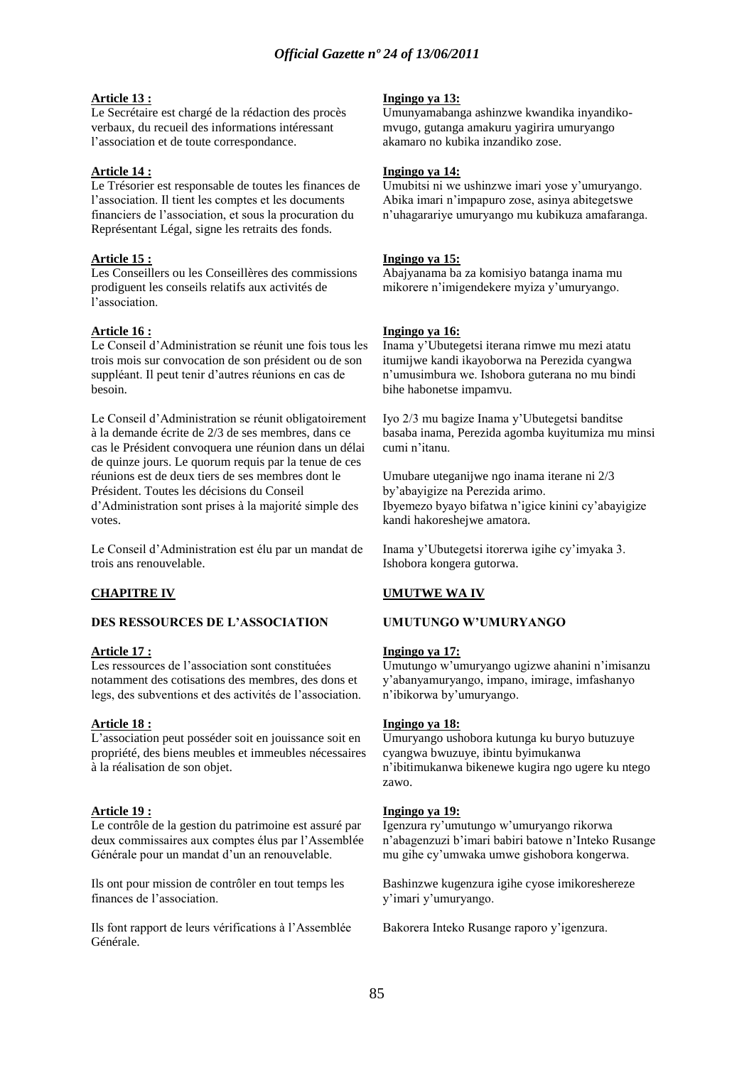**Article 13 :**

Le Secrétaire est chargé de la rédaction des procès verbaux, du recueil des informations intéressant l'association et de toute correspondance.

**Article 14 :**

Le Trésorier est responsable de toutes les finances de l'association. Il tient les comptes et les documents financiers de l'association, et sous la procuration du Représentant Légal, signe les retraits des fonds.

**Article 15 :**

Les Conseillers ou les Conseillères des commissions prodiguent les conseils relatifs aux activités de l'association.

**Article 16 :**

Le Conseil d'Administration se réunit une fois tous les trois mois sur convocation de son président ou de son suppléant. Il peut tenir d'autres réunions en cas de besoin.

Le Conseil d'Administration se réunit obligatoirement à la demande écrite de 2/3 de ses membres, dans ce cas le Président convoquera une réunion dans un délai de quinze jours. Le quorum requis par la tenue de ces réunions est de deux tiers de ses membres dont le Président. Toutes les décisions du Conseil d'Administration sont prises à la majorité simple des votes.

Le Conseil d'Administration est élu par un mandat de trois ans renouvelable.

**CHAPITRE IV**

**DES RESSOURCES DE L'ASSOCIATION**

**Article 17 :**

Les ressources de l'association sont constituées notamment des cotisations des membres, des dons et legs, des subventions et des activités de l'association.

**Article 18 :**

L'association peut posséder soit en jouissance soit en propriété, des biens meubles et immeubles nécessaires à la réalisation de son objet.

**Article 19 :**

Le contrôle de la gestion du patrimoine est assuré par deux commissaires aux comptes élus par l'Assemblée Générale pour un mandat d'un an renouvelable.

Ils ont pour mission de contrôler en tout temps les finances de l'association.

Ils font rapport de leurs vérifications à l'Assemblée Générale.

**Ingingo ya 13:**

Umunyamabanga ashinzwe kwandika inyandiko-mvugo, gutanga amakuru yagirira umuryango akamaro no kubika inzandiko zose.

**Ingingo ya 14:**

Umubitsi ni we ushinzwe imari yose y'umuryango. Abika imari n'impapuro zose, asinya abitegetswe n'uhagarariye umuryango mu kubikuza amafaranga.

**Ingingo ya 15:**

Abajyanama ba za komisiyo batanga inama mu mikorere n'imigendekere myiza y'umuryango.

**Ingingo ya 16:**

Inama y'Ubutegetsi iterana rimwe mu mezi atatu itumijwe kandi ikayoborwa na Perezida cyangwa n'umusimbura we. Ishobora guterana no mu bindi bihe habonetse impamvu.

Iyo 2/3 mu bagize Inama y'Ubutegetsi banditse basaba inama, Perezida agomba kuyitumiza mu minsi cumi n'itanu.

Umubare uteganijwe ngo inama iterane ni 2/3 by'abayigize na Perezida arimo.
Ibyemezo byayo bifatwa n'igice kinini cy'abayigize kandi hakoreshejwe amatora.

Inama y'Ubutegetsi itorerwa igihe cy'imyaka 3. Ishobora kongera gutorwa.

**UMUTWE WA IV**

**UMUTUNGO W'UMURYANGO**

**Ingingo ya 17:**

Umutungo w'umuryango ugizwe ahanini n'imisanzu y'abanyamuryango, impano, imirage, imfashanyo n'ibikorwa by'umuryango.

**Ingingo ya 18:**

Umuryango ushobora kutunga ku buryo butuzuye cyangwa bwuzuye, ibintu byimukanwa n'ibitimukanwa bikenewe kugira ngo ugere ku ntego zawo.

**Ingingo ya 19:**

Igenzura ry'umutungo w'umuryango rikorwa n'abagenzuzi b'imari babiri batowe n'Inteko Rusange mu gihe cy'umwaka umwe gishobora kongerwa.

Bashinzwe kugenzura igihe cyose imikoreshereze y'imari y'umuryango.

Bakorera Inteko Rusange raporo y'igenzura.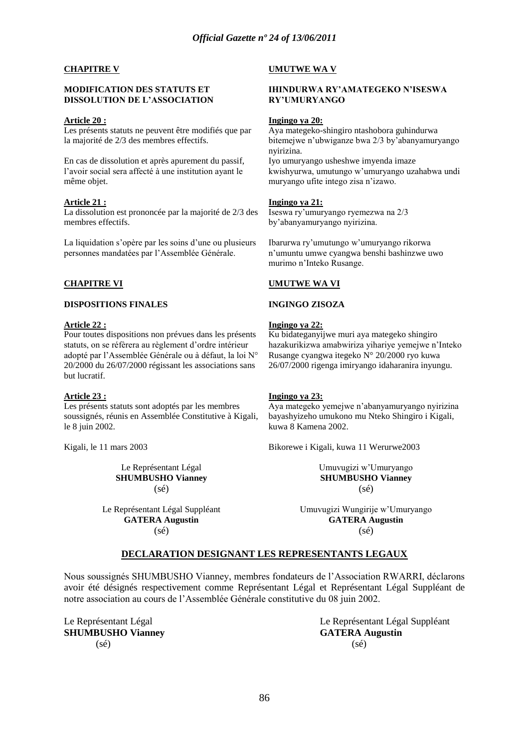**CHAPITRE V**

**MODIFICATION DES STATUTS ET DISSOLUTION DE L'ASSOCIATION**

**Article 20 :**

Les présents statuts ne peuvent être modifiés que par la majorité de 2/3 des membres effectifs.

En cas de dissolution et après apurement du passif, l'avoir social sera affecté à une institution ayant le même objet.

**Article 21 :**

La dissolution est prononcée par la majorité de 2/3 des membres effectifs.

La liquidation s'opère par les soins d'une ou plusieurs personnes mandatées par l'Assemblée Générale.

**CHAPITRE VI**

**DISPOSITIONS FINALES**

**Article 22 :**

Pour toutes dispositions non prévues dans les présents statuts, on se réfèrera au règlement d'ordre intérieur adopté par l'Assemblée Générale ou à défaut, la loi N° 20/2000 du 26/07/2000 régissant les associations sans but lucratif.

**Article 23 :**

Les présents statuts sont adoptés par les membres soussignés, réunis en Assemblée Constitutive à Kigali, le 8 juin 2002.

Kigali, le 11 mars 2003

Le Représentant Légal
**SHUMBUSHO Vianney**
(sé)

Le Représentant Légal Suppléant
**GATERA Augustin**
(sé)

**UMUTWE WA V**

**IHINDURWA RY'AMATEGEKO N'ISESWA RY'UMURYANGO**

**Ingingo ya 20:**

Aya mategeko-shingiro ntashobora guhindurwa bitemejwe n'ubwiganze bwa 2/3 by'abanyamuryango nyirizina.

Iyo umuryango usheshwe imyenda imaze kwishyurwa, umutungo w'umuryango uzahabwa undi muryango ufite intego zisa n'izawo.

**Ingingo ya 21:**

Iseswa ry'umuryango ryemezwa na 2/3 by'abanyamuryango nyirizina.

Ibarurwa ry'umutungo w'umuryango rikorwa n'umuntu umwe cyangwa benshi bashinzwe uwo murimo n'Inteko Rusange.

**UMUTWE WA VI**

**INGINGO ZISOZA**

**Ingingo ya 22:**

Ku bidateganyijwe muri aya mategeko shingiro hazakurikizwa amabwiriza yihariye yemejwe n'Inteko Rusange cyangwa itegeko N° 20/2000 ryo kuwa 26/07/2000 rigenga imiryango idaharanira inyungu.

**Ingingo ya 23:**

Aya mategeko yemejwe n'abanyamuryango nyirizina bayashyizeho umukono mu Nteko Shingiro i Kigali, kuwa 8 Kamena 2002.

Bikorewe i Kigali, kuwa 11 Werurwe2003

Umuvugizi w'Umuryango
**SHUMBUSHO Vianney**
(sé)

Umuvugizi Wungirije w'Umuryango
**GATERA Augustin**
(sé)

**DECLARATION DESIGNANT LES REPRESENTANTS LEGAUX**

Nous soussignés SHUMBUSHO Vianney, membres fondateurs de l'Association RWARRI, déclarons avoir été désignés respectivement comme Représentant Légal et Représentant Légal Suppléant de notre association au cours de l'Assemblée Générale constitutive du 08 juin 2002.

Le Représentant Légal
**SHUMBUSHO Vianney**
(sé)

Le Représentant Légal Suppléant
**GATERA Augustin**
(sé)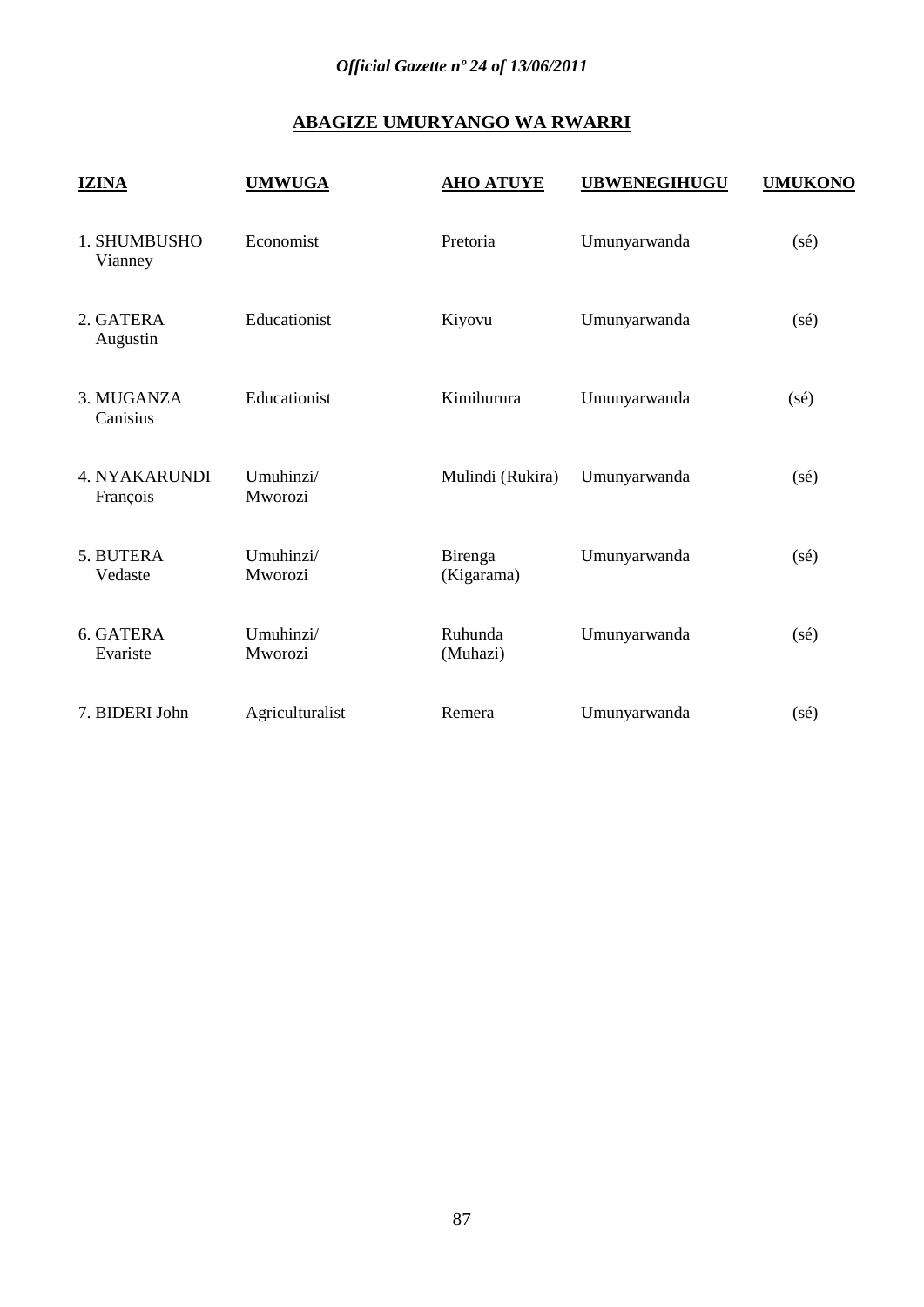## ABAGIZE UMURYANGO WA RWARRI

| IZINA | UMWUGA | AHO ATUYE | UBWENEGIHUGU | UMUKONO |
|---|---|---|---|---|
| 1. SHUMBUSHO Vianney | Economist | Pretoria | Umunyarwanda | (sé) |
| 2. GATERA Augustin | Educationist | Kiyovu | Umunyarwanda | (sé) |
| 3. MUGANZA Canisius | Educationist | Kimihurura | Umunyarwanda | (sé) |
| 4. NYAKARUNDI François | Umuhinzi/ Mworozi | Mulindi (Rukira) | Umunyarwanda | (sé) |
| 5. BUTERA Vedaste | Umuhinzi/ Mworozi | Birenga (Kigarama) | Umunyarwanda | (sé) |
| 6. GATERA Evariste | Umuhinzi/ Mworozi | Ruhunda (Muhazi) | Umunyarwanda | (sé) |
| 7. BIDERI John | Agriculturalist | Remera | Umunyarwanda | (sé) |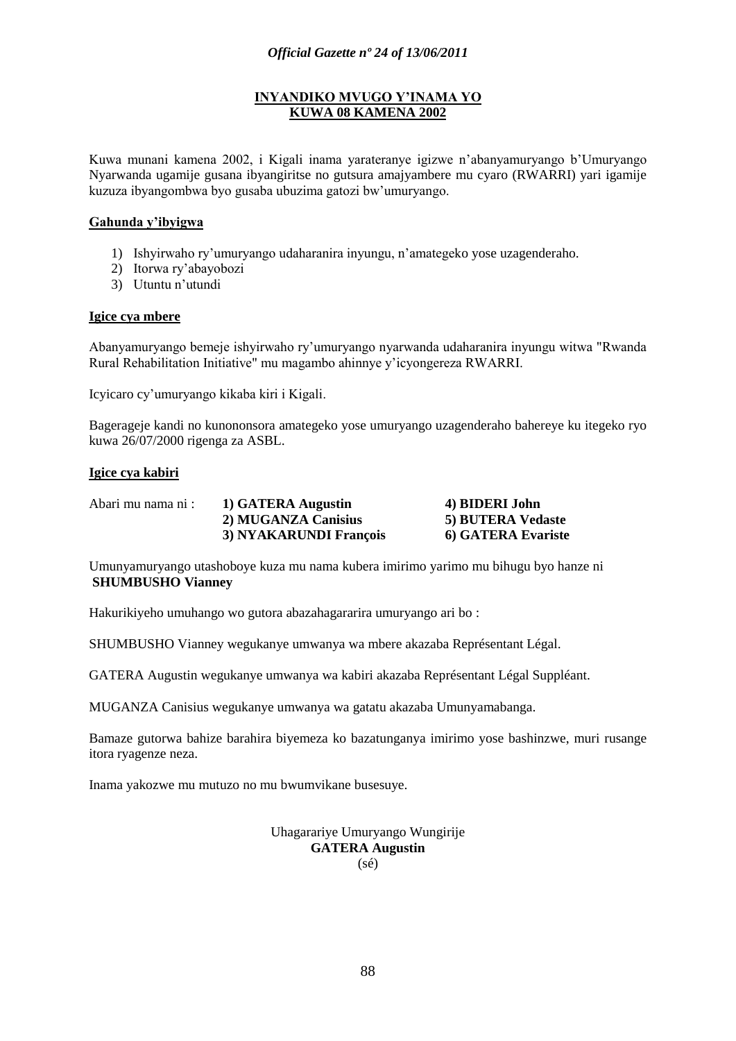**INYANDIKO MVUGO Y'INAMA YO KUWA 08 KAMENA 2002**

Kuwa munani kamena 2002, i Kigali inama yarateranye igizwe n'abanyamuryango b'Umuryango Nyarwanda ugamije gusana ibyangiritse no gutsura amajyambere mu cyaro (RWARRI) yari igamije kuzuza ibyangombwa byo gusaba ubuzima gatozi bw'umuryango.

**Gahunda y'ibyigwa**

1) Ishyirwaho ry'umuryango udaharanira inyungu, n'amategeko yose uzagenderaho.
2) Itorwa ry'abayobozi
3) Utuntu n'utundi

**Igice cya mbere**

Abanyamuryango bemeje ishyirwaho ry'umuryango nyarwanda udaharanira inyungu witwa "Rwanda Rural Rehabilitation Initiative" mu magambo ahinnye y'icyongereza RWARRI.

Icyicaro cy'umuryango kikaba kiri i Kigali.

Bagerageje kandi no kunononsora amategeko yose umuryango uzagenderaho bahereye ku itegeko ryo kuwa 26/07/2000 rigenga za ASBL.

**Igice cya kabiri**

Abari mu nama ni :

**1) GATERA Augustin**
**2) MUGANZA Canisius**
**3) NYAKARUNDI François**
**4) BIDERI John**
**5) BUTERA Vedaste**
**6) GATERA Evariste**

Umunyamuryango utashoboye kuza mu nama kubera imirimo yarimo mu bihugu byo hanze ni **SHUMBUSHO Vianney**

Hakurikiyeho umuhango wo gutora abazahagararira umuryango ari bo :

SHUMBUSHO Vianney wegukanye umwanya wa mbere akazaba Représentant Légal.

GATERA Augustin wegukanye umwanya wa kabiri akazaba Représentant Légal Suppléant.

MUGANZA Canisius wegukanye umwanya wa gatatu akazaba Umunyamabanga.

Bamaze gutorwa bahize barahira biyemeza ko bazatunganya imirimo yose bashinzwe, muri rusange itora ryagenze neza.

Inama yakozwe mu mutuzo no mu bwumvikane busesuye.

Uhagarariye Umuryango Wungirije
**GATERA Augustin**
(sé)